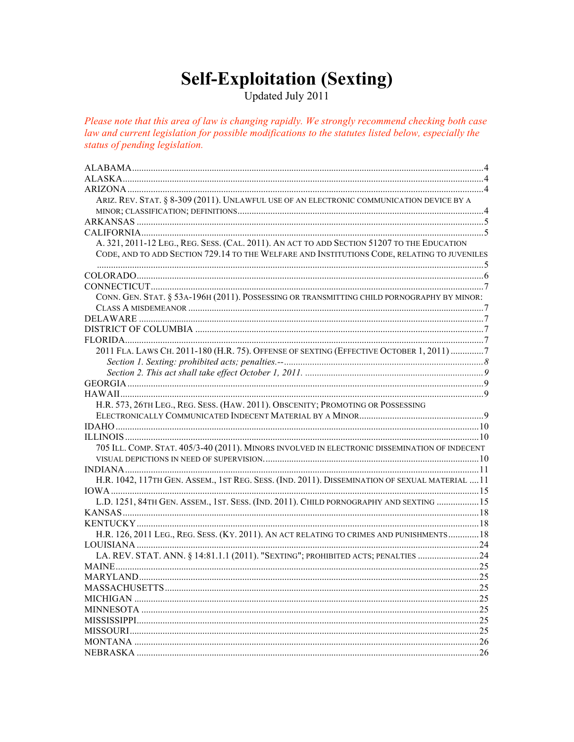# Self-Exploitation (Sexting)

Updated July 2011

*Please note that this area of law is changing rapidly. We strongly recommend checking both case law and current legislation for possible modifications to the statutes listed below, especially the status of pending legislation.*

ALABAMA....................................................................................................................................4
ALASKA......................................................................................................................................4
ARIZONA....................................................................................................................................4
- ARIZ. REV. STAT. § 8-309 (2011). UNLAWFUL USE OF AN ELECTRONIC COMMUNICATION DEVICE BY A MINOR; CLASSIFICATION; DEFINITIONS........................................................................................4

ARKANSAS.................................................................................................................................5
CALIFORNIA...............................................................................................................................5
- A. 321, 2011-12 LEG., REG. SESS. (CAL. 2011). AN ACT TO ADD SECTION 51207 TO THE EDUCATION CODE, AND TO ADD SECTION 729.14 TO THE WELFARE AND INSTITUTIONS CODE, RELATING TO JUVENILES ........................................................................................................................................5

COLORADO................................................................................................................................6
CONNECTICUT...........................................................................................................................7
- CONN. GEN. STAT. § 53A-196H (2011). POSSESSING OR TRANSMITTING CHILD PORNOGRAPHY BY MINOR: CLASS A MISDEMEANOR ........................................................................................................7

DELAWARE ................................................................................................................................7
DISTRICT OF COLUMBIA .........................................................................................................7
FLORIDA.....................................................................................................................................7
- 2011 FLA. LAWS CH. 2011-180 (H.R. 75). OFFENSE OF SEXTING (EFFECTIVE OCTOBER 1, 2011) ..............7
  - *Section 1. Sexting: prohibited acts; penalties.--*.....................................................................*8*
  - *Section 2. This act shall take effect October 1, 2011.* ...........................................................*9*

GEORGIA....................................................................................................................................9
HAWAII.......................................................................................................................................9
- H.R. 573, 26TH LEG., REG. SESS. (HAW. 2011). OBSCENITY; PROMOTING OR POSSESSING ELECTRONICALLY COMMUNICATED INDECENT MATERIAL BY A MINOR....................................................9

IDAHO ........................................................................................................................................10
ILLINOIS ....................................................................................................................................10
- 705 ILL. COMP. STAT. 405/3-40 (2011). MINORS INVOLVED IN ELECTRONIC DISSEMINATION OF INDECENT VISUAL DEPICTIONS IN NEED OF SUPERVISION..........................................................................10

INDIANA....................................................................................................................................11
- H.R. 1042, 117TH GEN. ASSEM., 1ST REG. SESS. (IND. 2011). DISSEMINATION OF SEXUAL MATERIAL ....11

IOWA .........................................................................................................................................15
- L.D. 1251, 84TH GEN. ASSEM., 1ST. SESS. (IND. 2011). CHILD PORNOGRAPHY AND SEXTING ..................15

KANSAS ....................................................................................................................................18
KENTUCKY ...............................................................................................................................18
- H.R. 126, 2011 LEG., REG. SESS. (KY. 2011). AN ACT RELATING TO CRIMES AND PUNISHMENTS.............18

LOUISIANA ...............................................................................................................................24
- LA. REV. STAT. ANN. § 14:81.1.1 (2011). "SEXTING"; PROHIBITED ACTS; PENALTIES ..........................24

MAINE.......................................................................................................................................25
MARYLAND..............................................................................................................................25
MASSACHUSETTS...................................................................................................................25
MICHIGAN ................................................................................................................................25
MINNESOTA .............................................................................................................................25
MISSISSIPPI...............................................................................................................................25
MISSOURI..................................................................................................................................25
MONTANA ................................................................................................................................26
NEBRASKA ...............................................................................................................................26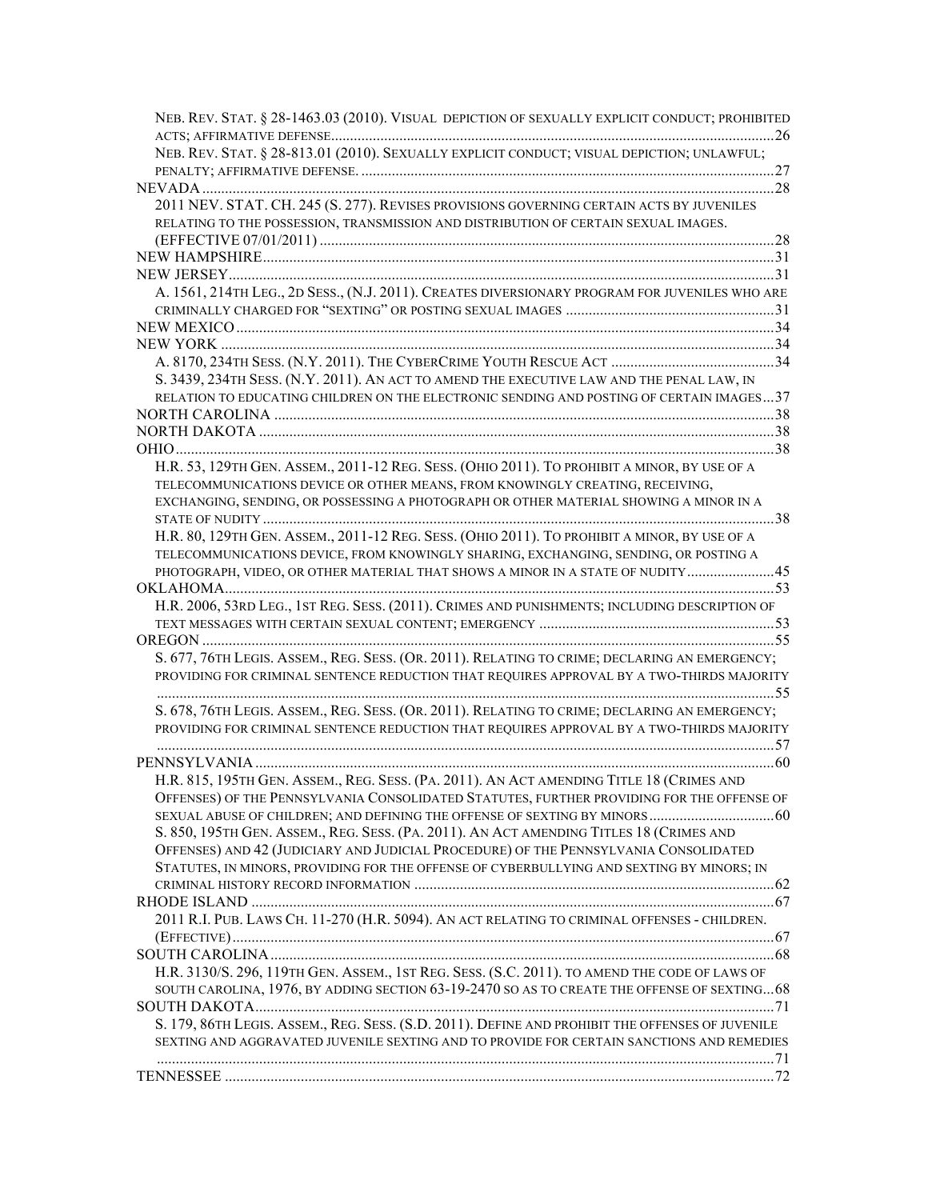NEB. REV. STAT. § 28-1463.03 (2010). VISUAL DEPICTION OF SEXUALLY EXPLICIT CONDUCT; PROHIBITED ACTS; AFFIRMATIVE DEFENSE....26
NEB. REV. STAT. § 28-813.01 (2010). SEXUALLY EXPLICIT CONDUCT; VISUAL DEPICTION; UNLAWFUL; PENALTY; AFFIRMATIVE DEFENSE....27

NEVADA....28
2011 NEV. STAT. CH. 245 (S. 277). REVISES PROVISIONS GOVERNING CERTAIN ACTS BY JUVENILES RELATING TO THE POSSESSION, TRANSMISSION AND DISTRIBUTION OF CERTAIN SEXUAL IMAGES. (EFFECTIVE 07/01/2011)....28

NEW HAMPSHIRE....31

NEW JERSEY....31
A. 1561, 214TH LEG., 2D SESS., (N.J. 2011). CREATES DIVERSIONARY PROGRAM FOR JUVENILES WHO ARE CRIMINALLY CHARGED FOR "SEXTING" OR POSTING SEXUAL IMAGES....31

NEW MEXICO....34

NEW YORK....34
A. 8170, 234TH SESS. (N.Y. 2011). THE CYBERCRIME YOUTH RESCUE ACT....34
S. 3439, 234TH SESS. (N.Y. 2011). AN ACT TO AMEND THE EXECUTIVE LAW AND THE PENAL LAW, IN RELATION TO EDUCATING CHILDREN ON THE ELECTRONIC SENDING AND POSTING OF CERTAIN IMAGES....37

NORTH CAROLINA....38

NORTH DAKOTA....38

OHIO....38
H.R. 53, 129TH GEN. ASSEM., 2011-12 REG. SESS. (OHIO 2011). TO PROHIBIT A MINOR, BY USE OF A TELECOMMUNICATIONS DEVICE OR OTHER MEANS, FROM KNOWINGLY CREATING, RECEIVING, EXCHANGING, SENDING, OR POSSESSING A PHOTOGRAPH OR OTHER MATERIAL SHOWING A MINOR IN A STATE OF NUDITY....38
H.R. 80, 129TH GEN. ASSEM., 2011-12 REG. SESS. (OHIO 2011). TO PROHIBIT A MINOR, BY USE OF A TELECOMMUNICATIONS DEVICE, FROM KNOWINGLY SHARING, EXCHANGING, SENDING, OR POSTING A PHOTOGRAPH, VIDEO, OR OTHER MATERIAL THAT SHOWS A MINOR IN A STATE OF NUDITY....45

OKLAHOMA....53
H.R. 2006, 53RD LEG., 1ST REG. SESS. (2011). CRIMES AND PUNISHMENTS; INCLUDING DESCRIPTION OF TEXT MESSAGES WITH CERTAIN SEXUAL CONTENT; EMERGENCY....53

OREGON....55
S. 677, 76TH LEGIS. ASSEM., REG. SESS. (OR. 2011). RELATING TO CRIME; DECLARING AN EMERGENCY; PROVIDING FOR CRIMINAL SENTENCE REDUCTION THAT REQUIRES APPROVAL BY A TWO-THIRDS MAJORITY....55
S. 678, 76TH LEGIS. ASSEM., REG. SESS. (OR. 2011). RELATING TO CRIME; DECLARING AN EMERGENCY; PROVIDING FOR CRIMINAL SENTENCE REDUCTION THAT REQUIRES APPROVAL BY A TWO-THIRDS MAJORITY....57

PENNSYLVANIA....60
H.R. 815, 195TH GEN. ASSEM., REG. SESS. (PA. 2011). AN ACT AMENDING TITLE 18 (CRIMES AND OFFENSES) OF THE PENNSYLVANIA CONSOLIDATED STATUTES, FURTHER PROVIDING FOR THE OFFENSE OF SEXUAL ABUSE OF CHILDREN; AND DEFINING THE OFFENSE OF SEXTING BY MINORS....60
S. 850, 195TH GEN. ASSEM., REG. SESS. (PA. 2011). AN ACT AMENDING TITLES 18 (CRIMES AND OFFENSES) AND 42 (JUDICIARY AND JUDICIAL PROCEDURE) OF THE PENNSYLVANIA CONSOLIDATED STATUTES, IN MINORS, PROVIDING FOR THE OFFENSE OF CYBERBULLYING AND SEXTING BY MINORS; IN CRIMINAL HISTORY RECORD INFORMATION....62

RHODE ISLAND....67
2011 R.I. PUB. LAWS CH. 11-270 (H.R. 5094). AN ACT RELATING TO CRIMINAL OFFENSES - CHILDREN. (EFFECTIVE)....67

SOUTH CAROLINA....68
H.R. 3130/S. 296, 119TH GEN. ASSEM., 1ST REG. SESS. (S.C. 2011). TO AMEND THE CODE OF LAWS OF SOUTH CAROLINA, 1976, BY ADDING SECTION 63-19-2470 SO AS TO CREATE THE OFFENSE OF SEXTING....68

SOUTH DAKOTA....71
S. 179, 86TH LEGIS. ASSEM., REG. SESS. (S.D. 2011). DEFINE AND PROHIBIT THE OFFENSES OF JUVENILE SEXTING AND AGGRAVATED JUVENILE SEXTING AND TO PROVIDE FOR CERTAIN SANCTIONS AND REMEDIES....71

TENNESSEE....72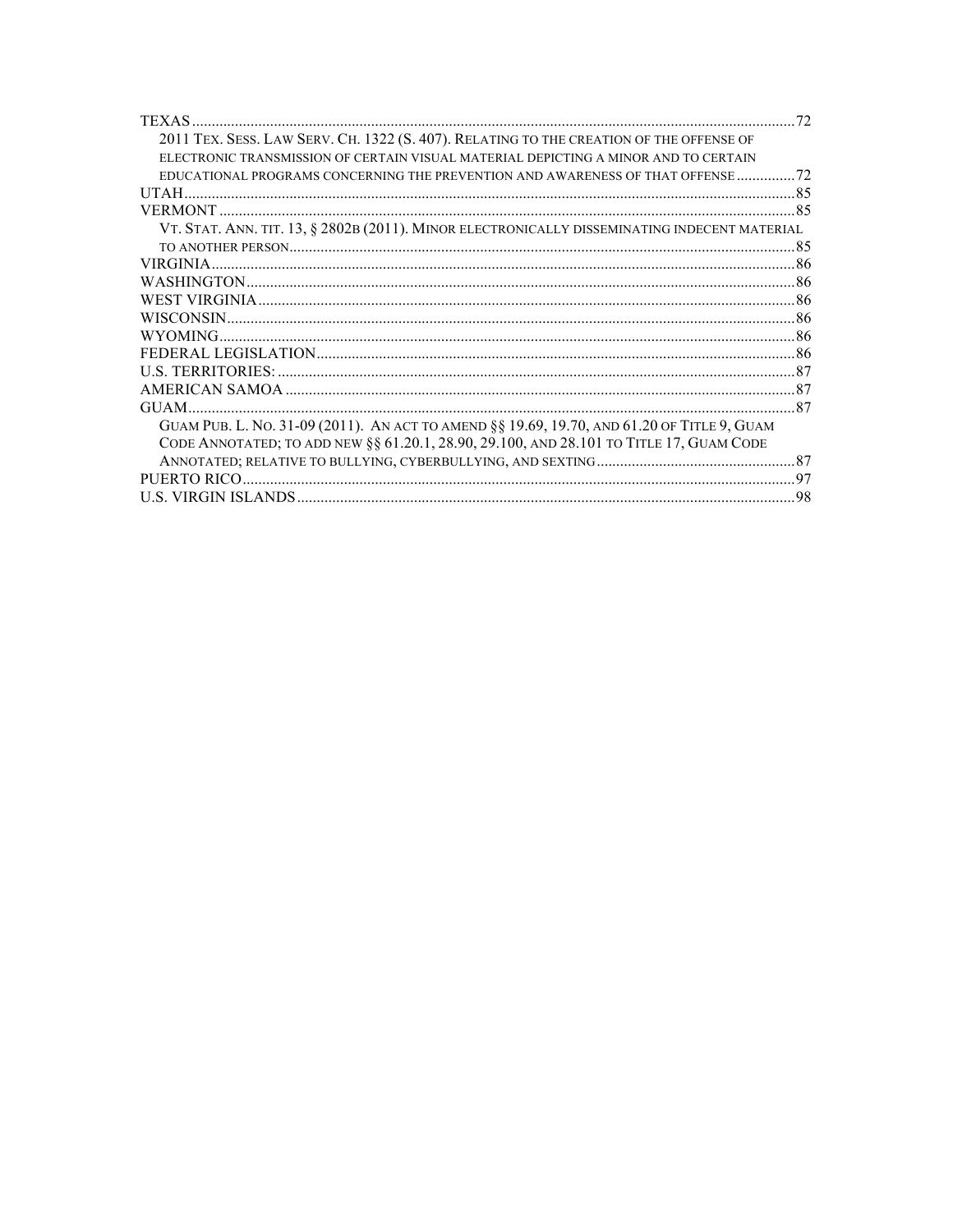TEXAS ..... 72

2011 TEX. SESS. LAW SERV. CH. 1322 (S. 407). RELATING TO THE CREATION OF THE OFFENSE OF ELECTRONIC TRANSMISSION OF CERTAIN VISUAL MATERIAL DEPICTING A MINOR AND TO CERTAIN EDUCATIONAL PROGRAMS CONCERNING THE PREVENTION AND AWARENESS OF THAT OFFENSE ..... 72

UTAH ..... 85

VERMONT ..... 85

VT. STAT. ANN. TIT. 13, § 2802B (2011). MINOR ELECTRONICALLY DISSEMINATING INDECENT MATERIAL TO ANOTHER PERSON ..... 85

VIRGINIA ..... 86

WASHINGTON ..... 86

WEST VIRGINIA ..... 86

WISCONSIN ..... 86

WYOMING ..... 86

FEDERAL LEGISLATION ..... 86

U.S. TERRITORIES: ..... 87

AMERICAN SAMOA ..... 87

GUAM ..... 87

GUAM PUB. L. NO. 31-09 (2011). AN ACT TO AMEND §§ 19.69, 19.70, AND 61.20 OF TITLE 9, GUAM CODE ANNOTATED; TO ADD NEW §§ 61.20.1, 28.90, 29.100, AND 28.101 TO TITLE 17, GUAM CODE ANNOTATED; RELATIVE TO BULLYING, CYBERBULLYING, AND SEXTING ..... 87

PUERTO RICO ..... 97

U.S. VIRGIN ISLANDS ..... 98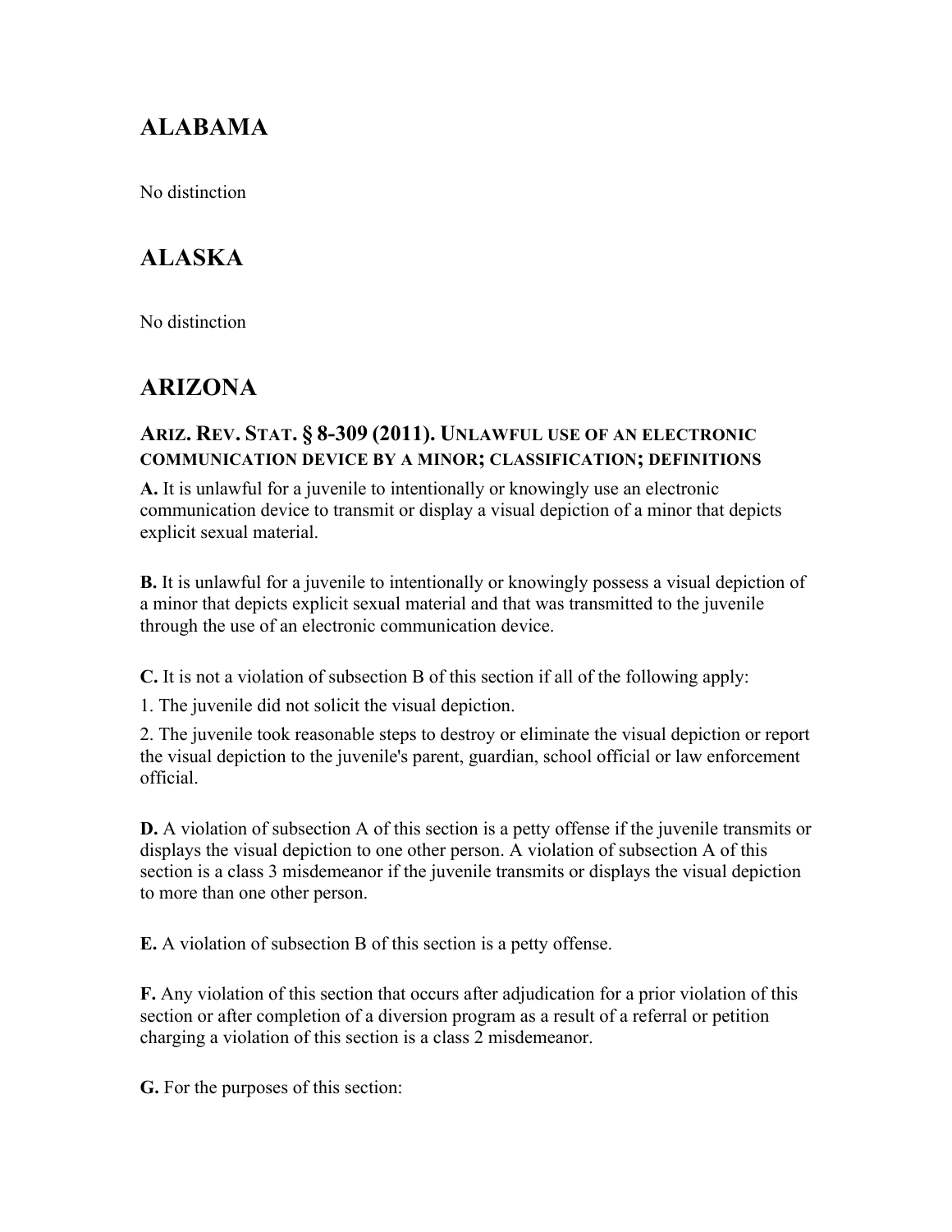# ALABAMA

No distinction

# ALASKA

No distinction

# ARIZONA

### ARIZ. REV. STAT. § 8-309 (2011). UNLAWFUL USE OF AN ELECTRONIC COMMUNICATION DEVICE BY A MINOR; CLASSIFICATION; DEFINITIONS

**A.** It is unlawful for a juvenile to intentionally or knowingly use an electronic communication device to transmit or display a visual depiction of a minor that depicts explicit sexual material.

**B.** It is unlawful for a juvenile to intentionally or knowingly possess a visual depiction of a minor that depicts explicit sexual material and that was transmitted to the juvenile through the use of an electronic communication device.

**C.** It is not a violation of subsection B of this section if all of the following apply:

1. The juvenile did not solicit the visual depiction.

2. The juvenile took reasonable steps to destroy or eliminate the visual depiction or report the visual depiction to the juvenile's parent, guardian, school official or law enforcement official.

**D.** A violation of subsection A of this section is a petty offense if the juvenile transmits or displays the visual depiction to one other person. A violation of subsection A of this section is a class 3 misdemeanor if the juvenile transmits or displays the visual depiction to more than one other person.

**E.** A violation of subsection B of this section is a petty offense.

**F.** Any violation of this section that occurs after adjudication for a prior violation of this section or after completion of a diversion program as a result of a referral or petition charging a violation of this section is a class 2 misdemeanor.

**G.** For the purposes of this section: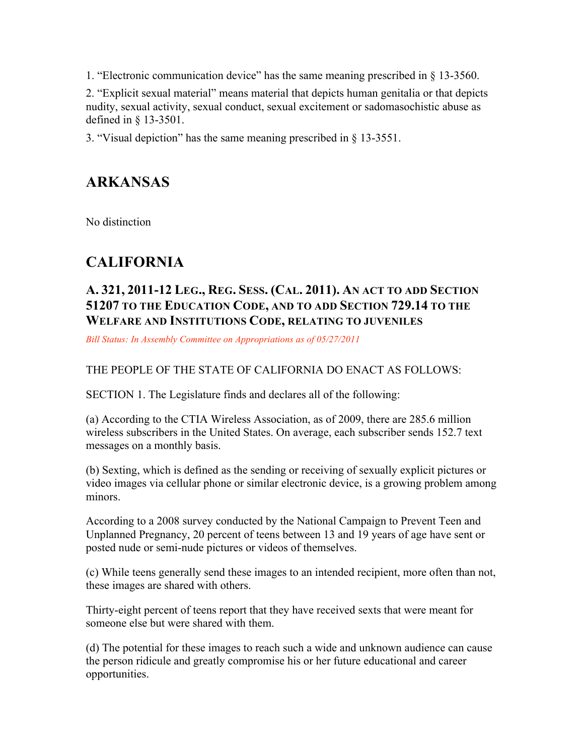1. “Electronic communication device” has the same meaning prescribed in § 13-3560.

2. “Explicit sexual material” means material that depicts human genitalia or that depicts nudity, sexual activity, sexual conduct, sexual excitement or sadomasochistic abuse as defined in § 13-3501.

3. “Visual depiction” has the same meaning prescribed in § 13-3551.

## ARKANSAS

No distinction

## CALIFORNIA

### A. 321, 2011-12 Leg., Reg. Sess. (Cal. 2011). An act to add Section 51207 to the Education Code, and to add Section 729.14 to the Welfare and Institutions Code, relating to juveniles

*Bill Status: In Assembly Committee on Appropriations as of 05/27/2011*

THE PEOPLE OF THE STATE OF CALIFORNIA DO ENACT AS FOLLOWS:

SECTION 1. The Legislature finds and declares all of the following:

(a) According to the CTIA Wireless Association, as of 2009, there are 285.6 million wireless subscribers in the United States. On average, each subscriber sends 152.7 text messages on a monthly basis.

(b) Sexting, which is defined as the sending or receiving of sexually explicit pictures or video images via cellular phone or similar electronic device, is a growing problem among minors.

According to a 2008 survey conducted by the National Campaign to Prevent Teen and Unplanned Pregnancy, 20 percent of teens between 13 and 19 years of age have sent or posted nude or semi-nude pictures or videos of themselves.

(c) While teens generally send these images to an intended recipient, more often than not, these images are shared with others.

Thirty-eight percent of teens report that they have received sexts that were meant for someone else but were shared with them.

(d) The potential for these images to reach such a wide and unknown audience can cause the person ridicule and greatly compromise his or her future educational and career opportunities.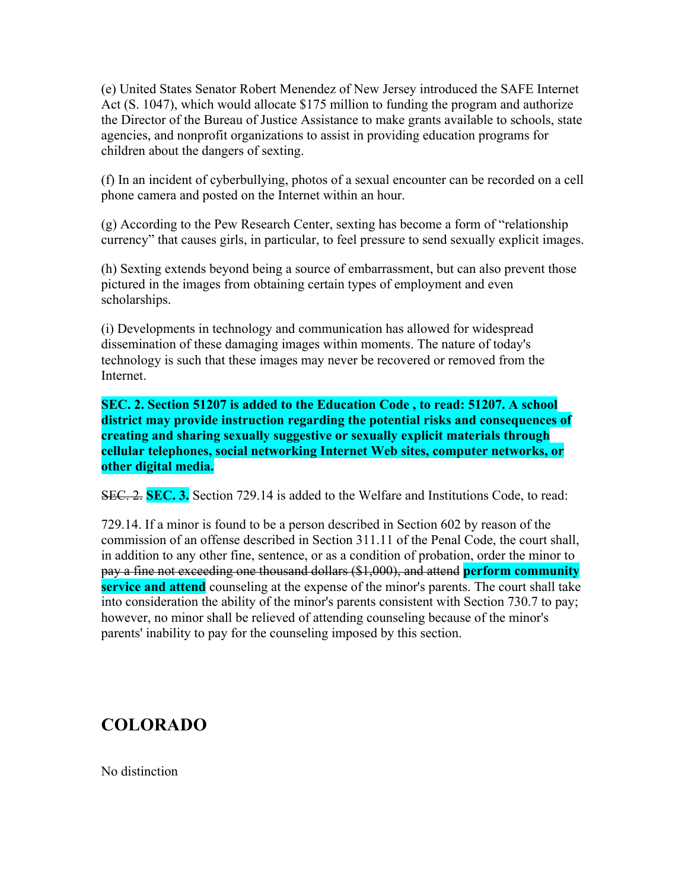(e) United States Senator Robert Menendez of New Jersey introduced the SAFE Internet Act (S. 1047), which would allocate $175 million to funding the program and authorize the Director of the Bureau of Justice Assistance to make grants available to schools, state agencies, and nonprofit organizations to assist in providing education programs for children about the dangers of sexting.

(f) In an incident of cyberbullying, photos of a sexual encounter can be recorded on a cell phone camera and posted on the Internet within an hour.

(g) According to the Pew Research Center, sexting has become a form of "relationship currency" that causes girls, in particular, to feel pressure to send sexually explicit images.

(h) Sexting extends beyond being a source of embarrassment, but can also prevent those pictured in the images from obtaining certain types of employment and even scholarships.

(i) Developments in technology and communication has allowed for widespread dissemination of these damaging images within moments. The nature of today's technology is such that these images may never be recovered or removed from the Internet.

**SEC. 2. Section 51207 is added to the Education Code , to read: 51207. A school district may provide instruction regarding the potential risks and consequences of creating and sharing sexually suggestive or sexually explicit materials through cellular telephones, social networking Internet Web sites, computer networks, or other digital media.**

~~SEC. 2.~~ **SEC. 3.** Section 729.14 is added to the Welfare and Institutions Code, to read:

729.14. If a minor is found to be a person described in Section 602 by reason of the commission of an offense described in Section 311.11 of the Penal Code, the court shall, in addition to any other fine, sentence, or as a condition of probation, order the minor to ~~pay a fine not exceeding one thousand dollars ($1,000), and attend~~ **perform community service and attend** counseling at the expense of the minor's parents. The court shall take into consideration the ability of the minor's parents consistent with Section 730.7 to pay; however, no minor shall be relieved of attending counseling because of the minor's parents' inability to pay for the counseling imposed by this section.

## COLORADO

No distinction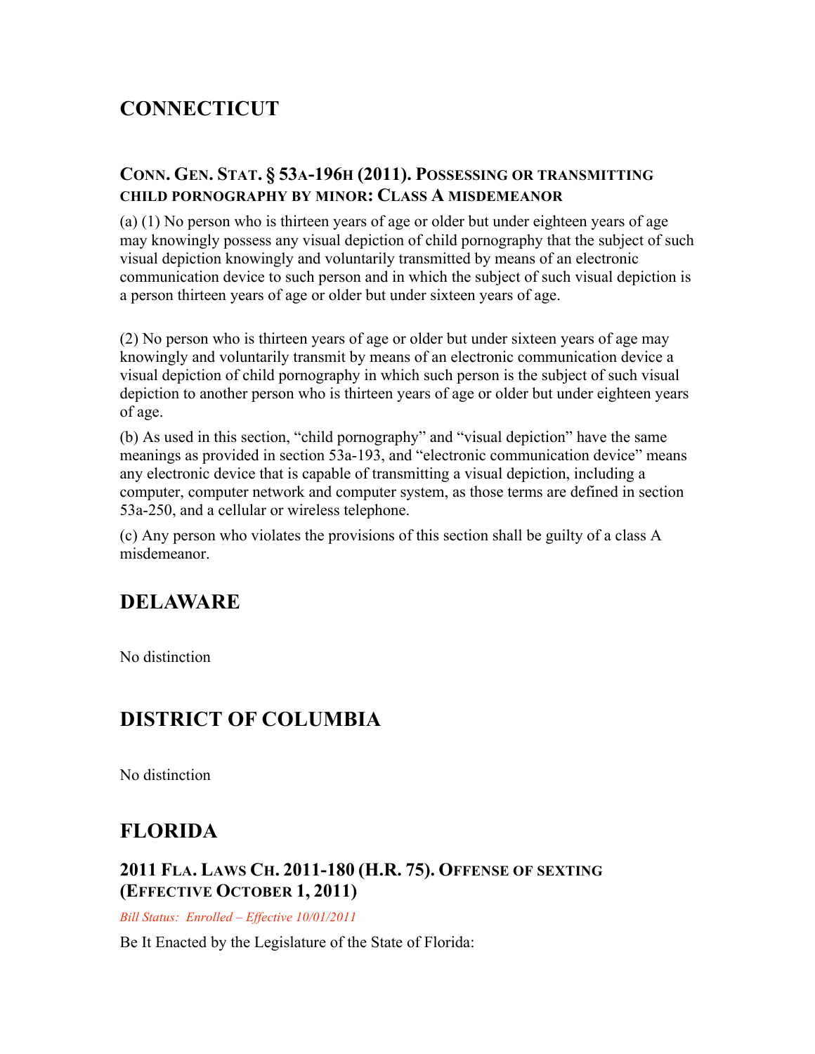## CONNECTICUT

### Conn. Gen. Stat. § 53a-196h (2011). Possessing or transmitting child pornography by minor: Class A misdemeanor

(a) (1) No person who is thirteen years of age or older but under eighteen years of age may knowingly possess any visual depiction of child pornography that the subject of such visual depiction knowingly and voluntarily transmitted by means of an electronic communication device to such person and in which the subject of such visual depiction is a person thirteen years of age or older but under sixteen years of age.

(2) No person who is thirteen years of age or older but under sixteen years of age may knowingly and voluntarily transmit by means of an electronic communication device a visual depiction of child pornography in which such person is the subject of such visual depiction to another person who is thirteen years of age or older but under eighteen years of age.

(b) As used in this section, "child pornography" and "visual depiction" have the same meanings as provided in section 53a-193, and "electronic communication device" means any electronic device that is capable of transmitting a visual depiction, including a computer, computer network and computer system, as those terms are defined in section 53a-250, and a cellular or wireless telephone.

(c) Any person who violates the provisions of this section shall be guilty of a class A misdemeanor.

## DELAWARE

No distinction

## DISTRICT OF COLUMBIA

No distinction

## FLORIDA

### 2011 Fla. Laws Ch. 2011-180 (H.R. 75). Offense of sexting (Effective October 1, 2011)

*Bill Status: Enrolled – Effective 10/01/2011*

Be It Enacted by the Legislature of the State of Florida: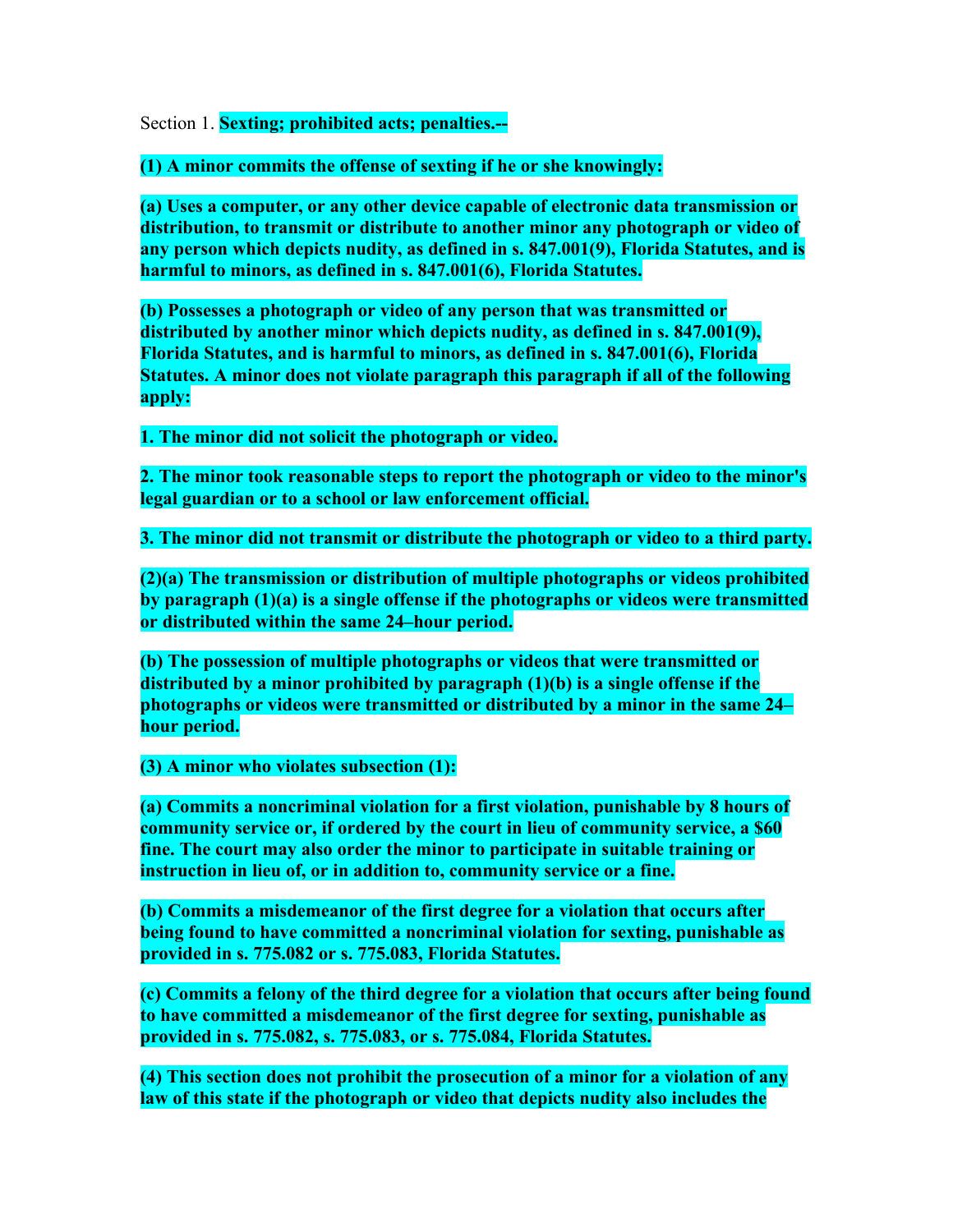Section 1. **Sexting; prohibited acts; penalties.--**

**(1) A minor commits the offense of sexting if he or she knowingly:**

**(a) Uses a computer, or any other device capable of electronic data transmission or distribution, to transmit or distribute to another minor any photograph or video of any person which depicts nudity, as defined in s. 847.001(9), Florida Statutes, and is harmful to minors, as defined in s. 847.001(6), Florida Statutes.**

**(b) Possesses a photograph or video of any person that was transmitted or distributed by another minor which depicts nudity, as defined in s. 847.001(9), Florida Statutes, and is harmful to minors, as defined in s. 847.001(6), Florida Statutes. A minor does not violate paragraph this paragraph if all of the following apply:**

**1. The minor did not solicit the photograph or video.**

**2. The minor took reasonable steps to report the photograph or video to the minor's legal guardian or to a school or law enforcement official.**

**3. The minor did not transmit or distribute the photograph or video to a third party.**

**(2)(a) The transmission or distribution of multiple photographs or videos prohibited by paragraph (1)(a) is a single offense if the photographs or videos were transmitted or distributed within the same 24–hour period.**

**(b) The possession of multiple photographs or videos that were transmitted or distributed by a minor prohibited by paragraph (1)(b) is a single offense if the photographs or videos were transmitted or distributed by a minor in the same 24–hour period.**

**(3) A minor who violates subsection (1):**

**(a) Commits a noncriminal violation for a first violation, punishable by 8 hours of community service or, if ordered by the court in lieu of community service, a $60 fine. The court may also order the minor to participate in suitable training or instruction in lieu of, or in addition to, community service or a fine.**

**(b) Commits a misdemeanor of the first degree for a violation that occurs after being found to have committed a noncriminal violation for sexting, punishable as provided in s. 775.082 or s. 775.083, Florida Statutes.**

**(c) Commits a felony of the third degree for a violation that occurs after being found to have committed a misdemeanor of the first degree for sexting, punishable as provided in s. 775.082, s. 775.083, or s. 775.084, Florida Statutes.**

**(4) This section does not prohibit the prosecution of a minor for a violation of any law of this state if the photograph or video that depicts nudity also includes the**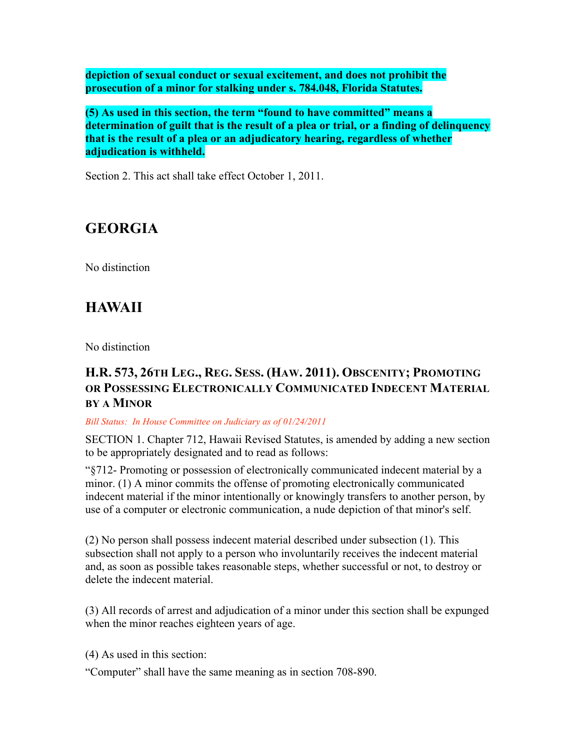**depiction of sexual conduct or sexual excitement, and does not prohibit the prosecution of a minor for stalking under s. 784.048, Florida Statutes.**

**(5) As used in this section, the term "found to have committed" means a determination of guilt that is the result of a plea or trial, or a finding of delinquency that is the result of a plea or an adjudicatory hearing, regardless of whether adjudication is withheld.**

Section 2. This act shall take effect October 1, 2011.

## GEORGIA

No distinction

## HAWAII

No distinction

### H.R. 573, 26TH LEG., REG. SESS. (HAW. 2011). OBSCENITY; PROMOTING OR POSSESSING ELECTRONICALLY COMMUNICATED INDECENT MATERIAL BY A MINOR

*Bill Status: In House Committee on Judiciary as of 01/24/2011*

SECTION 1. Chapter 712, Hawaii Revised Statutes, is amended by adding a new section to be appropriately designated and to read as follows:

"§712- Promoting or possession of electronically communicated indecent material by a minor. (1) A minor commits the offense of promoting electronically communicated indecent material if the minor intentionally or knowingly transfers to another person, by use of a computer or electronic communication, a nude depiction of that minor's self.

(2) No person shall possess indecent material described under subsection (1). This subsection shall not apply to a person who involuntarily receives the indecent material and, as soon as possible takes reasonable steps, whether successful or not, to destroy or delete the indecent material.

(3) All records of arrest and adjudication of a minor under this section shall be expunged when the minor reaches eighteen years of age.

(4) As used in this section:

"Computer" shall have the same meaning as in section 708-890.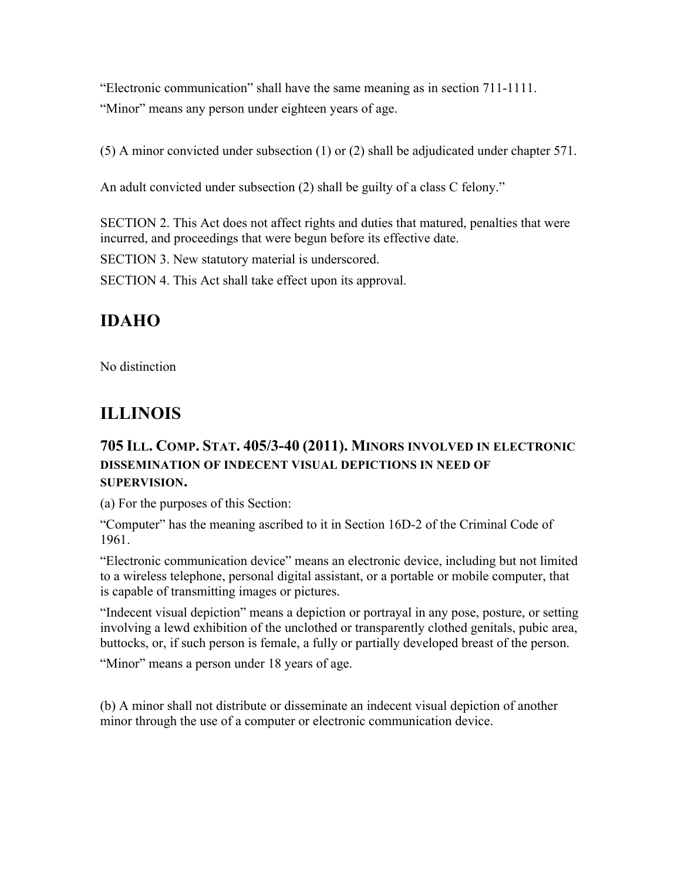"Electronic communication" shall have the same meaning as in section 711-1111.

"Minor" means any person under eighteen years of age.

(5) A minor convicted under subsection (1) or (2) shall be adjudicated under chapter 571.

An adult convicted under subsection (2) shall be guilty of a class C felony."

SECTION 2. This Act does not affect rights and duties that matured, penalties that were incurred, and proceedings that were begun before its effective date.

SECTION 3. New statutory material is underscored.

SECTION 4. This Act shall take effect upon its approval.

## IDAHO

No distinction

## ILLINOIS

### 705 ILL. COMP. STAT. 405/3-40 (2011). MINORS INVOLVED IN ELECTRONIC DISSEMINATION OF INDECENT VISUAL DEPICTIONS IN NEED OF SUPERVISION.

(a) For the purposes of this Section:

"Computer" has the meaning ascribed to it in Section 16D-2 of the Criminal Code of 1961.

"Electronic communication device" means an electronic device, including but not limited to a wireless telephone, personal digital assistant, or a portable or mobile computer, that is capable of transmitting images or pictures.

"Indecent visual depiction" means a depiction or portrayal in any pose, posture, or setting involving a lewd exhibition of the unclothed or transparently clothed genitals, pubic area, buttocks, or, if such person is female, a fully or partially developed breast of the person.

"Minor" means a person under 18 years of age.

(b) A minor shall not distribute or disseminate an indecent visual depiction of another minor through the use of a computer or electronic communication device.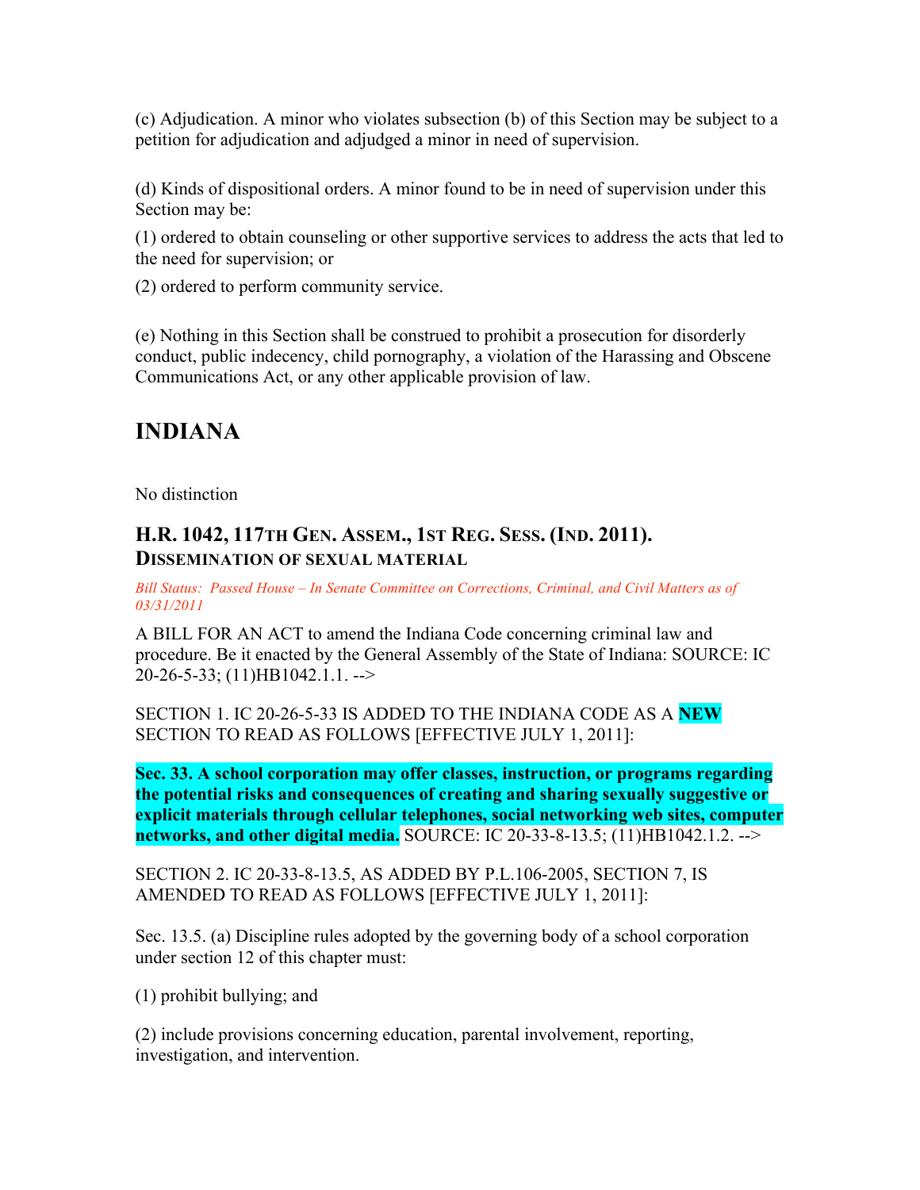(c) Adjudication. A minor who violates subsection (b) of this Section may be subject to a petition for adjudication and adjudged a minor in need of supervision.

(d) Kinds of dispositional orders. A minor found to be in need of supervision under this Section may be:

(1) ordered to obtain counseling or other supportive services to address the acts that led to the need for supervision; or

(2) ordered to perform community service.

(e) Nothing in this Section shall be construed to prohibit a prosecution for disorderly conduct, public indecency, child pornography, a violation of the Harassing and Obscene Communications Act, or any other applicable provision of law.

## INDIANA

No distinction

### H.R. 1042, 117TH GEN. ASSEM., 1ST REG. SESS. (IND. 2011). DISSEMINATION OF SEXUAL MATERIAL

*Bill Status: Passed House – In Senate Committee on Corrections, Criminal, and Civil Matters as of 03/31/2011*

A BILL FOR AN ACT to amend the Indiana Code concerning criminal law and procedure. Be it enacted by the General Assembly of the State of Indiana: SOURCE: IC 20-26-5-33; (11)HB1042.1.1. -->

SECTION 1. IC 20-26-5-33 IS ADDED TO THE INDIANA CODE AS A **NEW** SECTION TO READ AS FOLLOWS [EFFECTIVE JULY 1, 2011]:

**Sec. 33. A school corporation may offer classes, instruction, or programs regarding the potential risks and consequences of creating and sharing sexually suggestive or explicit materials through cellular telephones, social networking web sites, computer networks, and other digital media.** SOURCE: IC 20-33-8-13.5; (11)HB1042.1.2. -->

SECTION 2. IC 20-33-8-13.5, AS ADDED BY P.L.106-2005, SECTION 7, IS AMENDED TO READ AS FOLLOWS [EFFECTIVE JULY 1, 2011]:

Sec. 13.5. (a) Discipline rules adopted by the governing body of a school corporation under section 12 of this chapter must:

(1) prohibit bullying; and

(2) include provisions concerning education, parental involvement, reporting, investigation, and intervention.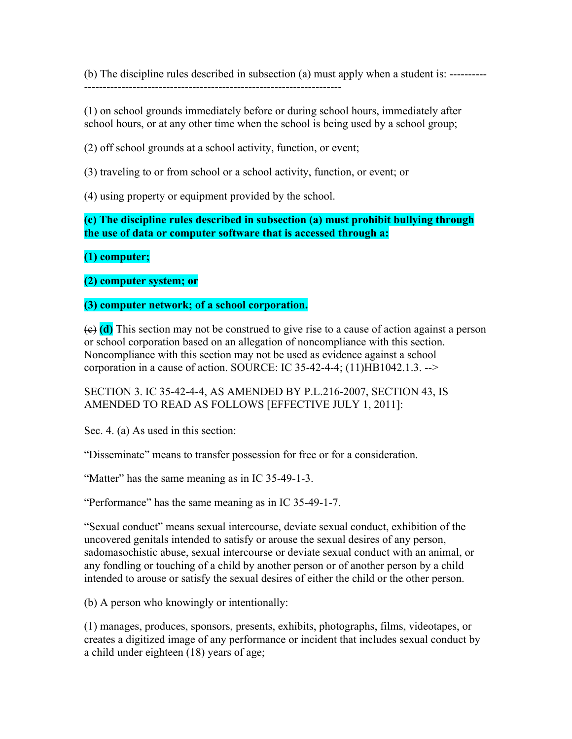(b) The discipline rules described in subsection (a) must apply when a student is: ----------
--------------------------------------------------------------------

(1) on school grounds immediately before or during school hours, immediately after school hours, or at any other time when the school is being used by a school group;

(2) off school grounds at a school activity, function, or event;

(3) traveling to or from school or a school activity, function, or event; or

(4) using property or equipment provided by the school.

**(c) The discipline rules described in subsection (a) must prohibit bullying through the use of data or computer software that is accessed through a:**

**(1) computer;**

**(2) computer system; or**

**(3) computer network; of a school corporation.**

~~(c)~~ **(d)** This section may not be construed to give rise to a cause of action against a person or school corporation based on an allegation of noncompliance with this section. Noncompliance with this section may not be used as evidence against a school corporation in a cause of action. SOURCE: IC 35-42-4-4; (11)HB1042.1.3. -->

SECTION 3. IC 35-42-4-4, AS AMENDED BY P.L.216-2007, SECTION 43, IS AMENDED TO READ AS FOLLOWS [EFFECTIVE JULY 1, 2011]:

Sec. 4. (a) As used in this section:

"Disseminate" means to transfer possession for free or for a consideration.

"Matter" has the same meaning as in IC 35-49-1-3.

"Performance" has the same meaning as in IC 35-49-1-7.

"Sexual conduct" means sexual intercourse, deviate sexual conduct, exhibition of the uncovered genitals intended to satisfy or arouse the sexual desires of any person, sadomasochistic abuse, sexual intercourse or deviate sexual conduct with an animal, or any fondling or touching of a child by another person or of another person by a child intended to arouse or satisfy the sexual desires of either the child or the other person.

(b) A person who knowingly or intentionally:

(1) manages, produces, sponsors, presents, exhibits, photographs, films, videotapes, or creates a digitized image of any performance or incident that includes sexual conduct by a child under eighteen (18) years of age;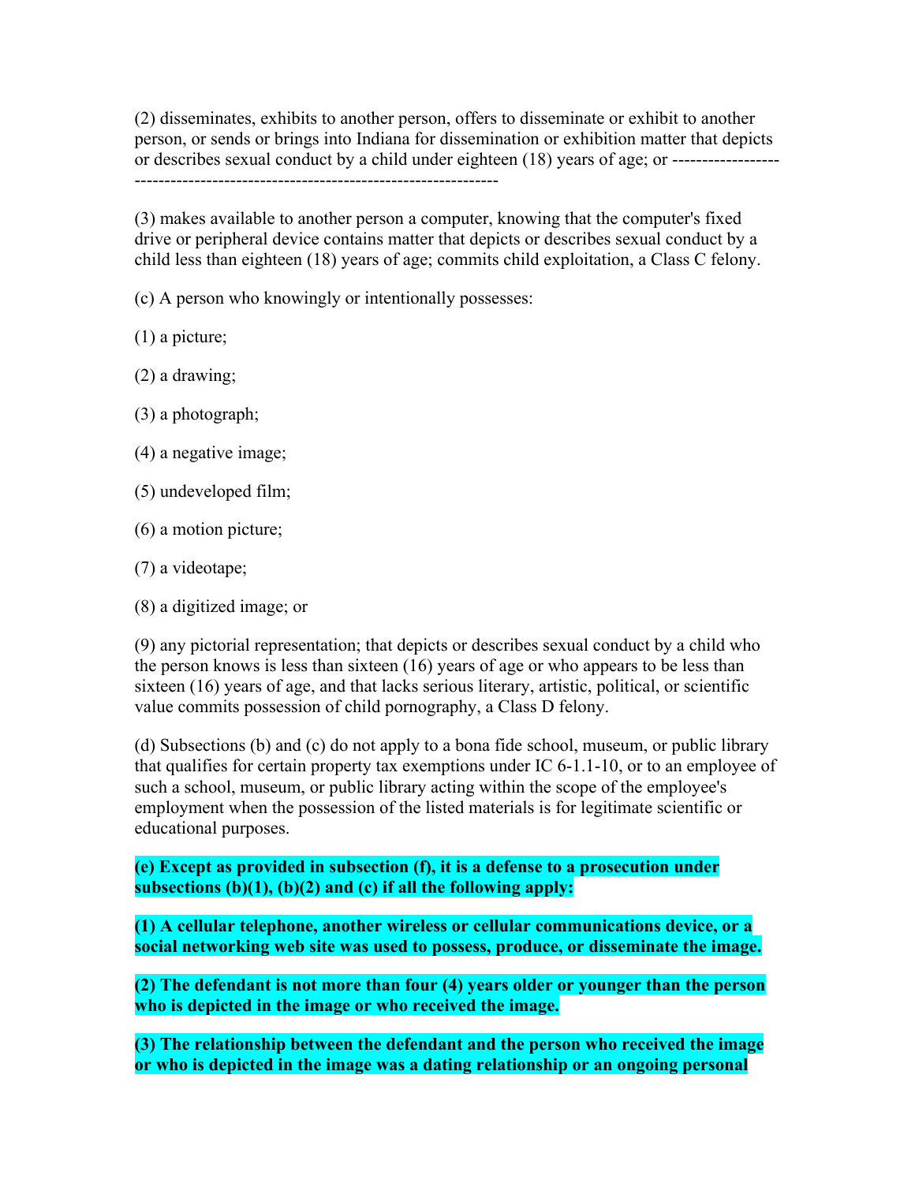(2) disseminates, exhibits to another person, offers to disseminate or exhibit to another person, or sends or brings into Indiana for dissemination or exhibition matter that depicts or describes sexual conduct by a child under eighteen (18) years of age; or ------------------------------------------------------------------------------

(3) makes available to another person a computer, knowing that the computer's fixed drive or peripheral device contains matter that depicts or describes sexual conduct by a child less than eighteen (18) years of age; commits child exploitation, a Class C felony.

(c) A person who knowingly or intentionally possesses:

(1) a picture;

(2) a drawing;

(3) a photograph;

(4) a negative image;

(5) undeveloped film;

(6) a motion picture;

(7) a videotape;

(8) a digitized image; or

(9) any pictorial representation; that depicts or describes sexual conduct by a child who the person knows is less than sixteen (16) years of age or who appears to be less than sixteen (16) years of age, and that lacks serious literary, artistic, political, or scientific value commits possession of child pornography, a Class D felony.

(d) Subsections (b) and (c) do not apply to a bona fide school, museum, or public library that qualifies for certain property tax exemptions under IC 6-1.1-10, or to an employee of such a school, museum, or public library acting within the scope of the employee's employment when the possession of the listed materials is for legitimate scientific or educational purposes.

**(e) Except as provided in subsection (f), it is a defense to a prosecution under subsections (b)(1), (b)(2) and (c) if all the following apply:**

**(1) A cellular telephone, another wireless or cellular communications device, or a social networking web site was used to possess, produce, or disseminate the image.**

**(2) The defendant is not more than four (4) years older or younger than the person who is depicted in the image or who received the image.**

**(3) The relationship between the defendant and the person who received the image or who is depicted in the image was a dating relationship or an ongoing personal**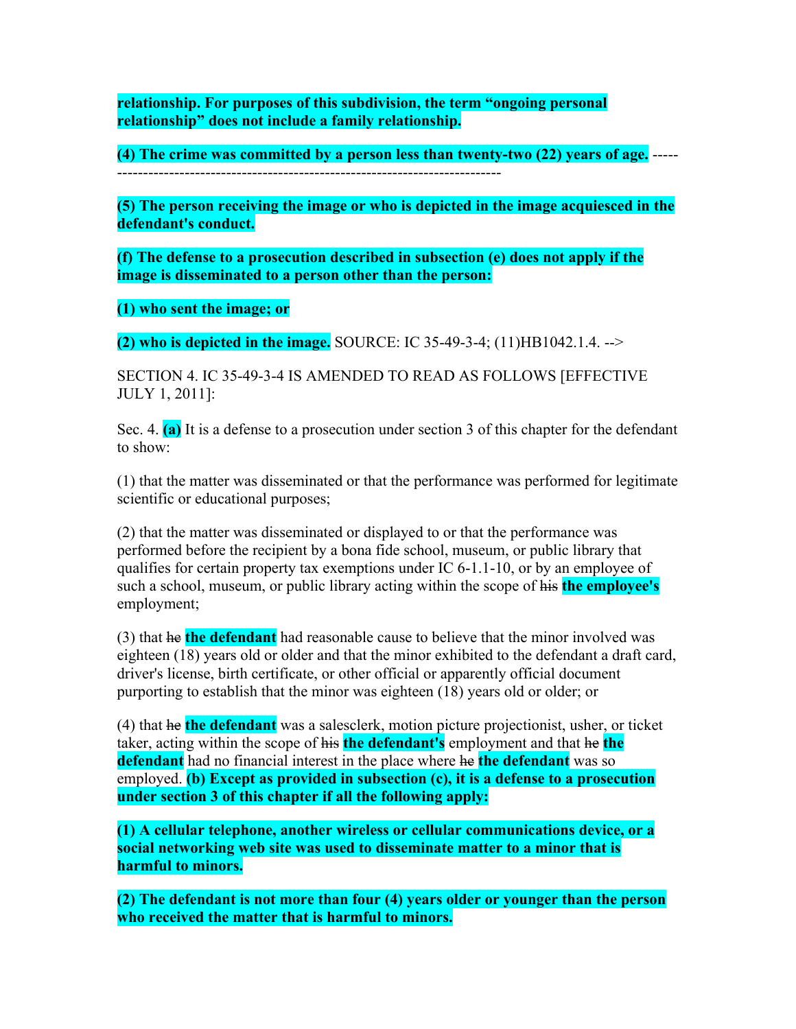**relationship. For purposes of this subdivision, the term "ongoing personal relationship" does not include a family relationship.**

**(4) The crime was committed by a person less than twenty-two (22) years of age.** -----
--------------------------------------------------------------------------

**(5) The person receiving the image or who is depicted in the image acquiesced in the defendant's conduct.**

**(f) The defense to a prosecution described in subsection (e) does not apply if the image is disseminated to a person other than the person:**

**(1) who sent the image; or**

**(2) who is depicted in the image.** SOURCE: IC 35-49-3-4; (11)HB1042.1.4. -->

SECTION 4. IC 35-49-3-4 IS AMENDED TO READ AS FOLLOWS [EFFECTIVE JULY 1, 2011]:

Sec. 4. **(a)** It is a defense to a prosecution under section 3 of this chapter for the defendant to show:

(1) that the matter was disseminated or that the performance was performed for legitimate scientific or educational purposes;

(2) that the matter was disseminated or displayed to or that the performance was performed before the recipient by a bona fide school, museum, or public library that qualifies for certain property tax exemptions under IC 6-1.1-10, or by an employee of such a school, museum, or public library acting within the scope of ~~his~~ **the employee's** employment;

(3) that ~~he~~ **the defendant** had reasonable cause to believe that the minor involved was eighteen (18) years old or older and that the minor exhibited to the defendant a draft card, driver's license, birth certificate, or other official or apparently official document purporting to establish that the minor was eighteen (18) years old or older; or

(4) that ~~he~~ **the defendant** was a salesclerk, motion picture projectionist, usher, or ticket taker, acting within the scope of ~~his~~ **the defendant's** employment and that ~~he~~ **the defendant** had no financial interest in the place where ~~he~~ **the defendant** was so employed. **(b) Except as provided in subsection (c), it is a defense to a prosecution under section 3 of this chapter if all the following apply:**

**(1) A cellular telephone, another wireless or cellular communications device, or a social networking web site was used to disseminate matter to a minor that is harmful to minors.**

**(2) The defendant is not more than four (4) years older or younger than the person who received the matter that is harmful to minors.**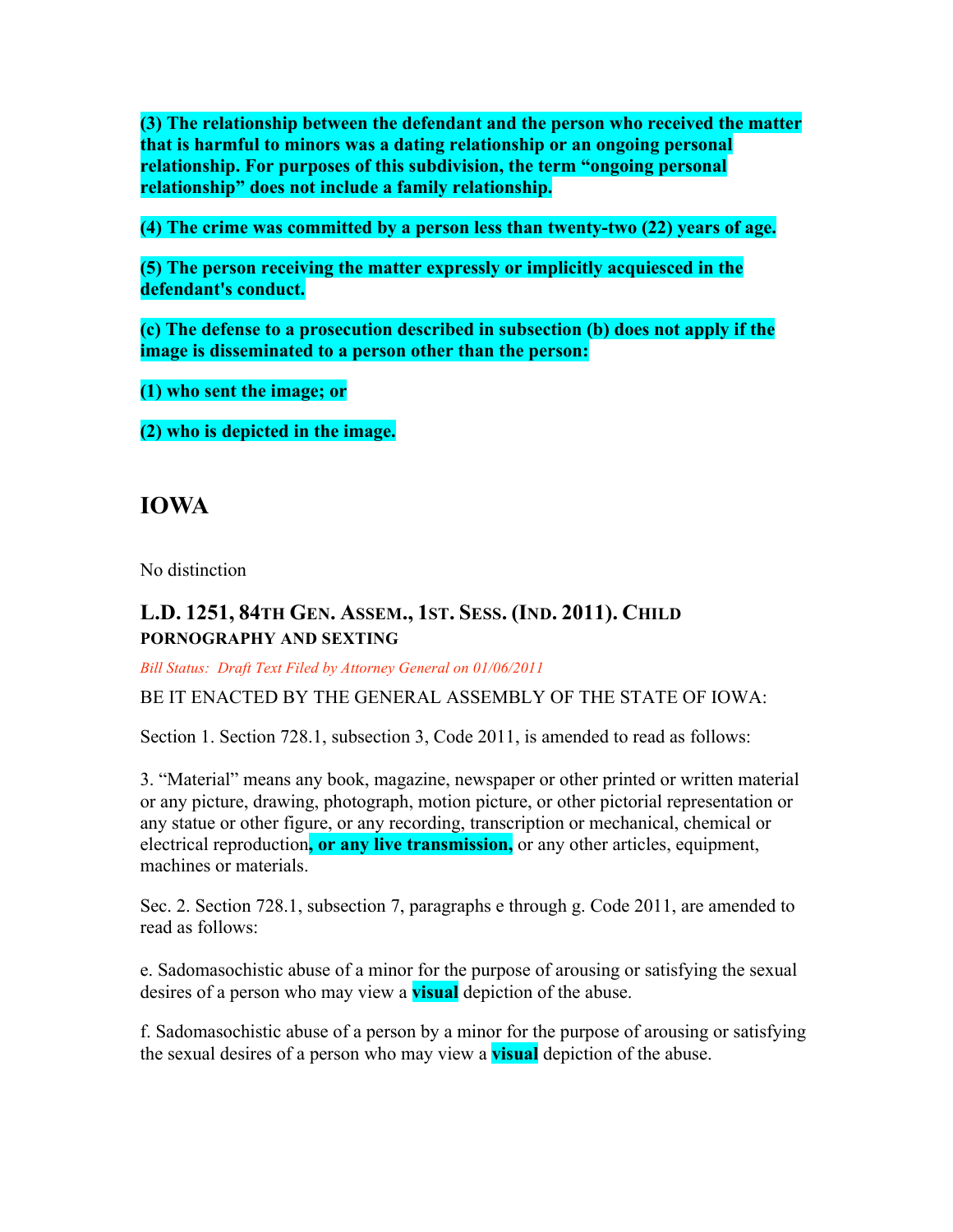**(3) The relationship between the defendant and the person who received the matter that is harmful to minors was a dating relationship or an ongoing personal relationship. For purposes of this subdivision, the term "ongoing personal relationship" does not include a family relationship.**

**(4) The crime was committed by a person less than twenty-two (22) years of age.**

**(5) The person receiving the matter expressly or implicitly acquiesced in the defendant's conduct.**

**(c) The defense to a prosecution described in subsection (b) does not apply if the image is disseminated to a person other than the person:**

**(1) who sent the image; or**

**(2) who is depicted in the image.**

## IOWA

No distinction

### L.D. 1251, 84TH GEN. ASSEM., 1ST. SESS. (IND. 2011). CHILD PORNOGRAPHY AND SEXTING

*Bill Status: Draft Text Filed by Attorney General on 01/06/2011*

BE IT ENACTED BY THE GENERAL ASSEMBLY OF THE STATE OF IOWA:

Section 1. Section 728.1, subsection 3, Code 2011, is amended to read as follows:

3. "Material" means any book, magazine, newspaper or other printed or written material or any picture, drawing, photograph, motion picture, or other pictorial representation or any statue or other figure, or any recording, transcription or mechanical, chemical or electrical reproduction**, or any live transmission,** or any other articles, equipment, machines or materials.

Sec. 2. Section 728.1, subsection 7, paragraphs e through g. Code 2011, are amended to read as follows:

e. Sadomasochistic abuse of a minor for the purpose of arousing or satisfying the sexual desires of a person who may view a **visual** depiction of the abuse.

f. Sadomasochistic abuse of a person by a minor for the purpose of arousing or satisfying the sexual desires of a person who may view a **visual** depiction of the abuse.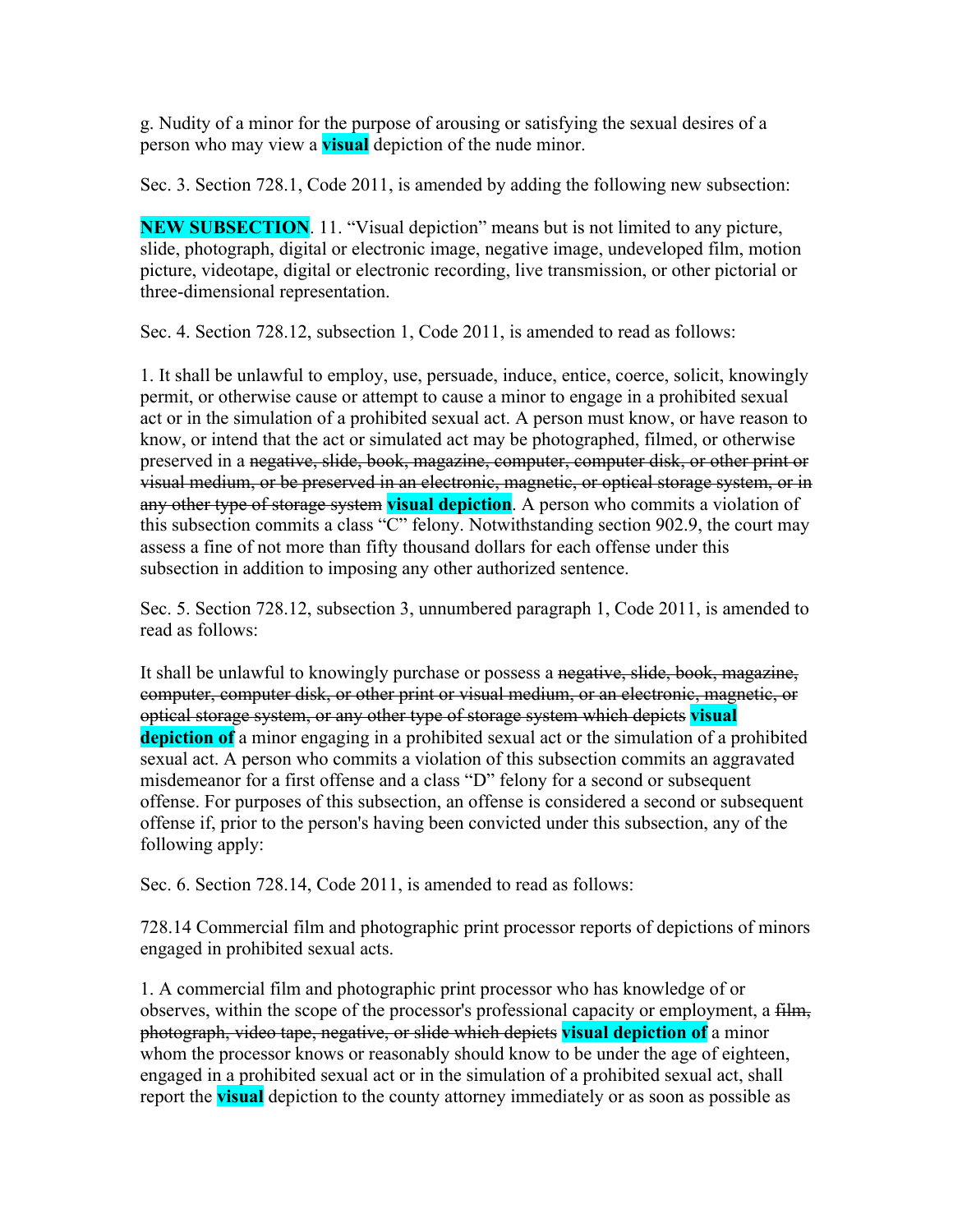g. Nudity of a minor for the purpose of arousing or satisfying the sexual desires of a person who may view a **visual** depiction of the nude minor.

Sec. 3. Section 728.1, Code 2011, is amended by adding the following new subsection:

**NEW SUBSECTION**. 11. "Visual depiction" means but is not limited to any picture, slide, photograph, digital or electronic image, negative image, undeveloped film, motion picture, videotape, digital or electronic recording, live transmission, or other pictorial or three-dimensional representation.

Sec. 4. Section 728.12, subsection 1, Code 2011, is amended to read as follows:

1. It shall be unlawful to employ, use, persuade, induce, entice, coerce, solicit, knowingly permit, or otherwise cause or attempt to cause a minor to engage in a prohibited sexual act or in the simulation of a prohibited sexual act. A person must know, or have reason to know, or intend that the act or simulated act may be photographed, filmed, or otherwise preserved in a ~~negative, slide, book, magazine, computer, computer disk, or other print or visual medium, or be preserved in an electronic, magnetic, or optical storage system, or in any other type of storage system~~ **visual depiction**. A person who commits a violation of this subsection commits a class "C" felony. Notwithstanding section 902.9, the court may assess a fine of not more than fifty thousand dollars for each offense under this subsection in addition to imposing any other authorized sentence.

Sec. 5. Section 728.12, subsection 3, unnumbered paragraph 1, Code 2011, is amended to read as follows:

It shall be unlawful to knowingly purchase or possess a ~~negative, slide, book, magazine, computer, computer disk, or other print or visual medium, or an electronic, magnetic, or optical storage system, or any other type of storage system which depicts~~ **visual depiction of** a minor engaging in a prohibited sexual act or the simulation of a prohibited sexual act. A person who commits a violation of this subsection commits an aggravated misdemeanor for a first offense and a class "D" felony for a second or subsequent offense. For purposes of this subsection, an offense is considered a second or subsequent offense if, prior to the person's having been convicted under this subsection, any of the following apply:

Sec. 6. Section 728.14, Code 2011, is amended to read as follows:

728.14 Commercial film and photographic print processor reports of depictions of minors engaged in prohibited sexual acts.

1. A commercial film and photographic print processor who has knowledge of or observes, within the scope of the processor's professional capacity or employment, a ~~film, photograph, video tape, negative, or slide which depicts~~ **visual depiction of** a minor whom the processor knows or reasonably should know to be under the age of eighteen, engaged in a prohibited sexual act or in the simulation of a prohibited sexual act, shall report the **visual** depiction to the county attorney immediately or as soon as possible as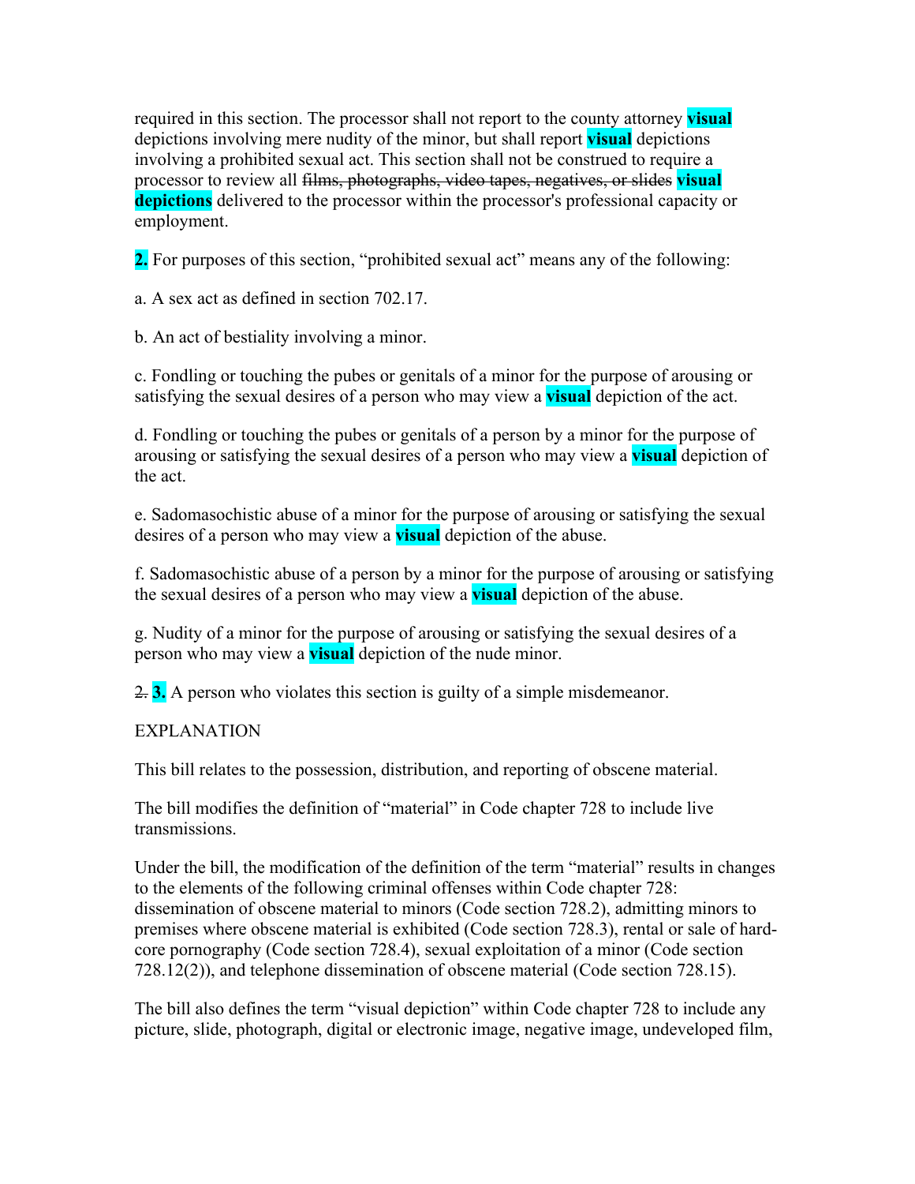required in this section. The processor shall not report to the county attorney **visual** depictions involving mere nudity of the minor, but shall report **visual** depictions involving a prohibited sexual act. This section shall not be construed to require a processor to review all ~~films, photographs, video tapes, negatives, or slides~~ **visual depictions** delivered to the processor within the processor's professional capacity or employment.

**2.** For purposes of this section, "prohibited sexual act" means any of the following:

a. A sex act as defined in section 702.17.

b. An act of bestiality involving a minor.

c. Fondling or touching the pubes or genitals of a minor for the purpose of arousing or satisfying the sexual desires of a person who may view a **visual** depiction of the act.

d. Fondling or touching the pubes or genitals of a person by a minor for the purpose of arousing or satisfying the sexual desires of a person who may view a **visual** depiction of the act.

e. Sadomasochistic abuse of a minor for the purpose of arousing or satisfying the sexual desires of a person who may view a **visual** depiction of the abuse.

f. Sadomasochistic abuse of a person by a minor for the purpose of arousing or satisfying the sexual desires of a person who may view a **visual** depiction of the abuse.

g. Nudity of a minor for the purpose of arousing or satisfying the sexual desires of a person who may view a **visual** depiction of the nude minor.

~~2.~~ **3.** A person who violates this section is guilty of a simple misdemeanor.

EXPLANATION

This bill relates to the possession, distribution, and reporting of obscene material.

The bill modifies the definition of "material" in Code chapter 728 to include live transmissions.

Under the bill, the modification of the definition of the term "material" results in changes to the elements of the following criminal offenses within Code chapter 728: dissemination of obscene material to minors (Code section 728.2), admitting minors to premises where obscene material is exhibited (Code section 728.3), rental or sale of hard-core pornography (Code section 728.4), sexual exploitation of a minor (Code section 728.12(2)), and telephone dissemination of obscene material (Code section 728.15).

The bill also defines the term "visual depiction" within Code chapter 728 to include any picture, slide, photograph, digital or electronic image, negative image, undeveloped film,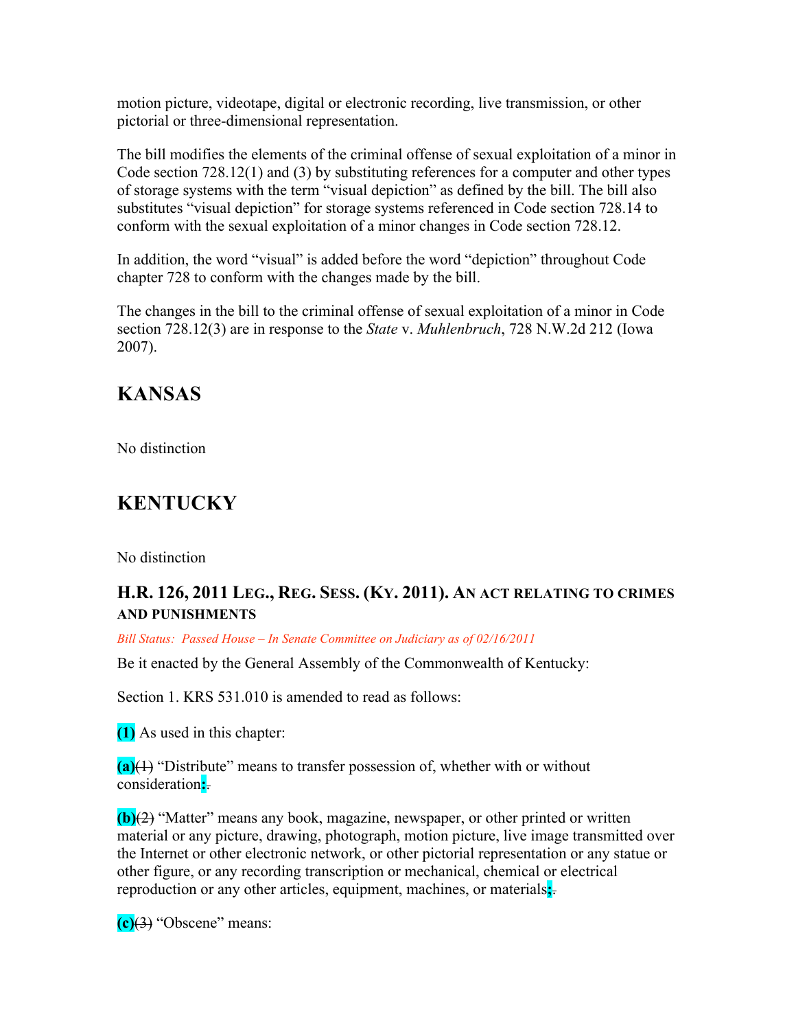motion picture, videotape, digital or electronic recording, live transmission, or other pictorial or three-dimensional representation.

The bill modifies the elements of the criminal offense of sexual exploitation of a minor in Code section 728.12(1) and (3) by substituting references for a computer and other types of storage systems with the term "visual depiction" as defined by the bill. The bill also substitutes "visual depiction" for storage systems referenced in Code section 728.14 to conform with the sexual exploitation of a minor changes in Code section 728.12.

In addition, the word "visual" is added before the word "depiction" throughout Code chapter 728 to conform with the changes made by the bill.

The changes in the bill to the criminal offense of sexual exploitation of a minor in Code section 728.12(3) are in response to the *State* v. *Muhlenbruch*, 728 N.W.2d 212 (Iowa 2007).

## KANSAS

No distinction

## KENTUCKY

No distinction

### H.R. 126, 2011 LEG., REG. SESS. (KY. 2011). AN ACT RELATING TO CRIMES AND PUNISHMENTS

*Bill Status: Passed House – In Senate Committee on Judiciary as of 02/16/2011*

Be it enacted by the General Assembly of the Commonwealth of Kentucky:

Section 1. KRS 531.010 is amended to read as follows:

**(1)** As used in this chapter:

**(a)**~~(1)~~ "Distribute" means to transfer possession of, whether with or without consideration**;**~~.~~

**(b)**~~(2)~~ "Matter" means any book, magazine, newspaper, or other printed or written material or any picture, drawing, photograph, motion picture, live image transmitted over the Internet or other electronic network, or other pictorial representation or any statue or other figure, or any recording transcription or mechanical, chemical or electrical reproduction or any other articles, equipment, machines, or materials**;**~~.~~

**(c)**~~(3)~~ "Obscene" means: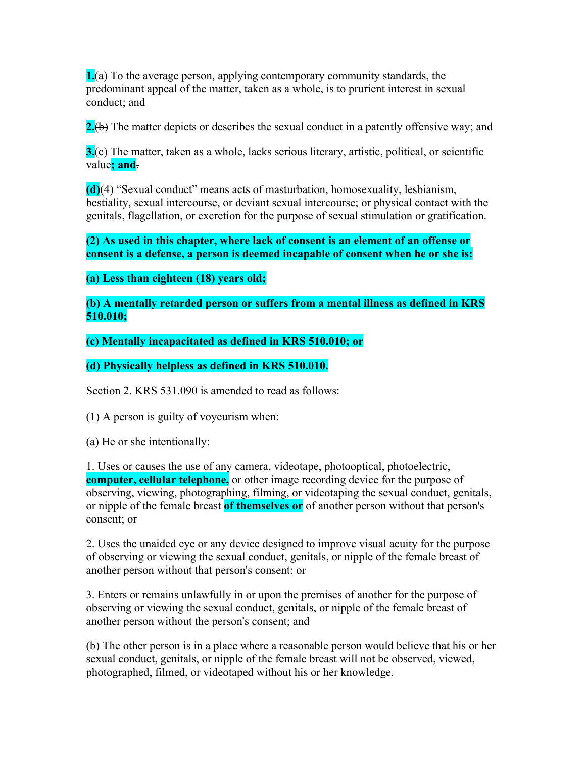**1.**~~(a)~~ To the average person, applying contemporary community standards, the predominant appeal of the matter, taken as a whole, is to prurient interest in sexual conduct; and

**2.**~~(b)~~ The matter depicts or describes the sexual conduct in a patently offensive way; and

**3.**~~(c)~~ The matter, taken as a whole, lacks serious literary, artistic, political, or scientific value**; and**~~.~~

**(d)**~~(4)~~ "Sexual conduct" means acts of masturbation, homosexuality, lesbianism, bestiality, sexual intercourse, or deviant sexual intercourse; or physical contact with the genitals, flagellation, or excretion for the purpose of sexual stimulation or gratification.

**(2) As used in this chapter, where lack of consent is an element of an offense or consent is a defense, a person is deemed incapable of consent when he or she is:**

**(a) Less than eighteen (18) years old;**

**(b) A mentally retarded person or suffers from a mental illness as defined in KRS 510.010;**

**(c) Mentally incapacitated as defined in KRS 510.010; or**

**(d) Physically helpless as defined in KRS 510.010.**

Section 2. KRS 531.090 is amended to read as follows:

(1) A person is guilty of voyeurism when:

(a) He or she intentionally:

1. Uses or causes the use of any camera, videotape, photooptical, photoelectric, **computer, cellular telephone,** or other image recording device for the purpose of observing, viewing, photographing, filming, or videotaping the sexual conduct, genitals, or nipple of the female breast **of themselves or** of another person without that person's consent; or

2. Uses the unaided eye or any device designed to improve visual acuity for the purpose of observing or viewing the sexual conduct, genitals, or nipple of the female breast of another person without that person's consent; or

3. Enters or remains unlawfully in or upon the premises of another for the purpose of observing or viewing the sexual conduct, genitals, or nipple of the female breast of another person without the person's consent; and

(b) The other person is in a place where a reasonable person would believe that his or her sexual conduct, genitals, or nipple of the female breast will not be observed, viewed, photographed, filmed, or videotaped without his or her knowledge.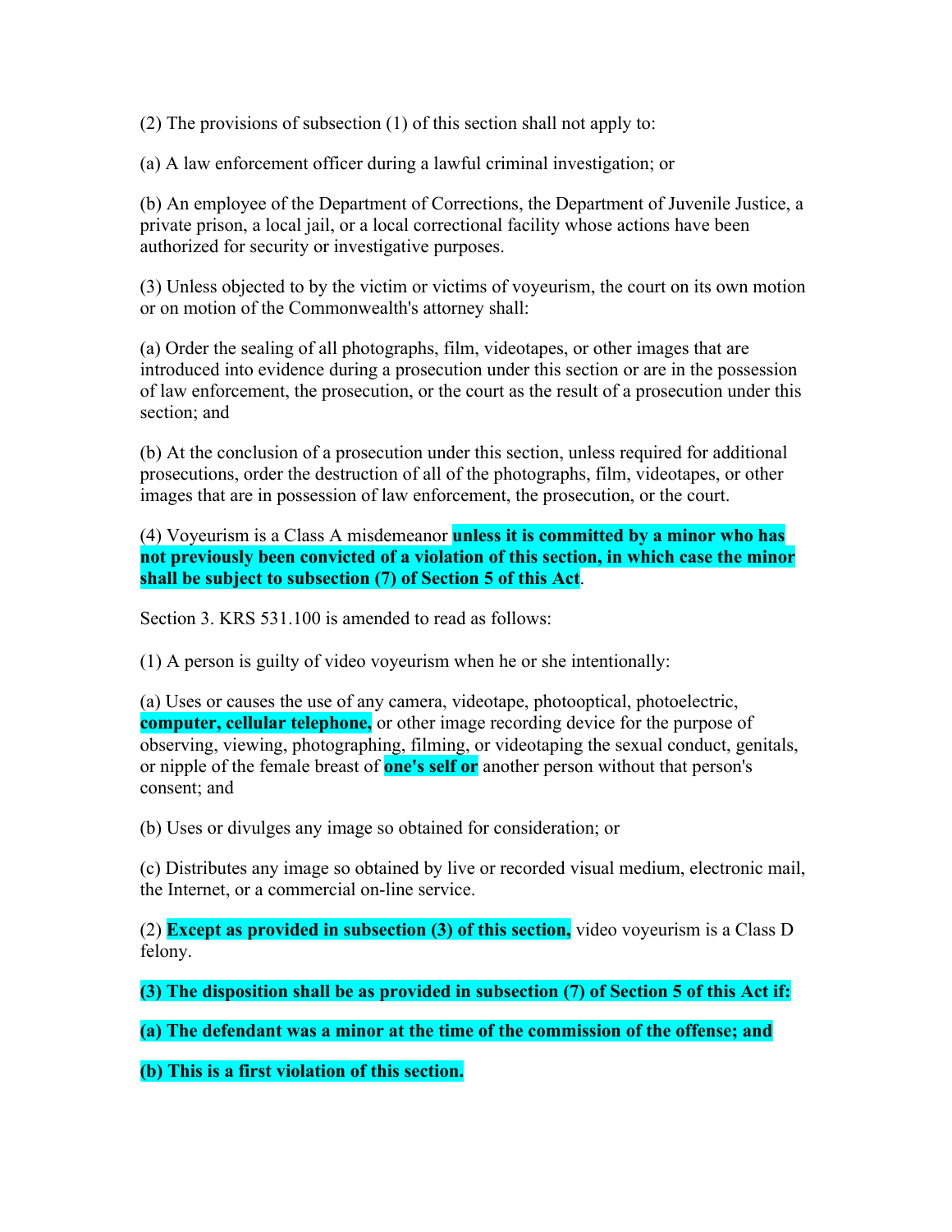(2) The provisions of subsection (1) of this section shall not apply to:

(a) A law enforcement officer during a lawful criminal investigation; or

(b) An employee of the Department of Corrections, the Department of Juvenile Justice, a private prison, a local jail, or a local correctional facility whose actions have been authorized for security or investigative purposes.

(3) Unless objected to by the victim or victims of voyeurism, the court on its own motion or on motion of the Commonwealth's attorney shall:

(a) Order the sealing of all photographs, film, videotapes, or other images that are introduced into evidence during a prosecution under this section or are in the possession of law enforcement, the prosecution, or the court as the result of a prosecution under this section; and

(b) At the conclusion of a prosecution under this section, unless required for additional prosecutions, order the destruction of all of the photographs, film, videotapes, or other images that are in possession of law enforcement, the prosecution, or the court.

(4) Voyeurism is a Class A misdemeanor **unless it is committed by a minor who has not previously been convicted of a violation of this section, in which case the minor shall be subject to subsection (7) of Section 5 of this Act**.

Section 3. KRS 531.100 is amended to read as follows:

(1) A person is guilty of video voyeurism when he or she intentionally:

(a) Uses or causes the use of any camera, videotape, photooptical, photoelectric, **computer, cellular telephone,** or other image recording device for the purpose of observing, viewing, photographing, filming, or videotaping the sexual conduct, genitals, or nipple of the female breast of **one's self or** another person without that person's consent; and

(b) Uses or divulges any image so obtained for consideration; or

(c) Distributes any image so obtained by live or recorded visual medium, electronic mail, the Internet, or a commercial on-line service.

(2) **Except as provided in subsection (3) of this section,** video voyeurism is a Class D felony.

**(3) The disposition shall be as provided in subsection (7) of Section 5 of this Act if:**

**(a) The defendant was a minor at the time of the commission of the offense; and**

**(b) This is a first violation of this section.**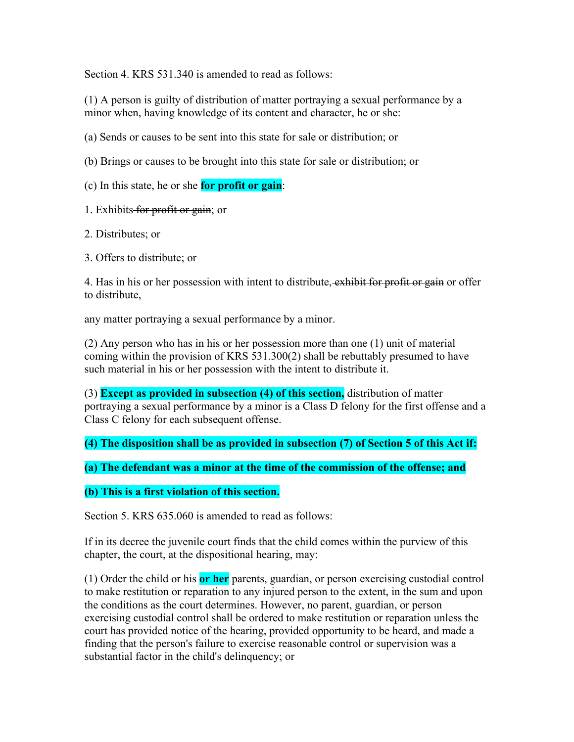Section 4. KRS 531.340 is amended to read as follows:

(1) A person is guilty of distribution of matter portraying a sexual performance by a minor when, having knowledge of its content and character, he or she:

(a) Sends or causes to be sent into this state for sale or distribution; or

(b) Brings or causes to be brought into this state for sale or distribution; or

(c) In this state, he or she **for profit or gain**:

1. Exhibits ~~for profit or gain~~; or

2. Distributes; or

3. Offers to distribute; or

4. Has in his or her possession with intent to distribute~~, exhibit for profit or gain~~ or offer to distribute,

any matter portraying a sexual performance by a minor.

(2) Any person who has in his or her possession more than one (1) unit of material coming within the provision of KRS 531.300(2) shall be rebuttably presumed to have such material in his or her possession with the intent to distribute it.

(3) **Except as provided in subsection (4) of this section,** distribution of matter portraying a sexual performance by a minor is a Class D felony for the first offense and a Class C felony for each subsequent offense.

**(4) The disposition shall be as provided in subsection (7) of Section 5 of this Act if:**

**(a) The defendant was a minor at the time of the commission of the offense; and**

**(b) This is a first violation of this section.**

Section 5. KRS 635.060 is amended to read as follows:

If in its decree the juvenile court finds that the child comes within the purview of this chapter, the court, at the dispositional hearing, may:

(1) Order the child or his **or her** parents, guardian, or person exercising custodial control to make restitution or reparation to any injured person to the extent, in the sum and upon the conditions as the court determines. However, no parent, guardian, or person exercising custodial control shall be ordered to make restitution or reparation unless the court has provided notice of the hearing, provided opportunity to be heard, and made a finding that the person's failure to exercise reasonable control or supervision was a substantial factor in the child's delinquency; or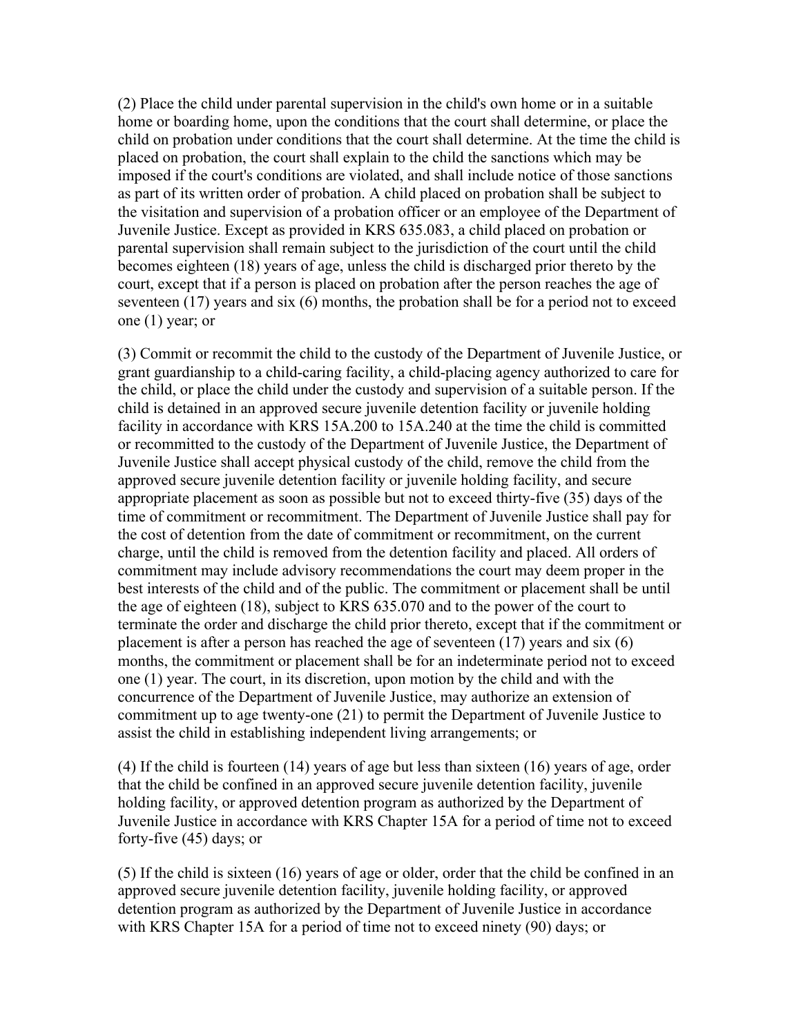(2) Place the child under parental supervision in the child's own home or in a suitable home or boarding home, upon the conditions that the court shall determine, or place the child on probation under conditions that the court shall determine. At the time the child is placed on probation, the court shall explain to the child the sanctions which may be imposed if the court's conditions are violated, and shall include notice of those sanctions as part of its written order of probation. A child placed on probation shall be subject to the visitation and supervision of a probation officer or an employee of the Department of Juvenile Justice. Except as provided in KRS 635.083, a child placed on probation or parental supervision shall remain subject to the jurisdiction of the court until the child becomes eighteen (18) years of age, unless the child is discharged prior thereto by the court, except that if a person is placed on probation after the person reaches the age of seventeen (17) years and six (6) months, the probation shall be for a period not to exceed one (1) year; or

(3) Commit or recommit the child to the custody of the Department of Juvenile Justice, or grant guardianship to a child-caring facility, a child-placing agency authorized to care for the child, or place the child under the custody and supervision of a suitable person. If the child is detained in an approved secure juvenile detention facility or juvenile holding facility in accordance with KRS 15A.200 to 15A.240 at the time the child is committed or recommitted to the custody of the Department of Juvenile Justice, the Department of Juvenile Justice shall accept physical custody of the child, remove the child from the approved secure juvenile detention facility or juvenile holding facility, and secure appropriate placement as soon as possible but not to exceed thirty-five (35) days of the time of commitment or recommitment. The Department of Juvenile Justice shall pay for the cost of detention from the date of commitment or recommitment, on the current charge, until the child is removed from the detention facility and placed. All orders of commitment may include advisory recommendations the court may deem proper in the best interests of the child and of the public. The commitment or placement shall be until the age of eighteen (18), subject to KRS 635.070 and to the power of the court to terminate the order and discharge the child prior thereto, except that if the commitment or placement is after a person has reached the age of seventeen (17) years and six (6) months, the commitment or placement shall be for an indeterminate period not to exceed one (1) year. The court, in its discretion, upon motion by the child and with the concurrence of the Department of Juvenile Justice, may authorize an extension of commitment up to age twenty-one (21) to permit the Department of Juvenile Justice to assist the child in establishing independent living arrangements; or

(4) If the child is fourteen (14) years of age but less than sixteen (16) years of age, order that the child be confined in an approved secure juvenile detention facility, juvenile holding facility, or approved detention program as authorized by the Department of Juvenile Justice in accordance with KRS Chapter 15A for a period of time not to exceed forty-five (45) days; or

(5) If the child is sixteen (16) years of age or older, order that the child be confined in an approved secure juvenile detention facility, juvenile holding facility, or approved detention program as authorized by the Department of Juvenile Justice in accordance with KRS Chapter 15A for a period of time not to exceed ninety (90) days; or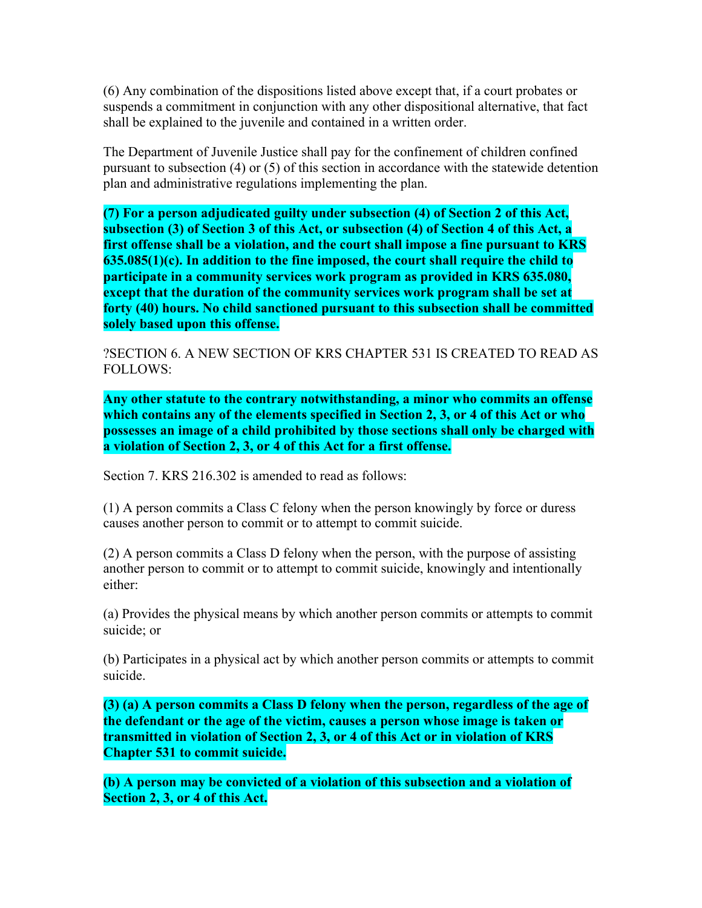(6) Any combination of the dispositions listed above except that, if a court probates or suspends a commitment in conjunction with any other dispositional alternative, that fact shall be explained to the juvenile and contained in a written order.

The Department of Juvenile Justice shall pay for the confinement of children confined pursuant to subsection (4) or (5) of this section in accordance with the statewide detention plan and administrative regulations implementing the plan.

**(7) For a person adjudicated guilty under subsection (4) of Section 2 of this Act, subsection (3) of Section 3 of this Act, or subsection (4) of Section 4 of this Act, a first offense shall be a violation, and the court shall impose a fine pursuant to KRS 635.085(1)(c). In addition to the fine imposed, the court shall require the child to participate in a community services work program as provided in KRS 635.080, except that the duration of the community services work program shall be set at forty (40) hours. No child sanctioned pursuant to this subsection shall be committed solely based upon this offense.**

?SECTION 6. A NEW SECTION OF KRS CHAPTER 531 IS CREATED TO READ AS FOLLOWS:

**Any other statute to the contrary notwithstanding, a minor who commits an offense which contains any of the elements specified in Section 2, 3, or 4 of this Act or who possesses an image of a child prohibited by those sections shall only be charged with a violation of Section 2, 3, or 4 of this Act for a first offense.**

Section 7. KRS 216.302 is amended to read as follows:

(1) A person commits a Class C felony when the person knowingly by force or duress causes another person to commit or to attempt to commit suicide.

(2) A person commits a Class D felony when the person, with the purpose of assisting another person to commit or to attempt to commit suicide, knowingly and intentionally either:

(a) Provides the physical means by which another person commits or attempts to commit suicide; or

(b) Participates in a physical act by which another person commits or attempts to commit suicide.

**(3) (a) A person commits a Class D felony when the person, regardless of the age of the defendant or the age of the victim, causes a person whose image is taken or transmitted in violation of Section 2, 3, or 4 of this Act or in violation of KRS Chapter 531 to commit suicide.**

**(b) A person may be convicted of a violation of this subsection and a violation of Section 2, 3, or 4 of this Act.**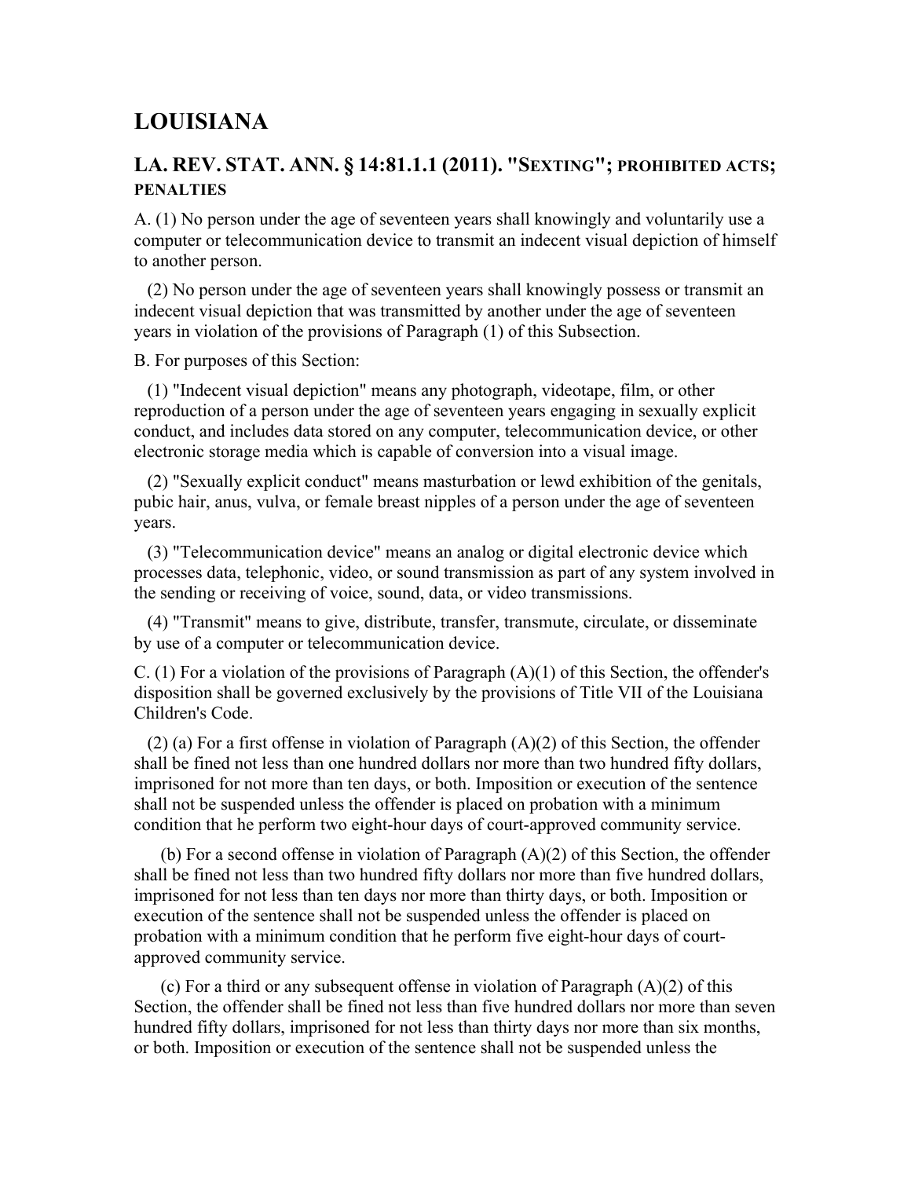# LOUISIANA

## LA. REV. STAT. ANN. § 14:81.1.1 (2011). "SEXTING"; PROHIBITED ACTS; PENALTIES

A. (1) No person under the age of seventeen years shall knowingly and voluntarily use a computer or telecommunication device to transmit an indecent visual depiction of himself to another person.

(2) No person under the age of seventeen years shall knowingly possess or transmit an indecent visual depiction that was transmitted by another under the age of seventeen years in violation of the provisions of Paragraph (1) of this Subsection.

B. For purposes of this Section:

(1) "Indecent visual depiction" means any photograph, videotape, film, or other reproduction of a person under the age of seventeen years engaging in sexually explicit conduct, and includes data stored on any computer, telecommunication device, or other electronic storage media which is capable of conversion into a visual image.

(2) "Sexually explicit conduct" means masturbation or lewd exhibition of the genitals, pubic hair, anus, vulva, or female breast nipples of a person under the age of seventeen years.

(3) "Telecommunication device" means an analog or digital electronic device which processes data, telephonic, video, or sound transmission as part of any system involved in the sending or receiving of voice, sound, data, or video transmissions.

(4) "Transmit" means to give, distribute, transfer, transmute, circulate, or disseminate by use of a computer or telecommunication device.

C. (1) For a violation of the provisions of Paragraph (A)(1) of this Section, the offender's disposition shall be governed exclusively by the provisions of Title VII of the Louisiana Children's Code.

(2) (a) For a first offense in violation of Paragraph (A)(2) of this Section, the offender shall be fined not less than one hundred dollars nor more than two hundred fifty dollars, imprisoned for not more than ten days, or both. Imposition or execution of the sentence shall not be suspended unless the offender is placed on probation with a minimum condition that he perform two eight-hour days of court-approved community service.

(b) For a second offense in violation of Paragraph (A)(2) of this Section, the offender shall be fined not less than two hundred fifty dollars nor more than five hundred dollars, imprisoned for not less than ten days nor more than thirty days, or both. Imposition or execution of the sentence shall not be suspended unless the offender is placed on probation with a minimum condition that he perform five eight-hour days of court-approved community service.

(c) For a third or any subsequent offense in violation of Paragraph (A)(2) of this Section, the offender shall be fined not less than five hundred dollars nor more than seven hundred fifty dollars, imprisoned for not less than thirty days nor more than six months, or both. Imposition or execution of the sentence shall not be suspended unless the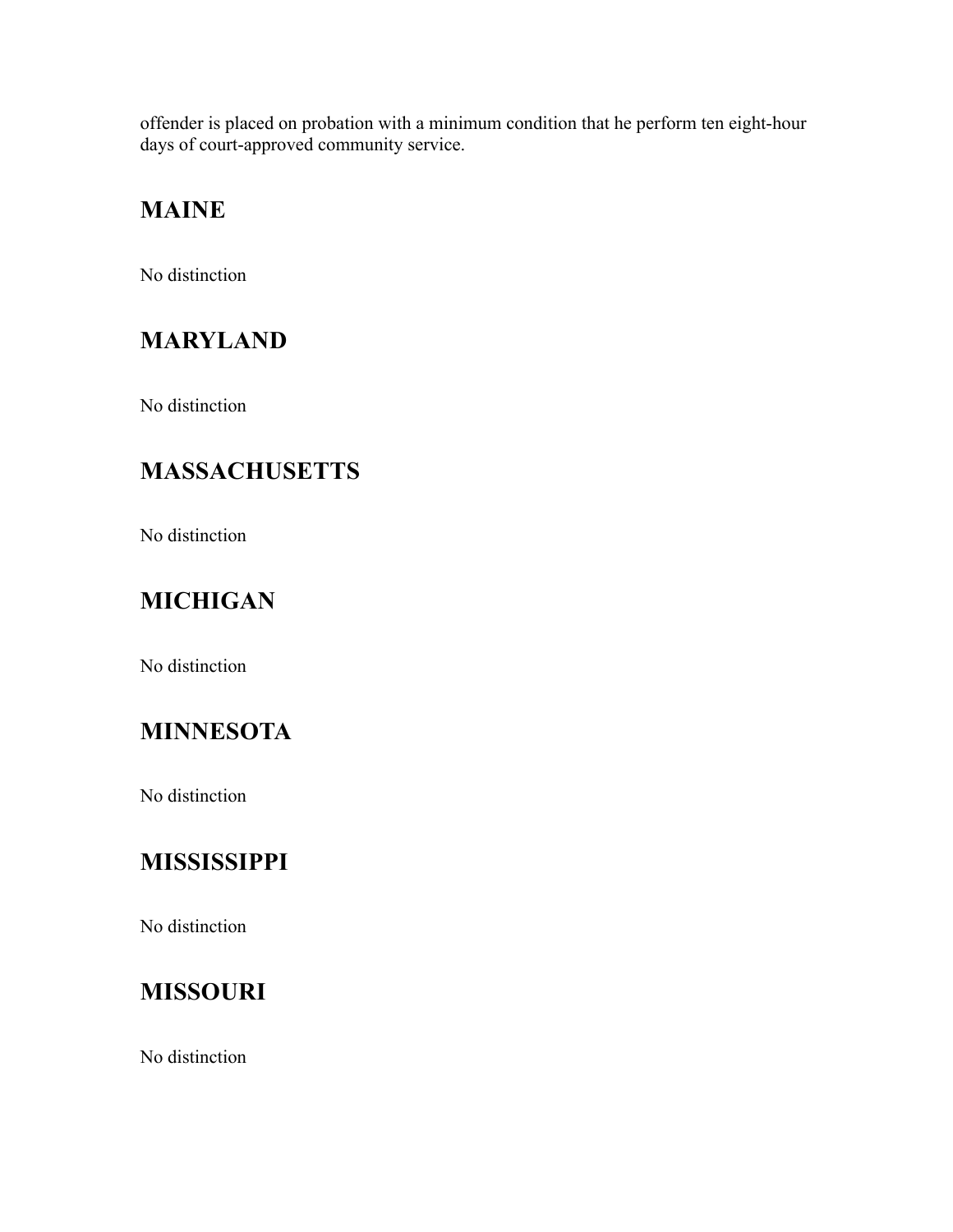offender is placed on probation with a minimum condition that he perform ten eight-hour days of court-approved community service.

## MAINE

No distinction

## MARYLAND

No distinction

## MASSACHUSETTS

No distinction

## MICHIGAN

No distinction

## MINNESOTA

No distinction

## MISSISSIPPI

No distinction

## MISSOURI

No distinction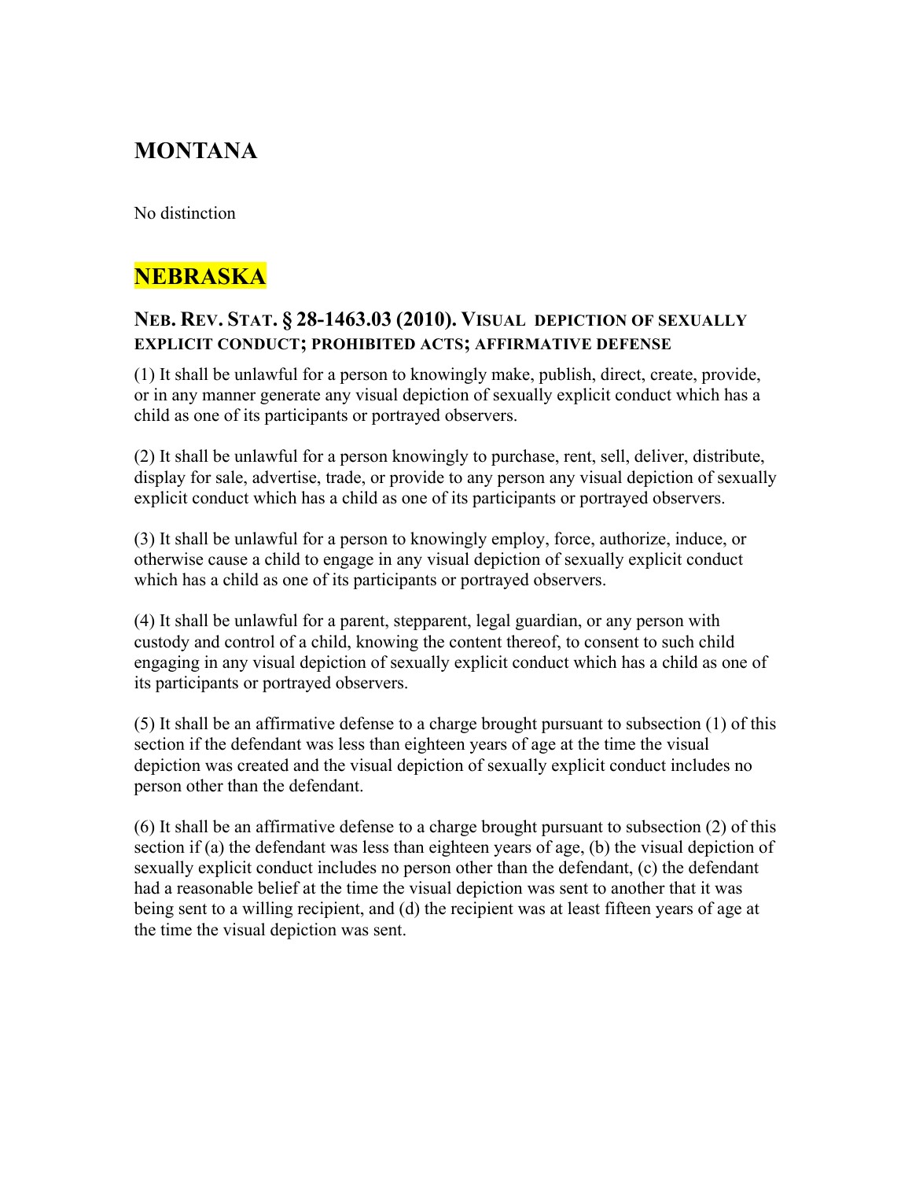## MONTANA

No distinction

## NEBRASKA

### NEB. REV. STAT. § 28-1463.03 (2010). VISUAL DEPICTION OF SEXUALLY EXPLICIT CONDUCT; PROHIBITED ACTS; AFFIRMATIVE DEFENSE

(1) It shall be unlawful for a person to knowingly make, publish, direct, create, provide, or in any manner generate any visual depiction of sexually explicit conduct which has a child as one of its participants or portrayed observers.

(2) It shall be unlawful for a person knowingly to purchase, rent, sell, deliver, distribute, display for sale, advertise, trade, or provide to any person any visual depiction of sexually explicit conduct which has a child as one of its participants or portrayed observers.

(3) It shall be unlawful for a person to knowingly employ, force, authorize, induce, or otherwise cause a child to engage in any visual depiction of sexually explicit conduct which has a child as one of its participants or portrayed observers.

(4) It shall be unlawful for a parent, stepparent, legal guardian, or any person with custody and control of a child, knowing the content thereof, to consent to such child engaging in any visual depiction of sexually explicit conduct which has a child as one of its participants or portrayed observers.

(5) It shall be an affirmative defense to a charge brought pursuant to subsection (1) of this section if the defendant was less than eighteen years of age at the time the visual depiction was created and the visual depiction of sexually explicit conduct includes no person other than the defendant.

(6) It shall be an affirmative defense to a charge brought pursuant to subsection (2) of this section if (a) the defendant was less than eighteen years of age, (b) the visual depiction of sexually explicit conduct includes no person other than the defendant, (c) the defendant had a reasonable belief at the time the visual depiction was sent to another that it was being sent to a willing recipient, and (d) the recipient was at least fifteen years of age at the time the visual depiction was sent.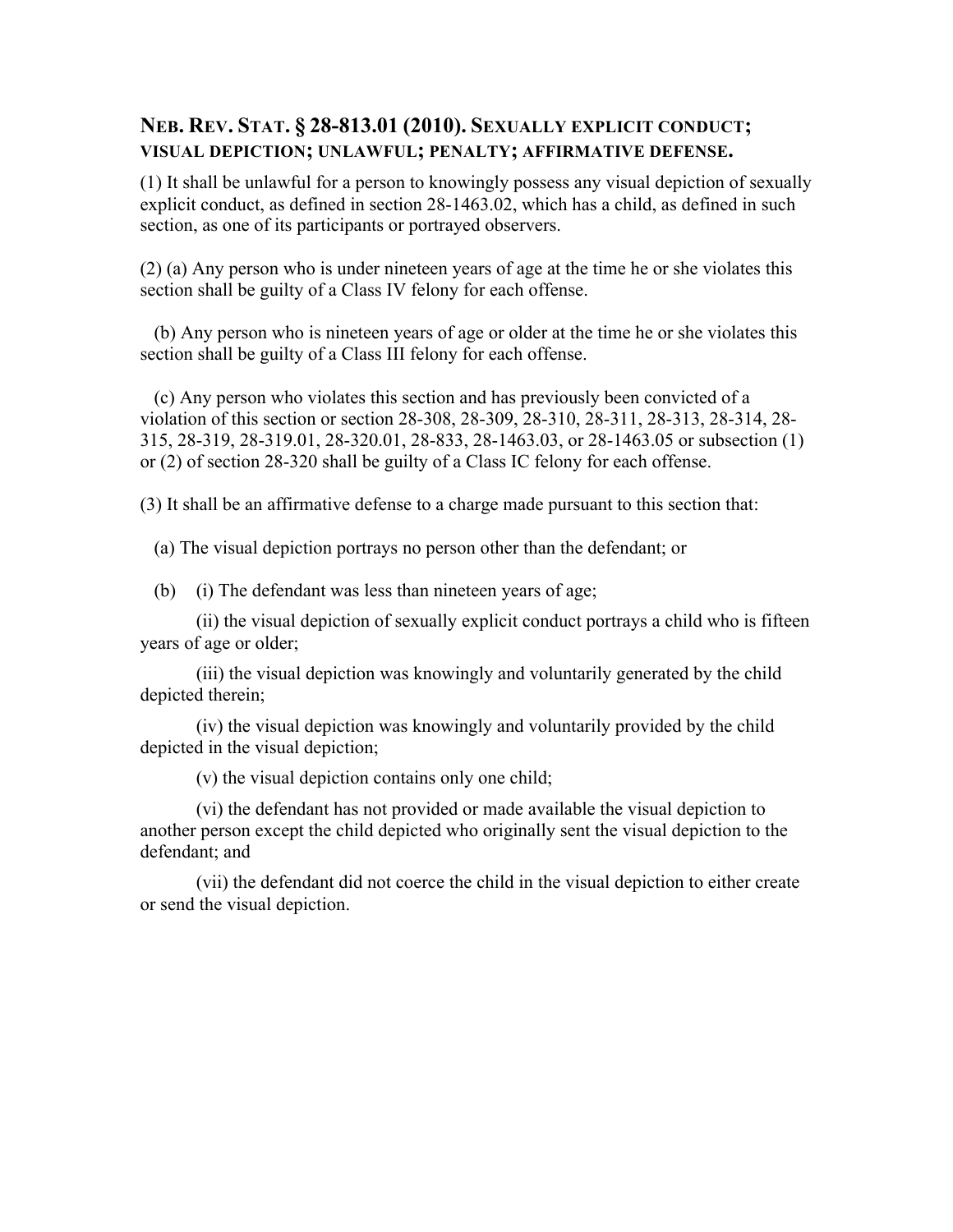## NEB. REV. STAT. § 28-813.01 (2010). SEXUALLY EXPLICIT CONDUCT; VISUAL DEPICTION; UNLAWFUL; PENALTY; AFFIRMATIVE DEFENSE.

(1) It shall be unlawful for a person to knowingly possess any visual depiction of sexually explicit conduct, as defined in section 28-1463.02, which has a child, as defined in such section, as one of its participants or portrayed observers.

(2) (a) Any person who is under nineteen years of age at the time he or she violates this section shall be guilty of a Class IV felony for each offense.

(b) Any person who is nineteen years of age or older at the time he or she violates this section shall be guilty of a Class III felony for each offense.

(c) Any person who violates this section and has previously been convicted of a violation of this section or section 28-308, 28-309, 28-310, 28-311, 28-313, 28-314, 28-315, 28-319, 28-319.01, 28-320.01, 28-833, 28-1463.03, or 28-1463.05 or subsection (1) or (2) of section 28-320 shall be guilty of a Class IC felony for each offense.

(3) It shall be an affirmative defense to a charge made pursuant to this section that:

(a) The visual depiction portrays no person other than the defendant; or

(b) (i) The defendant was less than nineteen years of age;

(ii) the visual depiction of sexually explicit conduct portrays a child who is fifteen years of age or older;

(iii) the visual depiction was knowingly and voluntarily generated by the child depicted therein;

(iv) the visual depiction was knowingly and voluntarily provided by the child depicted in the visual depiction;

(v) the visual depiction contains only one child;

(vi) the defendant has not provided or made available the visual depiction to another person except the child depicted who originally sent the visual depiction to the defendant; and

(vii) the defendant did not coerce the child in the visual depiction to either create or send the visual depiction.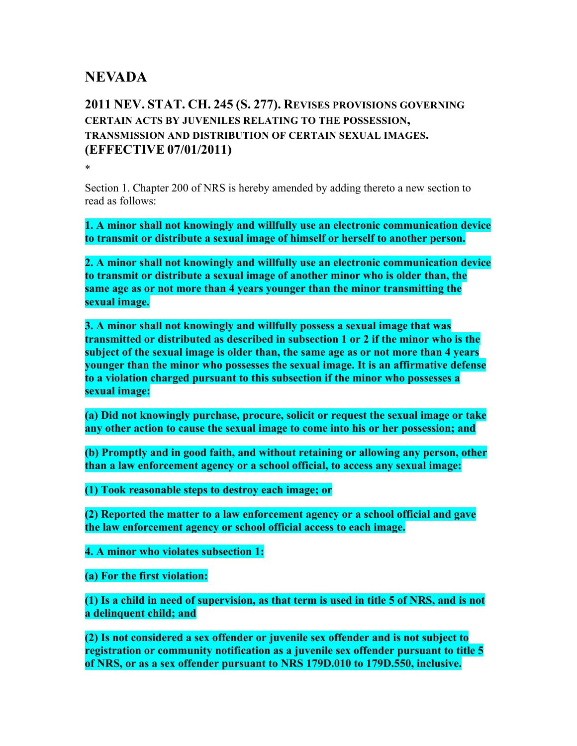# NEVADA

## 2011 NEV. STAT. CH. 245 (S. 277). REVISES PROVISIONS GOVERNING CERTAIN ACTS BY JUVENILES RELATING TO THE POSSESSION, TRANSMISSION AND DISTRIBUTION OF CERTAIN SEXUAL IMAGES. (EFFECTIVE 07/01/2011)

*

Section 1. Chapter 200 of NRS is hereby amended by adding thereto a new section to read as follows:

**1. A minor shall not knowingly and willfully use an electronic communication device to transmit or distribute a sexual image of himself or herself to another person.**

**2. A minor shall not knowingly and willfully use an electronic communication device to transmit or distribute a sexual image of another minor who is older than, the same age as or not more than 4 years younger than the minor transmitting the sexual image.**

**3. A minor shall not knowingly and willfully possess a sexual image that was transmitted or distributed as described in subsection 1 or 2 if the minor who is the subject of the sexual image is older than, the same age as or not more than 4 years younger than the minor who possesses the sexual image. It is an affirmative defense to a violation charged pursuant to this subsection if the minor who possesses a sexual image:**

**(a) Did not knowingly purchase, procure, solicit or request the sexual image or take any other action to cause the sexual image to come into his or her possession; and**

**(b) Promptly and in good faith, and without retaining or allowing any person, other than a law enforcement agency or a school official, to access any sexual image:**

**(1) Took reasonable steps to destroy each image; or**

**(2) Reported the matter to a law enforcement agency or a school official and gave the law enforcement agency or school official access to each image.**

**4. A minor who violates subsection 1:**

**(a) For the first violation:**

**(1) Is a child in need of supervision, as that term is used in title 5 of NRS, and is not a delinquent child; and**

**(2) Is not considered a sex offender or juvenile sex offender and is not subject to registration or community notification as a juvenile sex offender pursuant to title 5 of NRS, or as a sex offender pursuant to NRS 179D.010 to 179D.550, inclusive.**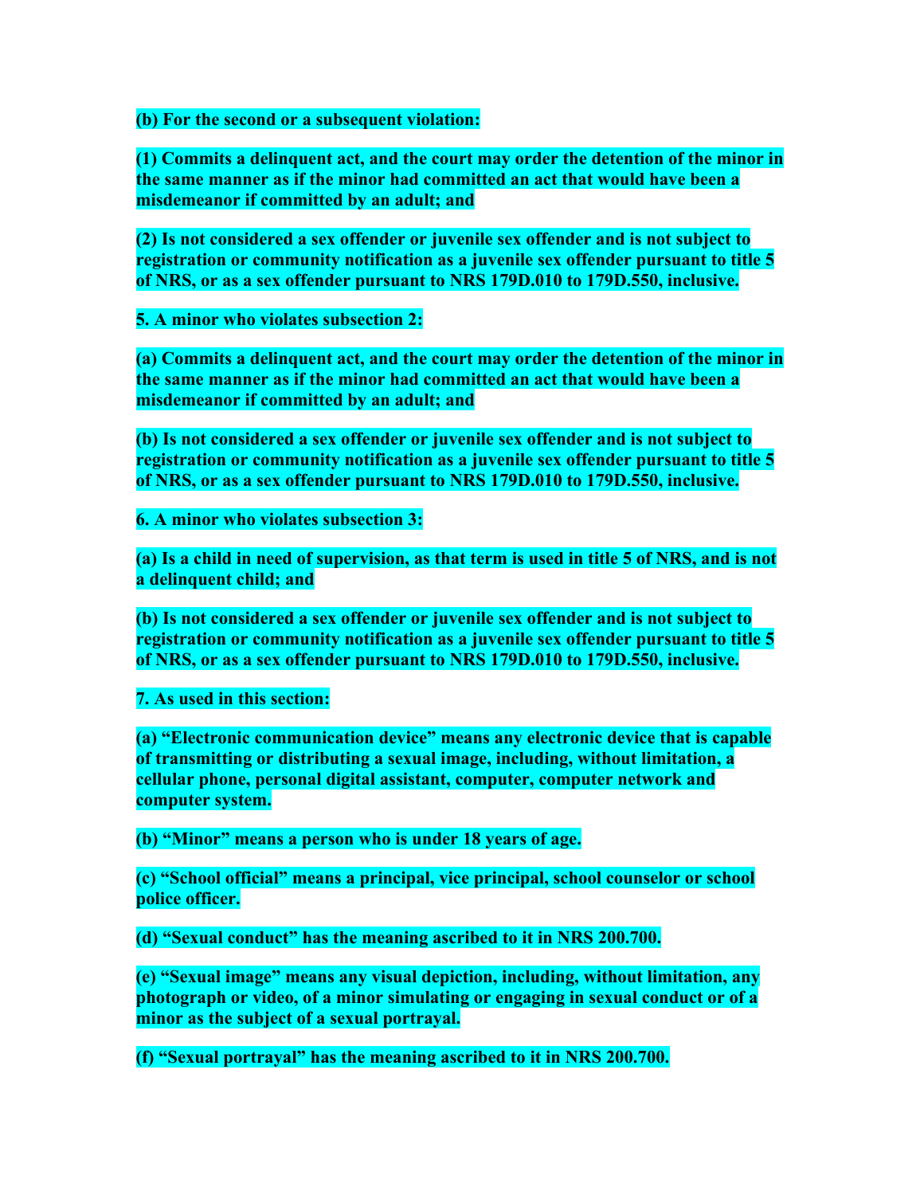**(b) For the second or a subsequent violation:**

**(1) Commits a delinquent act, and the court may order the detention of the minor in the same manner as if the minor had committed an act that would have been a misdemeanor if committed by an adult; and**

**(2) Is not considered a sex offender or juvenile sex offender and is not subject to registration or community notification as a juvenile sex offender pursuant to title 5 of NRS, or as a sex offender pursuant to NRS 179D.010 to 179D.550, inclusive.**

**5. A minor who violates subsection 2:**

**(a) Commits a delinquent act, and the court may order the detention of the minor in the same manner as if the minor had committed an act that would have been a misdemeanor if committed by an adult; and**

**(b) Is not considered a sex offender or juvenile sex offender and is not subject to registration or community notification as a juvenile sex offender pursuant to title 5 of NRS, or as a sex offender pursuant to NRS 179D.010 to 179D.550, inclusive.**

**6. A minor who violates subsection 3:**

**(a) Is a child in need of supervision, as that term is used in title 5 of NRS, and is not a delinquent child; and**

**(b) Is not considered a sex offender or juvenile sex offender and is not subject to registration or community notification as a juvenile sex offender pursuant to title 5 of NRS, or as a sex offender pursuant to NRS 179D.010 to 179D.550, inclusive.**

**7. As used in this section:**

**(a) "Electronic communication device" means any electronic device that is capable of transmitting or distributing a sexual image, including, without limitation, a cellular phone, personal digital assistant, computer, computer network and computer system.**

**(b) "Minor" means a person who is under 18 years of age.**

**(c) "School official" means a principal, vice principal, school counselor or school police officer.**

**(d) "Sexual conduct" has the meaning ascribed to it in NRS 200.700.**

**(e) "Sexual image" means any visual depiction, including, without limitation, any photograph or video, of a minor simulating or engaging in sexual conduct or of a minor as the subject of a sexual portrayal.**

**(f) "Sexual portrayal" has the meaning ascribed to it in NRS 200.700.**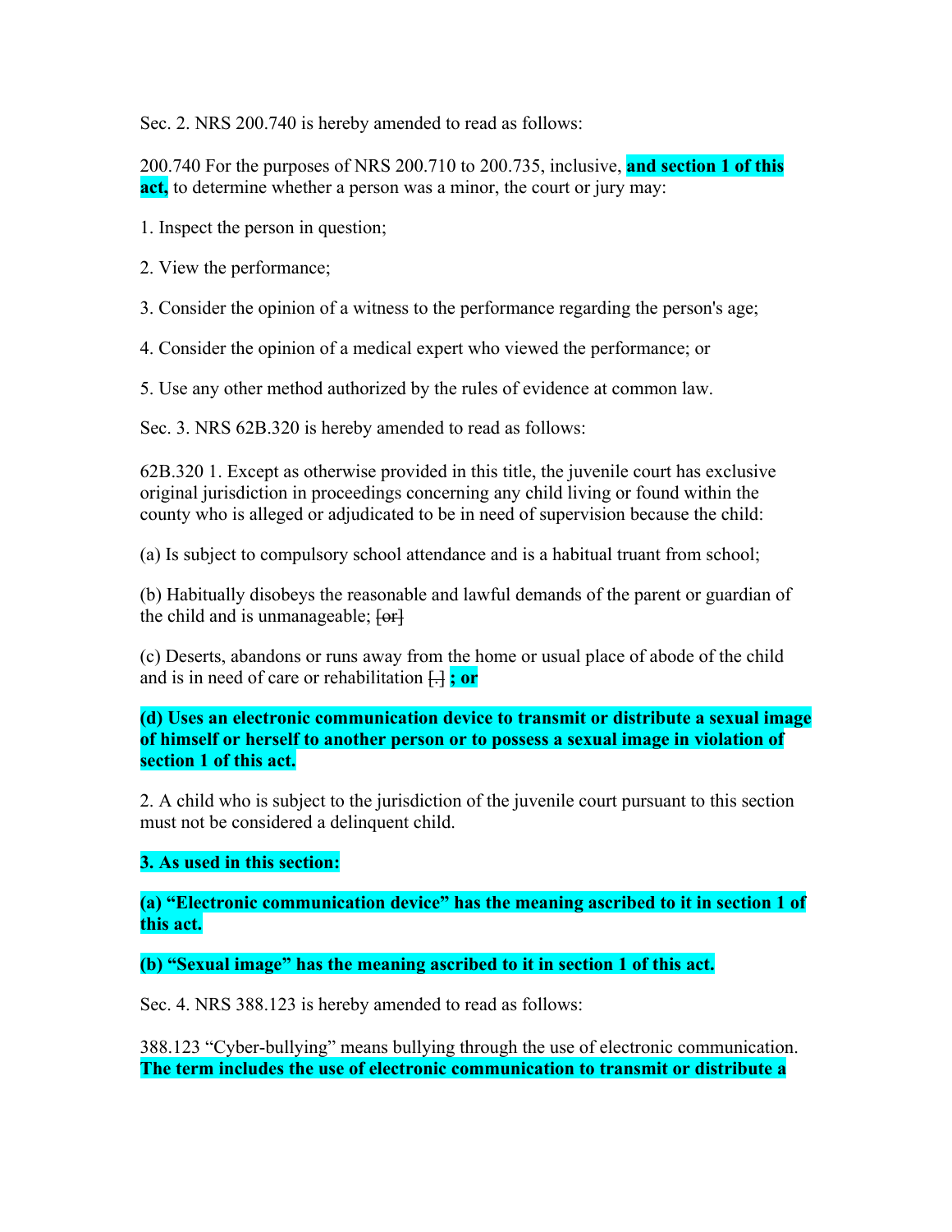Sec. 2. NRS 200.740 is hereby amended to read as follows:

200.740 For the purposes of NRS 200.710 to 200.735, inclusive, **and section 1 of this act,** to determine whether a person was a minor, the court or jury may:

1. Inspect the person in question;

2. View the performance;

3. Consider the opinion of a witness to the performance regarding the person's age;

4. Consider the opinion of a medical expert who viewed the performance; or

5. Use any other method authorized by the rules of evidence at common law.

Sec. 3. NRS 62B.320 is hereby amended to read as follows:

62B.320 1. Except as otherwise provided in this title, the juvenile court has exclusive original jurisdiction in proceedings concerning any child living or found within the county who is alleged or adjudicated to be in need of supervision because the child:

(a) Is subject to compulsory school attendance and is a habitual truant from school;

(b) Habitually disobeys the reasonable and lawful demands of the parent or guardian of the child and is unmanageable; ~~[or]~~

(c) Deserts, abandons or runs away from the home or usual place of abode of the child and is in need of care or rehabilitation ~~[.]~~ **; or**

**(d) Uses an electronic communication device to transmit or distribute a sexual image of himself or herself to another person or to possess a sexual image in violation of section 1 of this act.**

2. A child who is subject to the jurisdiction of the juvenile court pursuant to this section must not be considered a delinquent child.

**3. As used in this section:**

**(a) "Electronic communication device" has the meaning ascribed to it in section 1 of this act.**

**(b) "Sexual image" has the meaning ascribed to it in section 1 of this act.**

Sec. 4. NRS 388.123 is hereby amended to read as follows:

388.123 "Cyber-bullying" means bullying through the use of electronic communication. **The term includes the use of electronic communication to transmit or distribute a**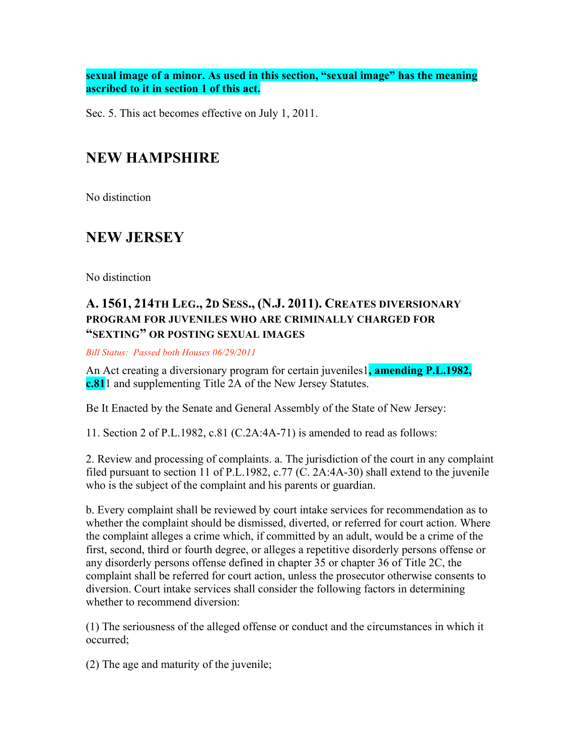**sexual image of a minor. As used in this section, "sexual image" has the meaning ascribed to it in section 1 of this act.**

Sec. 5. This act becomes effective on July 1, 2011.

## NEW HAMPSHIRE

No distinction

## NEW JERSEY

No distinction

### A. 1561, 214TH LEG., 2D SESS., (N.J. 2011). CREATES DIVERSIONARY PROGRAM FOR JUVENILES WHO ARE CRIMINALLY CHARGED FOR "SEXTING" OR POSTING SEXUAL IMAGES

*Bill Status: Passed both Houses 06/29/2011*

An Act creating a diversionary program for certain juveniles1**, amending P.L.1982, c.81**1 and supplementing Title 2A of the New Jersey Statutes.

Be It Enacted by the Senate and General Assembly of the State of New Jersey:

11. Section 2 of P.L.1982, c.81 (C.2A:4A-71) is amended to read as follows:

2. Review and processing of complaints. a. The jurisdiction of the court in any complaint filed pursuant to section 11 of P.L.1982, c.77 (C. 2A:4A-30) shall extend to the juvenile who is the subject of the complaint and his parents or guardian.

b. Every complaint shall be reviewed by court intake services for recommendation as to whether the complaint should be dismissed, diverted, or referred for court action. Where the complaint alleges a crime which, if committed by an adult, would be a crime of the first, second, third or fourth degree, or alleges a repetitive disorderly persons offense or any disorderly persons offense defined in chapter 35 or chapter 36 of Title 2C, the complaint shall be referred for court action, unless the prosecutor otherwise consents to diversion. Court intake services shall consider the following factors in determining whether to recommend diversion:

(1) The seriousness of the alleged offense or conduct and the circumstances in which it occurred;

(2) The age and maturity of the juvenile;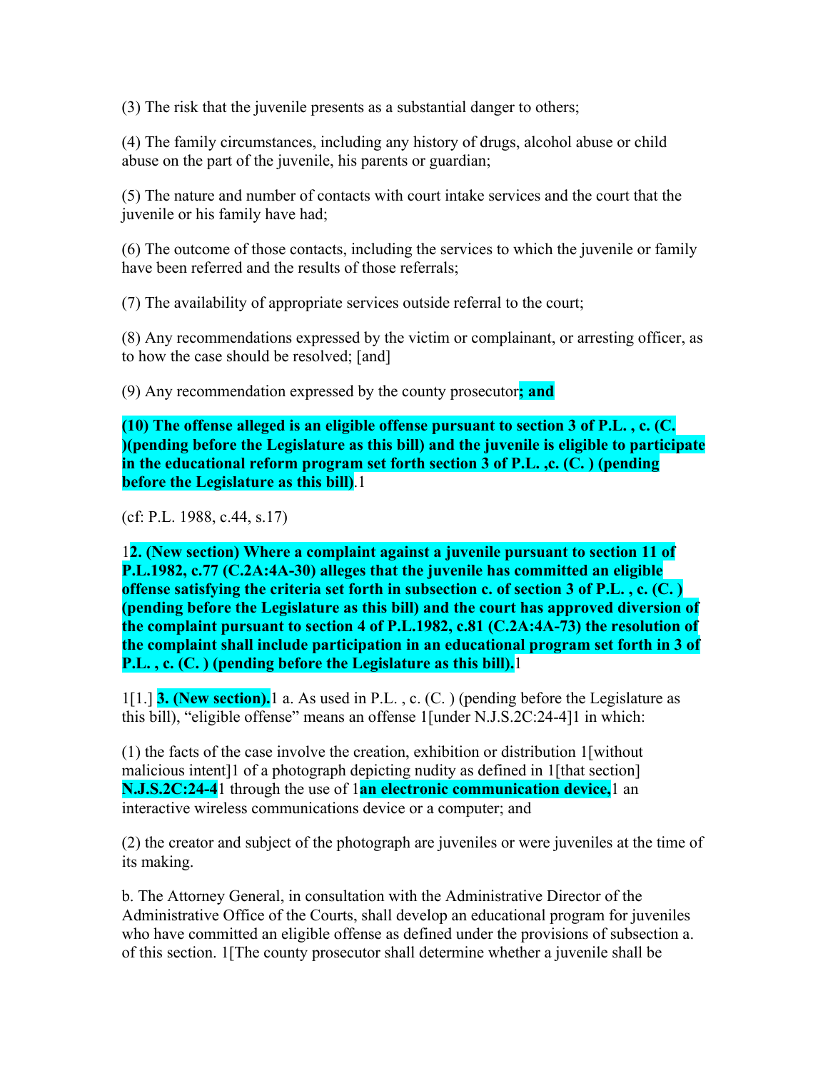(3) The risk that the juvenile presents as a substantial danger to others;

(4) The family circumstances, including any history of drugs, alcohol abuse or child abuse on the part of the juvenile, his parents or guardian;

(5) The nature and number of contacts with court intake services and the court that the juvenile or his family have had;

(6) The outcome of those contacts, including the services to which the juvenile or family have been referred and the results of those referrals;

(7) The availability of appropriate services outside referral to the court;

(8) Any recommendations expressed by the victim or complainant, or arresting officer, as to how the case should be resolved; [and]

(9) Any recommendation expressed by the county prosecutor**; and**

**(10) The offense alleged is an eligible offense pursuant to section 3 of P.L. , c. (C. )(pending before the Legislature as this bill) and the juvenile is eligible to participate in the educational reform program set forth section 3 of P.L. ,c. (C. ) (pending before the Legislature as this bill)**.1

(cf: P.L. 1988, c.44, s.17)

1**2. (New section) Where a complaint against a juvenile pursuant to section 11 of P.L.1982, c.77 (C.2A:4A-30) alleges that the juvenile has committed an eligible offense satisfying the criteria set forth in subsection c. of section 3 of P.L. , c. (C. ) (pending before the Legislature as this bill) and the court has approved diversion of the complaint pursuant to section 4 of P.L.1982, c.81 (C.2A:4A-73) the resolution of the complaint shall include participation in an educational program set forth in 3 of P.L. , c. (C. ) (pending before the Legislature as this bill).**1

1[1.] **3. (New section).**1 a. As used in P.L. , c. (C. ) (pending before the Legislature as this bill), "eligible offense" means an offense 1[under N.J.S.2C:24-4]1 in which:

(1) the facts of the case involve the creation, exhibition or distribution 1[without malicious intent]1 of a photograph depicting nudity as defined in 1[that section] **N.J.S.2C:24-4**1 through the use of 1**an electronic communication device,**1 an interactive wireless communications device or a computer; and

(2) the creator and subject of the photograph are juveniles or were juveniles at the time of its making.

b. The Attorney General, in consultation with the Administrative Director of the Administrative Office of the Courts, shall develop an educational program for juveniles who have committed an eligible offense as defined under the provisions of subsection a. of this section. 1[The county prosecutor shall determine whether a juvenile shall be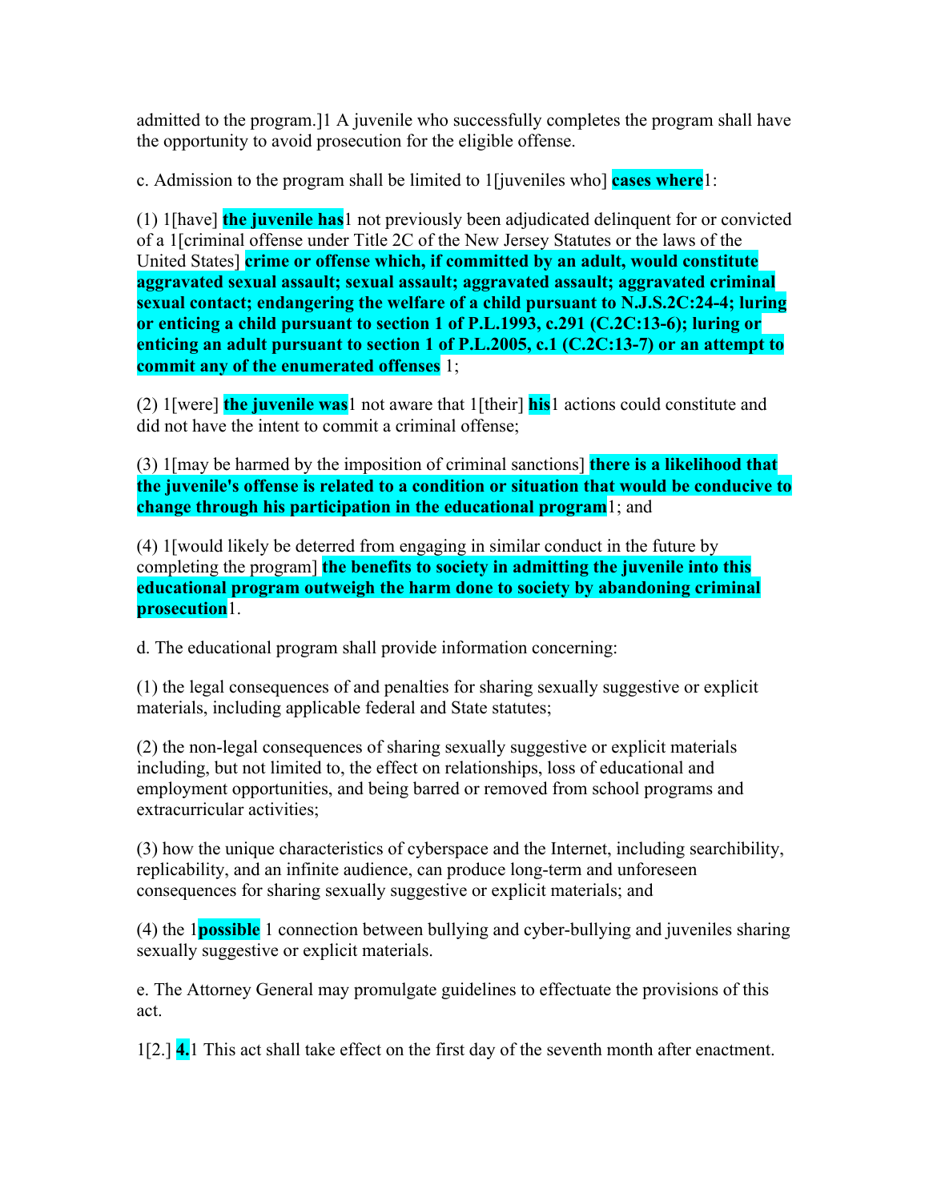admitted to the program.]1 A juvenile who successfully completes the program shall have the opportunity to avoid prosecution for the eligible offense.

c. Admission to the program shall be limited to 1[juveniles who] **cases where**1:

(1) 1[have] **the juvenile has**1 not previously been adjudicated delinquent for or convicted of a 1[criminal offense under Title 2C of the New Jersey Statutes or the laws of the United States] **crime or offense which, if committed by an adult, would constitute aggravated sexual assault; sexual assault; aggravated assault; aggravated criminal sexual contact; endangering the welfare of a child pursuant to N.J.S.2C:24-4; luring or enticing a child pursuant to section 1 of P.L.1993, c.291 (C.2C:13-6); luring or enticing an adult pursuant to section 1 of P.L.2005, c.1 (C.2C:13-7) or an attempt to commit any of the enumerated offenses** 1;

(2) 1[were] **the juvenile was**1 not aware that 1[their] **his**1 actions could constitute and did not have the intent to commit a criminal offense;

(3) 1[may be harmed by the imposition of criminal sanctions] **there is a likelihood that the juvenile's offense is related to a condition or situation that would be conducive to change through his participation in the educational program**1; and

(4) 1[would likely be deterred from engaging in similar conduct in the future by completing the program] **the benefits to society in admitting the juvenile into this educational program outweigh the harm done to society by abandoning criminal prosecution**1.

d. The educational program shall provide information concerning:

(1) the legal consequences of and penalties for sharing sexually suggestive or explicit materials, including applicable federal and State statutes;

(2) the non-legal consequences of sharing sexually suggestive or explicit materials including, but not limited to, the effect on relationships, loss of educational and employment opportunities, and being barred or removed from school programs and extracurricular activities;

(3) how the unique characteristics of cyberspace and the Internet, including searchibility, replicability, and an infinite audience, can produce long-term and unforeseen consequences for sharing sexually suggestive or explicit materials; and

(4) the 1**possible** 1 connection between bullying and cyber-bullying and juveniles sharing sexually suggestive or explicit materials.

e. The Attorney General may promulgate guidelines to effectuate the provisions of this act.

1[2.] **4.**1 This act shall take effect on the first day of the seventh month after enactment.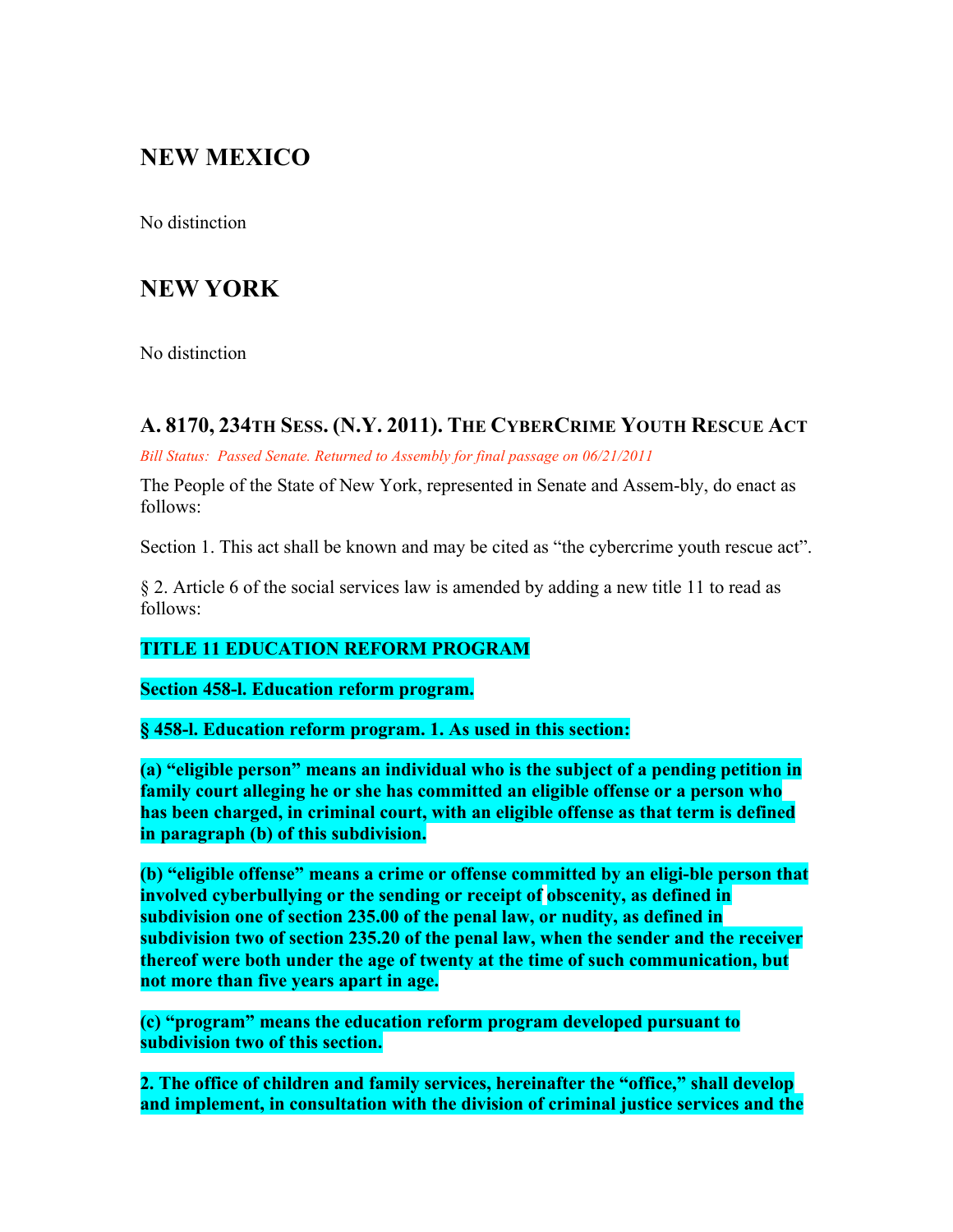## NEW MEXICO

No distinction

## NEW YORK

No distinction

### A. 8170, 234TH SESS. (N.Y. 2011). THE CYBERCRIME YOUTH RESCUE ACT

*Bill Status: Passed Senate. Returned to Assembly for final passage on 06/21/2011*

The People of the State of New York, represented in Senate and Assem-bly, do enact as follows:

Section 1. This act shall be known and may be cited as "the cybercrime youth rescue act".

§ 2. Article 6 of the social services law is amended by adding a new title 11 to read as follows:

**TITLE 11 EDUCATION REFORM PROGRAM**

**Section 458-l. Education reform program.**

**§ 458-l. Education reform program. 1. As used in this section:**

**(a) "eligible person" means an individual who is the subject of a pending petition in family court alleging he or she has committed an eligible offense or a person who has been charged, in criminal court, with an eligible offense as that term is defined in paragraph (b) of this subdivision.**

**(b) "eligible offense" means a crime or offense committed by an eligi-ble person that involved cyberbullying or the sending or receipt of obscenity, as defined in subdivision one of section 235.00 of the penal law, or nudity, as defined in subdivision two of section 235.20 of the penal law, when the sender and the receiver thereof were both under the age of twenty at the time of such communication, but not more than five years apart in age.**

**(c) "program" means the education reform program developed pursuant to subdivision two of this section.**

**2. The office of children and family services, hereinafter the "office," shall develop and implement, in consultation with the division of criminal justice services and the**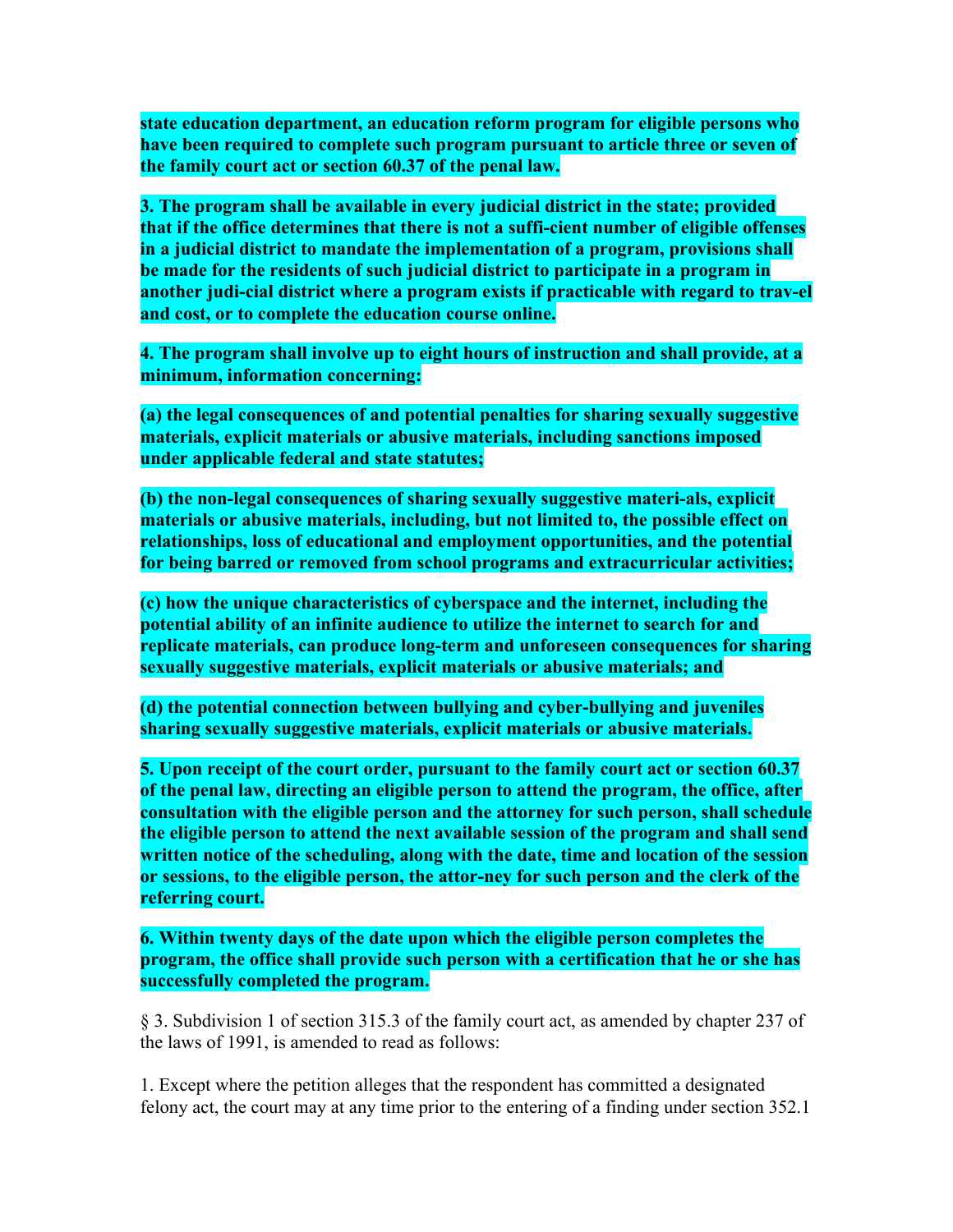**state education department, an education reform program for eligible persons who have been required to complete such program pursuant to article three or seven of the family court act or section 60.37 of the penal law.**

**3. The program shall be available in every judicial district in the state; provided that if the office determines that there is not a suffi-cient number of eligible offenses in a judicial district to mandate the implementation of a program, provisions shall be made for the residents of such judicial district to participate in a program in another judi-cial district where a program exists if practicable with regard to trav-el and cost, or to complete the education course online.**

**4. The program shall involve up to eight hours of instruction and shall provide, at a minimum, information concerning:**

**(a) the legal consequences of and potential penalties for sharing sexually suggestive materials, explicit materials or abusive materials, including sanctions imposed under applicable federal and state statutes;**

**(b) the non-legal consequences of sharing sexually suggestive materi-als, explicit materials or abusive materials, including, but not limited to, the possible effect on relationships, loss of educational and employment opportunities, and the potential for being barred or removed from school programs and extracurricular activities;**

**(c) how the unique characteristics of cyberspace and the internet, including the potential ability of an infinite audience to utilize the internet to search for and replicate materials, can produce long-term and unforeseen consequences for sharing sexually suggestive materials, explicit materials or abusive materials; and**

**(d) the potential connection between bullying and cyber-bullying and juveniles sharing sexually suggestive materials, explicit materials or abusive materials.**

**5. Upon receipt of the court order, pursuant to the family court act or section 60.37 of the penal law, directing an eligible person to attend the program, the office, after consultation with the eligible person and the attorney for such person, shall schedule the eligible person to attend the next available session of the program and shall send written notice of the scheduling, along with the date, time and location of the session or sessions, to the eligible person, the attor-ney for such person and the clerk of the referring court.**

**6. Within twenty days of the date upon which the eligible person completes the program, the office shall provide such person with a certification that he or she has successfully completed the program.**

§ 3. Subdivision 1 of section 315.3 of the family court act, as amended by chapter 237 of the laws of 1991, is amended to read as follows:

1. Except where the petition alleges that the respondent has committed a designated felony act, the court may at any time prior to the entering of a finding under section 352.1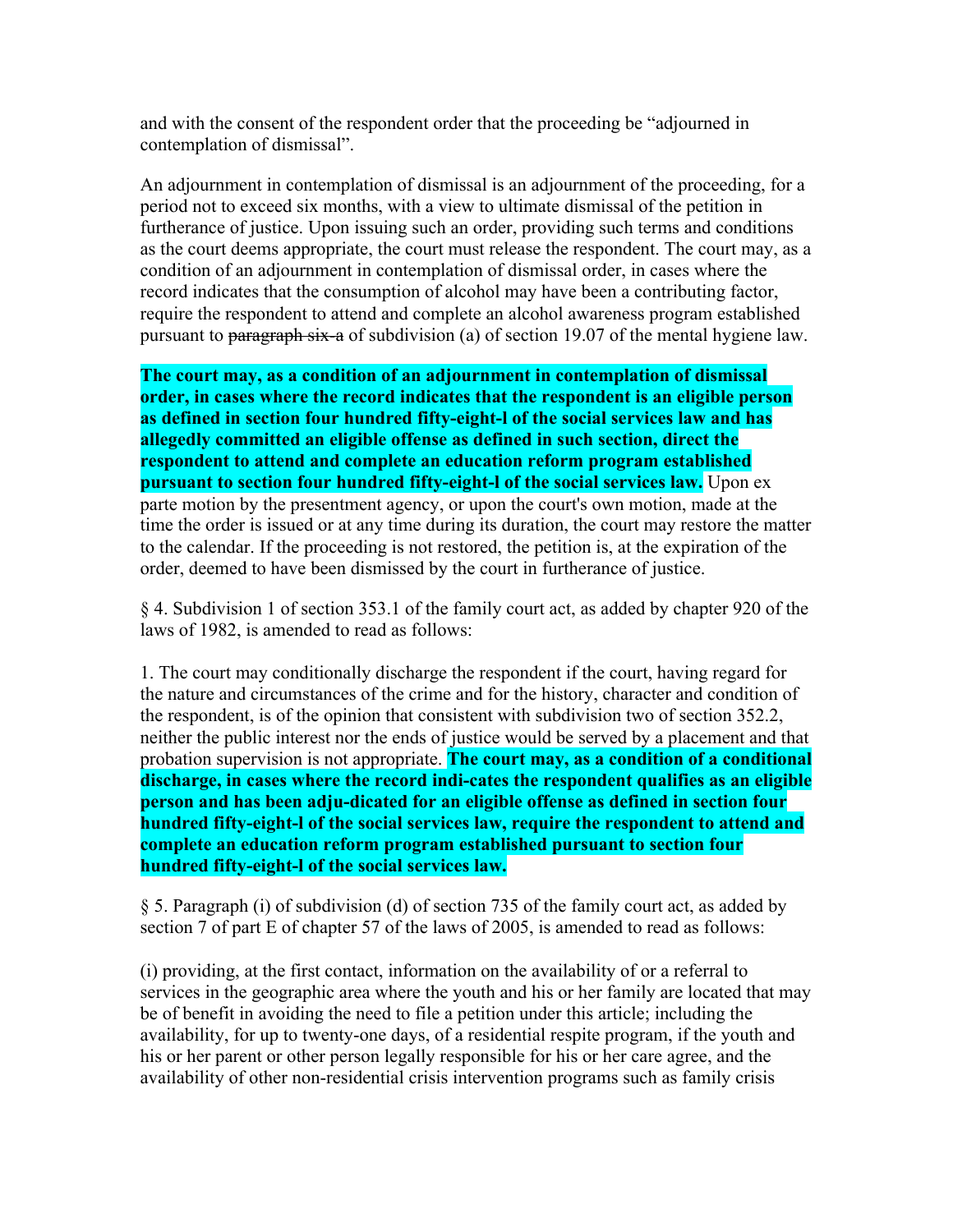and with the consent of the respondent order that the proceeding be "adjourned in contemplation of dismissal".

An adjournment in contemplation of dismissal is an adjournment of the proceeding, for a period not to exceed six months, with a view to ultimate dismissal of the petition in furtherance of justice. Upon issuing such an order, providing such terms and conditions as the court deems appropriate, the court must release the respondent. The court may, as a condition of an adjournment in contemplation of dismissal order, in cases where the record indicates that the consumption of alcohol may have been a contributing factor, require the respondent to attend and complete an alcohol awareness program established pursuant to ~~paragraph six-a~~ of subdivision (a) of section 19.07 of the mental hygiene law.

**The court may, as a condition of an adjournment in contemplation of dismissal order, in cases where the record indicates that the respondent is an eligible person as defined in section four hundred fifty-eight-l of the social services law and has allegedly committed an eligible offense as defined in such section, direct the respondent to attend and complete an education reform program established pursuant to section four hundred fifty-eight-l of the social services law.** Upon ex parte motion by the presentment agency, or upon the court's own motion, made at the time the order is issued or at any time during its duration, the court may restore the matter to the calendar. If the proceeding is not restored, the petition is, at the expiration of the order, deemed to have been dismissed by the court in furtherance of justice.

§ 4. Subdivision 1 of section 353.1 of the family court act, as added by chapter 920 of the laws of 1982, is amended to read as follows:

1. The court may conditionally discharge the respondent if the court, having regard for the nature and circumstances of the crime and for the history, character and condition of the respondent, is of the opinion that consistent with subdivision two of section 352.2, neither the public interest nor the ends of justice would be served by a placement and that probation supervision is not appropriate. **The court may, as a condition of a conditional discharge, in cases where the record indi-cates the respondent qualifies as an eligible person and has been adju-dicated for an eligible offense as defined in section four hundred fifty-eight-l of the social services law, require the respondent to attend and complete an education reform program established pursuant to section four hundred fifty-eight-l of the social services law.**

§ 5. Paragraph (i) of subdivision (d) of section 735 of the family court act, as added by section 7 of part E of chapter 57 of the laws of 2005, is amended to read as follows:

(i) providing, at the first contact, information on the availability of or a referral to services in the geographic area where the youth and his or her family are located that may be of benefit in avoiding the need to file a petition under this article; including the availability, for up to twenty-one days, of a residential respite program, if the youth and his or her parent or other person legally responsible for his or her care agree, and the availability of other non-residential crisis intervention programs such as family crisis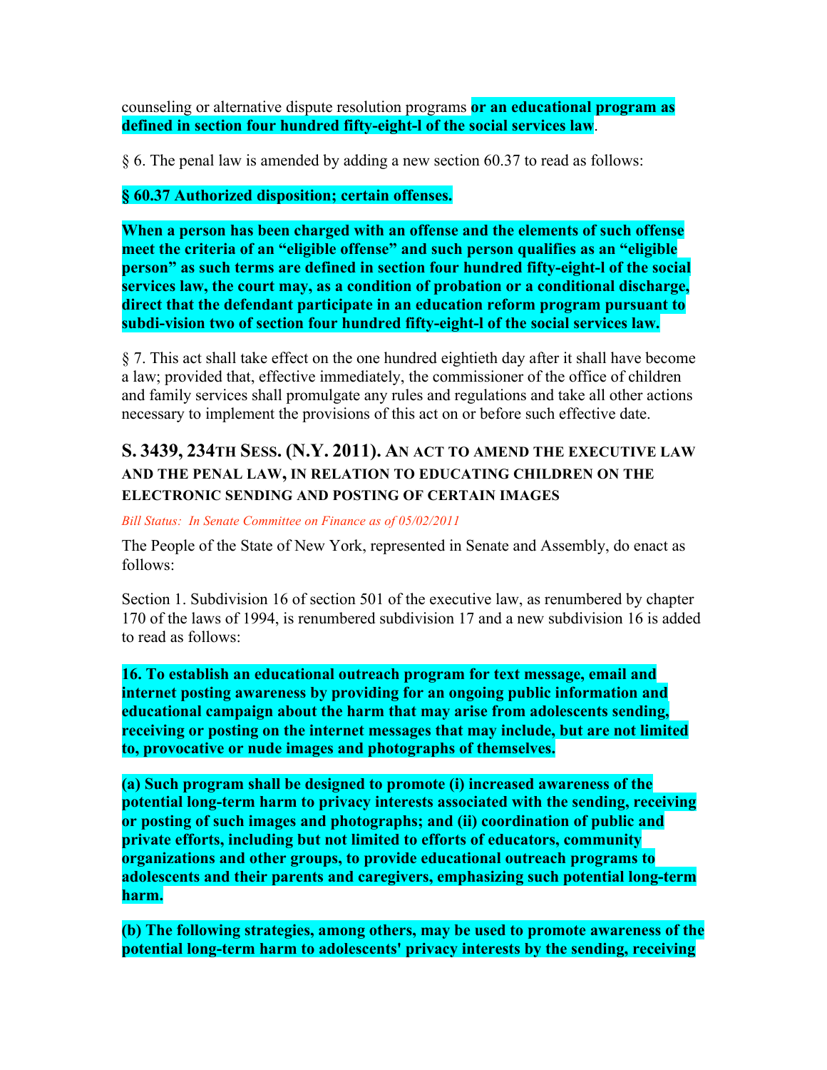counseling or alternative dispute resolution programs **or an educational program as defined in section four hundred fifty-eight-l of the social services law**.

§ 6. The penal law is amended by adding a new section 60.37 to read as follows:

**§ 60.37 Authorized disposition; certain offenses.**

**When a person has been charged with an offense and the elements of such offense meet the criteria of an "eligible offense" and such person qualifies as an "eligible person" as such terms are defined in section four hundred fifty-eight-l of the social services law, the court may, as a condition of probation or a conditional discharge, direct that the defendant participate in an education reform program pursuant to subdi-vision two of section four hundred fifty-eight-l of the social services law.**

§ 7. This act shall take effect on the one hundred eightieth day after it shall have become a law; provided that, effective immediately, the commissioner of the office of children and family services shall promulgate any rules and regulations and take all other actions necessary to implement the provisions of this act on or before such effective date.

## S. 3439, 234TH SESS. (N.Y. 2011). AN ACT TO AMEND THE EXECUTIVE LAW AND THE PENAL LAW, IN RELATION TO EDUCATING CHILDREN ON THE ELECTRONIC SENDING AND POSTING OF CERTAIN IMAGES

*Bill Status: In Senate Committee on Finance as of 05/02/2011*

The People of the State of New York, represented in Senate and Assembly, do enact as follows:

Section 1. Subdivision 16 of section 501 of the executive law, as renumbered by chapter 170 of the laws of 1994, is renumbered subdivision 17 and a new subdivision 16 is added to read as follows:

**16. To establish an educational outreach program for text message, email and internet posting awareness by providing for an ongoing public information and educational campaign about the harm that may arise from adolescents sending, receiving or posting on the internet messages that may include, but are not limited to, provocative or nude images and photographs of themselves.**

**(a) Such program shall be designed to promote (i) increased awareness of the potential long-term harm to privacy interests associated with the sending, receiving or posting of such images and photographs; and (ii) coordination of public and private efforts, including but not limited to efforts of educators, community organizations and other groups, to provide educational outreach programs to adolescents and their parents and caregivers, emphasizing such potential long-term harm.**

**(b) The following strategies, among others, may be used to promote awareness of the potential long-term harm to adolescents' privacy interests by the sending, receiving**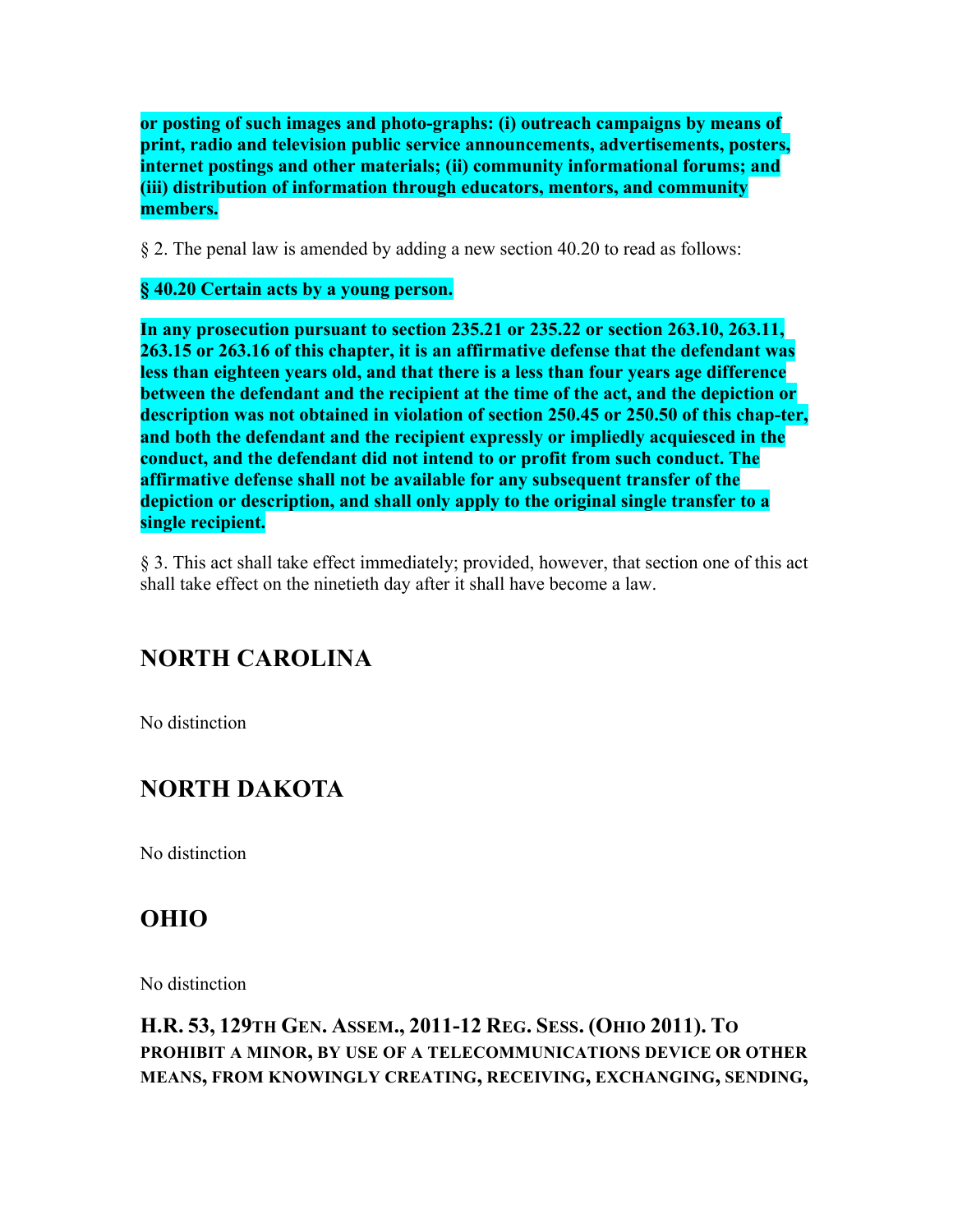**or posting of such images and photo-graphs: (i) outreach campaigns by means of print, radio and television public service announcements, advertisements, posters, internet postings and other materials; (ii) community informational forums; and (iii) distribution of information through educators, mentors, and community members.**

§ 2. The penal law is amended by adding a new section 40.20 to read as follows:

**§ 40.20 Certain acts by a young person.**

**In any prosecution pursuant to section 235.21 or 235.22 or section 263.10, 263.11, 263.15 or 263.16 of this chapter, it is an affirmative defense that the defendant was less than eighteen years old, and that there is a less than four years age difference between the defendant and the recipient at the time of the act, and the depiction or description was not obtained in violation of section 250.45 or 250.50 of this chap-ter, and both the defendant and the recipient expressly or impliedly acquiesced in the conduct, and the defendant did not intend to or profit from such conduct. The affirmative defense shall not be available for any subsequent transfer of the depiction or description, and shall only apply to the original single transfer to a single recipient.**

§ 3. This act shall take effect immediately; provided, however, that section one of this act shall take effect on the ninetieth day after it shall have become a law.

## NORTH CAROLINA

No distinction

## NORTH DAKOTA

No distinction

## OHIO

No distinction

### H.R. 53, 129TH GEN. ASSEM., 2011-12 REG. SESS. (OHIO 2011). TO PROHIBIT A MINOR, BY USE OF A TELECOMMUNICATIONS DEVICE OR OTHER MEANS, FROM KNOWINGLY CREATING, RECEIVING, EXCHANGING, SENDING,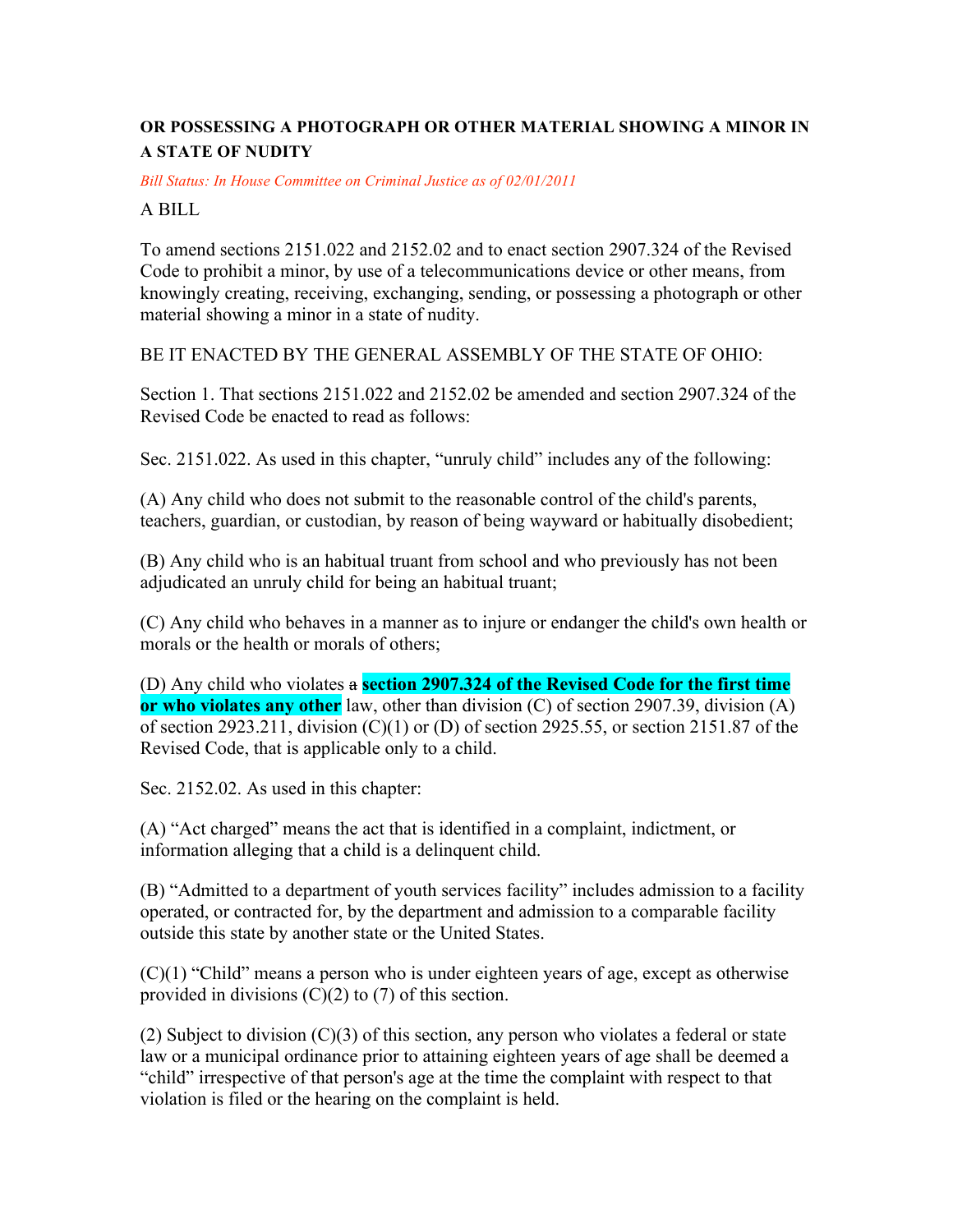**OR POSSESSING A PHOTOGRAPH OR OTHER MATERIAL SHOWING A MINOR IN A STATE OF NUDITY**

*Bill Status: In House Committee on Criminal Justice as of 02/01/2011*

A BILL

To amend sections 2151.022 and 2152.02 and to enact section 2907.324 of the Revised Code to prohibit a minor, by use of a telecommunications device or other means, from knowingly creating, receiving, exchanging, sending, or possessing a photograph or other material showing a minor in a state of nudity.

BE IT ENACTED BY THE GENERAL ASSEMBLY OF THE STATE OF OHIO:

Section 1. That sections 2151.022 and 2152.02 be amended and section 2907.324 of the Revised Code be enacted to read as follows:

Sec. 2151.022. As used in this chapter, "unruly child" includes any of the following:

(A) Any child who does not submit to the reasonable control of the child's parents, teachers, guardian, or custodian, by reason of being wayward or habitually disobedient;

(B) Any child who is an habitual truant from school and who previously has not been adjudicated an unruly child for being an habitual truant;

(C) Any child who behaves in a manner as to injure or endanger the child's own health or morals or the health or morals of others;

(D) Any child who violates ~~a~~ **section 2907.324 of the Revised Code for the first time or who violates any other** law, other than division (C) of section 2907.39, division (A) of section 2923.211, division (C)(1) or (D) of section 2925.55, or section 2151.87 of the Revised Code, that is applicable only to a child.

Sec. 2152.02. As used in this chapter:

(A) "Act charged" means the act that is identified in a complaint, indictment, or information alleging that a child is a delinquent child.

(B) "Admitted to a department of youth services facility" includes admission to a facility operated, or contracted for, by the department and admission to a comparable facility outside this state by another state or the United States.

(C)(1) "Child" means a person who is under eighteen years of age, except as otherwise provided in divisions (C)(2) to (7) of this section.

(2) Subject to division (C)(3) of this section, any person who violates a federal or state law or a municipal ordinance prior to attaining eighteen years of age shall be deemed a "child" irrespective of that person's age at the time the complaint with respect to that violation is filed or the hearing on the complaint is held.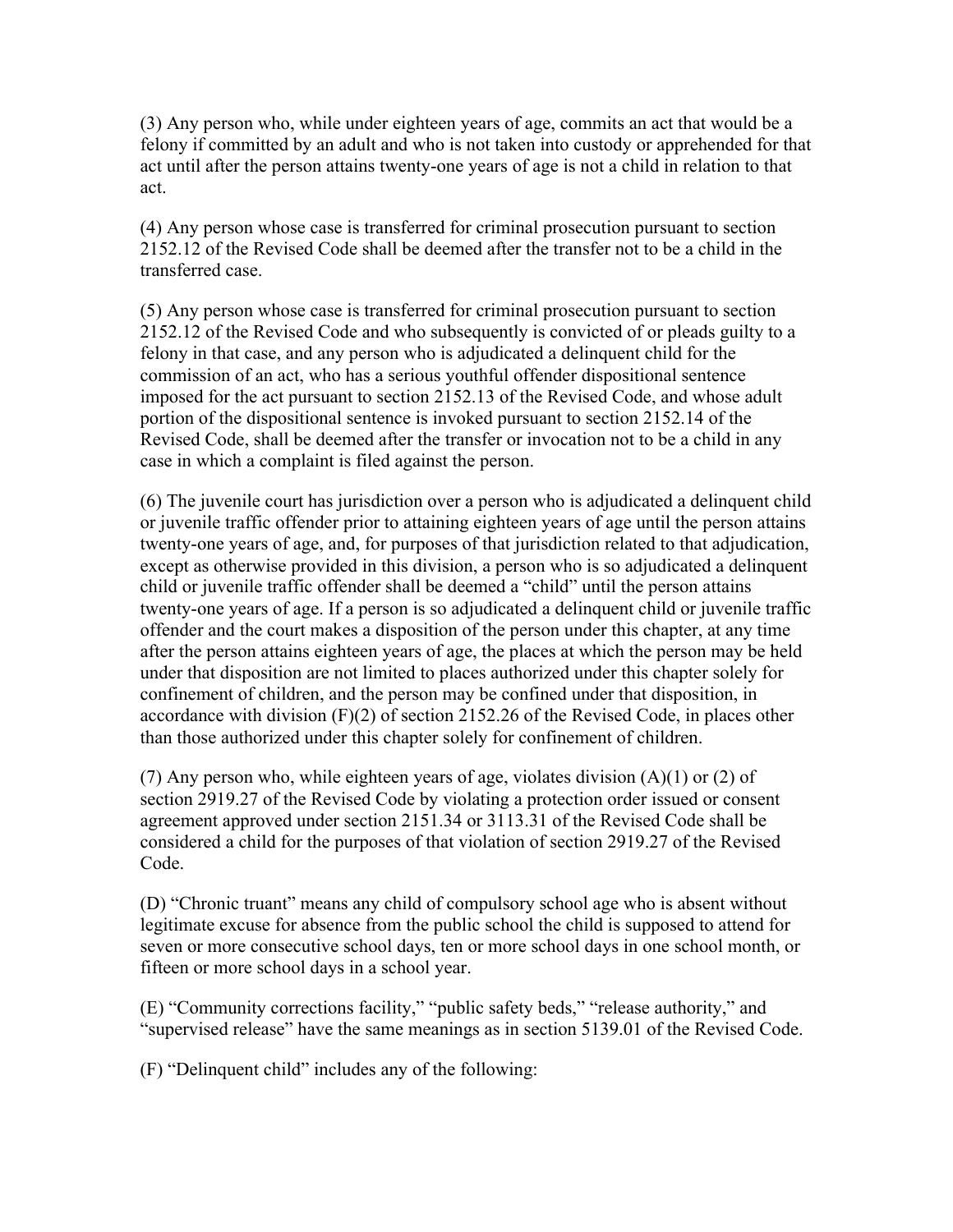(3) Any person who, while under eighteen years of age, commits an act that would be a felony if committed by an adult and who is not taken into custody or apprehended for that act until after the person attains twenty-one years of age is not a child in relation to that act.

(4) Any person whose case is transferred for criminal prosecution pursuant to section 2152.12 of the Revised Code shall be deemed after the transfer not to be a child in the transferred case.

(5) Any person whose case is transferred for criminal prosecution pursuant to section 2152.12 of the Revised Code and who subsequently is convicted of or pleads guilty to a felony in that case, and any person who is adjudicated a delinquent child for the commission of an act, who has a serious youthful offender dispositional sentence imposed for the act pursuant to section 2152.13 of the Revised Code, and whose adult portion of the dispositional sentence is invoked pursuant to section 2152.14 of the Revised Code, shall be deemed after the transfer or invocation not to be a child in any case in which a complaint is filed against the person.

(6) The juvenile court has jurisdiction over a person who is adjudicated a delinquent child or juvenile traffic offender prior to attaining eighteen years of age until the person attains twenty-one years of age, and, for purposes of that jurisdiction related to that adjudication, except as otherwise provided in this division, a person who is so adjudicated a delinquent child or juvenile traffic offender shall be deemed a "child" until the person attains twenty-one years of age. If a person is so adjudicated a delinquent child or juvenile traffic offender and the court makes a disposition of the person under this chapter, at any time after the person attains eighteen years of age, the places at which the person may be held under that disposition are not limited to places authorized under this chapter solely for confinement of children, and the person may be confined under that disposition, in accordance with division (F)(2) of section 2152.26 of the Revised Code, in places other than those authorized under this chapter solely for confinement of children.

(7) Any person who, while eighteen years of age, violates division (A)(1) or (2) of section 2919.27 of the Revised Code by violating a protection order issued or consent agreement approved under section 2151.34 or 3113.31 of the Revised Code shall be considered a child for the purposes of that violation of section 2919.27 of the Revised Code.

(D) "Chronic truant" means any child of compulsory school age who is absent without legitimate excuse for absence from the public school the child is supposed to attend for seven or more consecutive school days, ten or more school days in one school month, or fifteen or more school days in a school year.

(E) "Community corrections facility," "public safety beds," "release authority," and "supervised release" have the same meanings as in section 5139.01 of the Revised Code.

(F) "Delinquent child" includes any of the following: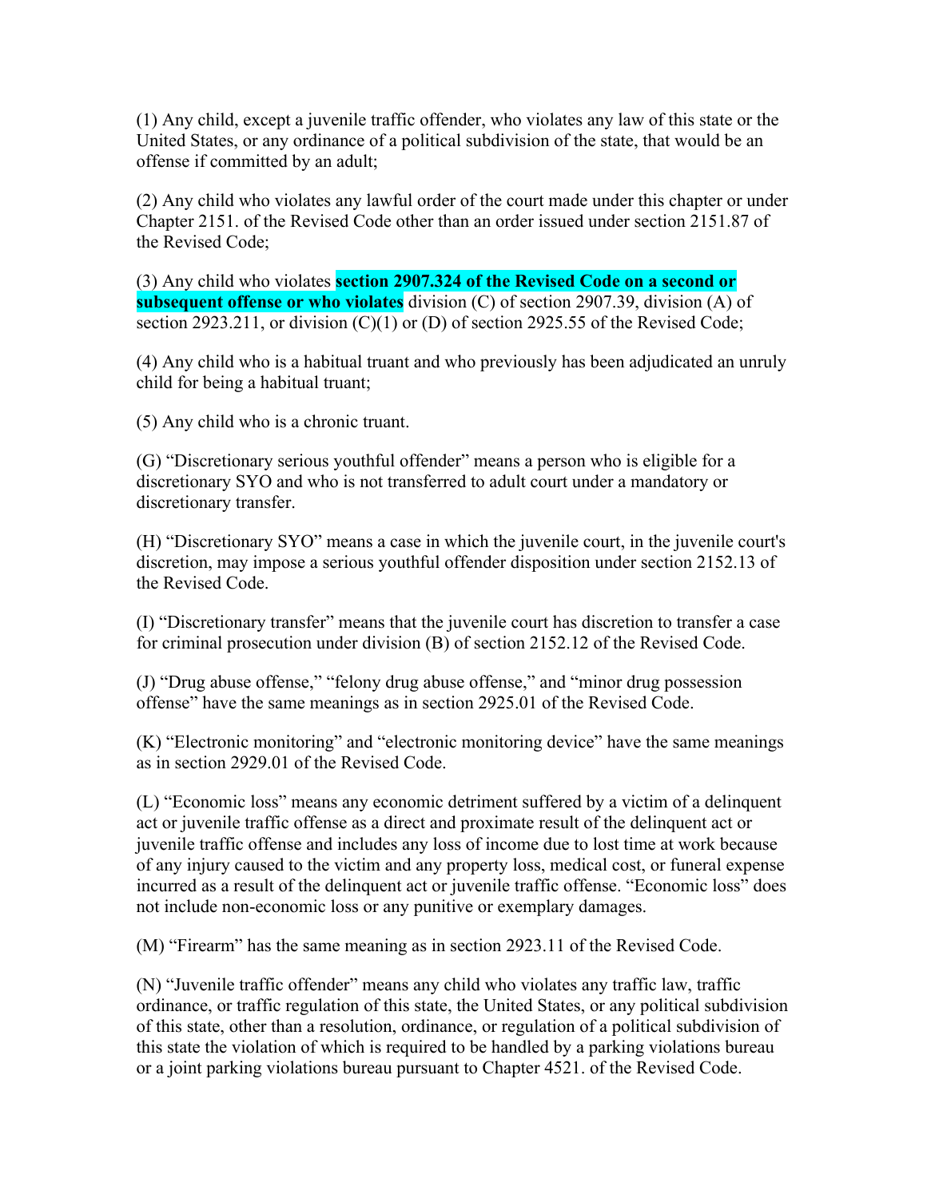(1) Any child, except a juvenile traffic offender, who violates any law of this state or the United States, or any ordinance of a political subdivision of the state, that would be an offense if committed by an adult;

(2) Any child who violates any lawful order of the court made under this chapter or under Chapter 2151. of the Revised Code other than an order issued under section 2151.87 of the Revised Code;

(3) Any child who violates **section 2907.324 of the Revised Code on a second or subsequent offense or who violates** division (C) of section 2907.39, division (A) of section 2923.211, or division (C)(1) or (D) of section 2925.55 of the Revised Code;

(4) Any child who is a habitual truant and who previously has been adjudicated an unruly child for being a habitual truant;

(5) Any child who is a chronic truant.

(G) "Discretionary serious youthful offender" means a person who is eligible for a discretionary SYO and who is not transferred to adult court under a mandatory or discretionary transfer.

(H) "Discretionary SYO" means a case in which the juvenile court, in the juvenile court's discretion, may impose a serious youthful offender disposition under section 2152.13 of the Revised Code.

(I) "Discretionary transfer" means that the juvenile court has discretion to transfer a case for criminal prosecution under division (B) of section 2152.12 of the Revised Code.

(J) "Drug abuse offense," "felony drug abuse offense," and "minor drug possession offense" have the same meanings as in section 2925.01 of the Revised Code.

(K) "Electronic monitoring" and "electronic monitoring device" have the same meanings as in section 2929.01 of the Revised Code.

(L) "Economic loss" means any economic detriment suffered by a victim of a delinquent act or juvenile traffic offense as a direct and proximate result of the delinquent act or juvenile traffic offense and includes any loss of income due to lost time at work because of any injury caused to the victim and any property loss, medical cost, or funeral expense incurred as a result of the delinquent act or juvenile traffic offense. "Economic loss" does not include non-economic loss or any punitive or exemplary damages.

(M) "Firearm" has the same meaning as in section 2923.11 of the Revised Code.

(N) "Juvenile traffic offender" means any child who violates any traffic law, traffic ordinance, or traffic regulation of this state, the United States, or any political subdivision of this state, other than a resolution, ordinance, or regulation of a political subdivision of this state the violation of which is required to be handled by a parking violations bureau or a joint parking violations bureau pursuant to Chapter 4521. of the Revised Code.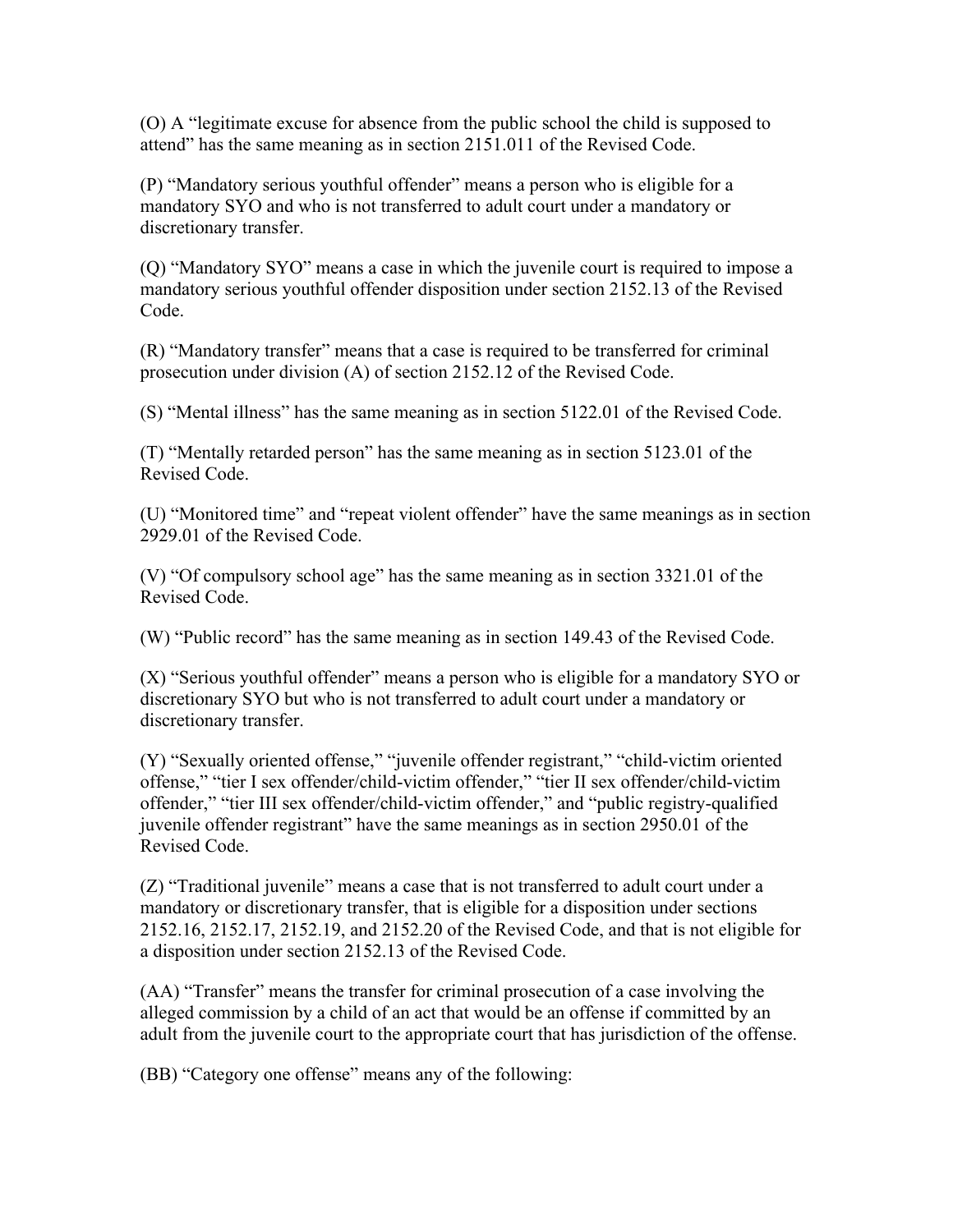(O) A “legitimate excuse for absence from the public school the child is supposed to attend” has the same meaning as in section 2151.011 of the Revised Code.

(P) “Mandatory serious youthful offender” means a person who is eligible for a mandatory SYO and who is not transferred to adult court under a mandatory or discretionary transfer.

(Q) “Mandatory SYO” means a case in which the juvenile court is required to impose a mandatory serious youthful offender disposition under section 2152.13 of the Revised Code.

(R) “Mandatory transfer” means that a case is required to be transferred for criminal prosecution under division (A) of section 2152.12 of the Revised Code.

(S) “Mental illness” has the same meaning as in section 5122.01 of the Revised Code.

(T) “Mentally retarded person” has the same meaning as in section 5123.01 of the Revised Code.

(U) “Monitored time” and “repeat violent offender” have the same meanings as in section 2929.01 of the Revised Code.

(V) “Of compulsory school age” has the same meaning as in section 3321.01 of the Revised Code.

(W) “Public record” has the same meaning as in section 149.43 of the Revised Code.

(X) “Serious youthful offender” means a person who is eligible for a mandatory SYO or discretionary SYO but who is not transferred to adult court under a mandatory or discretionary transfer.

(Y) “Sexually oriented offense,” “juvenile offender registrant,” “child-victim oriented offense,” “tier I sex offender/child-victim offender,” “tier II sex offender/child-victim offender,” “tier III sex offender/child-victim offender,” and “public registry-qualified juvenile offender registrant” have the same meanings as in section 2950.01 of the Revised Code.

(Z) “Traditional juvenile” means a case that is not transferred to adult court under a mandatory or discretionary transfer, that is eligible for a disposition under sections 2152.16, 2152.17, 2152.19, and 2152.20 of the Revised Code, and that is not eligible for a disposition under section 2152.13 of the Revised Code.

(AA) “Transfer” means the transfer for criminal prosecution of a case involving the alleged commission by a child of an act that would be an offense if committed by an adult from the juvenile court to the appropriate court that has jurisdiction of the offense.

(BB) “Category one offense” means any of the following: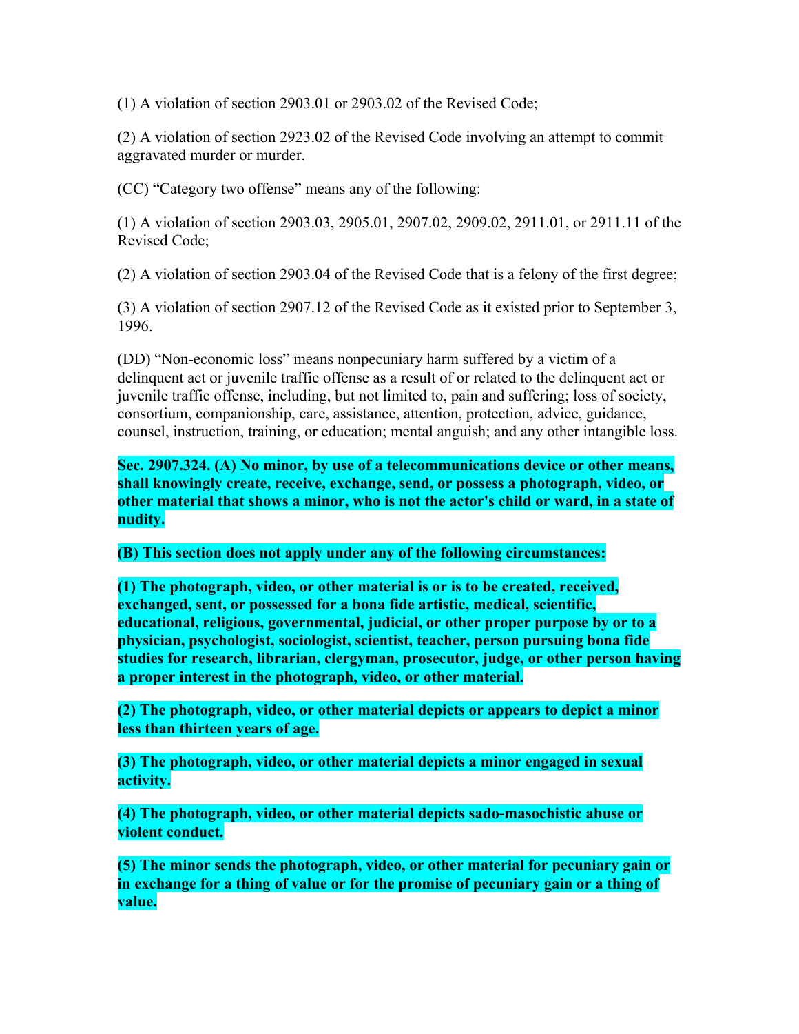(1) A violation of section 2903.01 or 2903.02 of the Revised Code;

(2) A violation of section 2923.02 of the Revised Code involving an attempt to commit aggravated murder or murder.

(CC) "Category two offense" means any of the following:

(1) A violation of section 2903.03, 2905.01, 2907.02, 2909.02, 2911.01, or 2911.11 of the Revised Code;

(2) A violation of section 2903.04 of the Revised Code that is a felony of the first degree;

(3) A violation of section 2907.12 of the Revised Code as it existed prior to September 3, 1996.

(DD) "Non-economic loss" means nonpecuniary harm suffered by a victim of a delinquent act or juvenile traffic offense as a result of or related to the delinquent act or juvenile traffic offense, including, but not limited to, pain and suffering; loss of society, consortium, companionship, care, assistance, attention, protection, advice, guidance, counsel, instruction, training, or education; mental anguish; and any other intangible loss.

**Sec. 2907.324. (A) No minor, by use of a telecommunications device or other means, shall knowingly create, receive, exchange, send, or possess a photograph, video, or other material that shows a minor, who is not the actor's child or ward, in a state of nudity.**

**(B) This section does not apply under any of the following circumstances:**

**(1) The photograph, video, or other material is or is to be created, received, exchanged, sent, or possessed for a bona fide artistic, medical, scientific, educational, religious, governmental, judicial, or other proper purpose by or to a physician, psychologist, sociologist, scientist, teacher, person pursuing bona fide studies for research, librarian, clergyman, prosecutor, judge, or other person having a proper interest in the photograph, video, or other material.**

**(2) The photograph, video, or other material depicts or appears to depict a minor less than thirteen years of age.**

**(3) The photograph, video, or other material depicts a minor engaged in sexual activity.**

**(4) The photograph, video, or other material depicts sado-masochistic abuse or violent conduct.**

**(5) The minor sends the photograph, video, or other material for pecuniary gain or in exchange for a thing of value or for the promise of pecuniary gain or a thing of value.**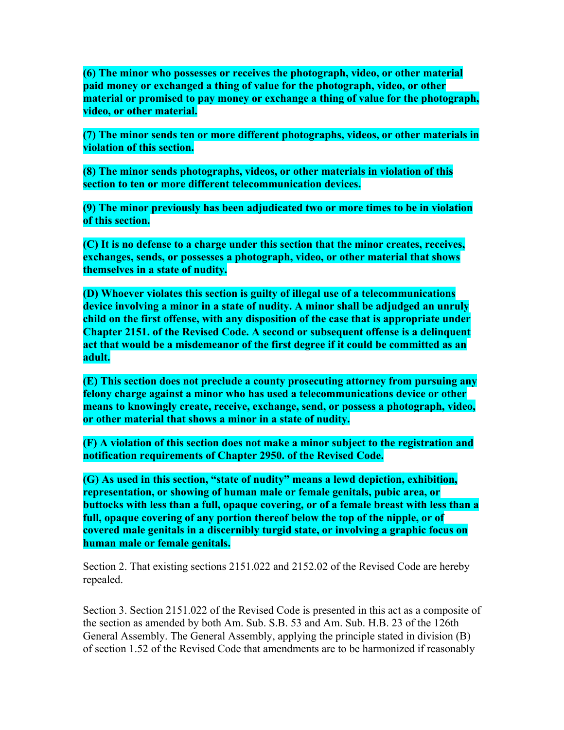**(6) The minor who possesses or receives the photograph, video, or other material paid money or exchanged a thing of value for the photograph, video, or other material or promised to pay money or exchange a thing of value for the photograph, video, or other material.**

**(7) The minor sends ten or more different photographs, videos, or other materials in violation of this section.**

**(8) The minor sends photographs, videos, or other materials in violation of this section to ten or more different telecommunication devices.**

**(9) The minor previously has been adjudicated two or more times to be in violation of this section.**

**(C) It is no defense to a charge under this section that the minor creates, receives, exchanges, sends, or possesses a photograph, video, or other material that shows themselves in a state of nudity.**

**(D) Whoever violates this section is guilty of illegal use of a telecommunications device involving a minor in a state of nudity. A minor shall be adjudged an unruly child on the first offense, with any disposition of the case that is appropriate under Chapter 2151. of the Revised Code. A second or subsequent offense is a delinquent act that would be a misdemeanor of the first degree if it could be committed as an adult.**

**(E) This section does not preclude a county prosecuting attorney from pursuing any felony charge against a minor who has used a telecommunications device or other means to knowingly create, receive, exchange, send, or possess a photograph, video, or other material that shows a minor in a state of nudity.**

**(F) A violation of this section does not make a minor subject to the registration and notification requirements of Chapter 2950. of the Revised Code.**

**(G) As used in this section, "state of nudity" means a lewd depiction, exhibition, representation, or showing of human male or female genitals, pubic area, or buttocks with less than a full, opaque covering, or of a female breast with less than a full, opaque covering of any portion thereof below the top of the nipple, or of covered male genitals in a discernibly turgid state, or involving a graphic focus on human male or female genitals.**

Section 2. That existing sections 2151.022 and 2152.02 of the Revised Code are hereby repealed.

Section 3. Section 2151.022 of the Revised Code is presented in this act as a composite of the section as amended by both Am. Sub. S.B. 53 and Am. Sub. H.B. 23 of the 126th General Assembly. The General Assembly, applying the principle stated in division (B) of section 1.52 of the Revised Code that amendments are to be harmonized if reasonably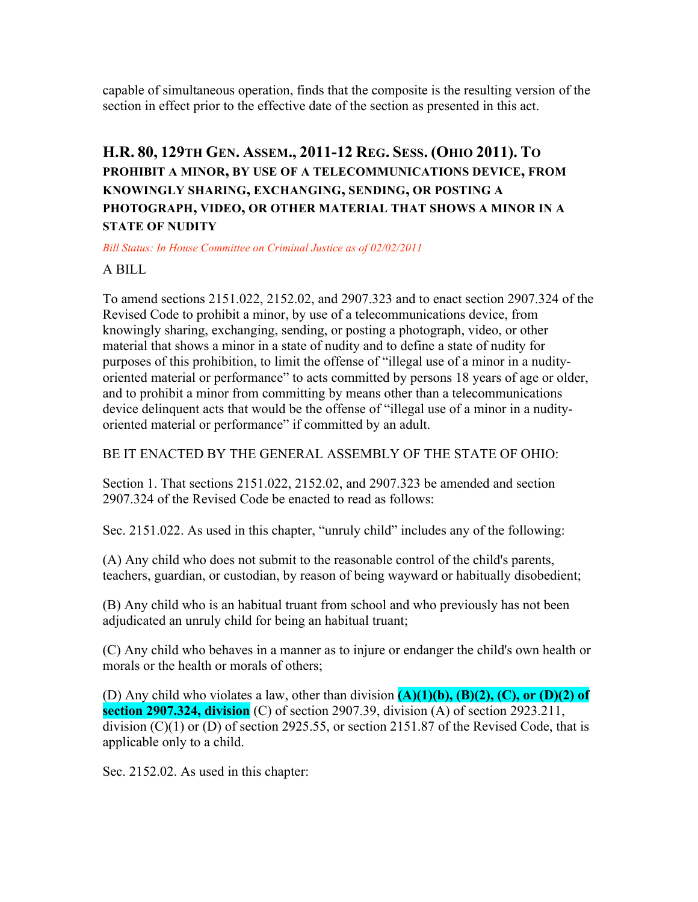capable of simultaneous operation, finds that the composite is the resulting version of the section in effect prior to the effective date of the section as presented in this act.

## H.R. 80, 129TH GEN. ASSEM., 2011-12 REG. SESS. (OHIO 2011). TO PROHIBIT A MINOR, BY USE OF A TELECOMMUNICATIONS DEVICE, FROM KNOWINGLY SHARING, EXCHANGING, SENDING, OR POSTING A PHOTOGRAPH, VIDEO, OR OTHER MATERIAL THAT SHOWS A MINOR IN A STATE OF NUDITY

*Bill Status: In House Committee on Criminal Justice as of 02/02/2011*

A BILL

To amend sections 2151.022, 2152.02, and 2907.323 and to enact section 2907.324 of the Revised Code to prohibit a minor, by use of a telecommunications device, from knowingly sharing, exchanging, sending, or posting a photograph, video, or other material that shows a minor in a state of nudity and to define a state of nudity for purposes of this prohibition, to limit the offense of "illegal use of a minor in a nudity-oriented material or performance" to acts committed by persons 18 years of age or older, and to prohibit a minor from committing by means other than a telecommunications device delinquent acts that would be the offense of "illegal use of a minor in a nudity-oriented material or performance" if committed by an adult.

BE IT ENACTED BY THE GENERAL ASSEMBLY OF THE STATE OF OHIO:

Section 1. That sections 2151.022, 2152.02, and 2907.323 be amended and section 2907.324 of the Revised Code be enacted to read as follows:

Sec. 2151.022. As used in this chapter, "unruly child" includes any of the following:

(A) Any child who does not submit to the reasonable control of the child's parents, teachers, guardian, or custodian, by reason of being wayward or habitually disobedient;

(B) Any child who is an habitual truant from school and who previously has not been adjudicated an unruly child for being an habitual truant;

(C) Any child who behaves in a manner as to injure or endanger the child's own health or morals or the health or morals of others;

(D) Any child who violates a law, other than division **(A)(1)(b), (B)(2), (C), or (D)(2) of section 2907.324, division** (C) of section 2907.39, division (A) of section 2923.211, division (C)(1) or (D) of section 2925.55, or section 2151.87 of the Revised Code, that is applicable only to a child.

Sec. 2152.02. As used in this chapter: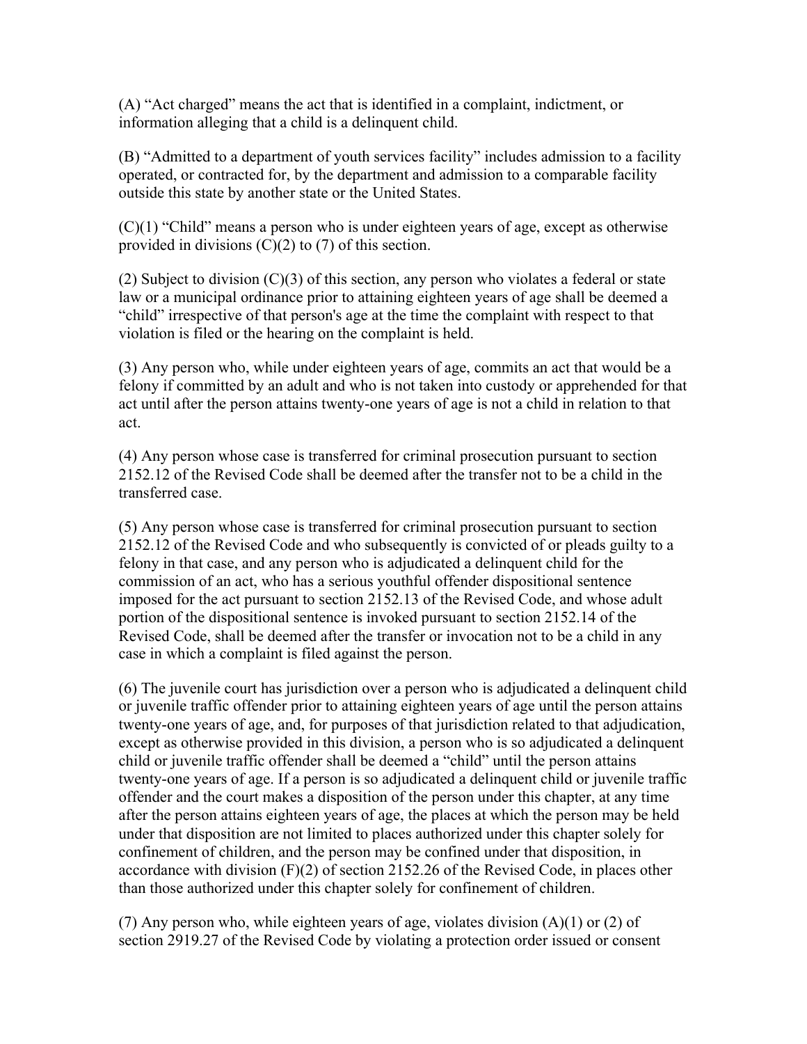(A) “Act charged” means the act that is identified in a complaint, indictment, or information alleging that a child is a delinquent child.

(B) “Admitted to a department of youth services facility” includes admission to a facility operated, or contracted for, by the department and admission to a comparable facility outside this state by another state or the United States.

(C)(1) “Child” means a person who is under eighteen years of age, except as otherwise provided in divisions (C)(2) to (7) of this section.

(2) Subject to division (C)(3) of this section, any person who violates a federal or state law or a municipal ordinance prior to attaining eighteen years of age shall be deemed a “child” irrespective of that person's age at the time the complaint with respect to that violation is filed or the hearing on the complaint is held.

(3) Any person who, while under eighteen years of age, commits an act that would be a felony if committed by an adult and who is not taken into custody or apprehended for that act until after the person attains twenty-one years of age is not a child in relation to that act.

(4) Any person whose case is transferred for criminal prosecution pursuant to section 2152.12 of the Revised Code shall be deemed after the transfer not to be a child in the transferred case.

(5) Any person whose case is transferred for criminal prosecution pursuant to section 2152.12 of the Revised Code and who subsequently is convicted of or pleads guilty to a felony in that case, and any person who is adjudicated a delinquent child for the commission of an act, who has a serious youthful offender dispositional sentence imposed for the act pursuant to section 2152.13 of the Revised Code, and whose adult portion of the dispositional sentence is invoked pursuant to section 2152.14 of the Revised Code, shall be deemed after the transfer or invocation not to be a child in any case in which a complaint is filed against the person.

(6) The juvenile court has jurisdiction over a person who is adjudicated a delinquent child or juvenile traffic offender prior to attaining eighteen years of age until the person attains twenty-one years of age, and, for purposes of that jurisdiction related to that adjudication, except as otherwise provided in this division, a person who is so adjudicated a delinquent child or juvenile traffic offender shall be deemed a “child” until the person attains twenty-one years of age. If a person is so adjudicated a delinquent child or juvenile traffic offender and the court makes a disposition of the person under this chapter, at any time after the person attains eighteen years of age, the places at which the person may be held under that disposition are not limited to places authorized under this chapter solely for confinement of children, and the person may be confined under that disposition, in accordance with division (F)(2) of section 2152.26 of the Revised Code, in places other than those authorized under this chapter solely for confinement of children.

(7) Any person who, while eighteen years of age, violates division (A)(1) or (2) of section 2919.27 of the Revised Code by violating a protection order issued or consent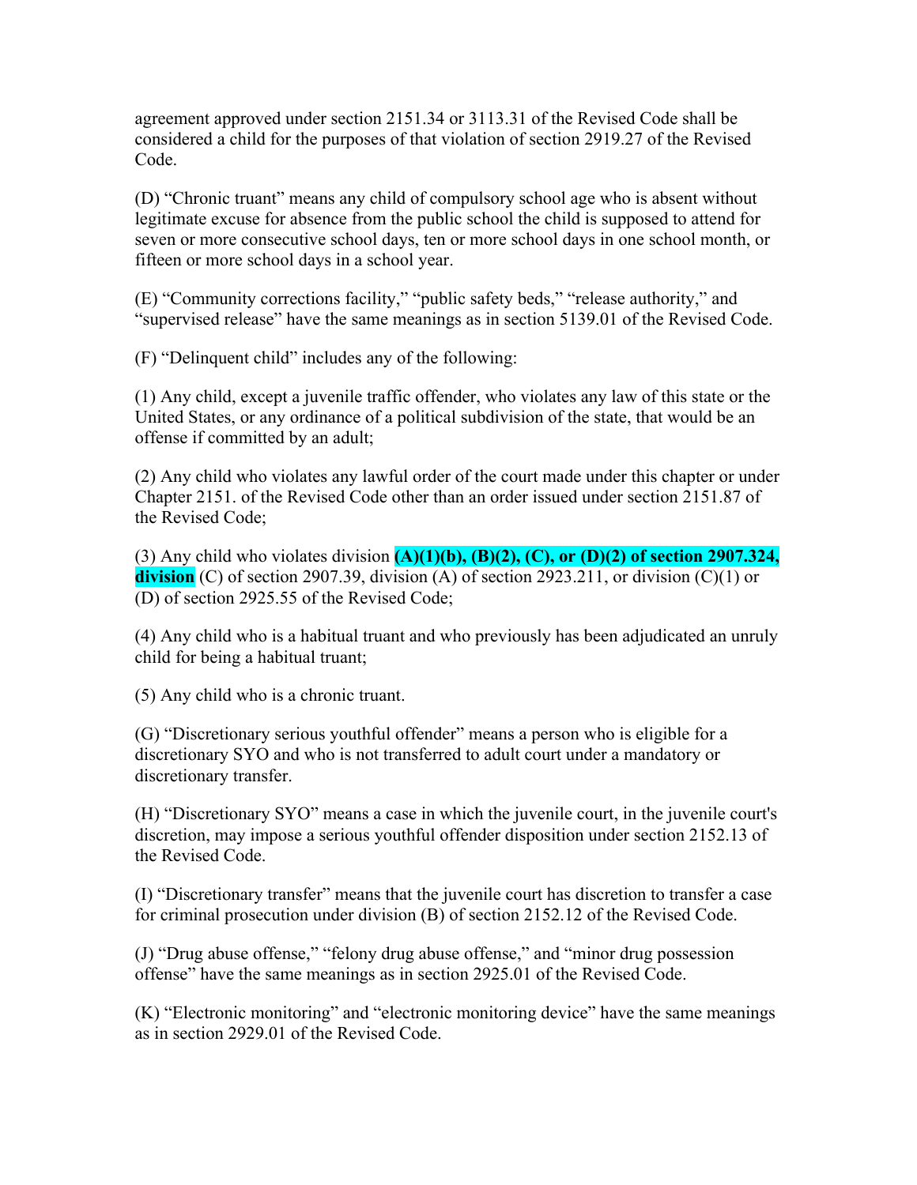agreement approved under section 2151.34 or 3113.31 of the Revised Code shall be considered a child for the purposes of that violation of section 2919.27 of the Revised Code.

(D) "Chronic truant" means any child of compulsory school age who is absent without legitimate excuse for absence from the public school the child is supposed to attend for seven or more consecutive school days, ten or more school days in one school month, or fifteen or more school days in a school year.

(E) "Community corrections facility," "public safety beds," "release authority," and "supervised release" have the same meanings as in section 5139.01 of the Revised Code.

(F) "Delinquent child" includes any of the following:

(1) Any child, except a juvenile traffic offender, who violates any law of this state or the United States, or any ordinance of a political subdivision of the state, that would be an offense if committed by an adult;

(2) Any child who violates any lawful order of the court made under this chapter or under Chapter 2151. of the Revised Code other than an order issued under section 2151.87 of the Revised Code;

(3) Any child who violates division **(A)(1)(b), (B)(2), (C), or (D)(2) of section 2907.324, division** (C) of section 2907.39, division (A) of section 2923.211, or division (C)(1) or (D) of section 2925.55 of the Revised Code;

(4) Any child who is a habitual truant and who previously has been adjudicated an unruly child for being a habitual truant;

(5) Any child who is a chronic truant.

(G) "Discretionary serious youthful offender" means a person who is eligible for a discretionary SYO and who is not transferred to adult court under a mandatory or discretionary transfer.

(H) "Discretionary SYO" means a case in which the juvenile court, in the juvenile court's discretion, may impose a serious youthful offender disposition under section 2152.13 of the Revised Code.

(I) "Discretionary transfer" means that the juvenile court has discretion to transfer a case for criminal prosecution under division (B) of section 2152.12 of the Revised Code.

(J) "Drug abuse offense," "felony drug abuse offense," and "minor drug possession offense" have the same meanings as in section 2925.01 of the Revised Code.

(K) "Electronic monitoring" and "electronic monitoring device" have the same meanings as in section 2929.01 of the Revised Code.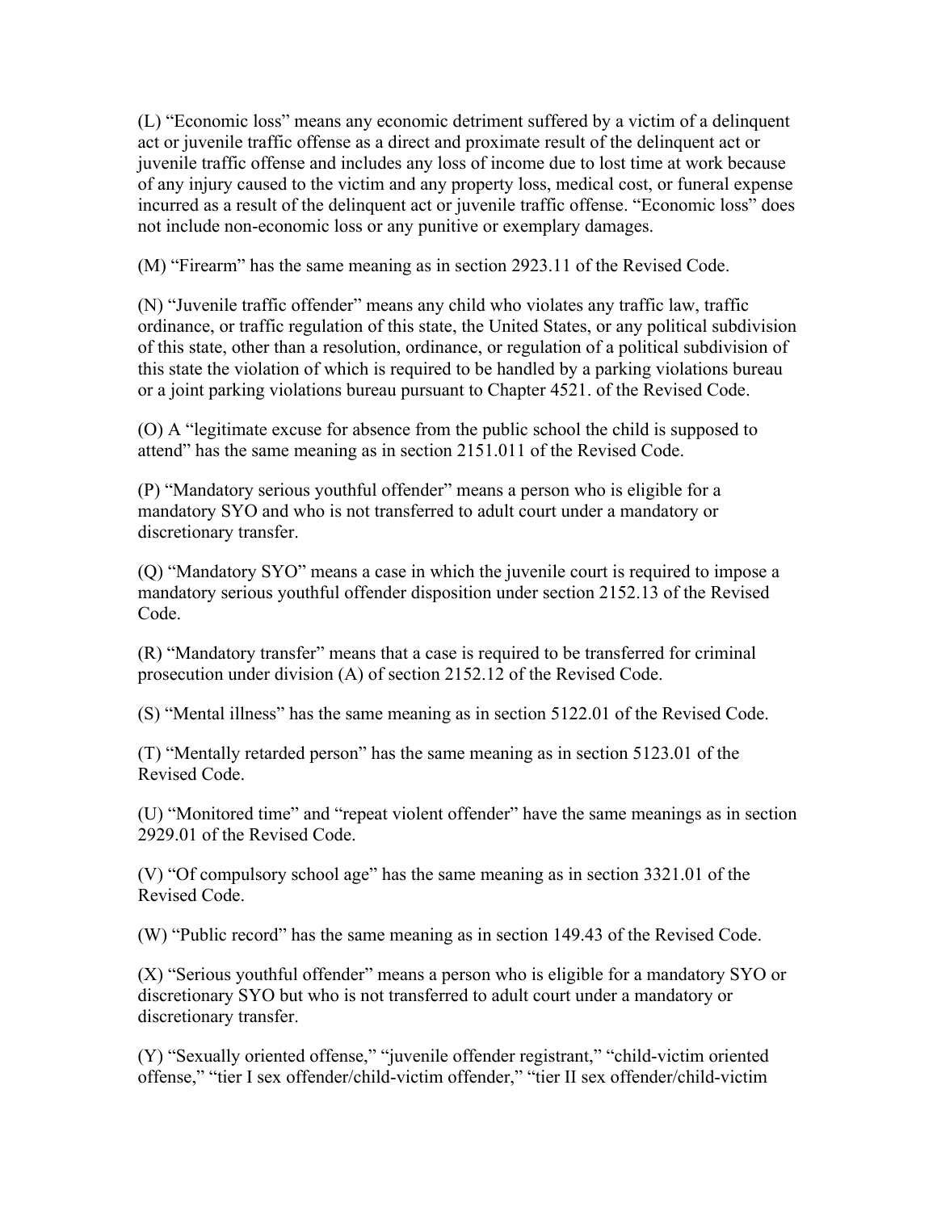(L) "Economic loss" means any economic detriment suffered by a victim of a delinquent act or juvenile traffic offense as a direct and proximate result of the delinquent act or juvenile traffic offense and includes any loss of income due to lost time at work because of any injury caused to the victim and any property loss, medical cost, or funeral expense incurred as a result of the delinquent act or juvenile traffic offense. "Economic loss" does not include non-economic loss or any punitive or exemplary damages.

(M) "Firearm" has the same meaning as in section 2923.11 of the Revised Code.

(N) "Juvenile traffic offender" means any child who violates any traffic law, traffic ordinance, or traffic regulation of this state, the United States, or any political subdivision of this state, other than a resolution, ordinance, or regulation of a political subdivision of this state the violation of which is required to be handled by a parking violations bureau or a joint parking violations bureau pursuant to Chapter 4521. of the Revised Code.

(O) A "legitimate excuse for absence from the public school the child is supposed to attend" has the same meaning as in section 2151.011 of the Revised Code.

(P) "Mandatory serious youthful offender" means a person who is eligible for a mandatory SYO and who is not transferred to adult court under a mandatory or discretionary transfer.

(Q) "Mandatory SYO" means a case in which the juvenile court is required to impose a mandatory serious youthful offender disposition under section 2152.13 of the Revised Code.

(R) "Mandatory transfer" means that a case is required to be transferred for criminal prosecution under division (A) of section 2152.12 of the Revised Code.

(S) "Mental illness" has the same meaning as in section 5122.01 of the Revised Code.

(T) "Mentally retarded person" has the same meaning as in section 5123.01 of the Revised Code.

(U) "Monitored time" and "repeat violent offender" have the same meanings as in section 2929.01 of the Revised Code.

(V) "Of compulsory school age" has the same meaning as in section 3321.01 of the Revised Code.

(W) "Public record" has the same meaning as in section 149.43 of the Revised Code.

(X) "Serious youthful offender" means a person who is eligible for a mandatory SYO or discretionary SYO but who is not transferred to adult court under a mandatory or discretionary transfer.

(Y) "Sexually oriented offense," "juvenile offender registrant," "child-victim oriented offense," "tier I sex offender/child-victim offender," "tier II sex offender/child-victim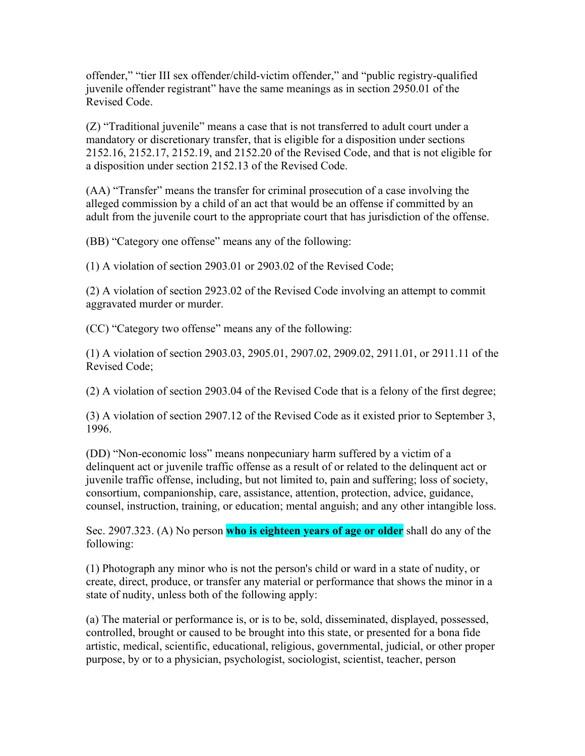offender," "tier III sex offender/child-victim offender," and "public registry-qualified juvenile offender registrant" have the same meanings as in section 2950.01 of the Revised Code.

(Z) "Traditional juvenile" means a case that is not transferred to adult court under a mandatory or discretionary transfer, that is eligible for a disposition under sections 2152.16, 2152.17, 2152.19, and 2152.20 of the Revised Code, and that is not eligible for a disposition under section 2152.13 of the Revised Code.

(AA) "Transfer" means the transfer for criminal prosecution of a case involving the alleged commission by a child of an act that would be an offense if committed by an adult from the juvenile court to the appropriate court that has jurisdiction of the offense.

(BB) "Category one offense" means any of the following:

(1) A violation of section 2903.01 or 2903.02 of the Revised Code;

(2) A violation of section 2923.02 of the Revised Code involving an attempt to commit aggravated murder or murder.

(CC) "Category two offense" means any of the following:

(1) A violation of section 2903.03, 2905.01, 2907.02, 2909.02, 2911.01, or 2911.11 of the Revised Code;

(2) A violation of section 2903.04 of the Revised Code that is a felony of the first degree;

(3) A violation of section 2907.12 of the Revised Code as it existed prior to September 3, 1996.

(DD) "Non-economic loss" means nonpecuniary harm suffered by a victim of a delinquent act or juvenile traffic offense as a result of or related to the delinquent act or juvenile traffic offense, including, but not limited to, pain and suffering; loss of society, consortium, companionship, care, assistance, attention, protection, advice, guidance, counsel, instruction, training, or education; mental anguish; and any other intangible loss.

Sec. 2907.323. (A) No person **who is eighteen years of age or older** shall do any of the following:

(1) Photograph any minor who is not the person's child or ward in a state of nudity, or create, direct, produce, or transfer any material or performance that shows the minor in a state of nudity, unless both of the following apply:

(a) The material or performance is, or is to be, sold, disseminated, displayed, possessed, controlled, brought or caused to be brought into this state, or presented for a bona fide artistic, medical, scientific, educational, religious, governmental, judicial, or other proper purpose, by or to a physician, psychologist, sociologist, scientist, teacher, person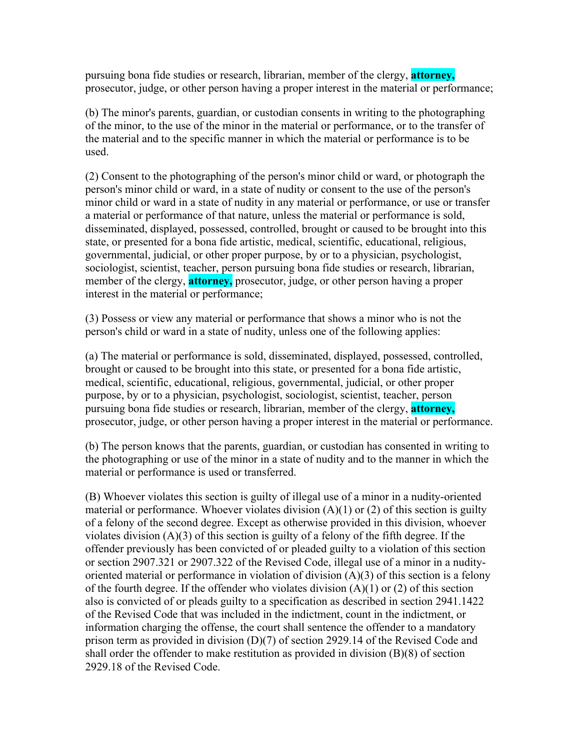pursuing bona fide studies or research, librarian, member of the clergy, **attorney,** prosecutor, judge, or other person having a proper interest in the material or performance;

(b) The minor's parents, guardian, or custodian consents in writing to the photographing of the minor, to the use of the minor in the material or performance, or to the transfer of the material and to the specific manner in which the material or performance is to be used.

(2) Consent to the photographing of the person's minor child or ward, or photograph the person's minor child or ward, in a state of nudity or consent to the use of the person's minor child or ward in a state of nudity in any material or performance, or use or transfer a material or performance of that nature, unless the material or performance is sold, disseminated, displayed, possessed, controlled, brought or caused to be brought into this state, or presented for a bona fide artistic, medical, scientific, educational, religious, governmental, judicial, or other proper purpose, by or to a physician, psychologist, sociologist, scientist, teacher, person pursuing bona fide studies or research, librarian, member of the clergy, **attorney,** prosecutor, judge, or other person having a proper interest in the material or performance;

(3) Possess or view any material or performance that shows a minor who is not the person's child or ward in a state of nudity, unless one of the following applies:

(a) The material or performance is sold, disseminated, displayed, possessed, controlled, brought or caused to be brought into this state, or presented for a bona fide artistic, medical, scientific, educational, religious, governmental, judicial, or other proper purpose, by or to a physician, psychologist, sociologist, scientist, teacher, person pursuing bona fide studies or research, librarian, member of the clergy, **attorney,** prosecutor, judge, or other person having a proper interest in the material or performance.

(b) The person knows that the parents, guardian, or custodian has consented in writing to the photographing or use of the minor in a state of nudity and to the manner in which the material or performance is used or transferred.

(B) Whoever violates this section is guilty of illegal use of a minor in a nudity-oriented material or performance. Whoever violates division (A)(1) or (2) of this section is guilty of a felony of the second degree. Except as otherwise provided in this division, whoever violates division (A)(3) of this section is guilty of a felony of the fifth degree. If the offender previously has been convicted of or pleaded guilty to a violation of this section or section 2907.321 or 2907.322 of the Revised Code, illegal use of a minor in a nudity-oriented material or performance in violation of division (A)(3) of this section is a felony of the fourth degree. If the offender who violates division (A)(1) or (2) of this section also is convicted of or pleads guilty to a specification as described in section 2941.1422 of the Revised Code that was included in the indictment, count in the indictment, or information charging the offense, the court shall sentence the offender to a mandatory prison term as provided in division (D)(7) of section 2929.14 of the Revised Code and shall order the offender to make restitution as provided in division (B)(8) of section 2929.18 of the Revised Code.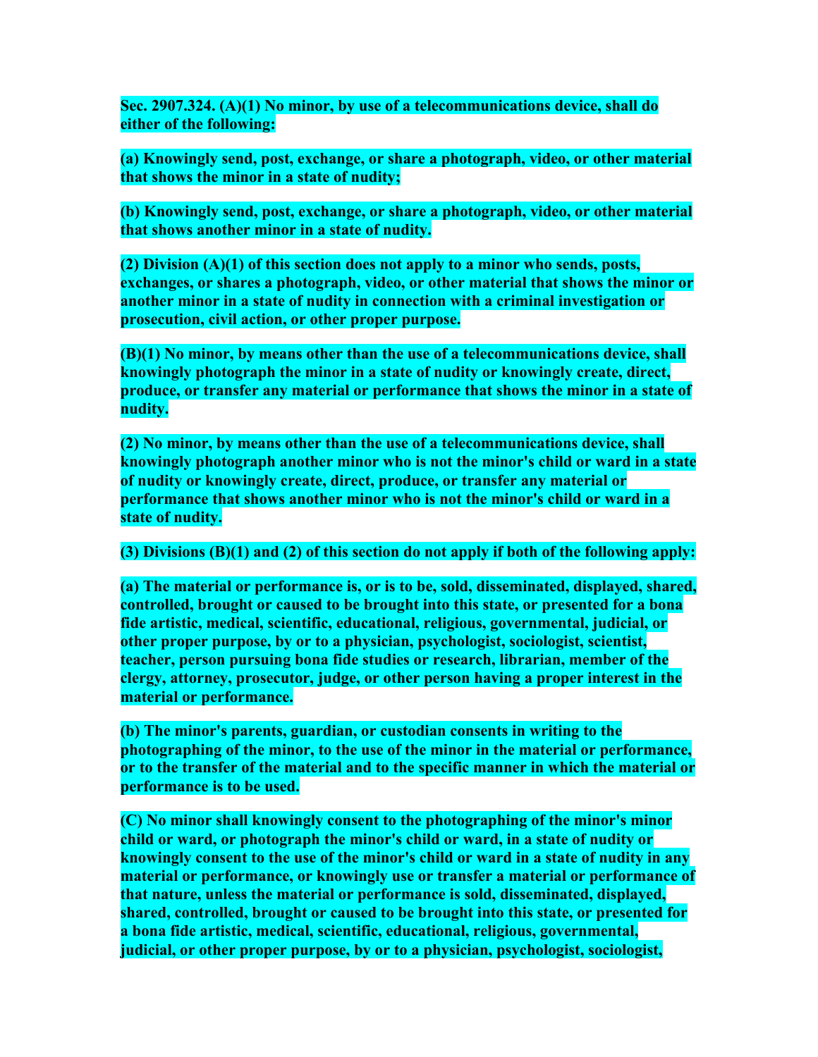**Sec. 2907.324. (A)(1) No minor, by use of a telecommunications device, shall do either of the following:**

**(a) Knowingly send, post, exchange, or share a photograph, video, or other material that shows the minor in a state of nudity;**

**(b) Knowingly send, post, exchange, or share a photograph, video, or other material that shows another minor in a state of nudity.**

**(2) Division (A)(1) of this section does not apply to a minor who sends, posts, exchanges, or shares a photograph, video, or other material that shows the minor or another minor in a state of nudity in connection with a criminal investigation or prosecution, civil action, or other proper purpose.**

**(B)(1) No minor, by means other than the use of a telecommunications device, shall knowingly photograph the minor in a state of nudity or knowingly create, direct, produce, or transfer any material or performance that shows the minor in a state of nudity.**

**(2) No minor, by means other than the use of a telecommunications device, shall knowingly photograph another minor who is not the minor's child or ward in a state of nudity or knowingly create, direct, produce, or transfer any material or performance that shows another minor who is not the minor's child or ward in a state of nudity.**

**(3) Divisions (B)(1) and (2) of this section do not apply if both of the following apply:**

**(a) The material or performance is, or is to be, sold, disseminated, displayed, shared, controlled, brought or caused to be brought into this state, or presented for a bona fide artistic, medical, scientific, educational, religious, governmental, judicial, or other proper purpose, by or to a physician, psychologist, sociologist, scientist, teacher, person pursuing bona fide studies or research, librarian, member of the clergy, attorney, prosecutor, judge, or other person having a proper interest in the material or performance.**

**(b) The minor's parents, guardian, or custodian consents in writing to the photographing of the minor, to the use of the minor in the material or performance, or to the transfer of the material and to the specific manner in which the material or performance is to be used.**

**(C) No minor shall knowingly consent to the photographing of the minor's minor child or ward, or photograph the minor's child or ward, in a state of nudity or knowingly consent to the use of the minor's child or ward in a state of nudity in any material or performance, or knowingly use or transfer a material or performance of that nature, unless the material or performance is sold, disseminated, displayed, shared, controlled, brought or caused to be brought into this state, or presented for a bona fide artistic, medical, scientific, educational, religious, governmental, judicial, or other proper purpose, by or to a physician, psychologist, sociologist,**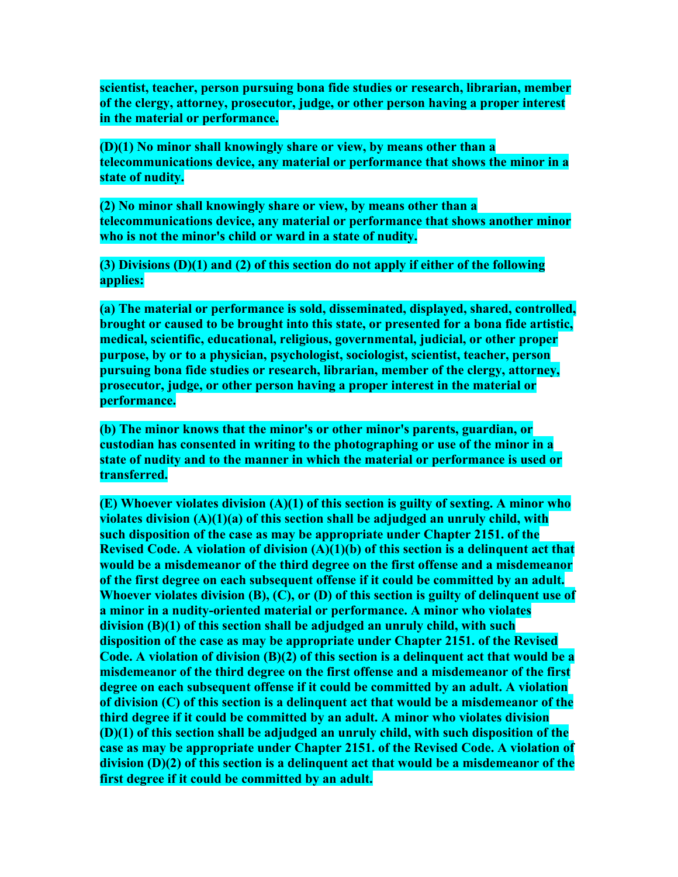**scientist, teacher, person pursuing bona fide studies or research, librarian, member of the clergy, attorney, prosecutor, judge, or other person having a proper interest in the material or performance.**

**(D)(1) No minor shall knowingly share or view, by means other than a telecommunications device, any material or performance that shows the minor in a state of nudity.**

**(2) No minor shall knowingly share or view, by means other than a telecommunications device, any material or performance that shows another minor who is not the minor's child or ward in a state of nudity.**

**(3) Divisions (D)(1) and (2) of this section do not apply if either of the following applies:**

**(a) The material or performance is sold, disseminated, displayed, shared, controlled, brought or caused to be brought into this state, or presented for a bona fide artistic, medical, scientific, educational, religious, governmental, judicial, or other proper purpose, by or to a physician, psychologist, sociologist, scientist, teacher, person pursuing bona fide studies or research, librarian, member of the clergy, attorney, prosecutor, judge, or other person having a proper interest in the material or performance.**

**(b) The minor knows that the minor's or other minor's parents, guardian, or custodian has consented in writing to the photographing or use of the minor in a state of nudity and to the manner in which the material or performance is used or transferred.**

**(E) Whoever violates division (A)(1) of this section is guilty of sexting. A minor who violates division (A)(1)(a) of this section shall be adjudged an unruly child, with such disposition of the case as may be appropriate under Chapter 2151. of the Revised Code. A violation of division (A)(1)(b) of this section is a delinquent act that would be a misdemeanor of the third degree on the first offense and a misdemeanor of the first degree on each subsequent offense if it could be committed by an adult. Whoever violates division (B), (C), or (D) of this section is guilty of delinquent use of a minor in a nudity-oriented material or performance. A minor who violates division (B)(1) of this section shall be adjudged an unruly child, with such disposition of the case as may be appropriate under Chapter 2151. of the Revised Code. A violation of division (B)(2) of this section is a delinquent act that would be a misdemeanor of the third degree on the first offense and a misdemeanor of the first degree on each subsequent offense if it could be committed by an adult. A violation of division (C) of this section is a delinquent act that would be a misdemeanor of the third degree if it could be committed by an adult. A minor who violates division (D)(1) of this section shall be adjudged an unruly child, with such disposition of the case as may be appropriate under Chapter 2151. of the Revised Code. A violation of division (D)(2) of this section is a delinquent act that would be a misdemeanor of the first degree if it could be committed by an adult.**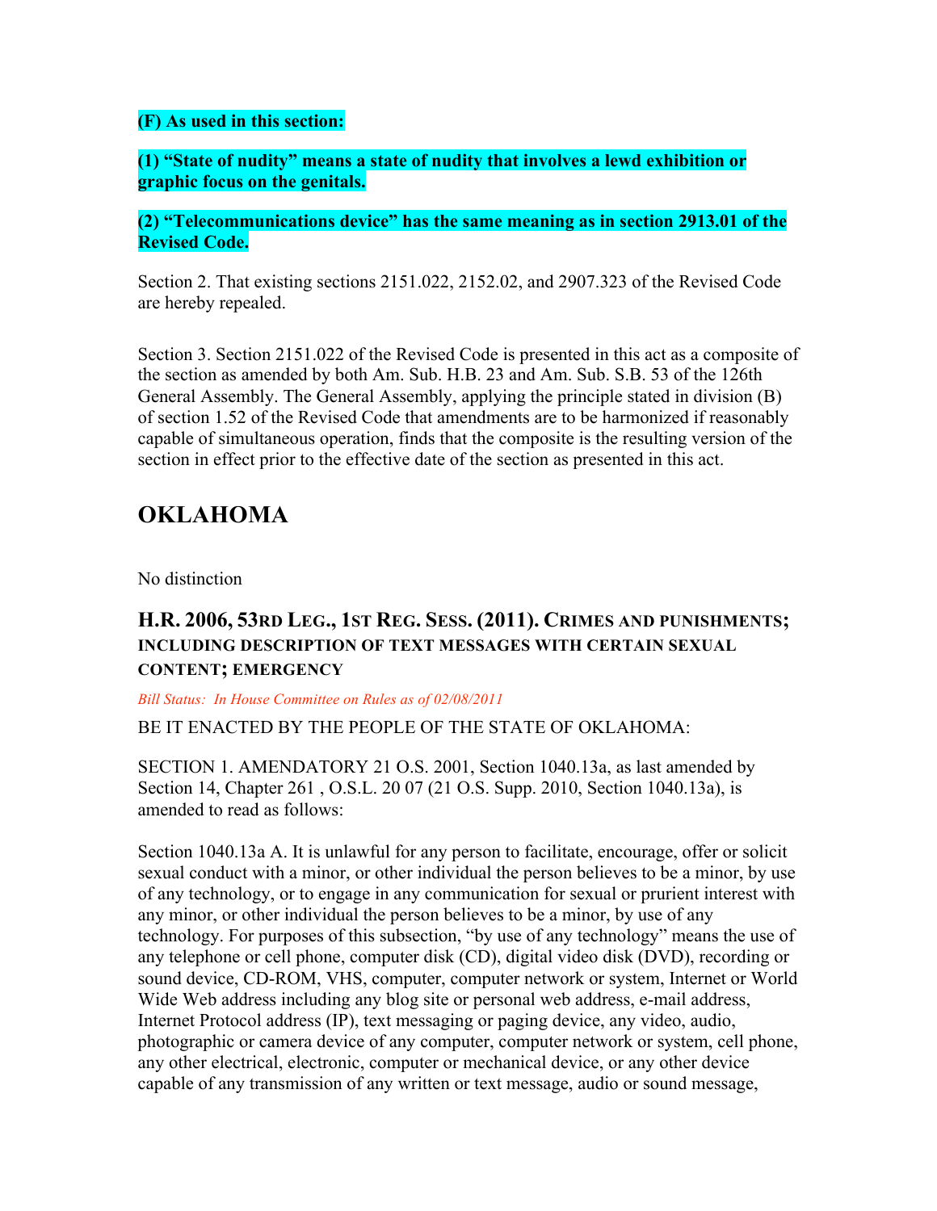**(F) As used in this section:**

**(1) "State of nudity" means a state of nudity that involves a lewd exhibition or graphic focus on the genitals.**

**(2) "Telecommunications device" has the same meaning as in section 2913.01 of the Revised Code.**

Section 2. That existing sections 2151.022, 2152.02, and 2907.323 of the Revised Code are hereby repealed.

Section 3. Section 2151.022 of the Revised Code is presented in this act as a composite of the section as amended by both Am. Sub. H.B. 23 and Am. Sub. S.B. 53 of the 126th General Assembly. The General Assembly, applying the principle stated in division (B) of section 1.52 of the Revised Code that amendments are to be harmonized if reasonably capable of simultaneous operation, finds that the composite is the resulting version of the section in effect prior to the effective date of the section as presented in this act.

## OKLAHOMA

No distinction

### H.R. 2006, 53RD LEG., 1ST REG. SESS. (2011). CRIMES AND PUNISHMENTS; INCLUDING DESCRIPTION OF TEXT MESSAGES WITH CERTAIN SEXUAL CONTENT; EMERGENCY

*Bill Status: In House Committee on Rules as of 02/08/2011*

BE IT ENACTED BY THE PEOPLE OF THE STATE OF OKLAHOMA:

SECTION 1. AMENDATORY 21 O.S. 2001, Section 1040.13a, as last amended by Section 14, Chapter 261 , O.S.L. 20 07 (21 O.S. Supp. 2010, Section 1040.13a), is amended to read as follows:

Section 1040.13a A. It is unlawful for any person to facilitate, encourage, offer or solicit sexual conduct with a minor, or other individual the person believes to be a minor, by use of any technology, or to engage in any communication for sexual or prurient interest with any minor, or other individual the person believes to be a minor, by use of any technology. For purposes of this subsection, "by use of any technology" means the use of any telephone or cell phone, computer disk (CD), digital video disk (DVD), recording or sound device, CD-ROM, VHS, computer, computer network or system, Internet or World Wide Web address including any blog site or personal web address, e-mail address, Internet Protocol address (IP), text messaging or paging device, any video, audio, photographic or camera device of any computer, computer network or system, cell phone, any other electrical, electronic, computer or mechanical device, or any other device capable of any transmission of any written or text message, audio or sound message,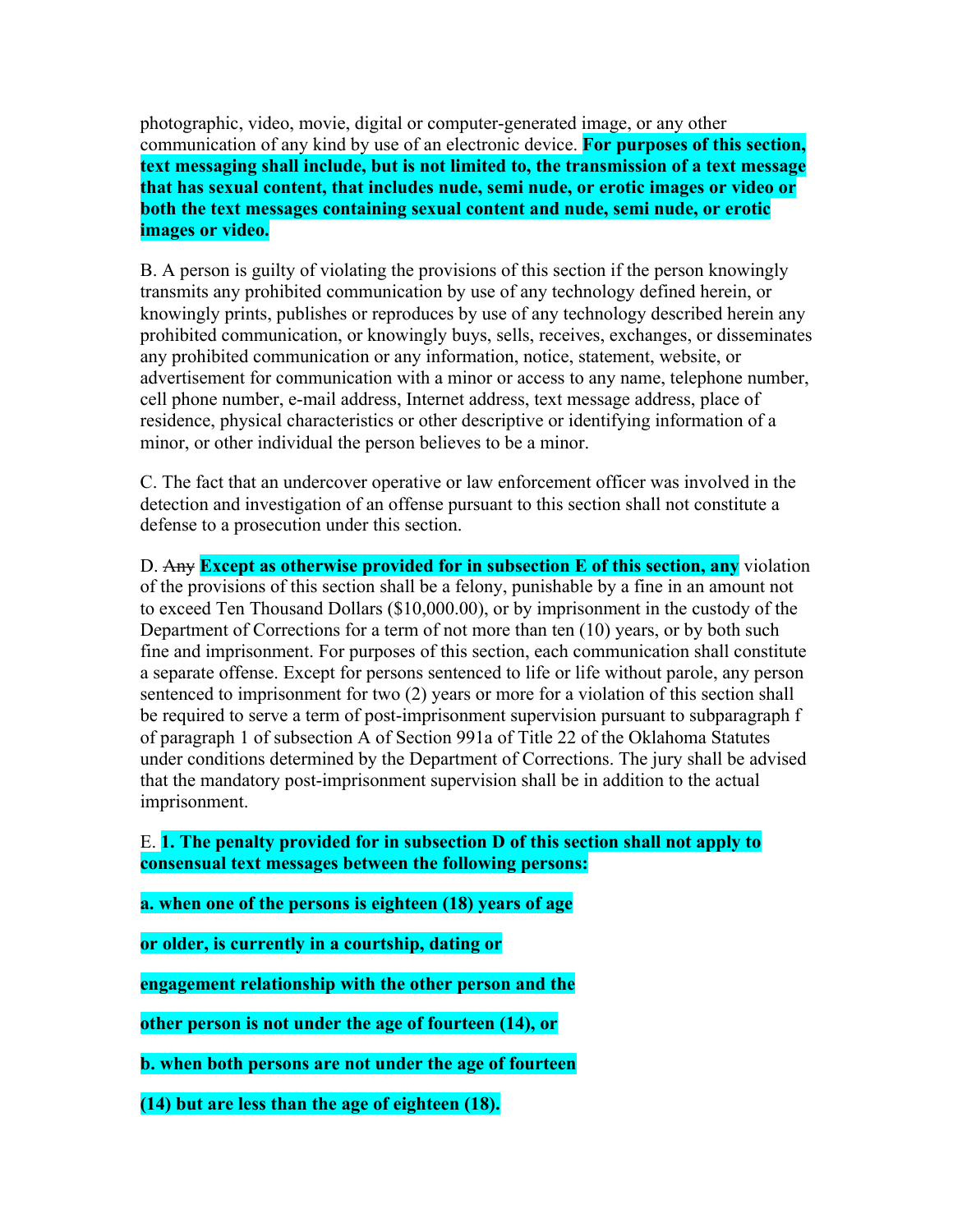photographic, video, movie, digital or computer-generated image, or any other communication of any kind by use of an electronic device. **For purposes of this section, text messaging shall include, but is not limited to, the transmission of a text message that has sexual content, that includes nude, semi nude, or erotic images or video or both the text messages containing sexual content and nude, semi nude, or erotic images or video.**

B. A person is guilty of violating the provisions of this section if the person knowingly transmits any prohibited communication by use of any technology defined herein, or knowingly prints, publishes or reproduces by use of any technology described herein any prohibited communication, or knowingly buys, sells, receives, exchanges, or disseminates any prohibited communication or any information, notice, statement, website, or advertisement for communication with a minor or access to any name, telephone number, cell phone number, e-mail address, Internet address, text message address, place of residence, physical characteristics or other descriptive or identifying information of a minor, or other individual the person believes to be a minor.

C. The fact that an undercover operative or law enforcement officer was involved in the detection and investigation of an offense pursuant to this section shall not constitute a defense to a prosecution under this section.

D. ~~Any~~ **Except as otherwise provided for in subsection E of this section, any** violation of the provisions of this section shall be a felony, punishable by a fine in an amount not to exceed Ten Thousand Dollars ($10,000.00), or by imprisonment in the custody of the Department of Corrections for a term of not more than ten (10) years, or by both such fine and imprisonment. For purposes of this section, each communication shall constitute a separate offense. Except for persons sentenced to life or life without parole, any person sentenced to imprisonment for two (2) years or more for a violation of this section shall be required to serve a term of post-imprisonment supervision pursuant to subparagraph f of paragraph 1 of subsection A of Section 991a of Title 22 of the Oklahoma Statutes under conditions determined by the Department of Corrections. The jury shall be advised that the mandatory post-imprisonment supervision shall be in addition to the actual imprisonment.

E. **1. The penalty provided for in subsection D of this section shall not apply to consensual text messages between the following persons:**

**a. when one of the persons is eighteen (18) years of age or older, is currently in a courtship, dating or engagement relationship with the other person and the other person is not under the age of fourteen (14), or**

**b. when both persons are not under the age of fourteen (14) but are less than the age of eighteen (18).**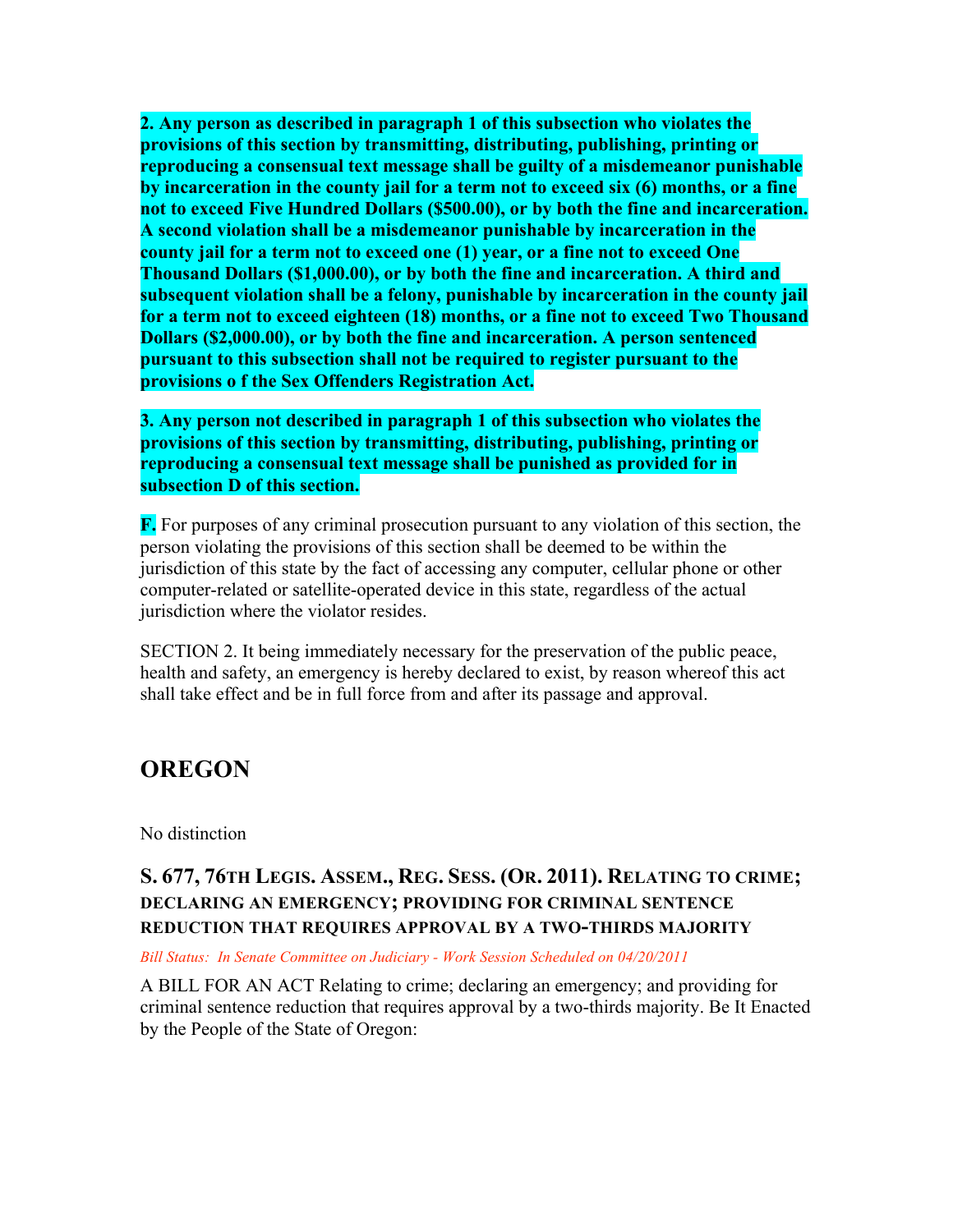**2. Any person as described in paragraph 1 of this subsection who violates the provisions of this section by transmitting, distributing, publishing, printing or reproducing a consensual text message shall be guilty of a misdemeanor punishable by incarceration in the county jail for a term not to exceed six (6) months, or a fine not to exceed Five Hundred Dollars ($500.00), or by both the fine and incarceration. A second violation shall be a misdemeanor punishable by incarceration in the county jail for a term not to exceed one (1) year, or a fine not to exceed One Thousand Dollars ($1,000.00), or by both the fine and incarceration. A third and subsequent violation shall be a felony, punishable by incarceration in the county jail for a term not to exceed eighteen (18) months, or a fine not to exceed Two Thousand Dollars ($2,000.00), or by both the fine and incarceration. A person sentenced pursuant to this subsection shall not be required to register pursuant to the provisions o f the Sex Offenders Registration Act.**

**3. Any person not described in paragraph 1 of this subsection who violates the provisions of this section by transmitting, distributing, publishing, printing or reproducing a consensual text message shall be punished as provided for in subsection D of this section.**

**F.** For purposes of any criminal prosecution pursuant to any violation of this section, the person violating the provisions of this section shall be deemed to be within the jurisdiction of this state by the fact of accessing any computer, cellular phone or other computer-related or satellite-operated device in this state, regardless of the actual jurisdiction where the violator resides.

SECTION 2. It being immediately necessary for the preservation of the public peace, health and safety, an emergency is hereby declared to exist, by reason whereof this act shall take effect and be in full force from and after its passage and approval.

## OREGON

No distinction

### S. 677, 76TH LEGIS. ASSEM., REG. SESS. (OR. 2011). RELATING TO CRIME; DECLARING AN EMERGENCY; PROVIDING FOR CRIMINAL SENTENCE REDUCTION THAT REQUIRES APPROVAL BY A TWO-THIRDS MAJORITY

*Bill Status: In Senate Committee on Judiciary - Work Session Scheduled on 04/20/2011*

A BILL FOR AN ACT Relating to crime; declaring an emergency; and providing for criminal sentence reduction that requires approval by a two-thirds majority. Be It Enacted by the People of the State of Oregon: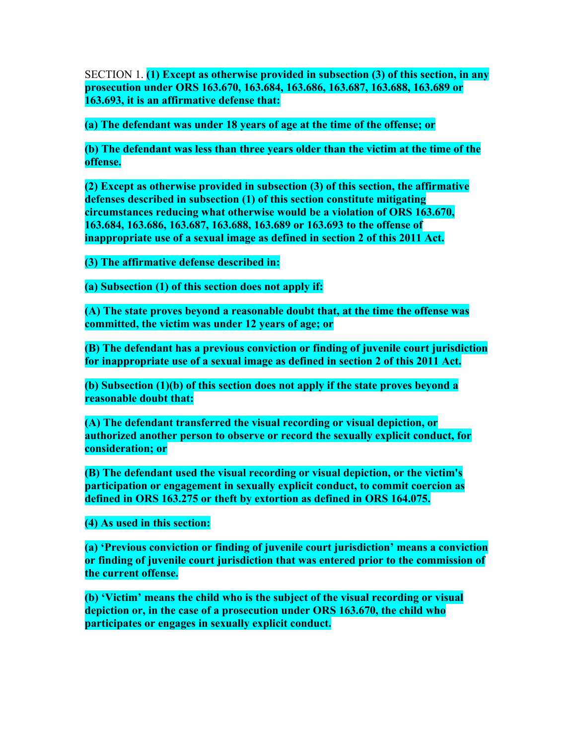SECTION 1. **(1) Except as otherwise provided in subsection (3) of this section, in any prosecution under ORS 163.670, 163.684, 163.686, 163.687, 163.688, 163.689 or 163.693, it is an affirmative defense that:**

**(a) The defendant was under 18 years of age at the time of the offense; or**

**(b) The defendant was less than three years older than the victim at the time of the offense.**

**(2) Except as otherwise provided in subsection (3) of this section, the affirmative defenses described in subsection (1) of this section constitute mitigating circumstances reducing what otherwise would be a violation of ORS 163.670, 163.684, 163.686, 163.687, 163.688, 163.689 or 163.693 to the offense of inappropriate use of a sexual image as defined in section 2 of this 2011 Act.**

**(3) The affirmative defense described in:**

**(a) Subsection (1) of this section does not apply if:**

**(A) The state proves beyond a reasonable doubt that, at the time the offense was committed, the victim was under 12 years of age; or**

**(B) The defendant has a previous conviction or finding of juvenile court jurisdiction for inappropriate use of a sexual image as defined in section 2 of this 2011 Act.**

**(b) Subsection (1)(b) of this section does not apply if the state proves beyond a reasonable doubt that:**

**(A) The defendant transferred the visual recording or visual depiction, or authorized another person to observe or record the sexually explicit conduct, for consideration; or**

**(B) The defendant used the visual recording or visual depiction, or the victim's participation or engagement in sexually explicit conduct, to commit coercion as defined in ORS 163.275 or theft by extortion as defined in ORS 164.075.**

**(4) As used in this section:**

**(a) 'Previous conviction or finding of juvenile court jurisdiction' means a conviction or finding of juvenile court jurisdiction that was entered prior to the commission of the current offense.**

**(b) 'Victim' means the child who is the subject of the visual recording or visual depiction or, in the case of a prosecution under ORS 163.670, the child who participates or engages in sexually explicit conduct.**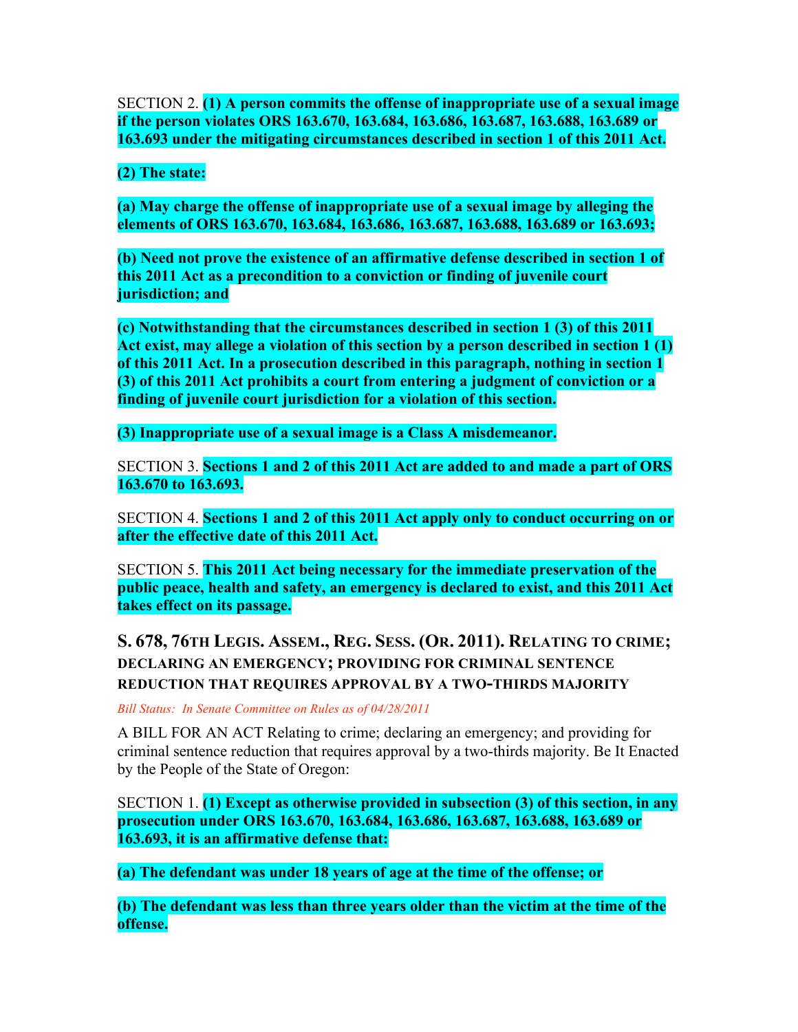SECTION 2. **(1) A person commits the offense of inappropriate use of a sexual image if the person violates ORS 163.670, 163.684, 163.686, 163.687, 163.688, 163.689 or 163.693 under the mitigating circumstances described in section 1 of this 2011 Act.**

**(2) The state:**

**(a) May charge the offense of inappropriate use of a sexual image by alleging the elements of ORS 163.670, 163.684, 163.686, 163.687, 163.688, 163.689 or 163.693;**

**(b) Need not prove the existence of an affirmative defense described in section 1 of this 2011 Act as a precondition to a conviction or finding of juvenile court jurisdiction; and**

**(c) Notwithstanding that the circumstances described in section 1 (3) of this 2011 Act exist, may allege a violation of this section by a person described in section 1 (1) of this 2011 Act. In a prosecution described in this paragraph, nothing in section 1 (3) of this 2011 Act prohibits a court from entering a judgment of conviction or a finding of juvenile court jurisdiction for a violation of this section.**

**(3) Inappropriate use of a sexual image is a Class A misdemeanor.**

SECTION 3. **Sections 1 and 2 of this 2011 Act are added to and made a part of ORS 163.670 to 163.693.**

SECTION 4. **Sections 1 and 2 of this 2011 Act apply only to conduct occurring on or after the effective date of this 2011 Act.**

SECTION 5. **This 2011 Act being necessary for the immediate preservation of the public peace, health and safety, an emergency is declared to exist, and this 2011 Act takes effect on its passage.**

## S. 678, 76TH LEGIS. ASSEM., REG. SESS. (OR. 2011). RELATING TO CRIME; DECLARING AN EMERGENCY; PROVIDING FOR CRIMINAL SENTENCE REDUCTION THAT REQUIRES APPROVAL BY A TWO-THIRDS MAJORITY

*Bill Status: In Senate Committee on Rules as of 04/28/2011*

A BILL FOR AN ACT Relating to crime; declaring an emergency; and providing for criminal sentence reduction that requires approval by a two-thirds majority. Be It Enacted by the People of the State of Oregon:

SECTION 1. **(1) Except as otherwise provided in subsection (3) of this section, in any prosecution under ORS 163.670, 163.684, 163.686, 163.687, 163.688, 163.689 or 163.693, it is an affirmative defense that:**

**(a) The defendant was under 18 years of age at the time of the offense; or**

**(b) The defendant was less than three years older than the victim at the time of the offense.**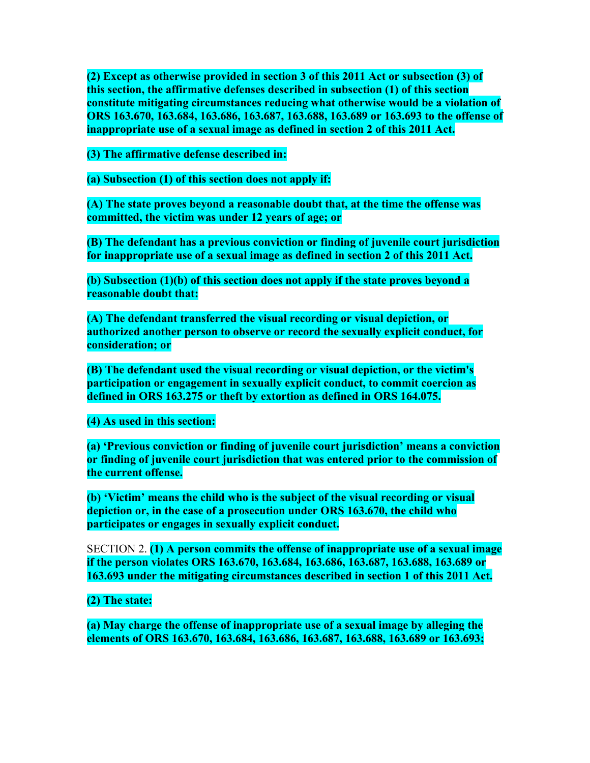**(2) Except as otherwise provided in section 3 of this 2011 Act or subsection (3) of this section, the affirmative defenses described in subsection (1) of this section constitute mitigating circumstances reducing what otherwise would be a violation of ORS 163.670, 163.684, 163.686, 163.687, 163.688, 163.689 or 163.693 to the offense of inappropriate use of a sexual image as defined in section 2 of this 2011 Act.**

**(3) The affirmative defense described in:**

**(a) Subsection (1) of this section does not apply if:**

**(A) The state proves beyond a reasonable doubt that, at the time the offense was committed, the victim was under 12 years of age; or**

**(B) The defendant has a previous conviction or finding of juvenile court jurisdiction for inappropriate use of a sexual image as defined in section 2 of this 2011 Act.**

**(b) Subsection (1)(b) of this section does not apply if the state proves beyond a reasonable doubt that:**

**(A) The defendant transferred the visual recording or visual depiction, or authorized another person to observe or record the sexually explicit conduct, for consideration; or**

**(B) The defendant used the visual recording or visual depiction, or the victim's participation or engagement in sexually explicit conduct, to commit coercion as defined in ORS 163.275 or theft by extortion as defined in ORS 164.075.**

**(4) As used in this section:**

**(a) 'Previous conviction or finding of juvenile court jurisdiction' means a conviction or finding of juvenile court jurisdiction that was entered prior to the commission of the current offense.**

**(b) 'Victim' means the child who is the subject of the visual recording or visual depiction or, in the case of a prosecution under ORS 163.670, the child who participates or engages in sexually explicit conduct.**

SECTION 2. **(1) A person commits the offense of inappropriate use of a sexual image if the person violates ORS 163.670, 163.684, 163.686, 163.687, 163.688, 163.689 or 163.693 under the mitigating circumstances described in section 1 of this 2011 Act.**

**(2) The state:**

**(a) May charge the offense of inappropriate use of a sexual image by alleging the elements of ORS 163.670, 163.684, 163.686, 163.687, 163.688, 163.689 or 163.693;**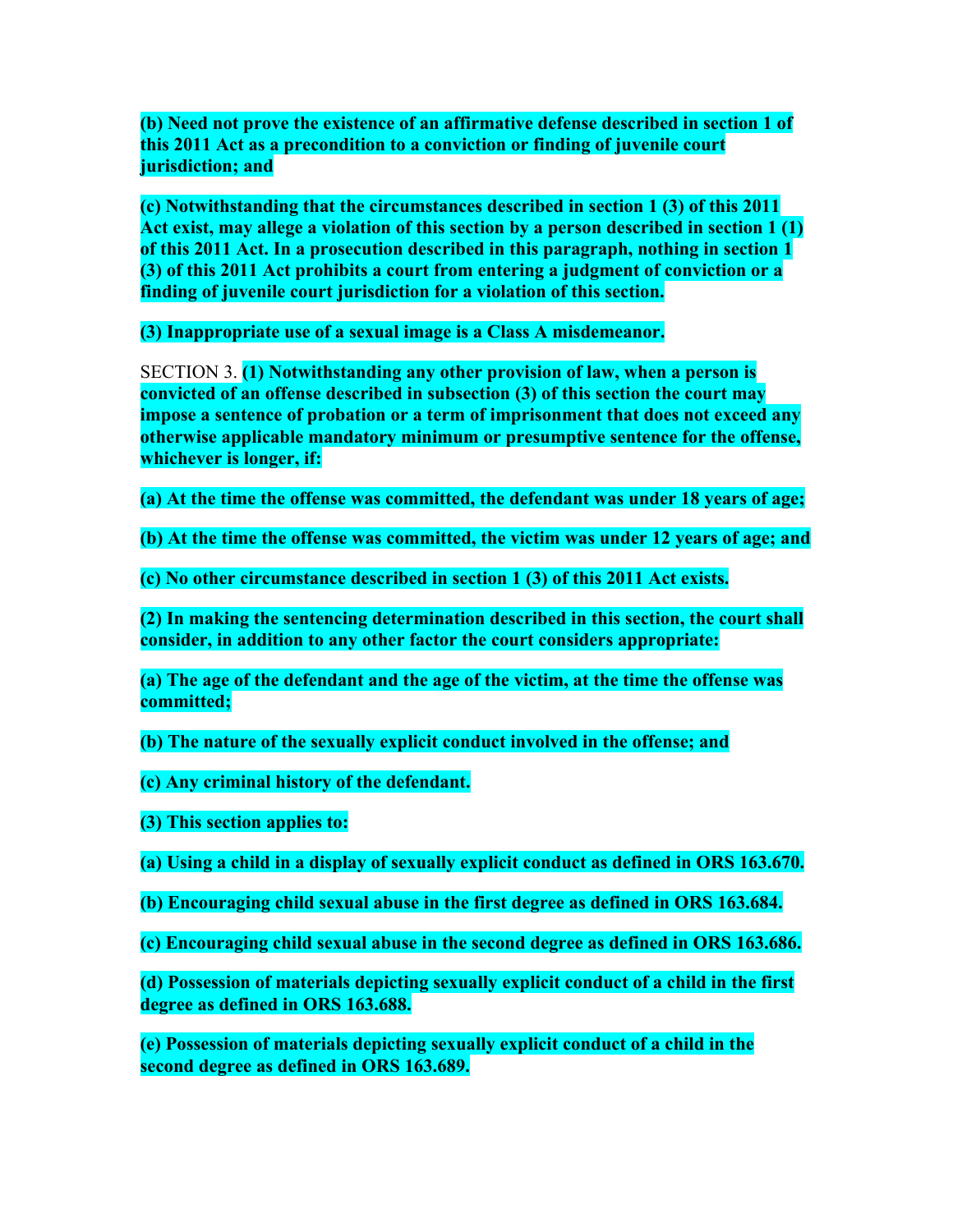**(b) Need not prove the existence of an affirmative defense described in section 1 of this 2011 Act as a precondition to a conviction or finding of juvenile court jurisdiction; and**

**(c) Notwithstanding that the circumstances described in section 1 (3) of this 2011 Act exist, may allege a violation of this section by a person described in section 1 (1) of this 2011 Act. In a prosecution described in this paragraph, nothing in section 1 (3) of this 2011 Act prohibits a court from entering a judgment of conviction or a finding of juvenile court jurisdiction for a violation of this section.**

**(3) Inappropriate use of a sexual image is a Class A misdemeanor.**

SECTION 3. **(1) Notwithstanding any other provision of law, when a person is convicted of an offense described in subsection (3) of this section the court may impose a sentence of probation or a term of imprisonment that does not exceed any otherwise applicable mandatory minimum or presumptive sentence for the offense, whichever is longer, if:**

**(a) At the time the offense was committed, the defendant was under 18 years of age;**

**(b) At the time the offense was committed, the victim was under 12 years of age; and**

**(c) No other circumstance described in section 1 (3) of this 2011 Act exists.**

**(2) In making the sentencing determination described in this section, the court shall consider, in addition to any other factor the court considers appropriate:**

**(a) The age of the defendant and the age of the victim, at the time the offense was committed;**

**(b) The nature of the sexually explicit conduct involved in the offense; and**

**(c) Any criminal history of the defendant.**

**(3) This section applies to:**

**(a) Using a child in a display of sexually explicit conduct as defined in ORS 163.670.**

**(b) Encouraging child sexual abuse in the first degree as defined in ORS 163.684.**

**(c) Encouraging child sexual abuse in the second degree as defined in ORS 163.686.**

**(d) Possession of materials depicting sexually explicit conduct of a child in the first degree as defined in ORS 163.688.**

**(e) Possession of materials depicting sexually explicit conduct of a child in the second degree as defined in ORS 163.689.**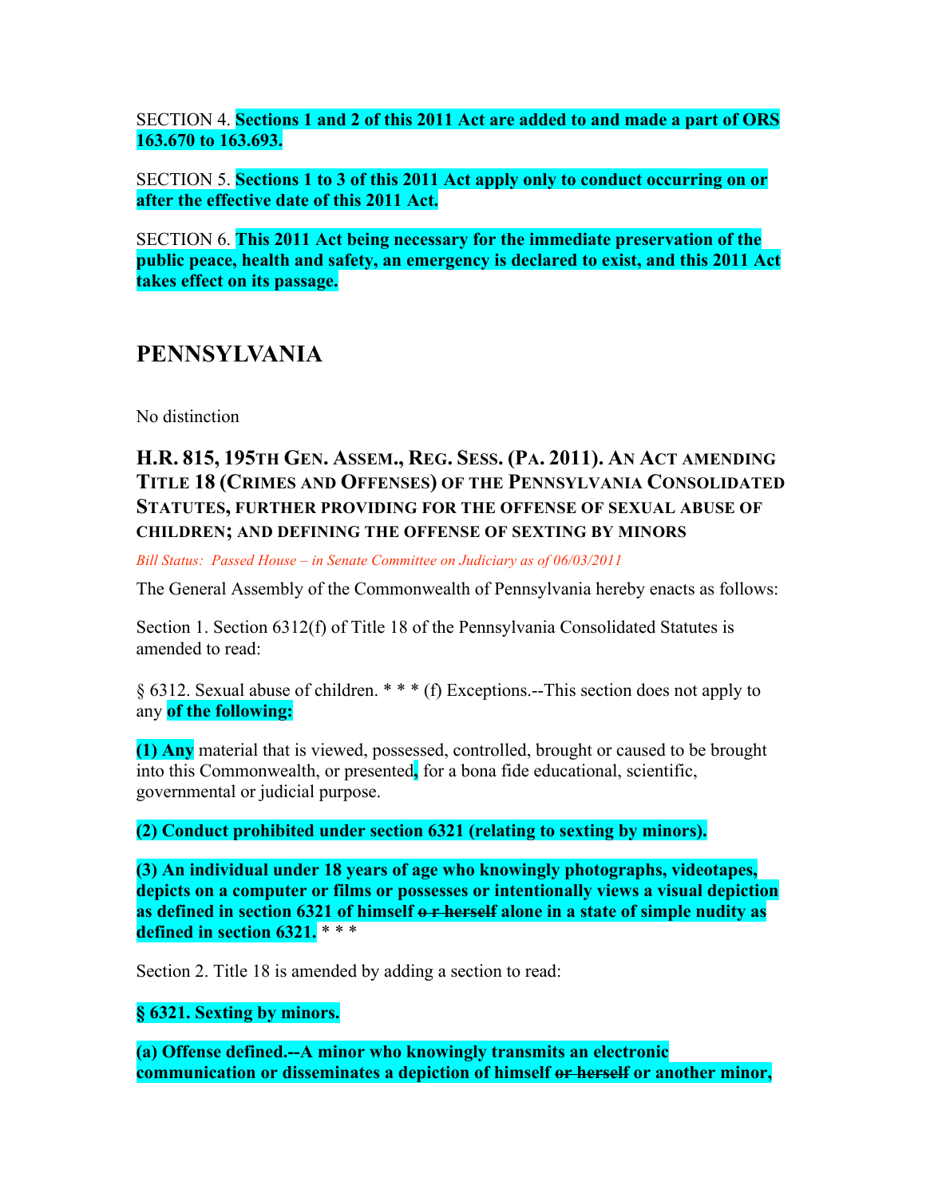SECTION 4. **Sections 1 and 2 of this 2011 Act are added to and made a part of ORS 163.670 to 163.693.**

SECTION 5. **Sections 1 to 3 of this 2011 Act apply only to conduct occurring on or after the effective date of this 2011 Act.**

SECTION 6. **This 2011 Act being necessary for the immediate preservation of the public peace, health and safety, an emergency is declared to exist, and this 2011 Act takes effect on its passage.**

## PENNSYLVANIA

No distinction

### H.R. 815, 195TH GEN. ASSEM., REG. SESS. (PA. 2011). AN ACT AMENDING TITLE 18 (CRIMES AND OFFENSES) OF THE PENNSYLVANIA CONSOLIDATED STATUTES, FURTHER PROVIDING FOR THE OFFENSE OF SEXUAL ABUSE OF CHILDREN; AND DEFINING THE OFFENSE OF SEXTING BY MINORS

*Bill Status: Passed House – in Senate Committee on Judiciary as of 06/03/2011*

The General Assembly of the Commonwealth of Pennsylvania hereby enacts as follows:

Section 1. Section 6312(f) of Title 18 of the Pennsylvania Consolidated Statutes is amended to read:

§ 6312. Sexual abuse of children. * * * (f) Exceptions.--This section does not apply to any **of the following:**

**(1) Any** material that is viewed, possessed, controlled, brought or caused to be brought into this Commonwealth, or presented**,** for a bona fide educational, scientific, governmental or judicial purpose.

**(2) Conduct prohibited under section 6321 (relating to sexting by minors).**

**(3) An individual under 18 years of age who knowingly photographs, videotapes, depicts on a computer or films or possesses or intentionally views a visual depiction as defined in section 6321 of himself ~~o r herself~~ alone in a state of simple nudity as defined in section 6321.** * * *

Section 2. Title 18 is amended by adding a section to read:

**§ 6321. Sexting by minors.**

**(a) Offense defined.--A minor who knowingly transmits an electronic communication or disseminates a depiction of himself ~~or herself~~ or another minor,**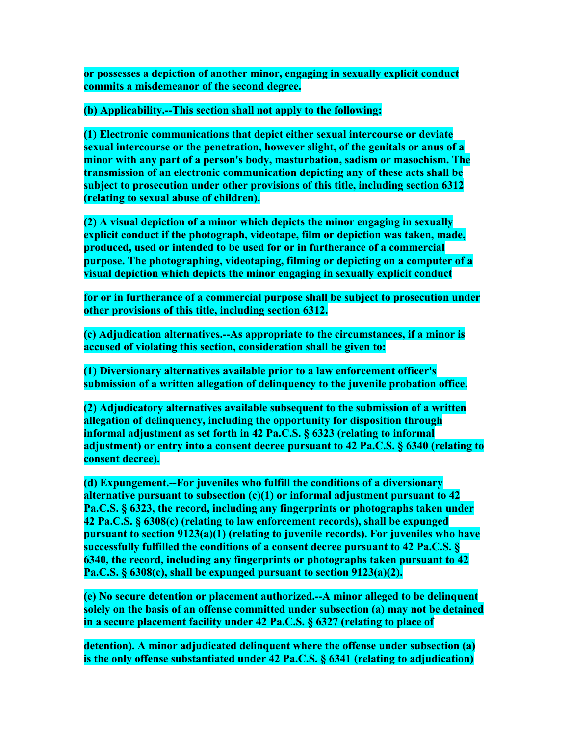**or possesses a depiction of another minor, engaging in sexually explicit conduct commits a misdemeanor of the second degree.**

**(b) Applicability.--This section shall not apply to the following:**

**(1) Electronic communications that depict either sexual intercourse or deviate sexual intercourse or the penetration, however slight, of the genitals or anus of a minor with any part of a person's body, masturbation, sadism or masochism. The transmission of an electronic communication depicting any of these acts shall be subject to prosecution under other provisions of this title, including section 6312 (relating to sexual abuse of children).**

**(2) A visual depiction of a minor which depicts the minor engaging in sexually explicit conduct if the photograph, videotape, film or depiction was taken, made, produced, used or intended to be used for or in furtherance of a commercial purpose. The photographing, videotaping, filming or depicting on a computer of a visual depiction which depicts the minor engaging in sexually explicit conduct for or in furtherance of a commercial purpose shall be subject to prosecution under other provisions of this title, including section 6312.**

**(c) Adjudication alternatives.--As appropriate to the circumstances, if a minor is accused of violating this section, consideration shall be given to:**

**(1) Diversionary alternatives available prior to a law enforcement officer's submission of a written allegation of delinquency to the juvenile probation office.**

**(2) Adjudicatory alternatives available subsequent to the submission of a written allegation of delinquency, including the opportunity for disposition through informal adjustment as set forth in 42 Pa.C.S. § 6323 (relating to informal adjustment) or entry into a consent decree pursuant to 42 Pa.C.S. § 6340 (relating to consent decree).**

**(d) Expungement.--For juveniles who fulfill the conditions of a diversionary alternative pursuant to subsection (c)(1) or informal adjustment pursuant to 42 Pa.C.S. § 6323, the record, including any fingerprints or photographs taken under 42 Pa.C.S. § 6308(c) (relating to law enforcement records), shall be expunged pursuant to section 9123(a)(1) (relating to juvenile records). For juveniles who have successfully fulfilled the conditions of a consent decree pursuant to 42 Pa.C.S. § 6340, the record, including any fingerprints or photographs taken pursuant to 42 Pa.C.S. § 6308(c), shall be expunged pursuant to section 9123(a)(2).**

**(e) No secure detention or placement authorized.--A minor alleged to be delinquent solely on the basis of an offense committed under subsection (a) may not be detained in a secure placement facility under 42 Pa.C.S. § 6327 (relating to place of detention). A minor adjudicated delinquent where the offense under subsection (a) is the only offense substantiated under 42 Pa.C.S. § 6341 (relating to adjudication)**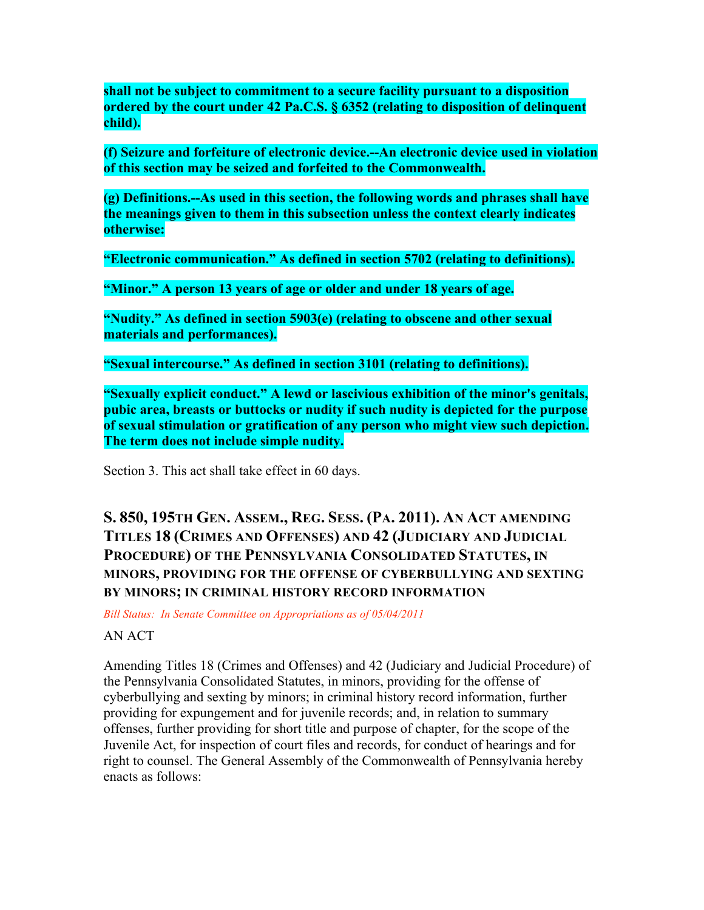**shall not be subject to commitment to a secure facility pursuant to a disposition ordered by the court under 42 Pa.C.S. § 6352 (relating to disposition of delinquent child).**

**(f) Seizure and forfeiture of electronic device.--An electronic device used in violation of this section may be seized and forfeited to the Commonwealth.**

**(g) Definitions.--As used in this section, the following words and phrases shall have the meanings given to them in this subsection unless the context clearly indicates otherwise:**

**"Electronic communication." As defined in section 5702 (relating to definitions).**

**"Minor." A person 13 years of age or older and under 18 years of age.**

**"Nudity." As defined in section 5903(e) (relating to obscene and other sexual materials and performances).**

**"Sexual intercourse." As defined in section 3101 (relating to definitions).**

**"Sexually explicit conduct." A lewd or lascivious exhibition of the minor's genitals, pubic area, breasts or buttocks or nudity if such nudity is depicted for the purpose of sexual stimulation or gratification of any person who might view such depiction. The term does not include simple nudity.**

Section 3. This act shall take effect in 60 days.

## S. 850, 195TH GEN. ASSEM., REG. SESS. (PA. 2011). AN ACT AMENDING TITLES 18 (CRIMES AND OFFENSES) AND 42 (JUDICIARY AND JUDICIAL PROCEDURE) OF THE PENNSYLVANIA CONSOLIDATED STATUTES, IN MINORS, PROVIDING FOR THE OFFENSE OF CYBERBULLYING AND SEXTING BY MINORS; IN CRIMINAL HISTORY RECORD INFORMATION

*Bill Status: In Senate Committee on Appropriations as of 05/04/2011*

AN ACT

Amending Titles 18 (Crimes and Offenses) and 42 (Judiciary and Judicial Procedure) of the Pennsylvania Consolidated Statutes, in minors, providing for the offense of cyberbullying and sexting by minors; in criminal history record information, further providing for expungement and for juvenile records; and, in relation to summary offenses, further providing for short title and purpose of chapter, for the scope of the Juvenile Act, for inspection of court files and records, for conduct of hearings and for right to counsel. The General Assembly of the Commonwealth of Pennsylvania hereby enacts as follows: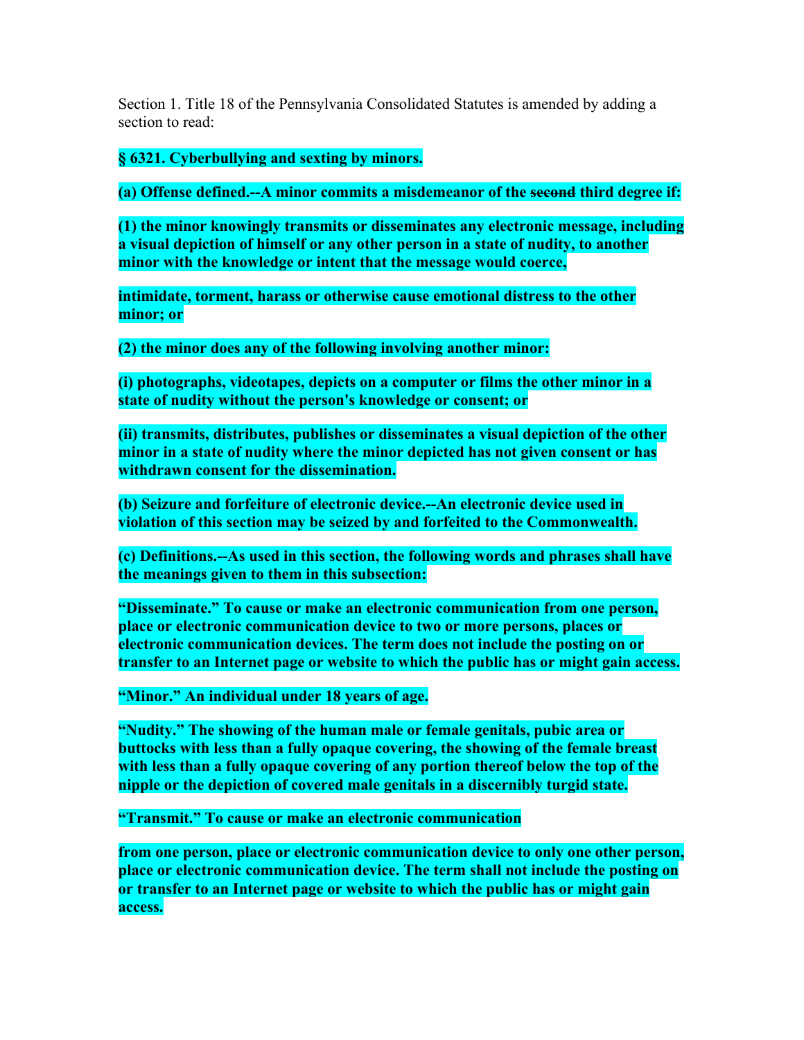Section 1. Title 18 of the Pennsylvania Consolidated Statutes is amended by adding a section to read:

**§ 6321. Cyberbullying and sexting by minors.**

**(a) Offense defined.--A minor commits a misdemeanor of the ~~second~~ third degree if:**

**(1) the minor knowingly transmits or disseminates any electronic message, including a visual depiction of himself or any other person in a state of nudity, to another minor with the knowledge or intent that the message would coerce,**

**intimidate, torment, harass or otherwise cause emotional distress to the other minor; or**

**(2) the minor does any of the following involving another minor:**

**(i) photographs, videotapes, depicts on a computer or films the other minor in a state of nudity without the person's knowledge or consent; or**

**(ii) transmits, distributes, publishes or disseminates a visual depiction of the other minor in a state of nudity where the minor depicted has not given consent or has withdrawn consent for the dissemination.**

**(b) Seizure and forfeiture of electronic device.--An electronic device used in violation of this section may be seized by and forfeited to the Commonwealth.**

**(c) Definitions.--As used in this section, the following words and phrases shall have the meanings given to them in this subsection:**

**"Disseminate." To cause or make an electronic communication from one person, place or electronic communication device to two or more persons, places or electronic communication devices. The term does not include the posting on or transfer to an Internet page or website to which the public has or might gain access.**

**"Minor." An individual under 18 years of age.**

**"Nudity." The showing of the human male or female genitals, pubic area or buttocks with less than a fully opaque covering, the showing of the female breast with less than a fully opaque covering of any portion thereof below the top of the nipple or the depiction of covered male genitals in a discernibly turgid state.**

**"Transmit." To cause or make an electronic communication**

**from one person, place or electronic communication device to only one other person, place or electronic communication device. The term shall not include the posting on or transfer to an Internet page or website to which the public has or might gain access.**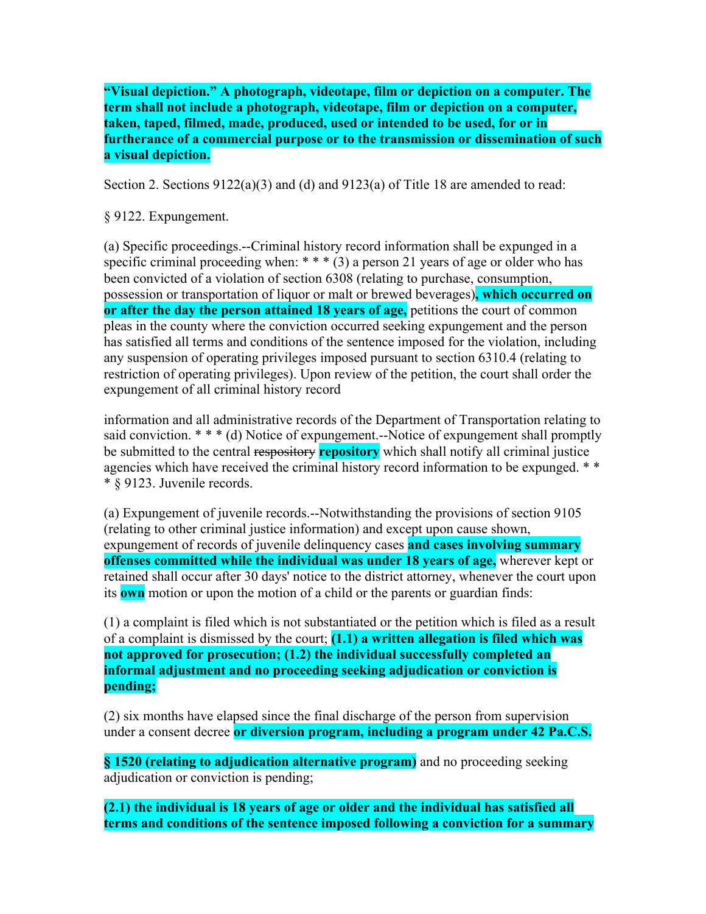**“Visual depiction.” A photograph, videotape, film or depiction on a computer. The term shall not include a photograph, videotape, film or depiction on a computer, taken, taped, filmed, made, produced, used or intended to be used, for or in furtherance of a commercial purpose or to the transmission or dissemination of such a visual depiction.**

Section 2. Sections 9122(a)(3) and (d) and 9123(a) of Title 18 are amended to read:

§ 9122. Expungement.

(a) Specific proceedings.--Criminal history record information shall be expunged in a specific criminal proceeding when: * * * (3) a person 21 years of age or older who has been convicted of a violation of section 6308 (relating to purchase, consumption, possession or transportation of liquor or malt or brewed beverages)**, which occurred on or after the day the person attained 18 years of age,** petitions the court of common pleas in the county where the conviction occurred seeking expungement and the person has satisfied all terms and conditions of the sentence imposed for the violation, including any suspension of operating privileges imposed pursuant to section 6310.4 (relating to restriction of operating privileges). Upon review of the petition, the court shall order the expungement of all criminal history record information and all administrative records of the Department of Transportation relating to said conviction. * * * (d) Notice of expungement.--Notice of expungement shall promptly be submitted to the central ~~respository~~ **repository** which shall notify all criminal justice agencies which have received the criminal history record information to be expunged. * * * § 9123. Juvenile records.

(a) Expungement of juvenile records.--Notwithstanding the provisions of section 9105 (relating to other criminal justice information) and except upon cause shown, expungement of records of juvenile delinquency cases **and cases involving summary offenses committed while the individual was under 18 years of age,** wherever kept or retained shall occur after 30 days' notice to the district attorney, whenever the court upon its **own** motion or upon the motion of a child or the parents or guardian finds:

(1) a complaint is filed which is not substantiated or the petition which is filed as a result of a complaint is dismissed by the court; **(1.1) a written allegation is filed which was not approved for prosecution; (1.2) the individual successfully completed an informal adjustment and no proceeding seeking adjudication or conviction is pending;**

(2) six months have elapsed since the final discharge of the person from supervision under a consent decree **or diversion program, including a program under 42 Pa.C.S. § 1520 (relating to adjudication alternative program)** and no proceeding seeking adjudication or conviction is pending;

**(2.1) the individual is 18 years of age or older and the individual has satisfied all terms and conditions of the sentence imposed following a conviction for a summary**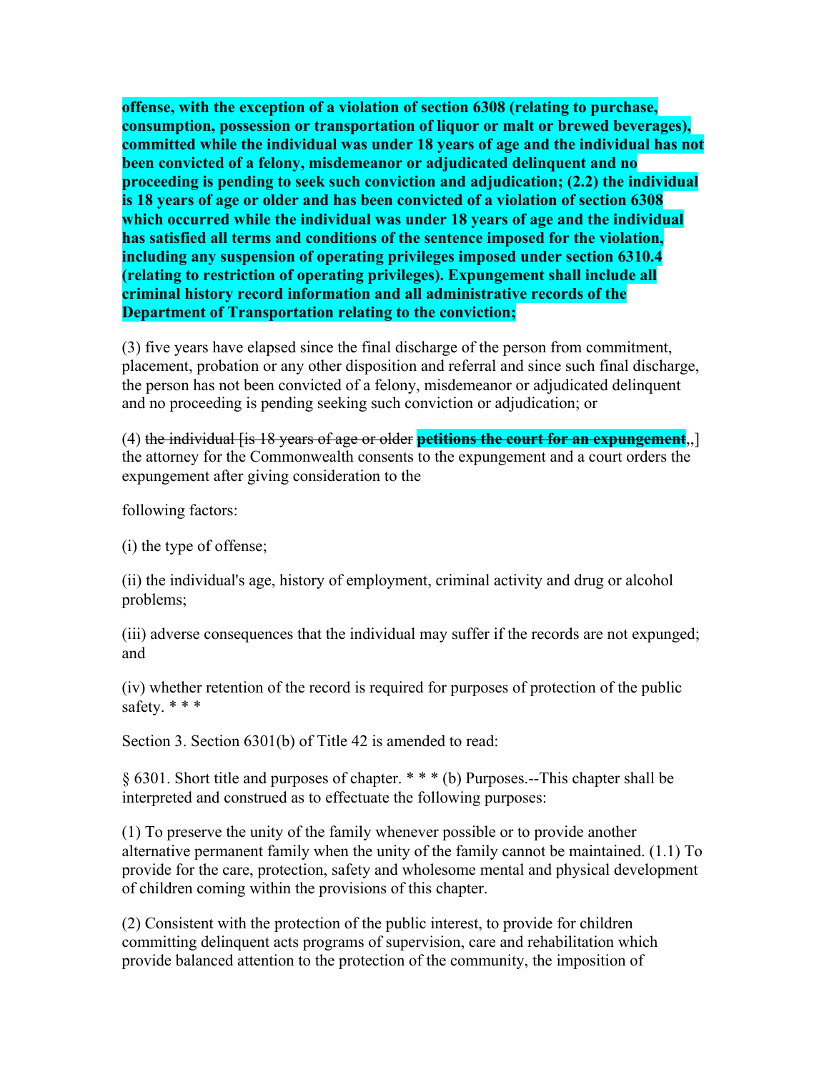**offense, with the exception of a violation of section 6308 (relating to purchase, consumption, possession or transportation of liquor or malt or brewed beverages), committed while the individual was under 18 years of age and the individual has not been convicted of a felony, misdemeanor or adjudicated delinquent and no proceeding is pending to seek such conviction and adjudication; (2.2) the individual is 18 years of age or older and has been convicted of a violation of section 6308 which occurred while the individual was under 18 years of age and the individual has satisfied all terms and conditions of the sentence imposed for the violation, including any suspension of operating privileges imposed under section 6310.4 (relating to restriction of operating privileges). Expungement shall include all criminal history record information and all administrative records of the Department of Transportation relating to the conviction;**

(3) five years have elapsed since the final discharge of the person from commitment, placement, probation or any other disposition and referral and since such final discharge, the person has not been convicted of a felony, misdemeanor or adjudicated delinquent and no proceeding is pending seeking such conviction or adjudication; or

(4) ~~the individual [is 18 years of age or older~~ ~~**petitions the court for an expungement**~~,,] the attorney for the Commonwealth consents to the expungement and a court orders the expungement after giving consideration to the

following factors:

(i) the type of offense;

(ii) the individual's age, history of employment, criminal activity and drug or alcohol problems;

(iii) adverse consequences that the individual may suffer if the records are not expunged; and

(iv) whether retention of the record is required for purposes of protection of the public safety. * * *

Section 3. Section 6301(b) of Title 42 is amended to read:

§ 6301. Short title and purposes of chapter. * * * (b) Purposes.--This chapter shall be interpreted and construed as to effectuate the following purposes:

(1) To preserve the unity of the family whenever possible or to provide another alternative permanent family when the unity of the family cannot be maintained. (1.1) To provide for the care, protection, safety and wholesome mental and physical development of children coming within the provisions of this chapter.

(2) Consistent with the protection of the public interest, to provide for children committing delinquent acts programs of supervision, care and rehabilitation which provide balanced attention to the protection of the community, the imposition of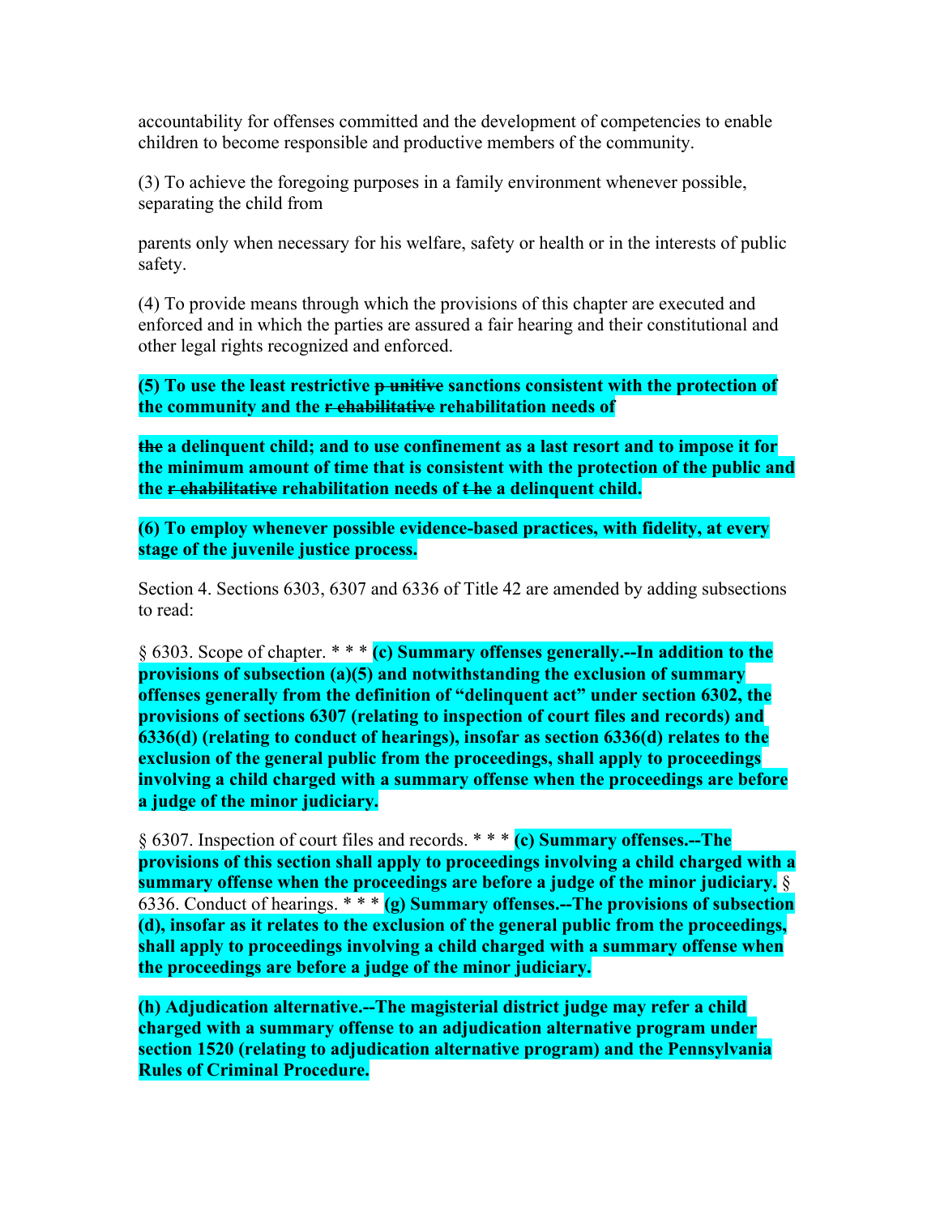accountability for offenses committed and the development of competencies to enable children to become responsible and productive members of the community.

(3) To achieve the foregoing purposes in a family environment whenever possible, separating the child from

parents only when necessary for his welfare, safety or health or in the interests of public safety.

(4) To provide means through which the provisions of this chapter are executed and enforced and in which the parties are assured a fair hearing and their constitutional and other legal rights recognized and enforced.

**(5) To use the least restrictive ~~p unitive~~ sanctions consistent with the protection of the community and the ~~r ehabilitative~~ rehabilitation needs of**

**~~the~~ a delinquent child; and to use confinement as a last resort and to impose it for the minimum amount of time that is consistent with the protection of the public and the ~~r ehabilitative~~ rehabilitation needs of ~~t he~~ a delinquent child.**

**(6) To employ whenever possible evidence-based practices, with fidelity, at every stage of the juvenile justice process.**

Section 4. Sections 6303, 6307 and 6336 of Title 42 are amended by adding subsections to read:

§ 6303. Scope of chapter. * * * **(c) Summary offenses generally.--In addition to the provisions of subsection (a)(5) and notwithstanding the exclusion of summary offenses generally from the definition of "delinquent act" under section 6302, the provisions of sections 6307 (relating to inspection of court files and records) and 6336(d) (relating to conduct of hearings), insofar as section 6336(d) relates to the exclusion of the general public from the proceedings, shall apply to proceedings involving a child charged with a summary offense when the proceedings are before a judge of the minor judiciary.**

§ 6307. Inspection of court files and records. * * * **(c) Summary offenses.--The provisions of this section shall apply to proceedings involving a child charged with a summary offense when the proceedings are before a judge of the minor judiciary.** § 6336. Conduct of hearings. * * * **(g) Summary offenses.--The provisions of subsection (d), insofar as it relates to the exclusion of the general public from the proceedings, shall apply to proceedings involving a child charged with a summary offense when the proceedings are before a judge of the minor judiciary.**

**(h) Adjudication alternative.--The magisterial district judge may refer a child charged with a summary offense to an adjudication alternative program under section 1520 (relating to adjudication alternative program) and the Pennsylvania Rules of Criminal Procedure.**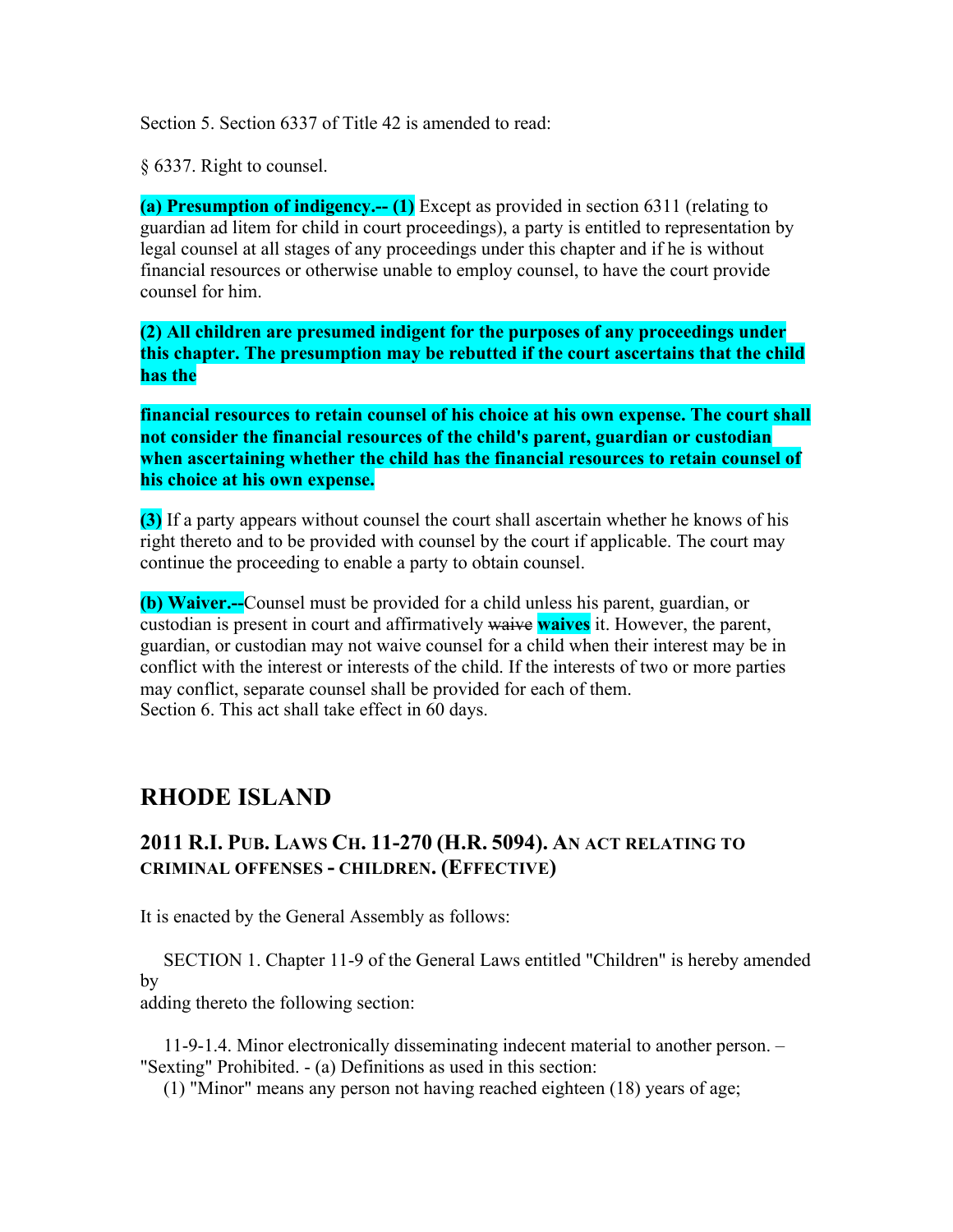Section 5. Section 6337 of Title 42 is amended to read:

§ 6337. Right to counsel.

**(a) Presumption of indigency.-- (1)** Except as provided in section 6311 (relating to guardian ad litem for child in court proceedings), a party is entitled to representation by legal counsel at all stages of any proceedings under this chapter and if he is without financial resources or otherwise unable to employ counsel, to have the court provide counsel for him.

**(2) All children are presumed indigent for the purposes of any proceedings under this chapter. The presumption may be rebutted if the court ascertains that the child has the**

**financial resources to retain counsel of his choice at his own expense. The court shall not consider the financial resources of the child's parent, guardian or custodian when ascertaining whether the child has the financial resources to retain counsel of his choice at his own expense.**

**(3)** If a party appears without counsel the court shall ascertain whether he knows of his right thereto and to be provided with counsel by the court if applicable. The court may continue the proceeding to enable a party to obtain counsel.

**(b) Waiver.--**Counsel must be provided for a child unless his parent, guardian, or custodian is present in court and affirmatively ~~waive~~ **waives** it. However, the parent, guardian, or custodian may not waive counsel for a child when their interest may be in conflict with the interest or interests of the child. If the interests of two or more parties may conflict, separate counsel shall be provided for each of them.
Section 6. This act shall take effect in 60 days.

# RHODE ISLAND

## 2011 R.I. Pub. Laws Ch. 11-270 (H.R. 5094). An act relating to criminal offenses - children. (Effective)

It is enacted by the General Assembly as follows:

SECTION 1. Chapter 11-9 of the General Laws entitled "Children" is hereby amended by
adding thereto the following section:

11-9-1.4. Minor electronically disseminating indecent material to another person. – "Sexting" Prohibited. - (a) Definitions as used in this section:
(1) "Minor" means any person not having reached eighteen (18) years of age;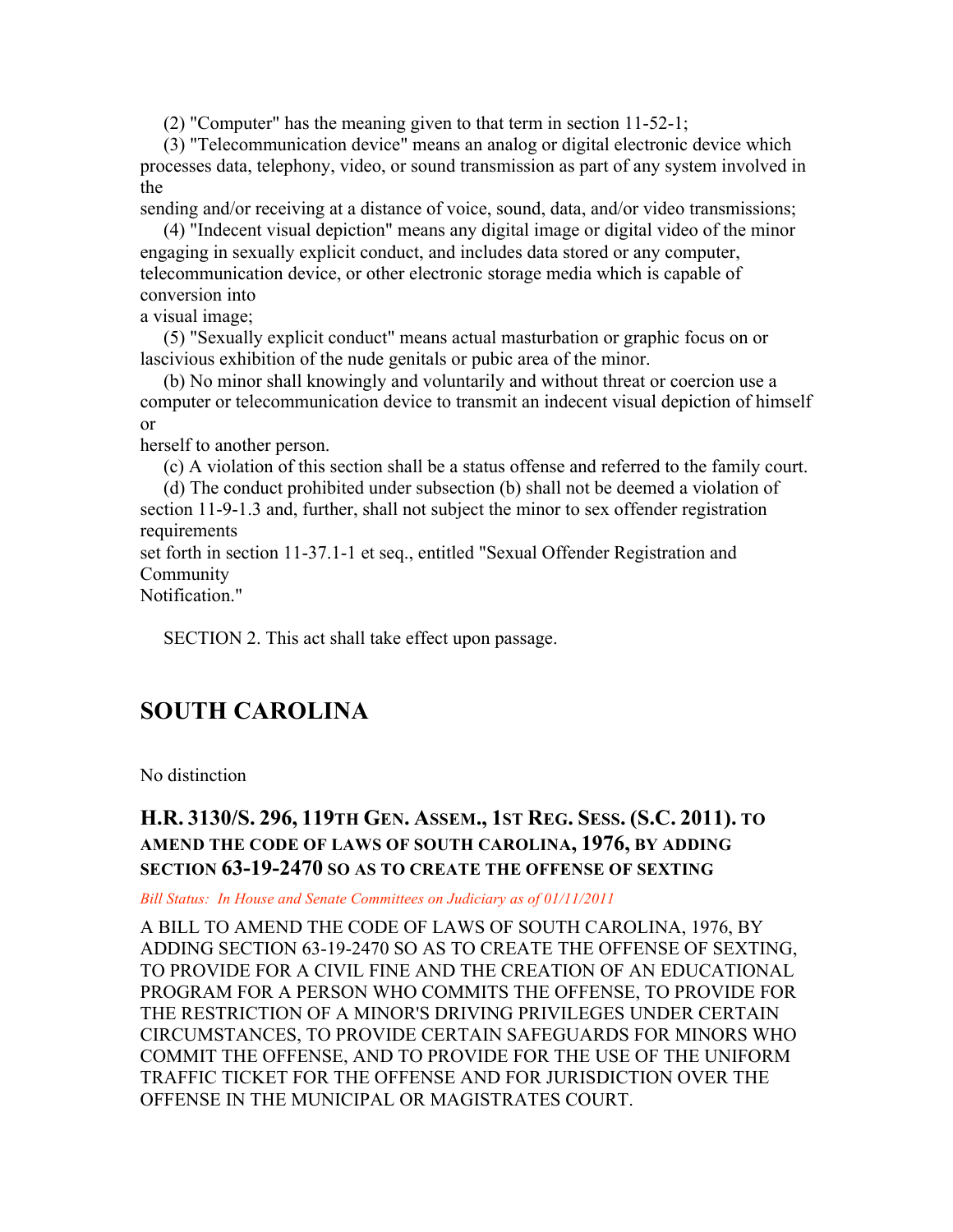(2) "Computer" has the meaning given to that term in section 11-52-1;

(3) "Telecommunication device" means an analog or digital electronic device which processes data, telephony, video, or sound transmission as part of any system involved in the sending and/or receiving at a distance of voice, sound, data, and/or video transmissions;

(4) "Indecent visual depiction" means any digital image or digital video of the minor engaging in sexually explicit conduct, and includes data stored or any computer, telecommunication device, or other electronic storage media which is capable of conversion into a visual image;

(5) "Sexually explicit conduct" means actual masturbation or graphic focus on or lascivious exhibition of the nude genitals or pubic area of the minor.

(b) No minor shall knowingly and voluntarily and without threat or coercion use a computer or telecommunication device to transmit an indecent visual depiction of himself or herself to another person.

(c) A violation of this section shall be a status offense and referred to the family court.

(d) The conduct prohibited under subsection (b) shall not be deemed a violation of section 11-9-1.3 and, further, shall not subject the minor to sex offender registration requirements set forth in section 11-37.1-1 et seq., entitled "Sexual Offender Registration and Community Notification."

SECTION 2. This act shall take effect upon passage.

## SOUTH CAROLINA

No distinction

### H.R. 3130/S. 296, 119TH GEN. ASSEM., 1ST REG. SESS. (S.C. 2011). TO AMEND THE CODE OF LAWS OF SOUTH CAROLINA, 1976, BY ADDING SECTION 63-19-2470 SO AS TO CREATE THE OFFENSE OF SEXTING

*Bill Status: In House and Senate Committees on Judiciary as of 01/11/2011*

A BILL TO AMEND THE CODE OF LAWS OF SOUTH CAROLINA, 1976, BY ADDING SECTION 63-19-2470 SO AS TO CREATE THE OFFENSE OF SEXTING, TO PROVIDE FOR A CIVIL FINE AND THE CREATION OF AN EDUCATIONAL PROGRAM FOR A PERSON WHO COMMITS THE OFFENSE, TO PROVIDE FOR THE RESTRICTION OF A MINOR'S DRIVING PRIVILEGES UNDER CERTAIN CIRCUMSTANCES, TO PROVIDE CERTAIN SAFEGUARDS FOR MINORS WHO COMMIT THE OFFENSE, AND TO PROVIDE FOR THE USE OF THE UNIFORM TRAFFIC TICKET FOR THE OFFENSE AND FOR JURISDICTION OVER THE OFFENSE IN THE MUNICIPAL OR MAGISTRATES COURT.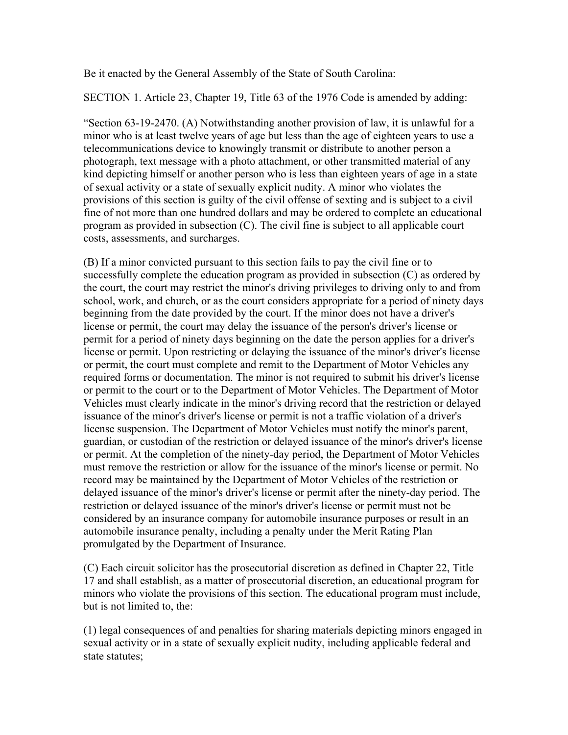Be it enacted by the General Assembly of the State of South Carolina:

SECTION 1. Article 23, Chapter 19, Title 63 of the 1976 Code is amended by adding:

"Section 63-19-2470. (A) Notwithstanding another provision of law, it is unlawful for a minor who is at least twelve years of age but less than the age of eighteen years to use a telecommunications device to knowingly transmit or distribute to another person a photograph, text message with a photo attachment, or other transmitted material of any kind depicting himself or another person who is less than eighteen years of age in a state of sexual activity or a state of sexually explicit nudity. A minor who violates the provisions of this section is guilty of the civil offense of sexting and is subject to a civil fine of not more than one hundred dollars and may be ordered to complete an educational program as provided in subsection (C). The civil fine is subject to all applicable court costs, assessments, and surcharges.

(B) If a minor convicted pursuant to this section fails to pay the civil fine or to successfully complete the education program as provided in subsection (C) as ordered by the court, the court may restrict the minor's driving privileges to driving only to and from school, work, and church, or as the court considers appropriate for a period of ninety days beginning from the date provided by the court. If the minor does not have a driver's license or permit, the court may delay the issuance of the person's driver's license or permit for a period of ninety days beginning on the date the person applies for a driver's license or permit. Upon restricting or delaying the issuance of the minor's driver's license or permit, the court must complete and remit to the Department of Motor Vehicles any required forms or documentation. The minor is not required to submit his driver's license or permit to the court or to the Department of Motor Vehicles. The Department of Motor Vehicles must clearly indicate in the minor's driving record that the restriction or delayed issuance of the minor's driver's license or permit is not a traffic violation of a driver's license suspension. The Department of Motor Vehicles must notify the minor's parent, guardian, or custodian of the restriction or delayed issuance of the minor's driver's license or permit. At the completion of the ninety-day period, the Department of Motor Vehicles must remove the restriction or allow for the issuance of the minor's license or permit. No record may be maintained by the Department of Motor Vehicles of the restriction or delayed issuance of the minor's driver's license or permit after the ninety-day period. The restriction or delayed issuance of the minor's driver's license or permit must not be considered by an insurance company for automobile insurance purposes or result in an automobile insurance penalty, including a penalty under the Merit Rating Plan promulgated by the Department of Insurance.

(C) Each circuit solicitor has the prosecutorial discretion as defined in Chapter 22, Title 17 and shall establish, as a matter of prosecutorial discretion, an educational program for minors who violate the provisions of this section. The educational program must include, but is not limited to, the:

(1) legal consequences of and penalties for sharing materials depicting minors engaged in sexual activity or in a state of sexually explicit nudity, including applicable federal and state statutes;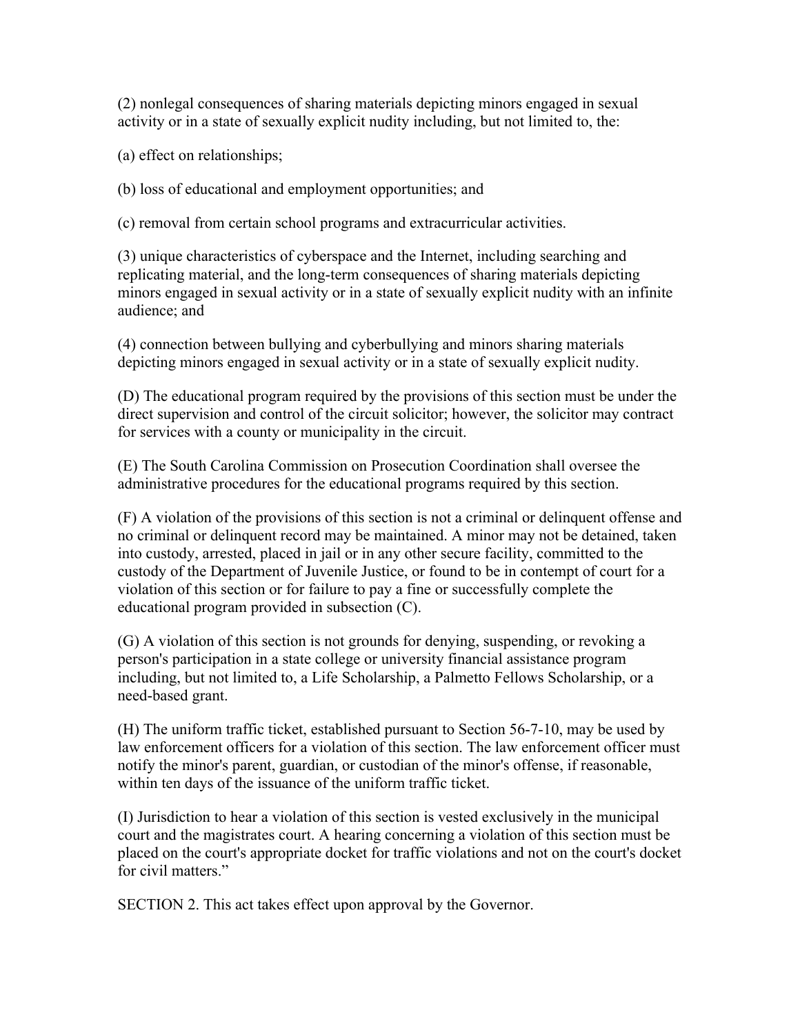(2) nonlegal consequences of sharing materials depicting minors engaged in sexual activity or in a state of sexually explicit nudity including, but not limited to, the:

(a) effect on relationships;

(b) loss of educational and employment opportunities; and

(c) removal from certain school programs and extracurricular activities.

(3) unique characteristics of cyberspace and the Internet, including searching and replicating material, and the long-term consequences of sharing materials depicting minors engaged in sexual activity or in a state of sexually explicit nudity with an infinite audience; and

(4) connection between bullying and cyberbullying and minors sharing materials depicting minors engaged in sexual activity or in a state of sexually explicit nudity.

(D) The educational program required by the provisions of this section must be under the direct supervision and control of the circuit solicitor; however, the solicitor may contract for services with a county or municipality in the circuit.

(E) The South Carolina Commission on Prosecution Coordination shall oversee the administrative procedures for the educational programs required by this section.

(F) A violation of the provisions of this section is not a criminal or delinquent offense and no criminal or delinquent record may be maintained. A minor may not be detained, taken into custody, arrested, placed in jail or in any other secure facility, committed to the custody of the Department of Juvenile Justice, or found to be in contempt of court for a violation of this section or for failure to pay a fine or successfully complete the educational program provided in subsection (C).

(G) A violation of this section is not grounds for denying, suspending, or revoking a person's participation in a state college or university financial assistance program including, but not limited to, a Life Scholarship, a Palmetto Fellows Scholarship, or a need-based grant.

(H) The uniform traffic ticket, established pursuant to Section 56-7-10, may be used by law enforcement officers for a violation of this section. The law enforcement officer must notify the minor's parent, guardian, or custodian of the minor's offense, if reasonable, within ten days of the issuance of the uniform traffic ticket.

(I) Jurisdiction to hear a violation of this section is vested exclusively in the municipal court and the magistrates court. A hearing concerning a violation of this section must be placed on the court's appropriate docket for traffic violations and not on the court's docket for civil matters."

SECTION 2. This act takes effect upon approval by the Governor.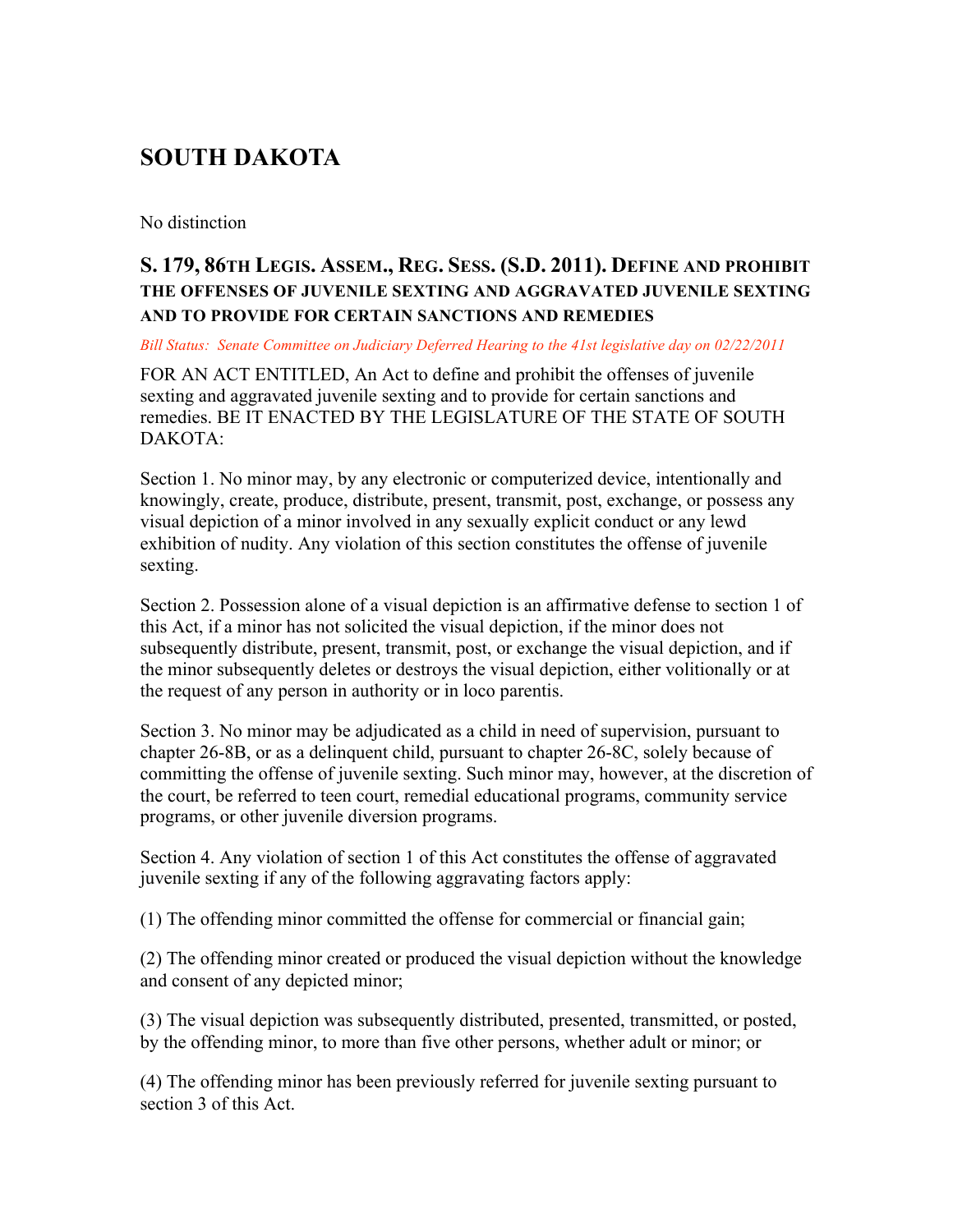# SOUTH DAKOTA

No distinction

## S. 179, 86TH LEGIS. ASSEM., REG. SESS. (S.D. 2011). DEFINE AND PROHIBIT THE OFFENSES OF JUVENILE SEXTING AND AGGRAVATED JUVENILE SEXTING AND TO PROVIDE FOR CERTAIN SANCTIONS AND REMEDIES

*Bill Status: Senate Committee on Judiciary Deferred Hearing to the 41st legislative day on 02/22/2011*

FOR AN ACT ENTITLED, An Act to define and prohibit the offenses of juvenile sexting and aggravated juvenile sexting and to provide for certain sanctions and remedies. BE IT ENACTED BY THE LEGISLATURE OF THE STATE OF SOUTH DAKOTA:

Section 1. No minor may, by any electronic or computerized device, intentionally and knowingly, create, produce, distribute, present, transmit, post, exchange, or possess any visual depiction of a minor involved in any sexually explicit conduct or any lewd exhibition of nudity. Any violation of this section constitutes the offense of juvenile sexting.

Section 2. Possession alone of a visual depiction is an affirmative defense to section 1 of this Act, if a minor has not solicited the visual depiction, if the minor does not subsequently distribute, present, transmit, post, or exchange the visual depiction, and if the minor subsequently deletes or destroys the visual depiction, either volitionally or at the request of any person in authority or in loco parentis.

Section 3. No minor may be adjudicated as a child in need of supervision, pursuant to chapter 26-8B, or as a delinquent child, pursuant to chapter 26-8C, solely because of committing the offense of juvenile sexting. Such minor may, however, at the discretion of the court, be referred to teen court, remedial educational programs, community service programs, or other juvenile diversion programs.

Section 4. Any violation of section 1 of this Act constitutes the offense of aggravated juvenile sexting if any of the following aggravating factors apply:

(1) The offending minor committed the offense for commercial or financial gain;

(2) The offending minor created or produced the visual depiction without the knowledge and consent of any depicted minor;

(3) The visual depiction was subsequently distributed, presented, transmitted, or posted, by the offending minor, to more than five other persons, whether adult or minor; or

(4) The offending minor has been previously referred for juvenile sexting pursuant to section 3 of this Act.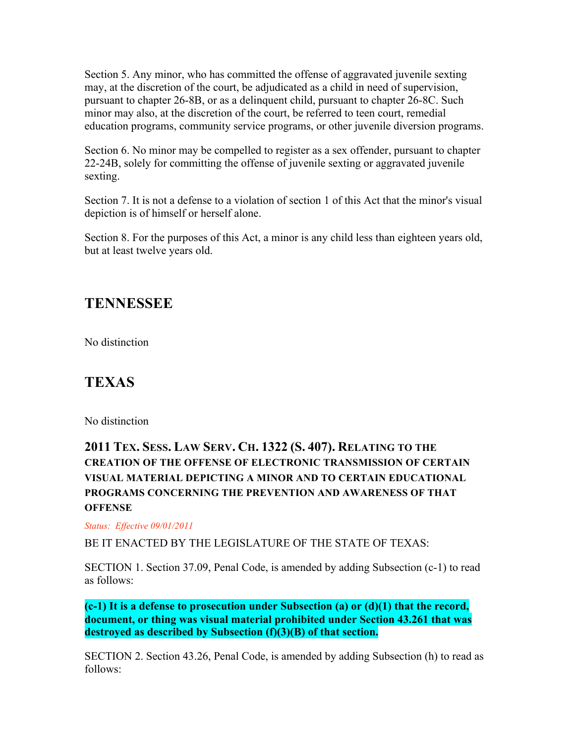Section 5. Any minor, who has committed the offense of aggravated juvenile sexting may, at the discretion of the court, be adjudicated as a child in need of supervision, pursuant to chapter 26-8B, or as a delinquent child, pursuant to chapter 26-8C. Such minor may also, at the discretion of the court, be referred to teen court, remedial education programs, community service programs, or other juvenile diversion programs.

Section 6. No minor may be compelled to register as a sex offender, pursuant to chapter 22-24B, solely for committing the offense of juvenile sexting or aggravated juvenile sexting.

Section 7. It is not a defense to a violation of section 1 of this Act that the minor's visual depiction is of himself or herself alone.

Section 8. For the purposes of this Act, a minor is any child less than eighteen years old, but at least twelve years old.

## TENNESSEE

No distinction

## TEXAS

No distinction

### 2011 TEX. SESS. LAW SERV. CH. 1322 (S. 407). RELATING TO THE CREATION OF THE OFFENSE OF ELECTRONIC TRANSMISSION OF CERTAIN VISUAL MATERIAL DEPICTING A MINOR AND TO CERTAIN EDUCATIONAL PROGRAMS CONCERNING THE PREVENTION AND AWARENESS OF THAT OFFENSE

*Status: Effective 09/01/2011*

BE IT ENACTED BY THE LEGISLATURE OF THE STATE OF TEXAS:

SECTION 1. Section 37.09, Penal Code, is amended by adding Subsection (c-1) to read as follows:

**(c-1) It is a defense to prosecution under Subsection (a) or (d)(1) that the record, document, or thing was visual material prohibited under Section 43.261 that was destroyed as described by Subsection (f)(3)(B) of that section.**

SECTION 2. Section 43.26, Penal Code, is amended by adding Subsection (h) to read as follows: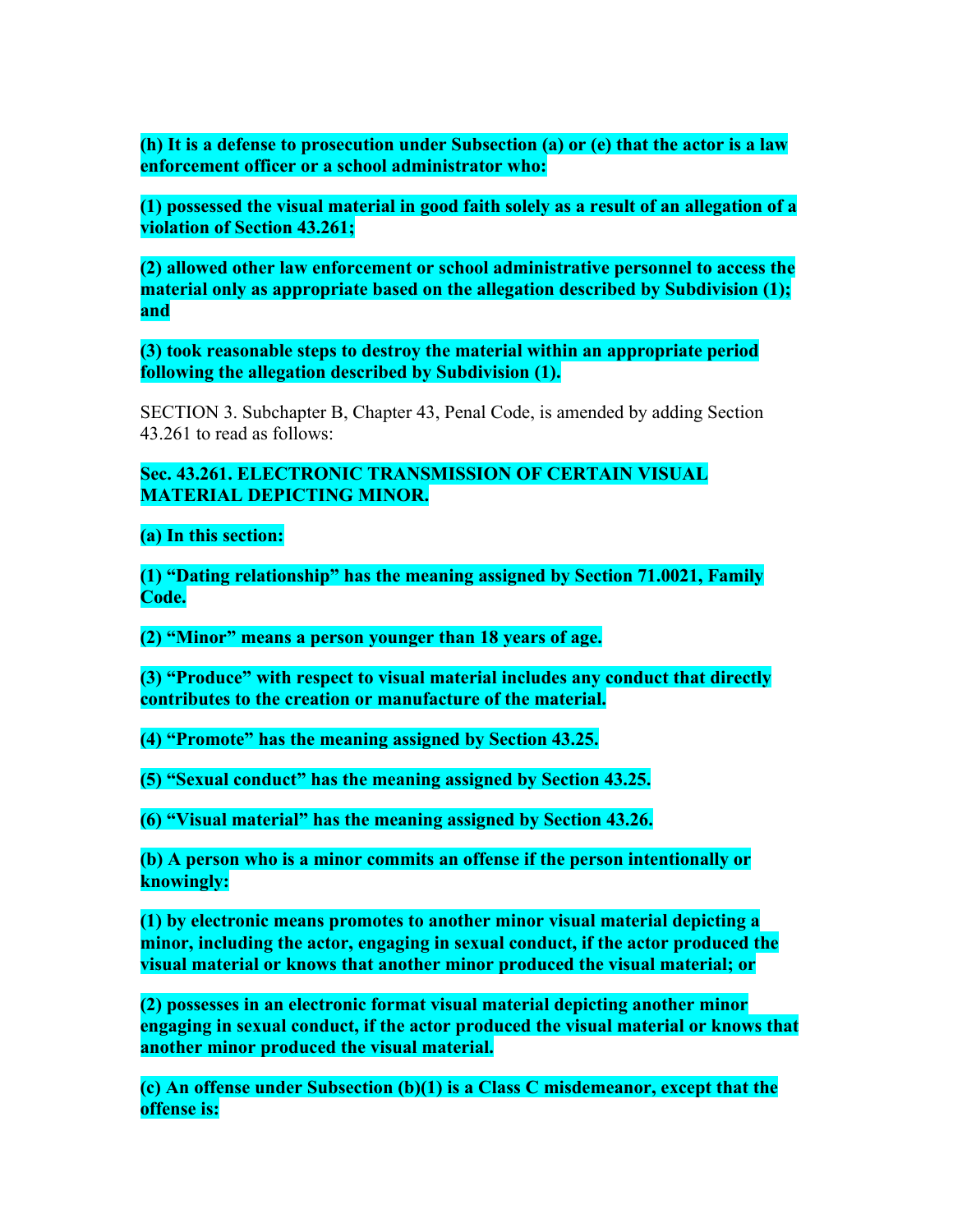**(h) It is a defense to prosecution under Subsection (a) or (e) that the actor is a law enforcement officer or a school administrator who:**

**(1) possessed the visual material in good faith solely as a result of an allegation of a violation of Section 43.261;**

**(2) allowed other law enforcement or school administrative personnel to access the material only as appropriate based on the allegation described by Subdivision (1); and**

**(3) took reasonable steps to destroy the material within an appropriate period following the allegation described by Subdivision (1).**

SECTION 3. Subchapter B, Chapter 43, Penal Code, is amended by adding Section 43.261 to read as follows:

**Sec. 43.261. ELECTRONIC TRANSMISSION OF CERTAIN VISUAL MATERIAL DEPICTING MINOR.**

**(a) In this section:**

**(1) "Dating relationship" has the meaning assigned by Section 71.0021, Family Code.**

**(2) "Minor" means a person younger than 18 years of age.**

**(3) "Produce" with respect to visual material includes any conduct that directly contributes to the creation or manufacture of the material.**

**(4) "Promote" has the meaning assigned by Section 43.25.**

**(5) "Sexual conduct" has the meaning assigned by Section 43.25.**

**(6) "Visual material" has the meaning assigned by Section 43.26.**

**(b) A person who is a minor commits an offense if the person intentionally or knowingly:**

**(1) by electronic means promotes to another minor visual material depicting a minor, including the actor, engaging in sexual conduct, if the actor produced the visual material or knows that another minor produced the visual material; or**

**(2) possesses in an electronic format visual material depicting another minor engaging in sexual conduct, if the actor produced the visual material or knows that another minor produced the visual material.**

**(c) An offense under Subsection (b)(1) is a Class C misdemeanor, except that the offense is:**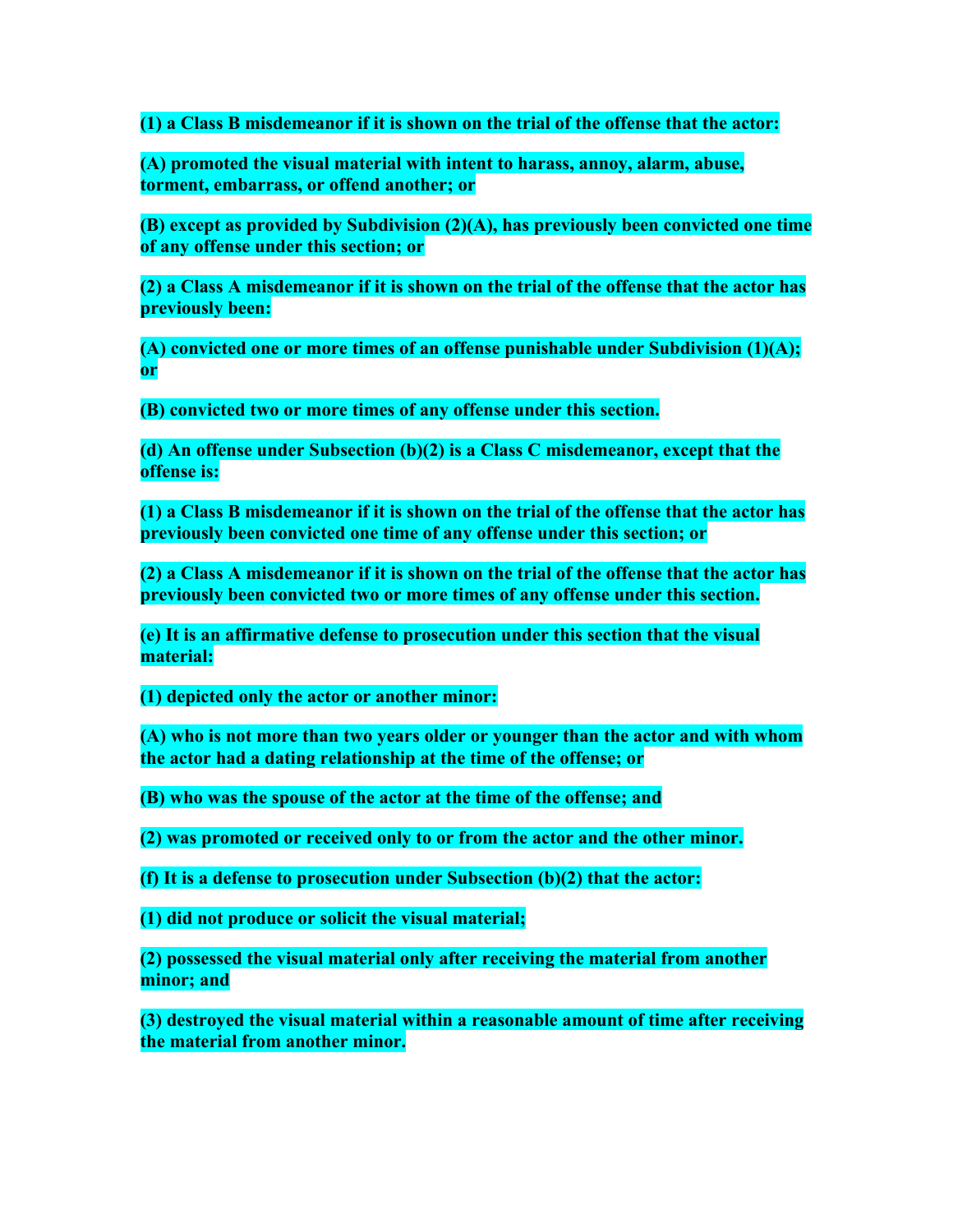**(1) a Class B misdemeanor if it is shown on the trial of the offense that the actor:**

**(A) promoted the visual material with intent to harass, annoy, alarm, abuse, torment, embarrass, or offend another; or**

**(B) except as provided by Subdivision (2)(A), has previously been convicted one time of any offense under this section; or**

**(2) a Class A misdemeanor if it is shown on the trial of the offense that the actor has previously been:**

**(A) convicted one or more times of an offense punishable under Subdivision (1)(A); or**

**(B) convicted two or more times of any offense under this section.**

**(d) An offense under Subsection (b)(2) is a Class C misdemeanor, except that the offense is:**

**(1) a Class B misdemeanor if it is shown on the trial of the offense that the actor has previously been convicted one time of any offense under this section; or**

**(2) a Class A misdemeanor if it is shown on the trial of the offense that the actor has previously been convicted two or more times of any offense under this section.**

**(e) It is an affirmative defense to prosecution under this section that the visual material:**

**(1) depicted only the actor or another minor:**

**(A) who is not more than two years older or younger than the actor and with whom the actor had a dating relationship at the time of the offense; or**

**(B) who was the spouse of the actor at the time of the offense; and**

**(2) was promoted or received only to or from the actor and the other minor.**

**(f) It is a defense to prosecution under Subsection (b)(2) that the actor:**

**(1) did not produce or solicit the visual material;**

**(2) possessed the visual material only after receiving the material from another minor; and**

**(3) destroyed the visual material within a reasonable amount of time after receiving the material from another minor.**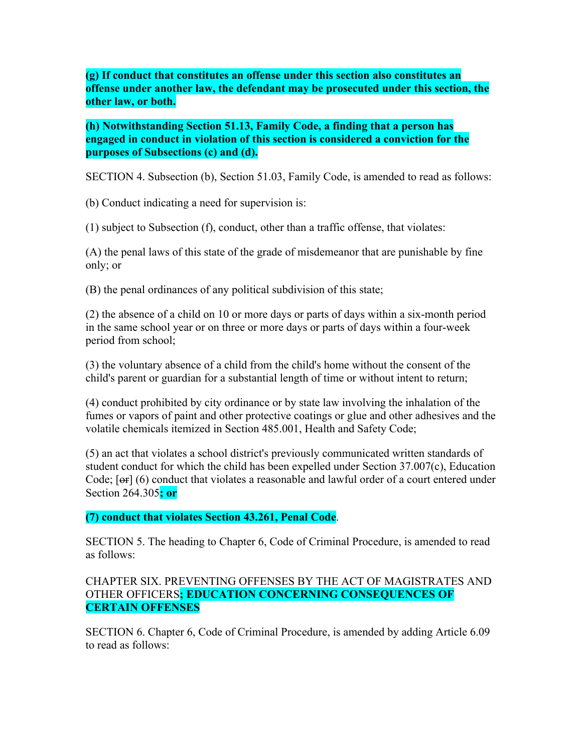**(g) If conduct that constitutes an offense under this section also constitutes an offense under another law, the defendant may be prosecuted under this section, the other law, or both.**

**(h) Notwithstanding Section 51.13, Family Code, a finding that a person has engaged in conduct in violation of this section is considered a conviction for the purposes of Subsections (c) and (d).**

SECTION 4. Subsection (b), Section 51.03, Family Code, is amended to read as follows:

(b) Conduct indicating a need for supervision is:

(1) subject to Subsection (f), conduct, other than a traffic offense, that violates:

(A) the penal laws of this state of the grade of misdemeanor that are punishable by fine only; or

(B) the penal ordinances of any political subdivision of this state;

(2) the absence of a child on 10 or more days or parts of days within a six-month period in the same school year or on three or more days or parts of days within a four-week period from school;

(3) the voluntary absence of a child from the child's home without the consent of the child's parent or guardian for a substantial length of time or without intent to return;

(4) conduct prohibited by city ordinance or by state law involving the inhalation of the fumes or vapors of paint and other protective coatings or glue and other adhesives and the volatile chemicals itemized in Section 485.001, Health and Safety Code;

(5) an act that violates a school district's previously communicated written standards of student conduct for which the child has been expelled under Section 37.007(c), Education Code; [~~or~~] (6) conduct that violates a reasonable and lawful order of a court entered under Section 264.305**; or**

**(7) conduct that violates Section 43.261, Penal Code**.

SECTION 5. The heading to Chapter 6, Code of Criminal Procedure, is amended to read as follows:

CHAPTER SIX. PREVENTING OFFENSES BY THE ACT OF MAGISTRATES AND OTHER OFFICERS**; EDUCATION CONCERNING CONSEQUENCES OF CERTAIN OFFENSES**

SECTION 6. Chapter 6, Code of Criminal Procedure, is amended by adding Article 6.09 to read as follows: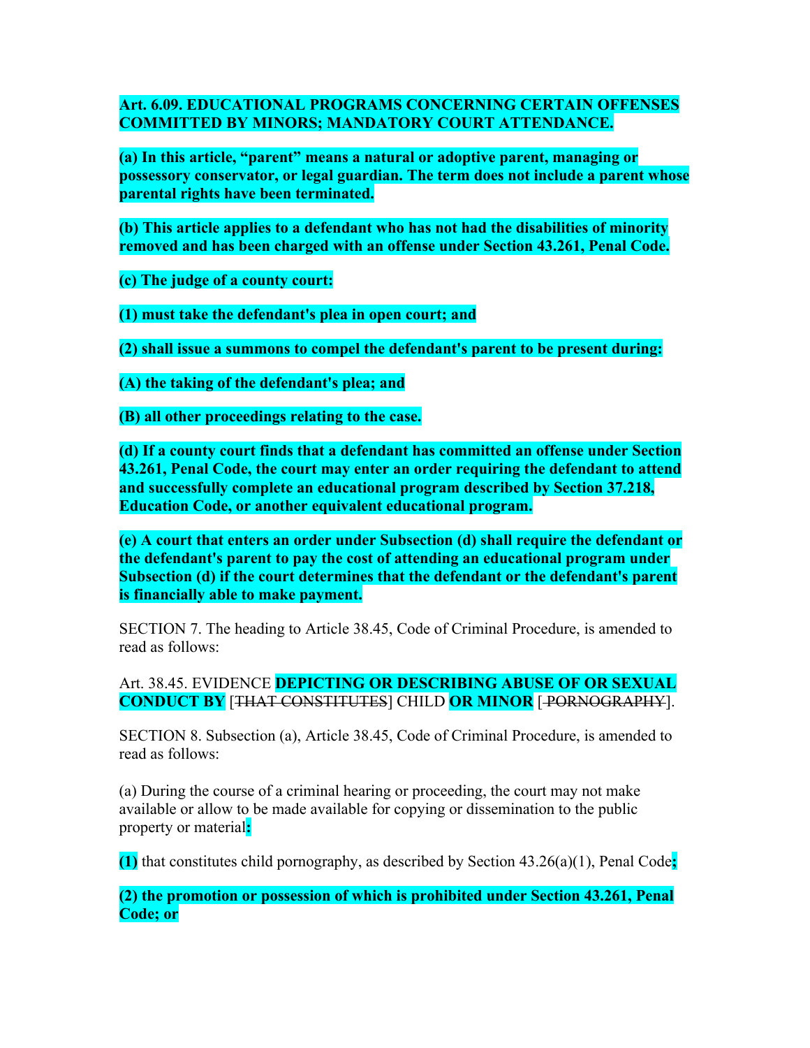**Art. 6.09. EDUCATIONAL PROGRAMS CONCERNING CERTAIN OFFENSES COMMITTED BY MINORS; MANDATORY COURT ATTENDANCE.**

**(a) In this article, "parent" means a natural or adoptive parent, managing or possessory conservator, or legal guardian. The term does not include a parent whose parental rights have been terminated.**

**(b) This article applies to a defendant who has not had the disabilities of minority removed and has been charged with an offense under Section 43.261, Penal Code.**

**(c) The judge of a county court:**

**(1) must take the defendant's plea in open court; and**

**(2) shall issue a summons to compel the defendant's parent to be present during:**

**(A) the taking of the defendant's plea; and**

**(B) all other proceedings relating to the case.**

**(d) If a county court finds that a defendant has committed an offense under Section 43.261, Penal Code, the court may enter an order requiring the defendant to attend and successfully complete an educational program described by Section 37.218, Education Code, or another equivalent educational program.**

**(e) A court that enters an order under Subsection (d) shall require the defendant or the defendant's parent to pay the cost of attending an educational program under Subsection (d) if the court determines that the defendant or the defendant's parent is financially able to make payment.**

SECTION 7. The heading to Article 38.45, Code of Criminal Procedure, is amended to read as follows:

Art. 38.45. EVIDENCE **DEPICTING OR DESCRIBING ABUSE OF OR SEXUAL CONDUCT BY** [~~THAT CONSTITUTES~~] CHILD **OR MINOR** [~~PORNOGRAPHY~~].

SECTION 8. Subsection (a), Article 38.45, Code of Criminal Procedure, is amended to read as follows:

(a) During the course of a criminal hearing or proceeding, the court may not make available or allow to be made available for copying or dissemination to the public property or material**:**

**(1)** that constitutes child pornography, as described by Section 43.26(a)(1), Penal Code**;**

**(2) the promotion or possession of which is prohibited under Section 43.261, Penal Code; or**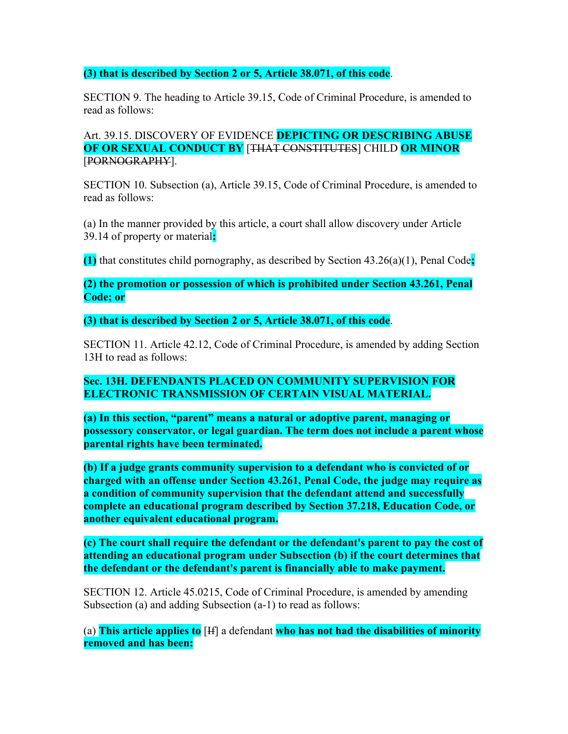**(3) that is described by Section 2 or 5, Article 38.071, of this code**.

SECTION 9. The heading to Article 39.15, Code of Criminal Procedure, is amended to read as follows:

Art. 39.15. DISCOVERY OF EVIDENCE **DEPICTING OR DESCRIBING ABUSE OF OR SEXUAL CONDUCT BY** [~~THAT CONSTITUTES~~] CHILD **OR MINOR** [~~PORNOGRAPHY~~].

SECTION 10. Subsection (a), Article 39.15, Code of Criminal Procedure, is amended to read as follows:

(a) In the manner provided by this article, a court shall allow discovery under Article 39.14 of property or material**:**

**(1)** that constitutes child pornography, as described by Section 43.26(a)(1), Penal Code**;**

**(2) the promotion or possession of which is prohibited under Section 43.261, Penal Code; or**

**(3) that is described by Section 2 or 5, Article 38.071, of this code**.

SECTION 11. Article 42.12, Code of Criminal Procedure, is amended by adding Section 13H to read as follows:

**Sec. 13H. DEFENDANTS PLACED ON COMMUNITY SUPERVISION FOR ELECTRONIC TRANSMISSION OF CERTAIN VISUAL MATERIAL.**

**(a) In this section, "parent" means a natural or adoptive parent, managing or possessory conservator, or legal guardian. The term does not include a parent whose parental rights have been terminated.**

**(b) If a judge grants community supervision to a defendant who is convicted of or charged with an offense under Section 43.261, Penal Code, the judge may require as a condition of community supervision that the defendant attend and successfully complete an educational program described by Section 37.218, Education Code, or another equivalent educational program.**

**(c) The court shall require the defendant or the defendant's parent to pay the cost of attending an educational program under Subsection (b) if the court determines that the defendant or the defendant's parent is financially able to make payment.**

SECTION 12. Article 45.0215, Code of Criminal Procedure, is amended by amending Subsection (a) and adding Subsection (a-1) to read as follows:

(a) **This article applies to** [~~If~~] a defendant **who has not had the disabilities of minority removed and has been:**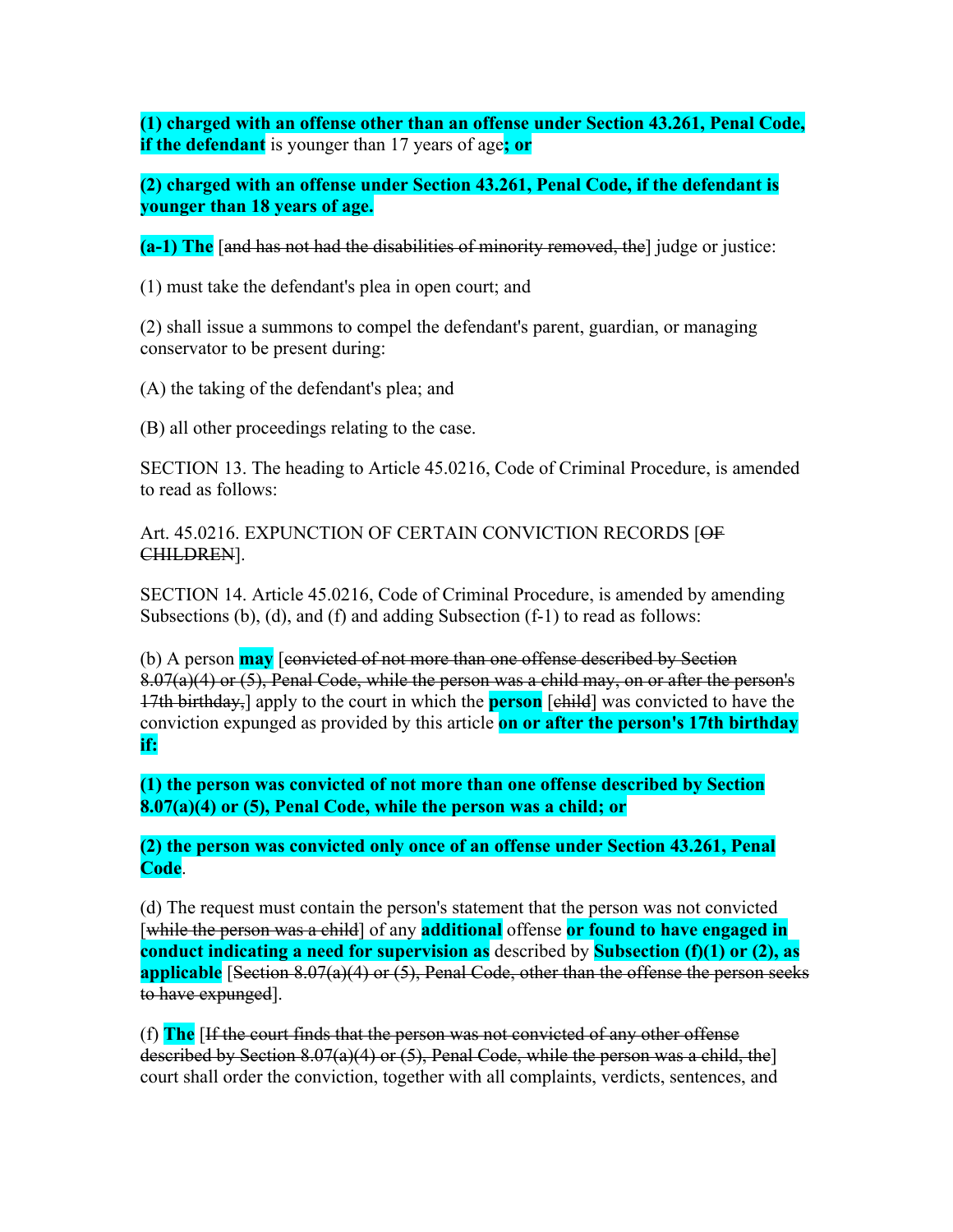**(1) charged with an offense other than an offense under Section 43.261, Penal Code, if the defendant** is younger than 17 years of age**; or**

**(2) charged with an offense under Section 43.261, Penal Code, if the defendant is younger than 18 years of age.**

**(a-1) The** [~~and has not had the disabilities of minority removed, the~~] judge or justice:

(1) must take the defendant's plea in open court; and

(2) shall issue a summons to compel the defendant's parent, guardian, or managing conservator to be present during:

(A) the taking of the defendant's plea; and

(B) all other proceedings relating to the case.

SECTION 13. The heading to Article 45.0216, Code of Criminal Procedure, is amended to read as follows:

Art. 45.0216. EXPUNCTION OF CERTAIN CONVICTION RECORDS [~~OF CHILDREN~~].

SECTION 14. Article 45.0216, Code of Criminal Procedure, is amended by amending Subsections (b), (d), and (f) and adding Subsection (f-1) to read as follows:

(b) A person **may** [~~convicted of not more than one offense described by Section 8.07(a)(4) or (5), Penal Code, while the person was a child may, on or after the person's 17th birthday,~~] apply to the court in which the **person** [~~child~~] was convicted to have the conviction expunged as provided by this article **on or after the person's 17th birthday if:**

**(1) the person was convicted of not more than one offense described by Section 8.07(a)(4) or (5), Penal Code, while the person was a child; or**

**(2) the person was convicted only once of an offense under Section 43.261, Penal Code**.

(d) The request must contain the person's statement that the person was not convicted [~~while the person was a child~~] of any **additional** offense **or found to have engaged in conduct indicating a need for supervision as** described by **Subsection (f)(1) or (2), as applicable** [~~Section 8.07(a)(4) or (5), Penal Code, other than the offense the person seeks to have expunged~~].

(f) **The** [~~If the court finds that the person was not convicted of any other offense described by Section 8.07(a)(4) or (5), Penal Code, while the person was a child, the~~] court shall order the conviction, together with all complaints, verdicts, sentences, and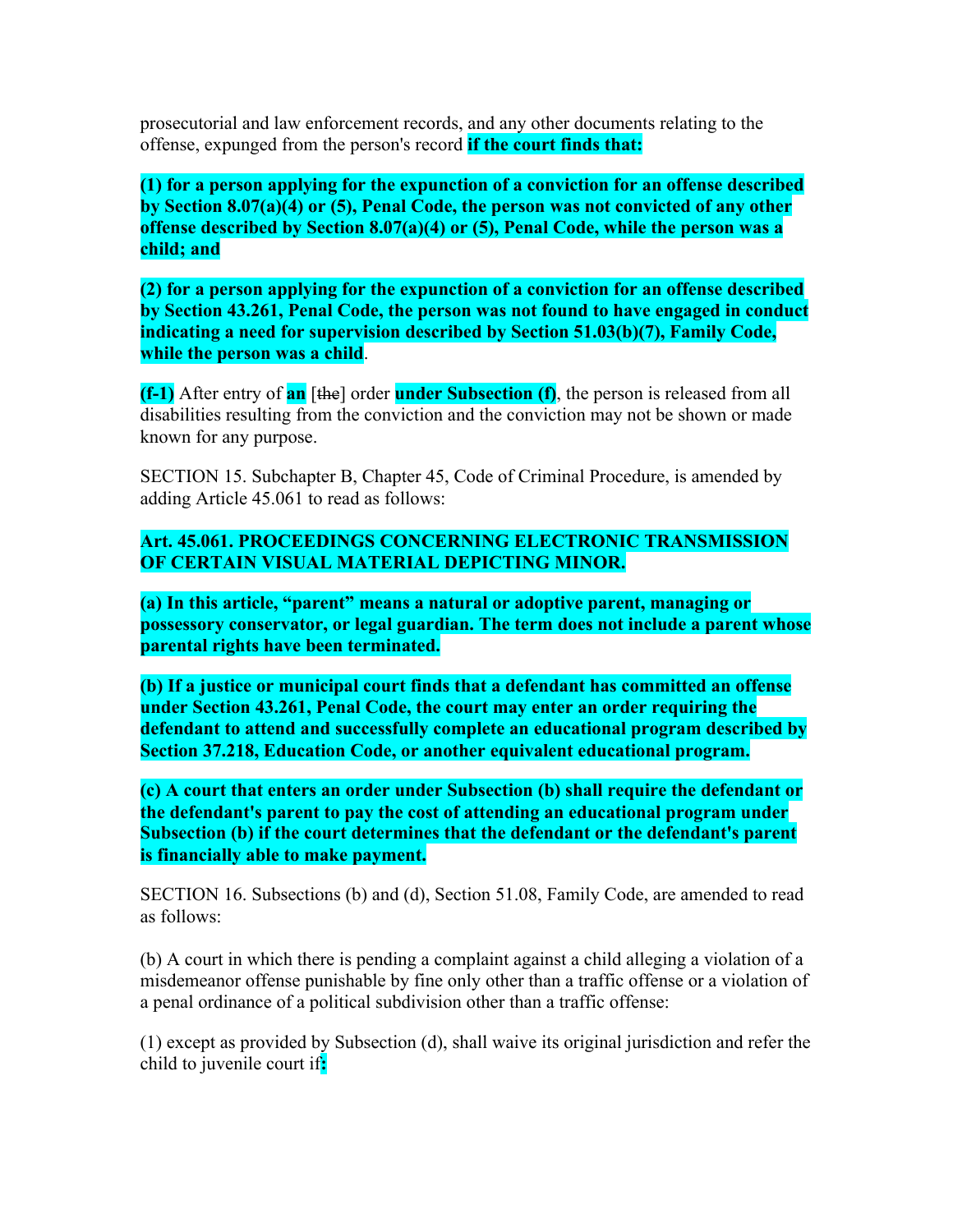prosecutorial and law enforcement records, and any other documents relating to the offense, expunged from the person's record **if the court finds that:**

**(1) for a person applying for the expunction of a conviction for an offense described by Section 8.07(a)(4) or (5), Penal Code, the person was not convicted of any other offense described by Section 8.07(a)(4) or (5), Penal Code, while the person was a child; and**

**(2) for a person applying for the expunction of a conviction for an offense described by Section 43.261, Penal Code, the person was not found to have engaged in conduct indicating a need for supervision described by Section 51.03(b)(7), Family Code, while the person was a child**.

**(f-1)** After entry of **an** [~~the~~] order **under Subsection (f)**, the person is released from all disabilities resulting from the conviction and the conviction may not be shown or made known for any purpose.

SECTION 15. Subchapter B, Chapter 45, Code of Criminal Procedure, is amended by adding Article 45.061 to read as follows:

**Art. 45.061. PROCEEDINGS CONCERNING ELECTRONIC TRANSMISSION OF CERTAIN VISUAL MATERIAL DEPICTING MINOR.**

**(a) In this article, "parent" means a natural or adoptive parent, managing or possessory conservator, or legal guardian. The term does not include a parent whose parental rights have been terminated.**

**(b) If a justice or municipal court finds that a defendant has committed an offense under Section 43.261, Penal Code, the court may enter an order requiring the defendant to attend and successfully complete an educational program described by Section 37.218, Education Code, or another equivalent educational program.**

**(c) A court that enters an order under Subsection (b) shall require the defendant or the defendant's parent to pay the cost of attending an educational program under Subsection (b) if the court determines that the defendant or the defendant's parent is financially able to make payment.**

SECTION 16. Subsections (b) and (d), Section 51.08, Family Code, are amended to read as follows:

(b) A court in which there is pending a complaint against a child alleging a violation of a misdemeanor offense punishable by fine only other than a traffic offense or a violation of a penal ordinance of a political subdivision other than a traffic offense:

(1) except as provided by Subsection (d), shall waive its original jurisdiction and refer the child to juvenile court if**:**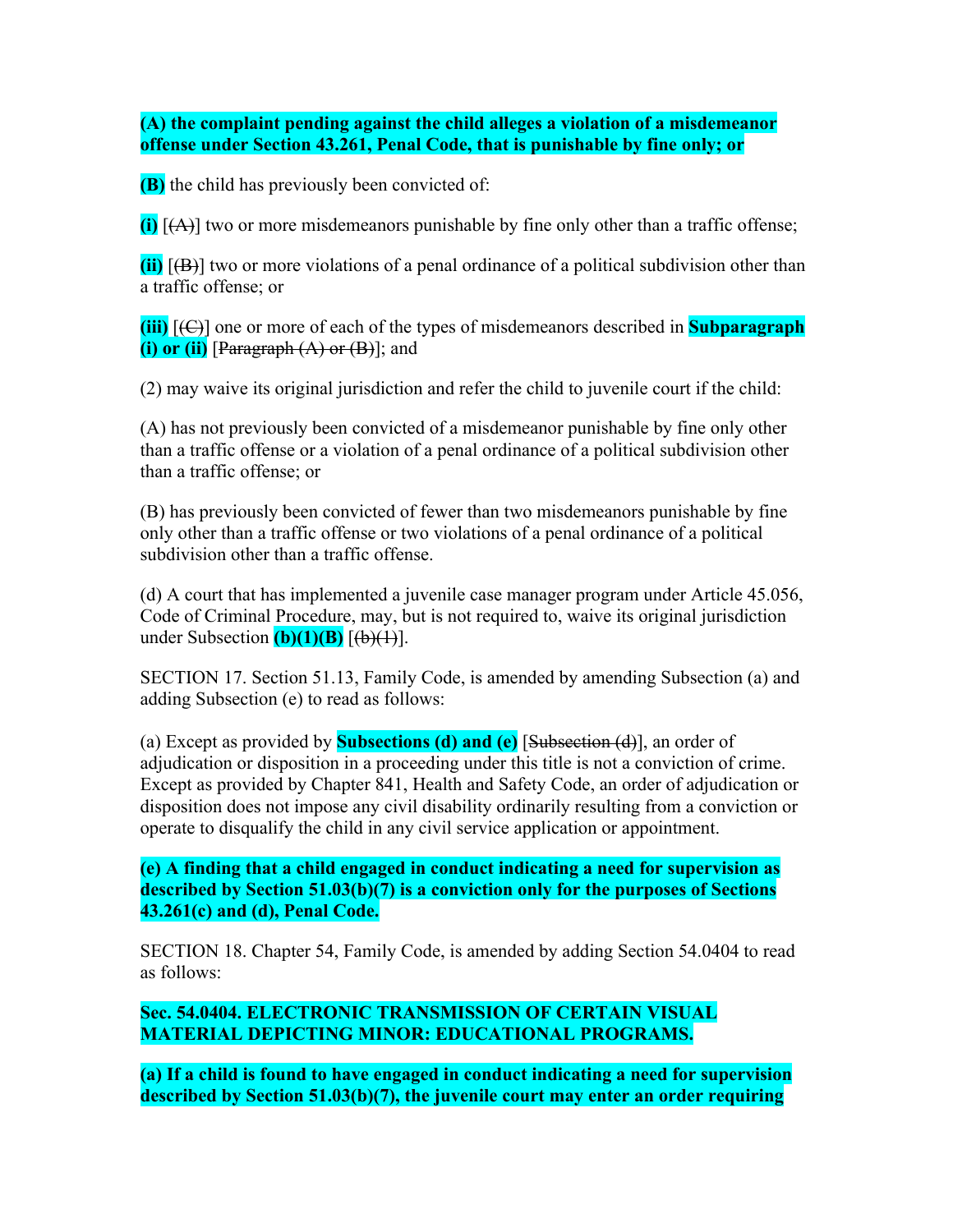**(A) the complaint pending against the child alleges a violation of a misdemeanor offense under Section 43.261, Penal Code, that is punishable by fine only; or**

**(B)** the child has previously been convicted of:

**(i)** [~~(A)~~] two or more misdemeanors punishable by fine only other than a traffic offense;

**(ii)** [~~(B)~~] two or more violations of a penal ordinance of a political subdivision other than a traffic offense; or

**(iii)** [~~(C)~~] one or more of each of the types of misdemeanors described in **Subparagraph (i) or (ii)** [~~Paragraph (A) or (B)~~]; and

(2) may waive its original jurisdiction and refer the child to juvenile court if the child:

(A) has not previously been convicted of a misdemeanor punishable by fine only other than a traffic offense or a violation of a penal ordinance of a political subdivision other than a traffic offense; or

(B) has previously been convicted of fewer than two misdemeanors punishable by fine only other than a traffic offense or two violations of a penal ordinance of a political subdivision other than a traffic offense.

(d) A court that has implemented a juvenile case manager program under Article 45.056, Code of Criminal Procedure, may, but is not required to, waive its original jurisdiction under Subsection **(b)(1)(B)** [~~(b)(1)~~].

SECTION 17. Section 51.13, Family Code, is amended by amending Subsection (a) and adding Subsection (e) to read as follows:

(a) Except as provided by **Subsections (d) and (e)** [~~Subsection (d)~~], an order of adjudication or disposition in a proceeding under this title is not a conviction of crime. Except as provided by Chapter 841, Health and Safety Code, an order of adjudication or disposition does not impose any civil disability ordinarily resulting from a conviction or operate to disqualify the child in any civil service application or appointment.

**(e) A finding that a child engaged in conduct indicating a need for supervision as described by Section 51.03(b)(7) is a conviction only for the purposes of Sections 43.261(c) and (d), Penal Code.**

SECTION 18. Chapter 54, Family Code, is amended by adding Section 54.0404 to read as follows:

**Sec. 54.0404. ELECTRONIC TRANSMISSION OF CERTAIN VISUAL MATERIAL DEPICTING MINOR: EDUCATIONAL PROGRAMS.**

**(a) If a child is found to have engaged in conduct indicating a need for supervision described by Section 51.03(b)(7), the juvenile court may enter an order requiring**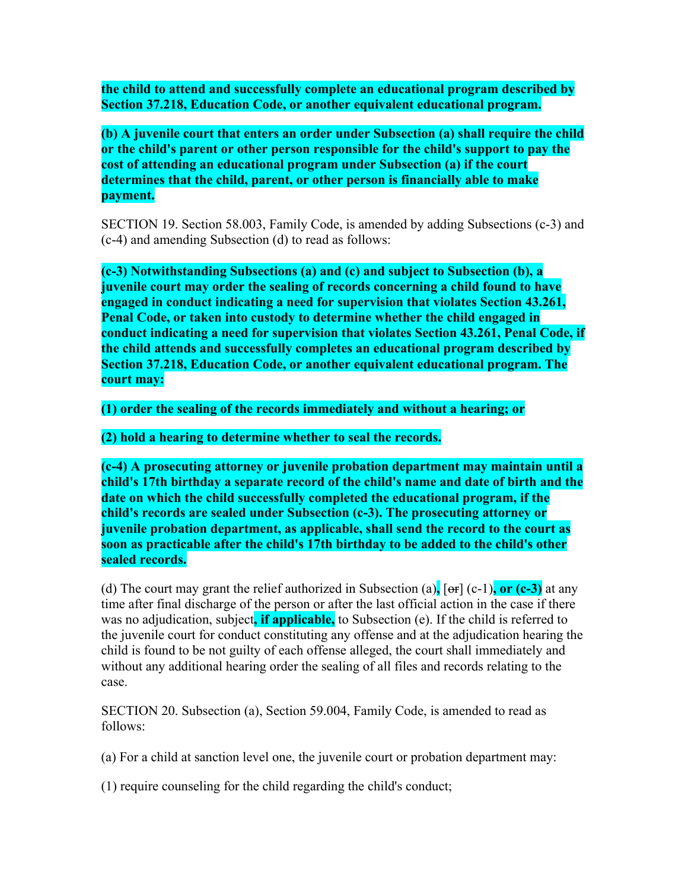**the child to attend and successfully complete an educational program described by Section 37.218, Education Code, or another equivalent educational program.**

**(b) A juvenile court that enters an order under Subsection (a) shall require the child or the child's parent or other person responsible for the child's support to pay the cost of attending an educational program under Subsection (a) if the court determines that the child, parent, or other person is financially able to make payment.**

SECTION 19. Section 58.003, Family Code, is amended by adding Subsections (c-3) and (c-4) and amending Subsection (d) to read as follows:

**(c-3) Notwithstanding Subsections (a) and (c) and subject to Subsection (b), a juvenile court may order the sealing of records concerning a child found to have engaged in conduct indicating a need for supervision that violates Section 43.261, Penal Code, or taken into custody to determine whether the child engaged in conduct indicating a need for supervision that violates Section 43.261, Penal Code, if the child attends and successfully completes an educational program described by Section 37.218, Education Code, or another equivalent educational program. The court may:**

**(1) order the sealing of the records immediately and without a hearing; or**

**(2) hold a hearing to determine whether to seal the records.**

**(c-4) A prosecuting attorney or juvenile probation department may maintain until a child's 17th birthday a separate record of the child's name and date of birth and the date on which the child successfully completed the educational program, if the child's records are sealed under Subsection (c-3). The prosecuting attorney or juvenile probation department, as applicable, shall send the record to the court as soon as practicable after the child's 17th birthday to be added to the child's other sealed records.**

(d) The court may grant the relief authorized in Subsection (a)**,** [~~or~~] (c-1)**, or (c-3)** at any time after final discharge of the person or after the last official action in the case if there was no adjudication, subject**, if applicable,** to Subsection (e). If the child is referred to the juvenile court for conduct constituting any offense and at the adjudication hearing the child is found to be not guilty of each offense alleged, the court shall immediately and without any additional hearing order the sealing of all files and records relating to the case.

SECTION 20. Subsection (a), Section 59.004, Family Code, is amended to read as follows:

(a) For a child at sanction level one, the juvenile court or probation department may:

(1) require counseling for the child regarding the child's conduct;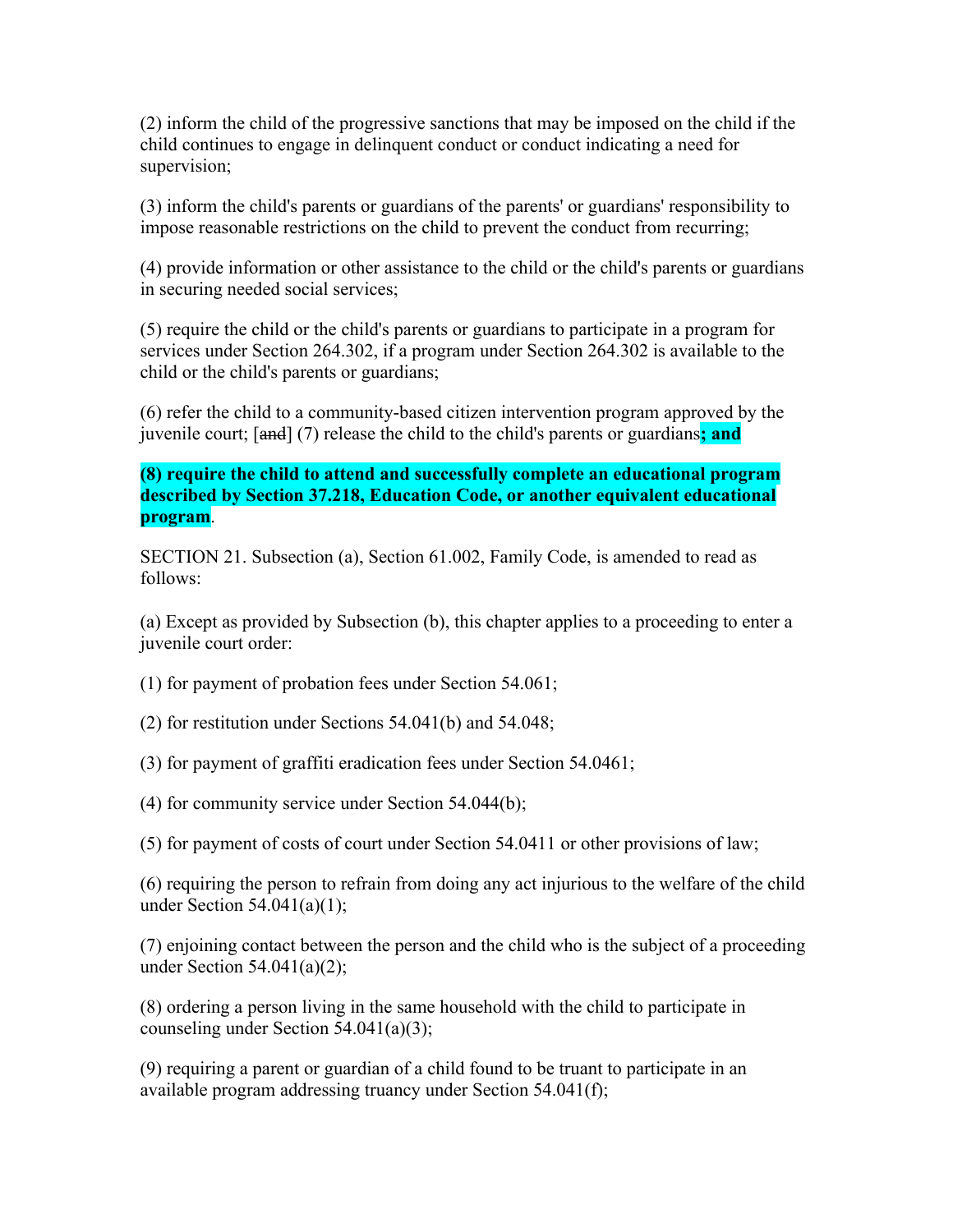(2) inform the child of the progressive sanctions that may be imposed on the child if the child continues to engage in delinquent conduct or conduct indicating a need for supervision;

(3) inform the child's parents or guardians of the parents' or guardians' responsibility to impose reasonable restrictions on the child to prevent the conduct from recurring;

(4) provide information or other assistance to the child or the child's parents or guardians in securing needed social services;

(5) require the child or the child's parents or guardians to participate in a program for services under Section 264.302, if a program under Section 264.302 is available to the child or the child's parents or guardians;

(6) refer the child to a community-based citizen intervention program approved by the juvenile court; [~~and~~] (7) release the child to the child's parents or guardians**; and**

**(8) require the child to attend and successfully complete an educational program described by Section 37.218, Education Code, or another equivalent educational program**.

SECTION 21. Subsection (a), Section 61.002, Family Code, is amended to read as follows:

(a) Except as provided by Subsection (b), this chapter applies to a proceeding to enter a juvenile court order:

(1) for payment of probation fees under Section 54.061;

(2) for restitution under Sections 54.041(b) and 54.048;

(3) for payment of graffiti eradication fees under Section 54.0461;

(4) for community service under Section 54.044(b);

(5) for payment of costs of court under Section 54.0411 or other provisions of law;

(6) requiring the person to refrain from doing any act injurious to the welfare of the child under Section 54.041(a)(1);

(7) enjoining contact between the person and the child who is the subject of a proceeding under Section 54.041(a)(2);

(8) ordering a person living in the same household with the child to participate in counseling under Section 54.041(a)(3);

(9) requiring a parent or guardian of a child found to be truant to participate in an available program addressing truancy under Section 54.041(f);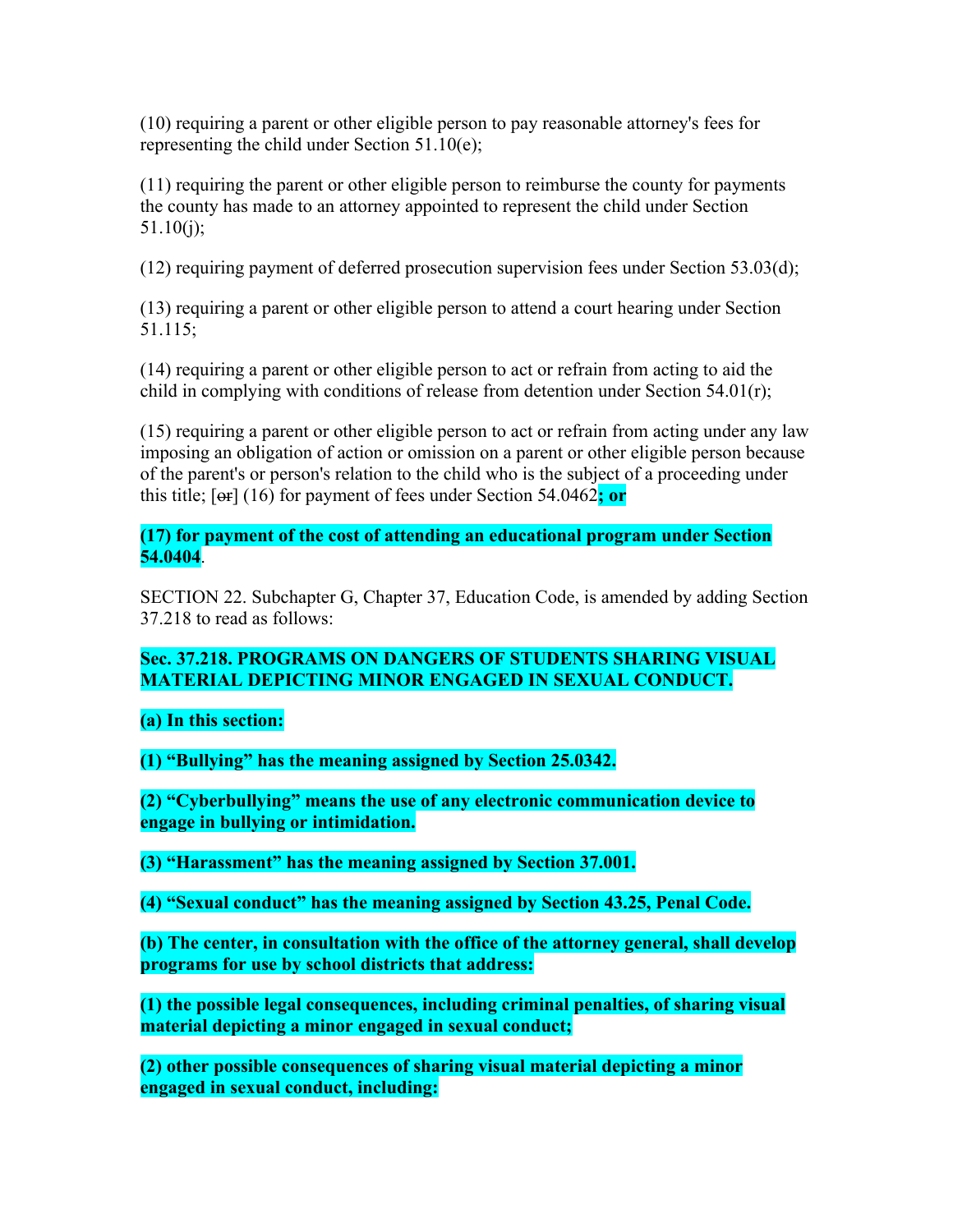(10) requiring a parent or other eligible person to pay reasonable attorney's fees for representing the child under Section 51.10(e);

(11) requiring the parent or other eligible person to reimburse the county for payments the county has made to an attorney appointed to represent the child under Section 51.10(j);

(12) requiring payment of deferred prosecution supervision fees under Section 53.03(d);

(13) requiring a parent or other eligible person to attend a court hearing under Section 51.115;

(14) requiring a parent or other eligible person to act or refrain from acting to aid the child in complying with conditions of release from detention under Section 54.01(r);

(15) requiring a parent or other eligible person to act or refrain from acting under any law imposing an obligation of action or omission on a parent or other eligible person because of the parent's or person's relation to the child who is the subject of a proceeding under this title; [~~or~~] (16) for payment of fees under Section 54.0462**; or**

**(17) for payment of the cost of attending an educational program under Section 54.0404**.

SECTION 22. Subchapter G, Chapter 37, Education Code, is amended by adding Section 37.218 to read as follows:

**Sec. 37.218. PROGRAMS ON DANGERS OF STUDENTS SHARING VISUAL MATERIAL DEPICTING MINOR ENGAGED IN SEXUAL CONDUCT.**

**(a) In this section:**

**(1) "Bullying" has the meaning assigned by Section 25.0342.**

**(2) "Cyberbullying" means the use of any electronic communication device to engage in bullying or intimidation.**

**(3) "Harassment" has the meaning assigned by Section 37.001.**

**(4) "Sexual conduct" has the meaning assigned by Section 43.25, Penal Code.**

**(b) The center, in consultation with the office of the attorney general, shall develop programs for use by school districts that address:**

**(1) the possible legal consequences, including criminal penalties, of sharing visual material depicting a minor engaged in sexual conduct;**

**(2) other possible consequences of sharing visual material depicting a minor engaged in sexual conduct, including:**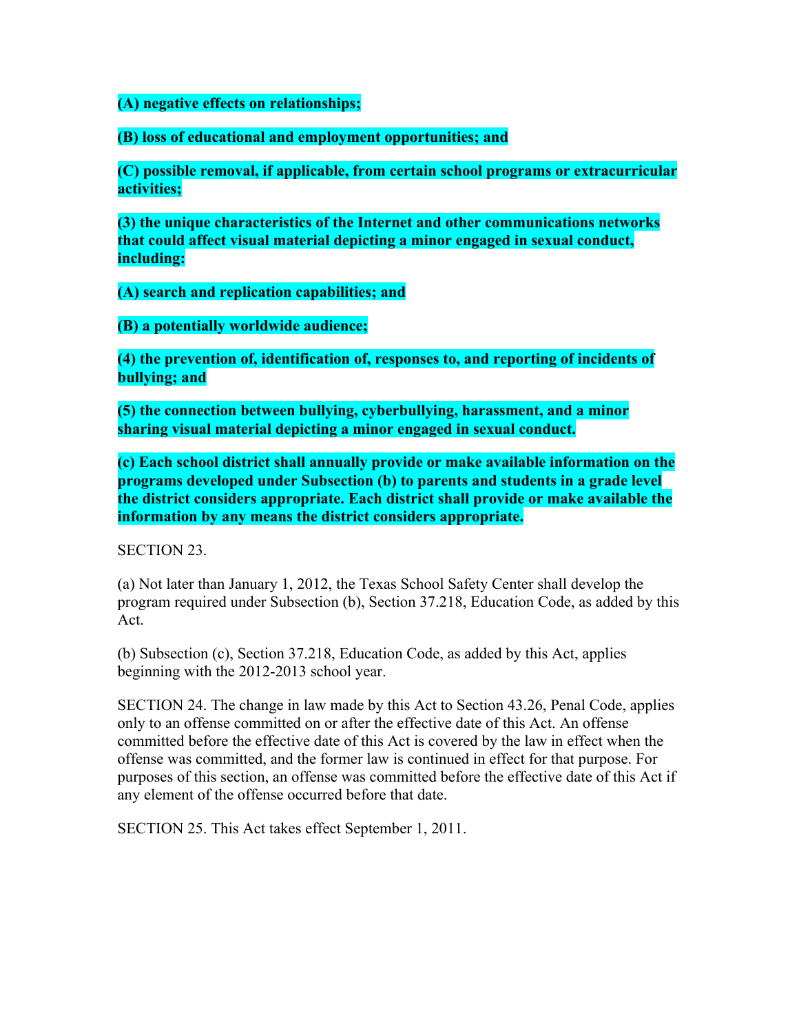**(A) negative effects on relationships;**

**(B) loss of educational and employment opportunities; and**

**(C) possible removal, if applicable, from certain school programs or extracurricular activities;**

**(3) the unique characteristics of the Internet and other communications networks that could affect visual material depicting a minor engaged in sexual conduct, including:**

**(A) search and replication capabilities; and**

**(B) a potentially worldwide audience;**

**(4) the prevention of, identification of, responses to, and reporting of incidents of bullying; and**

**(5) the connection between bullying, cyberbullying, harassment, and a minor sharing visual material depicting a minor engaged in sexual conduct.**

**(c) Each school district shall annually provide or make available information on the programs developed under Subsection (b) to parents and students in a grade level the district considers appropriate. Each district shall provide or make available the information by any means the district considers appropriate.**

SECTION 23.

(a) Not later than January 1, 2012, the Texas School Safety Center shall develop the program required under Subsection (b), Section 37.218, Education Code, as added by this Act.

(b) Subsection (c), Section 37.218, Education Code, as added by this Act, applies beginning with the 2012-2013 school year.

SECTION 24. The change in law made by this Act to Section 43.26, Penal Code, applies only to an offense committed on or after the effective date of this Act. An offense committed before the effective date of this Act is covered by the law in effect when the offense was committed, and the former law is continued in effect for that purpose. For purposes of this section, an offense was committed before the effective date of this Act if any element of the offense occurred before that date.

SECTION 25. This Act takes effect September 1, 2011.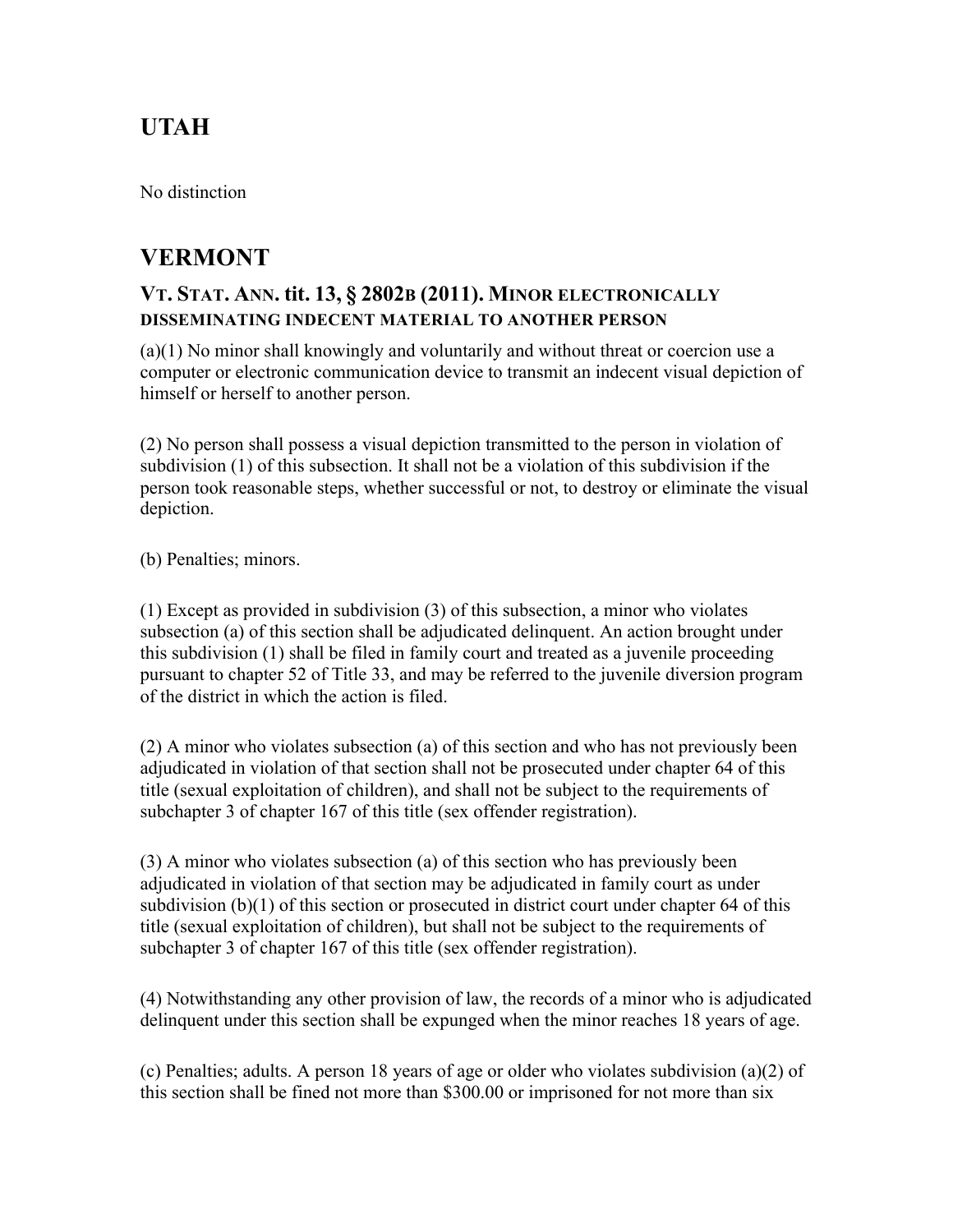## UTAH

No distinction

## VERMONT

### VT. STAT. ANN. tit. 13, § 2802B (2011). MINOR ELECTRONICALLY DISSEMINATING INDECENT MATERIAL TO ANOTHER PERSON

(a)(1) No minor shall knowingly and voluntarily and without threat or coercion use a computer or electronic communication device to transmit an indecent visual depiction of himself or herself to another person.

(2) No person shall possess a visual depiction transmitted to the person in violation of subdivision (1) of this subsection. It shall not be a violation of this subdivision if the person took reasonable steps, whether successful or not, to destroy or eliminate the visual depiction.

(b) Penalties; minors.

(1) Except as provided in subdivision (3) of this subsection, a minor who violates subsection (a) of this section shall be adjudicated delinquent. An action brought under this subdivision (1) shall be filed in family court and treated as a juvenile proceeding pursuant to chapter 52 of Title 33, and may be referred to the juvenile diversion program of the district in which the action is filed.

(2) A minor who violates subsection (a) of this section and who has not previously been adjudicated in violation of that section shall not be prosecuted under chapter 64 of this title (sexual exploitation of children), and shall not be subject to the requirements of subchapter 3 of chapter 167 of this title (sex offender registration).

(3) A minor who violates subsection (a) of this section who has previously been adjudicated in violation of that section may be adjudicated in family court as under subdivision (b)(1) of this section or prosecuted in district court under chapter 64 of this title (sexual exploitation of children), but shall not be subject to the requirements of subchapter 3 of chapter 167 of this title (sex offender registration).

(4) Notwithstanding any other provision of law, the records of a minor who is adjudicated delinquent under this section shall be expunged when the minor reaches 18 years of age.

(c) Penalties; adults. A person 18 years of age or older who violates subdivision (a)(2) of this section shall be fined not more than $300.00 or imprisoned for not more than six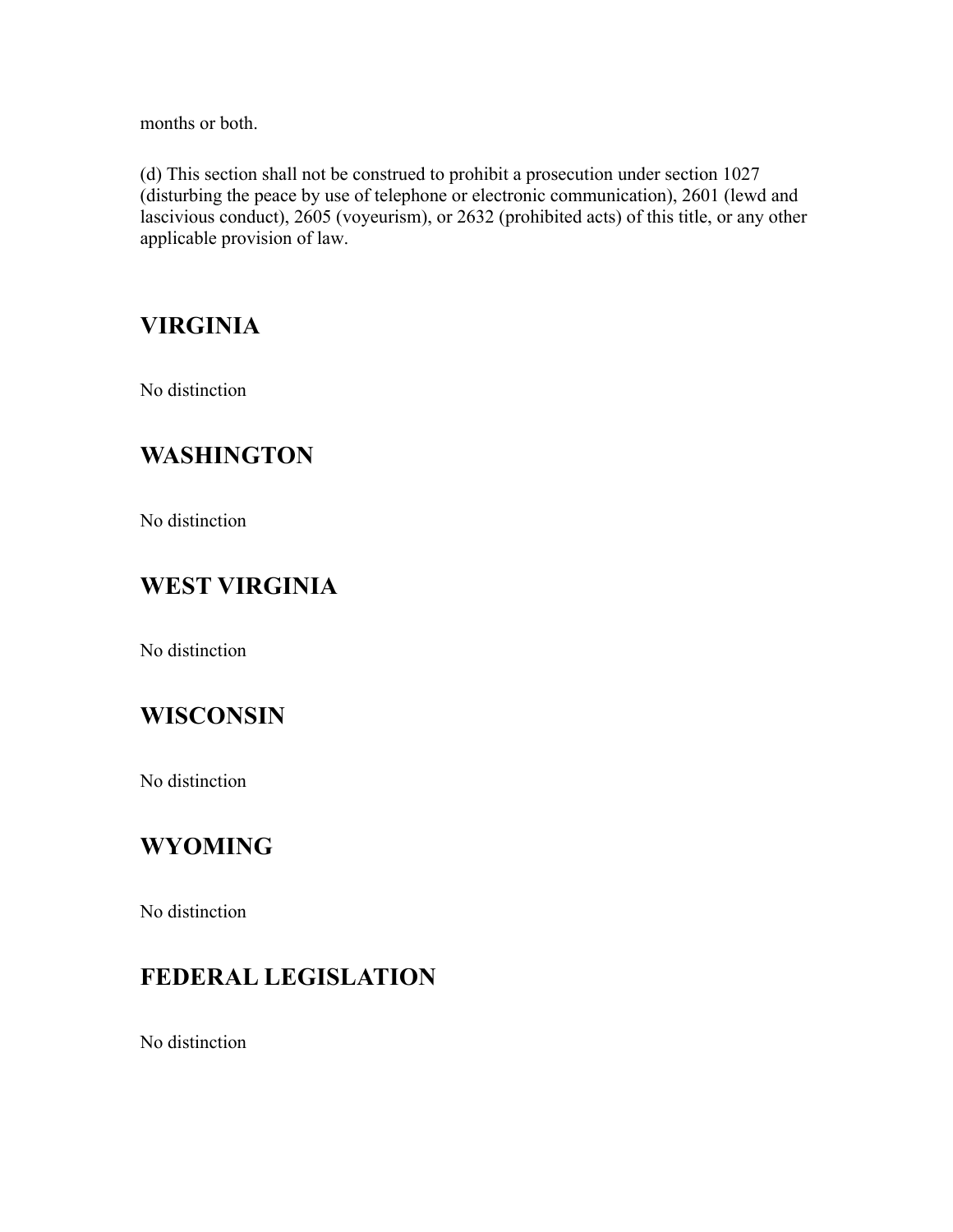months or both.

(d) This section shall not be construed to prohibit a prosecution under section 1027 (disturbing the peace by use of telephone or electronic communication), 2601 (lewd and lascivious conduct), 2605 (voyeurism), or 2632 (prohibited acts) of this title, or any other applicable provision of law.

## VIRGINIA

No distinction

## WASHINGTON

No distinction

## WEST VIRGINIA

No distinction

## WISCONSIN

No distinction

## WYOMING

No distinction

## FEDERAL LEGISLATION

No distinction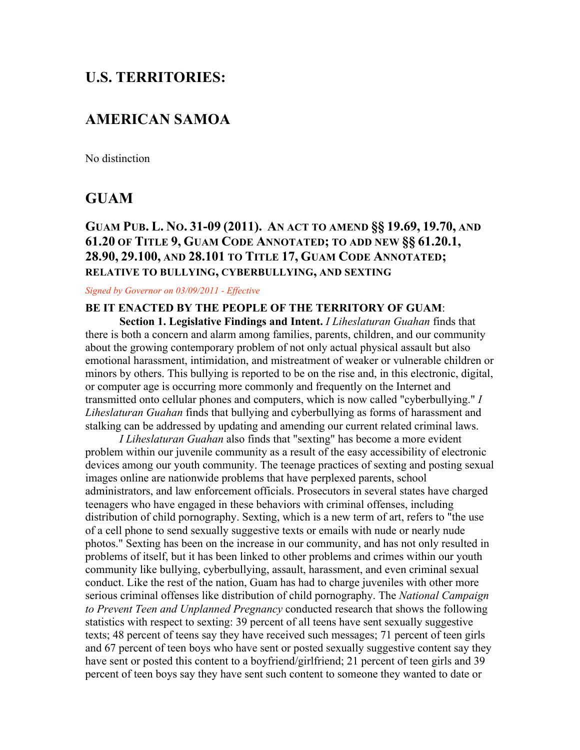# U.S. TERRITORIES:

## AMERICAN SAMOA

No distinction

## GUAM

### GUAM PUB. L. NO. 31-09 (2011). AN ACT TO AMEND §§ 19.69, 19.70, AND 61.20 OF TITLE 9, GUAM CODE ANNOTATED; TO ADD NEW §§ 61.20.1, 28.90, 29.100, AND 28.101 TO TITLE 17, GUAM CODE ANNOTATED; RELATIVE TO BULLYING, CYBERBULLYING, AND SEXTING

*Signed by Governor on 03/09/2011 - Effective*

**BE IT ENACTED BY THE PEOPLE OF THE TERRITORY OF GUAM**:

**Section 1. Legislative Findings and Intent.** *I Liheslaturan Guahan* finds that there is both a concern and alarm among families, parents, children, and our community about the growing contemporary problem of not only actual physical assault but also emotional harassment, intimidation, and mistreatment of weaker or vulnerable children or minors by others. This bullying is reported to be on the rise and, in this electronic, digital, or computer age is occurring more commonly and frequently on the Internet and transmitted onto cellular phones and computers, which is now called "cyberbullying." *I Liheslaturan Guahan* finds that bullying and cyberbullying as forms of harassment and stalking can be addressed by updating and amending our current related criminal laws.

*I Liheslaturan Guahan* also finds that "sexting" has become a more evident problem within our juvenile community as a result of the easy accessibility of electronic devices among our youth community. The teenage practices of sexting and posting sexual images online are nationwide problems that have perplexed parents, school administrators, and law enforcement officials. Prosecutors in several states have charged teenagers who have engaged in these behaviors with criminal offenses, including distribution of child pornography. Sexting, which is a new term of art, refers to "the use of a cell phone to send sexually suggestive texts or emails with nude or nearly nude photos." Sexting has been on the increase in our community, and has not only resulted in problems of itself, but it has been linked to other problems and crimes within our youth community like bullying, cyberbullying, assault, harassment, and even criminal sexual conduct. Like the rest of the nation, Guam has had to charge juveniles with other more serious criminal offenses like distribution of child pornography. The *National Campaign to Prevent Teen and Unplanned Pregnancy* conducted research that shows the following statistics with respect to sexting: 39 percent of all teens have sent sexually suggestive texts; 48 percent of teens say they have received such messages; 71 percent of teen girls and 67 percent of teen boys who have sent or posted sexually suggestive content say they have sent or posted this content to a boyfriend/girlfriend; 21 percent of teen girls and 39 percent of teen boys say they have sent such content to someone they wanted to date or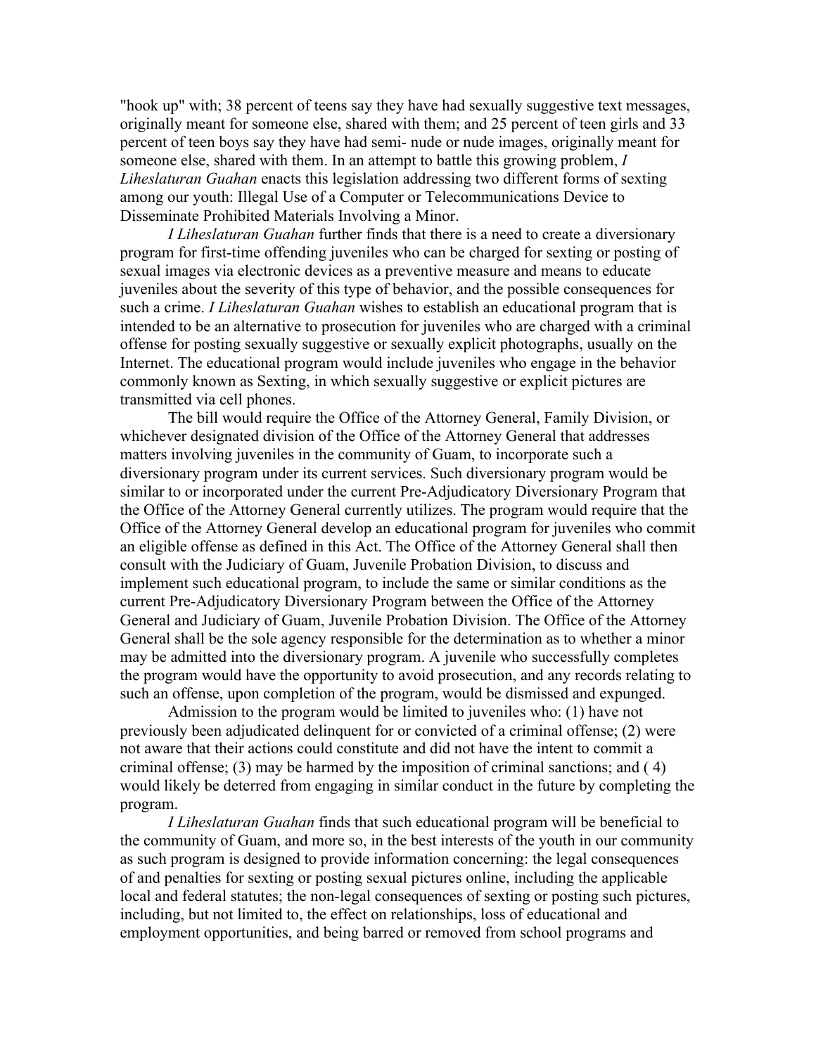"hook up" with; 38 percent of teens say they have had sexually suggestive text messages, originally meant for someone else, shared with them; and 25 percent of teen girls and 33 percent of teen boys say they have had semi- nude or nude images, originally meant for someone else, shared with them. In an attempt to battle this growing problem, *I Liheslaturan Guahan* enacts this legislation addressing two different forms of sexting among our youth: Illegal Use of a Computer or Telecommunications Device to Disseminate Prohibited Materials Involving a Minor.

*I Liheslaturan Guahan* further finds that there is a need to create a diversionary program for first-time offending juveniles who can be charged for sexting or posting of sexual images via electronic devices as a preventive measure and means to educate juveniles about the severity of this type of behavior, and the possible consequences for such a crime. *I Liheslaturan Guahan* wishes to establish an educational program that is intended to be an alternative to prosecution for juveniles who are charged with a criminal offense for posting sexually suggestive or sexually explicit photographs, usually on the Internet. The educational program would include juveniles who engage in the behavior commonly known as Sexting, in which sexually suggestive or explicit pictures are transmitted via cell phones.

The bill would require the Office of the Attorney General, Family Division, or whichever designated division of the Office of the Attorney General that addresses matters involving juveniles in the community of Guam, to incorporate such a diversionary program under its current services. Such diversionary program would be similar to or incorporated under the current Pre-Adjudicatory Diversionary Program that the Office of the Attorney General currently utilizes. The program would require that the Office of the Attorney General develop an educational program for juveniles who commit an eligible offense as defined in this Act. The Office of the Attorney General shall then consult with the Judiciary of Guam, Juvenile Probation Division, to discuss and implement such educational program, to include the same or similar conditions as the current Pre-Adjudicatory Diversionary Program between the Office of the Attorney General and Judiciary of Guam, Juvenile Probation Division. The Office of the Attorney General shall be the sole agency responsible for the determination as to whether a minor may be admitted into the diversionary program. A juvenile who successfully completes the program would have the opportunity to avoid prosecution, and any records relating to such an offense, upon completion of the program, would be dismissed and expunged.

Admission to the program would be limited to juveniles who: (1) have not previously been adjudicated delinquent for or convicted of a criminal offense; (2) were not aware that their actions could constitute and did not have the intent to commit a criminal offense; (3) may be harmed by the imposition of criminal sanctions; and ( 4) would likely be deterred from engaging in similar conduct in the future by completing the program.

*I Liheslaturan Guahan* finds that such educational program will be beneficial to the community of Guam, and more so, in the best interests of the youth in our community as such program is designed to provide information concerning: the legal consequences of and penalties for sexting or posting sexual pictures online, including the applicable local and federal statutes; the non-legal consequences of sexting or posting such pictures, including, but not limited to, the effect on relationships, loss of educational and employment opportunities, and being barred or removed from school programs and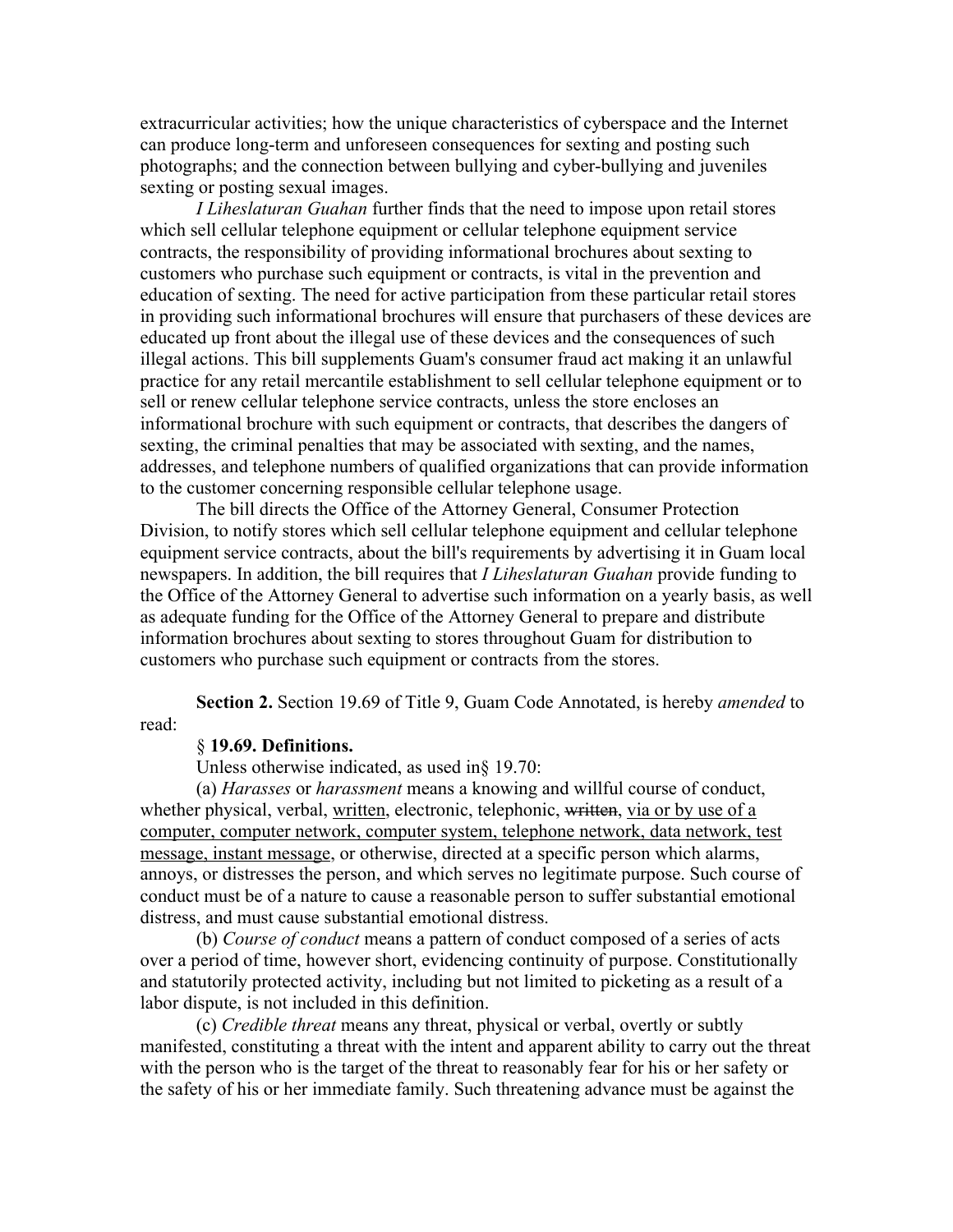extracurricular activities; how the unique characteristics of cyberspace and the Internet can produce long-term and unforeseen consequences for sexting and posting such photographs; and the connection between bullying and cyber-bullying and juveniles sexting or posting sexual images.

*I Liheslaturan Guahan* further finds that the need to impose upon retail stores which sell cellular telephone equipment or cellular telephone equipment service contracts, the responsibility of providing informational brochures about sexting to customers who purchase such equipment or contracts, is vital in the prevention and education of sexting. The need for active participation from these particular retail stores in providing such informational brochures will ensure that purchasers of these devices are educated up front about the illegal use of these devices and the consequences of such illegal actions. This bill supplements Guam's consumer fraud act making it an unlawful practice for any retail mercantile establishment to sell cellular telephone equipment or to sell or renew cellular telephone service contracts, unless the store encloses an informational brochure with such equipment or contracts, that describes the dangers of sexting, the criminal penalties that may be associated with sexting, and the names, addresses, and telephone numbers of qualified organizations that can provide information to the customer concerning responsible cellular telephone usage.

The bill directs the Office of the Attorney General, Consumer Protection Division, to notify stores which sell cellular telephone equipment and cellular telephone equipment service contracts, about the bill's requirements by advertising it in Guam local newspapers. In addition, the bill requires that *I Liheslaturan Guahan* provide funding to the Office of the Attorney General to advertise such information on a yearly basis, as well as adequate funding for the Office of the Attorney General to prepare and distribute information brochures about sexting to stores throughout Guam for distribution to customers who purchase such equipment or contracts from the stores.

**Section 2.** Section 19.69 of Title 9, Guam Code Annotated, is hereby *amended* to read:

§ **19.69. Definitions.**

Unless otherwise indicated, as used in§ 19.70:

(a) *Harasses* or *harassment* means a knowing and willful course of conduct, whether physical, verbal, <u>written</u>, electronic, telephonic, ~~written~~, <u>via or by use of a computer, computer network, computer system, telephone network, data network, test message, instant message</u>, or otherwise, directed at a specific person which alarms, annoys, or distresses the person, and which serves no legitimate purpose. Such course of conduct must be of a nature to cause a reasonable person to suffer substantial emotional distress, and must cause substantial emotional distress.

(b) *Course of conduct* means a pattern of conduct composed of a series of acts over a period of time, however short, evidencing continuity of purpose. Constitutionally and statutorily protected activity, including but not limited to picketing as a result of a labor dispute, is not included in this definition.

(c) *Credible threat* means any threat, physical or verbal, overtly or subtly manifested, constituting a threat with the intent and apparent ability to carry out the threat with the person who is the target of the threat to reasonably fear for his or her safety or the safety of his or her immediate family. Such threatening advance must be against the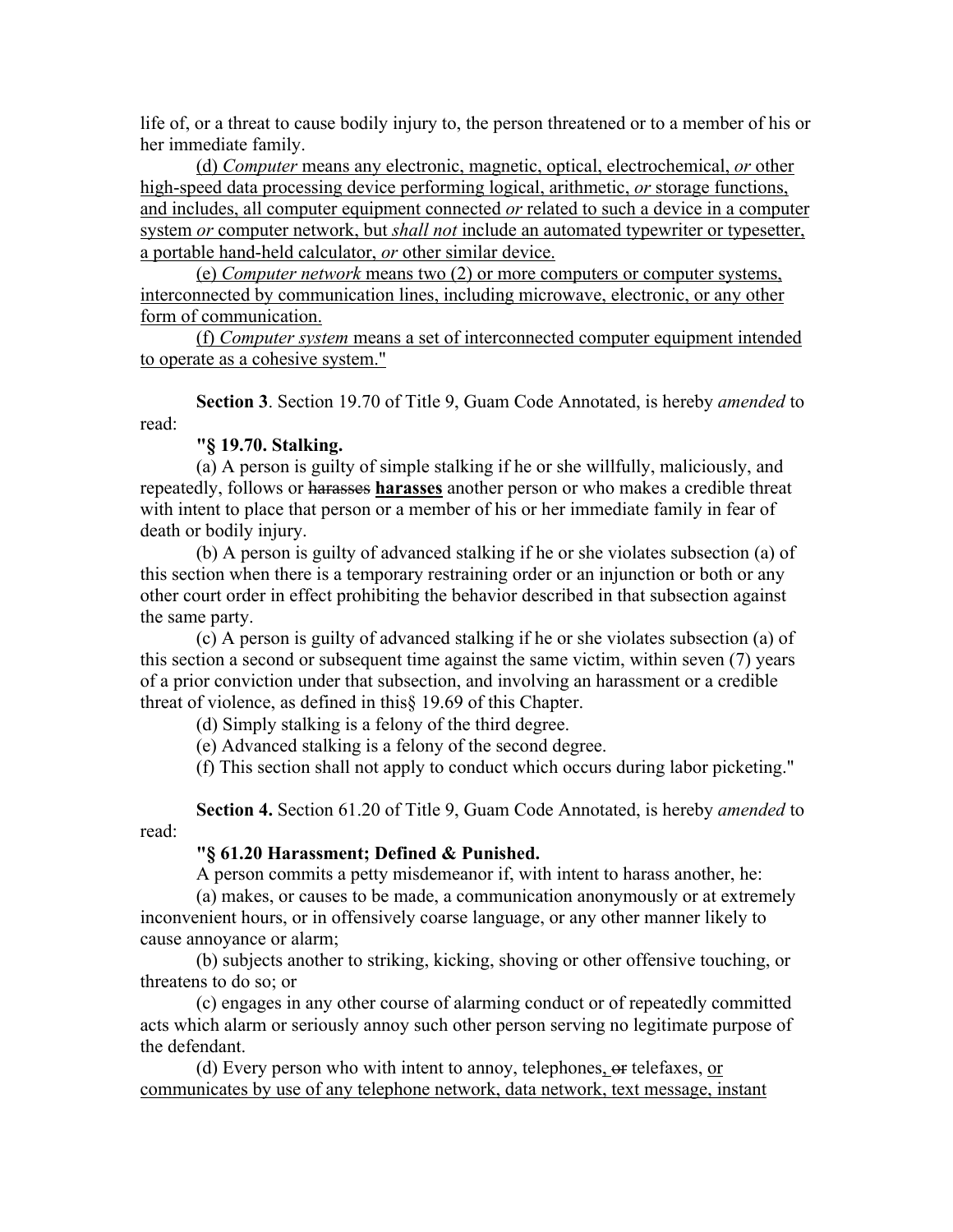life of, or a threat to cause bodily injury to, the person threatened or to a member of his or her immediate family.

(d) *Computer* means any electronic, magnetic, optical, electrochemical, *or* other high-speed data processing device performing logical, arithmetic, *or* storage functions, and includes, all computer equipment connected *or* related to such a device in a computer system *or* computer network, but *shall not* include an automated typewriter or typesetter, a portable hand-held calculator, *or* other similar device.

(e) *Computer network* means two (2) or more computers or computer systems, interconnected by communication lines, including microwave, electronic, or any other form of communication.

(f) *Computer system* means a set of interconnected computer equipment intended to operate as a cohesive system."

**Section 3**. Section 19.70 of Title 9, Guam Code Annotated, is hereby *amended* to read:

**"§ 19.70. Stalking.**

(a) A person is guilty of simple stalking if he or she willfully, maliciously, and repeatedly, follows or ~~harasses~~ **harasses** another person or who makes a credible threat with intent to place that person or a member of his or her immediate family in fear of death or bodily injury.

(b) A person is guilty of advanced stalking if he or she violates subsection (a) of this section when there is a temporary restraining order or an injunction or both or any other court order in effect prohibiting the behavior described in that subsection against the same party.

(c) A person is guilty of advanced stalking if he or she violates subsection (a) of this section a second or subsequent time against the same victim, within seven (7) years of a prior conviction under that subsection, and involving an harassment or a credible threat of violence, as defined in this§ 19.69 of this Chapter.

(d) Simply stalking is a felony of the third degree.

(e) Advanced stalking is a felony of the second degree.

(f) This section shall not apply to conduct which occurs during labor picketing."

**Section 4.** Section 61.20 of Title 9, Guam Code Annotated, is hereby *amended* to read:

**"§ 61.20 Harassment; Defined & Punished.**

A person commits a petty misdemeanor if, with intent to harass another, he:

(a) makes, or causes to be made, a communication anonymously or at extremely inconvenient hours, or in offensively coarse language, or any other manner likely to cause annoyance or alarm;

(b) subjects another to striking, kicking, shoving or other offensive touching, or threatens to do so; or

(c) engages in any other course of alarming conduct or of repeatedly committed acts which alarm or seriously annoy such other person serving no legitimate purpose of the defendant.

(d) Every person who with intent to annoy, telephones, ~~or~~ telefaxes, or communicates by use of any telephone network, data network, text message, instant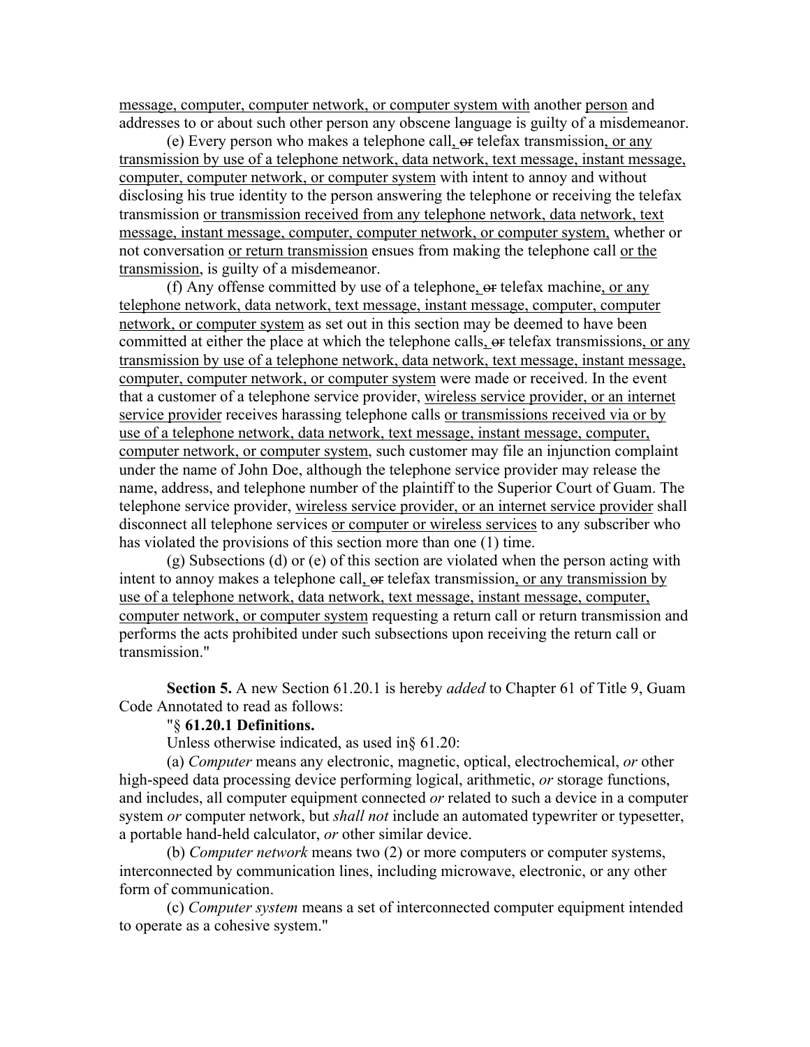message, computer, computer network, or computer system with another person and addresses to or about such other person any obscene language is guilty of a misdemeanor.

(e) Every person who makes a telephone call, ~~or~~ telefax transmission, or any transmission by use of a telephone network, data network, text message, instant message, computer, computer network, or computer system with intent to annoy and without disclosing his true identity to the person answering the telephone or receiving the telefax transmission or transmission received from any telephone network, data network, text message, instant message, computer, computer network, or computer system, whether or not conversation or return transmission ensues from making the telephone call or the transmission, is guilty of a misdemeanor.

(f) Any offense committed by use of a telephone, ~~or~~ telefax machine, or any telephone network, data network, text message, instant message, computer, computer network, or computer system as set out in this section may be deemed to have been committed at either the place at which the telephone calls, ~~or~~ telefax transmissions, or any transmission by use of a telephone network, data network, text message, instant message, computer, computer network, or computer system were made or received. In the event that a customer of a telephone service provider, wireless service provider, or an internet service provider receives harassing telephone calls or transmissions received via or by use of a telephone network, data network, text message, instant message, computer, computer network, or computer system, such customer may file an injunction complaint under the name of John Doe, although the telephone service provider may release the name, address, and telephone number of the plaintiff to the Superior Court of Guam. The telephone service provider, wireless service provider, or an internet service provider shall disconnect all telephone services or computer or wireless services to any subscriber who has violated the provisions of this section more than one (1) time.

(g) Subsections (d) or (e) of this section are violated when the person acting with intent to annoy makes a telephone call, ~~or~~ telefax transmission, or any transmission by use of a telephone network, data network, text message, instant message, computer, computer network, or computer system requesting a return call or return transmission and performs the acts prohibited under such subsections upon receiving the return call or transmission."

**Section 5.** A new Section 61.20.1 is hereby *added* to Chapter 61 of Title 9, Guam Code Annotated to read as follows:

"§ **61.20.1 Definitions.**

Unless otherwise indicated, as used in§ 61.20:

(a) *Computer* means any electronic, magnetic, optical, electrochemical, *or* other high-speed data processing device performing logical, arithmetic, *or* storage functions, and includes, all computer equipment connected *or* related to such a device in a computer system *or* computer network, but *shall not* include an automated typewriter or typesetter, a portable hand-held calculator, *or* other similar device.

(b) *Computer network* means two (2) or more computers or computer systems, interconnected by communication lines, including microwave, electronic, or any other form of communication.

(c) *Computer system* means a set of interconnected computer equipment intended to operate as a cohesive system."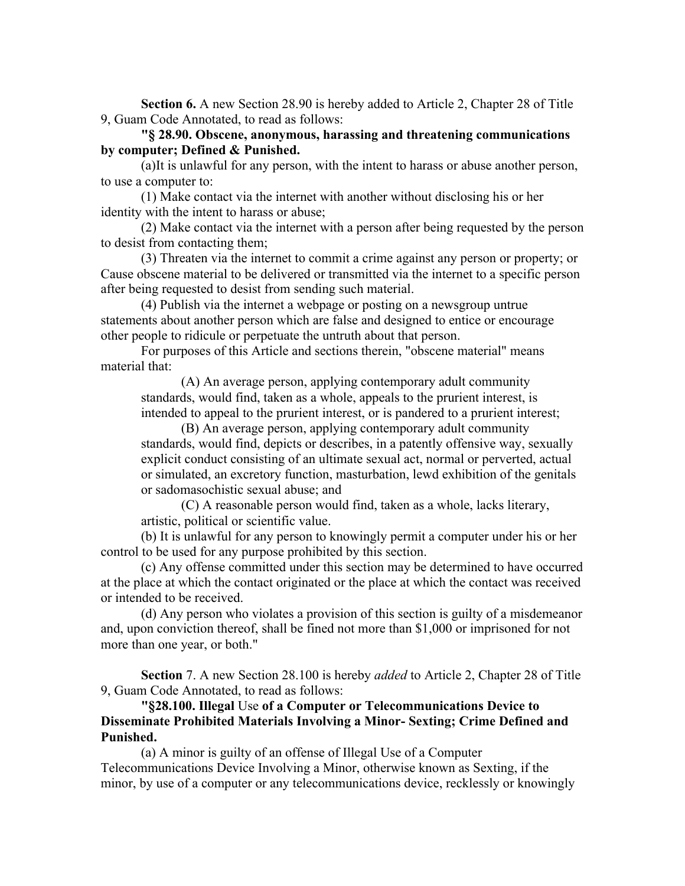**Section 6.** A new Section 28.90 is hereby added to Article 2, Chapter 28 of Title 9, Guam Code Annotated, to read as follows:

**"§ 28.90. Obscene, anonymous, harassing and threatening communications by computer; Defined & Punished.**

(a)It is unlawful for any person, with the intent to harass or abuse another person, to use a computer to:

(1) Make contact via the internet with another without disclosing his or her identity with the intent to harass or abuse;

(2) Make contact via the internet with a person after being requested by the person to desist from contacting them;

(3) Threaten via the internet to commit a crime against any person or property; or Cause obscene material to be delivered or transmitted via the internet to a specific person after being requested to desist from sending such material.

(4) Publish via the internet a webpage or posting on a newsgroup untrue statements about another person which are false and designed to entice or encourage other people to ridicule or perpetuate the untruth about that person.

For purposes of this Article and sections therein, "obscene material" means material that:

> (A) An average person, applying contemporary adult community standards, would find, taken as a whole, appeals to the prurient interest, is intended to appeal to the prurient interest, or is pandered to a prurient interest;
>
> (B) An average person, applying contemporary adult community standards, would find, depicts or describes, in a patently offensive way, sexually explicit conduct consisting of an ultimate sexual act, normal or perverted, actual or simulated, an excretory function, masturbation, lewd exhibition of the genitals or sadomasochistic sexual abuse; and
>
> (C) A reasonable person would find, taken as a whole, lacks literary, artistic, political or scientific value.

(b) It is unlawful for any person to knowingly permit a computer under his or her control to be used for any purpose prohibited by this section.

(c) Any offense committed under this section may be determined to have occurred at the place at which the contact originated or the place at which the contact was received or intended to be received.

(d) Any person who violates a provision of this section is guilty of a misdemeanor and, upon conviction thereof, shall be fined not more than $1,000 or imprisoned for not more than one year, or both."

**Section** 7. A new Section 28.100 is hereby *added* to Article 2, Chapter 28 of Title 9, Guam Code Annotated, to read as follows:

**"§28.100. Illegal** Use **of a Computer or Telecommunications Device to Disseminate Prohibited Materials Involving a Minor- Sexting; Crime Defined and Punished.**

(a) A minor is guilty of an offense of Illegal Use of a Computer Telecommunications Device Involving a Minor, otherwise known as Sexting, if the minor, by use of a computer or any telecommunications device, recklessly or knowingly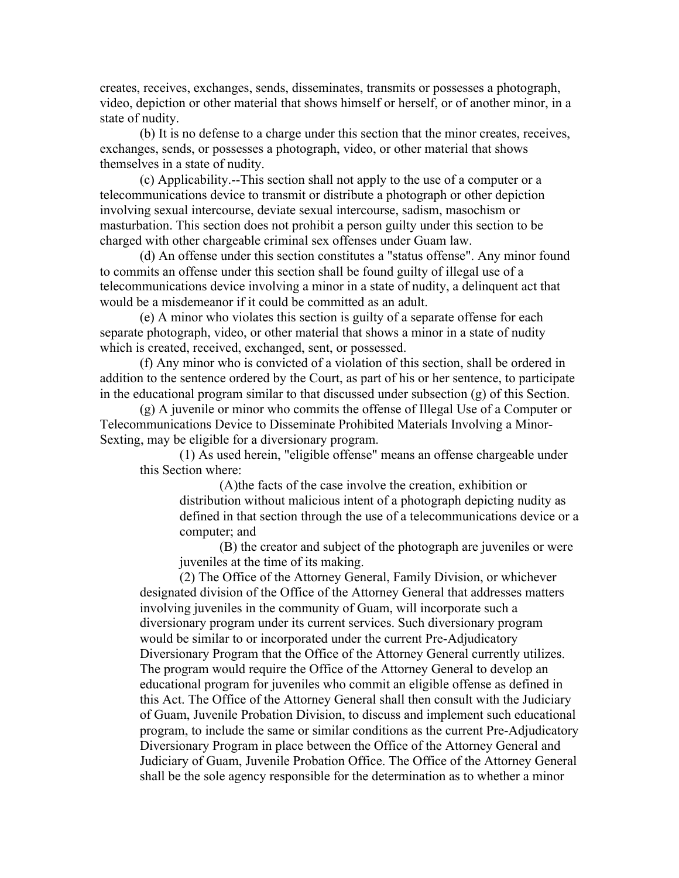creates, receives, exchanges, sends, disseminates, transmits or possesses a photograph, video, depiction or other material that shows himself or herself, or of another minor, in a state of nudity.

(b) It is no defense to a charge under this section that the minor creates, receives, exchanges, sends, or possesses a photograph, video, or other material that shows themselves in a state of nudity.

(c) Applicability.--This section shall not apply to the use of a computer or a telecommunications device to transmit or distribute a photograph or other depiction involving sexual intercourse, deviate sexual intercourse, sadism, masochism or masturbation. This section does not prohibit a person guilty under this section to be charged with other chargeable criminal sex offenses under Guam law.

(d) An offense under this section constitutes a "status offense". Any minor found to commits an offense under this section shall be found guilty of illegal use of a telecommunications device involving a minor in a state of nudity, a delinquent act that would be a misdemeanor if it could be committed as an adult.

(e) A minor who violates this section is guilty of a separate offense for each separate photograph, video, or other material that shows a minor in a state of nudity which is created, received, exchanged, sent, or possessed.

(f) Any minor who is convicted of a violation of this section, shall be ordered in addition to the sentence ordered by the Court, as part of his or her sentence, to participate in the educational program similar to that discussed under subsection (g) of this Section.

(g) A juvenile or minor who commits the offense of Illegal Use of a Computer or Telecommunications Device to Disseminate Prohibited Materials Involving a Minor-Sexting, may be eligible for a diversionary program.

(1) As used herein, "eligible offense" means an offense chargeable under this Section where:

(A)the facts of the case involve the creation, exhibition or distribution without malicious intent of a photograph depicting nudity as defined in that section through the use of a telecommunications device or a computer; and

(B) the creator and subject of the photograph are juveniles or were juveniles at the time of its making.

(2) The Office of the Attorney General, Family Division, or whichever designated division of the Office of the Attorney General that addresses matters involving juveniles in the community of Guam, will incorporate such a diversionary program under its current services. Such diversionary program would be similar to or incorporated under the current Pre-Adjudicatory Diversionary Program that the Office of the Attorney General currently utilizes. The program would require the Office of the Attorney General to develop an educational program for juveniles who commit an eligible offense as defined in this Act. The Office of the Attorney General shall then consult with the Judiciary of Guam, Juvenile Probation Division, to discuss and implement such educational program, to include the same or similar conditions as the current Pre-Adjudicatory Diversionary Program in place between the Office of the Attorney General and Judiciary of Guam, Juvenile Probation Office. The Office of the Attorney General shall be the sole agency responsible for the determination as to whether a minor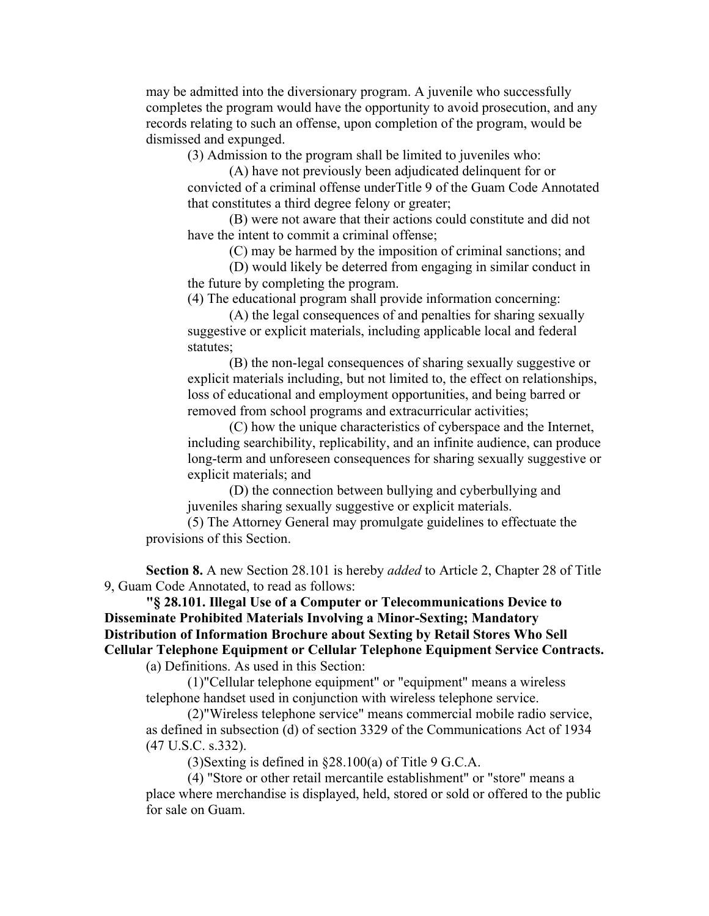may be admitted into the diversionary program. A juvenile who successfully completes the program would have the opportunity to avoid prosecution, and any records relating to such an offense, upon completion of the program, would be dismissed and expunged.

(3) Admission to the program shall be limited to juveniles who:

(A) have not previously been adjudicated delinquent for or convicted of a criminal offense underTitle 9 of the Guam Code Annotated that constitutes a third degree felony or greater;

(B) were not aware that their actions could constitute and did not have the intent to commit a criminal offense;

(C) may be harmed by the imposition of criminal sanctions; and

(D) would likely be deterred from engaging in similar conduct in the future by completing the program.

(4) The educational program shall provide information concerning:

(A) the legal consequences of and penalties for sharing sexually suggestive or explicit materials, including applicable local and federal statutes;

(B) the non-legal consequences of sharing sexually suggestive or explicit materials including, but not limited to, the effect on relationships, loss of educational and employment opportunities, and being barred or removed from school programs and extracurricular activities;

(C) how the unique characteristics of cyberspace and the Internet, including searchibility, replicability, and an infinite audience, can produce long-term and unforeseen consequences for sharing sexually suggestive or explicit materials; and

(D) the connection between bullying and cyberbullying and juveniles sharing sexually suggestive or explicit materials.

(5) The Attorney General may promulgate guidelines to effectuate the provisions of this Section.

**Section 8.** A new Section 28.101 is hereby *added* to Article 2, Chapter 28 of Title 9, Guam Code Annotated, to read as follows:

**"§ 28.101. Illegal Use of a Computer or Telecommunications Device to Disseminate Prohibited Materials Involving a Minor-Sexting; Mandatory Distribution of Information Brochure about Sexting by Retail Stores Who Sell Cellular Telephone Equipment or Cellular Telephone Equipment Service Contracts.**

(a) Definitions. As used in this Section:

(1)"Cellular telephone equipment" or "equipment" means a wireless telephone handset used in conjunction with wireless telephone service.

(2)"Wireless telephone service" means commercial mobile radio service, as defined in subsection (d) of section 3329 of the Communications Act of 1934 (47 U.S.C. s.332).

(3)Sexting is defined in §28.100(a) of Title 9 G.C.A.

(4) "Store or other retail mercantile establishment" or "store" means a place where merchandise is displayed, held, stored or sold or offered to the public for sale on Guam.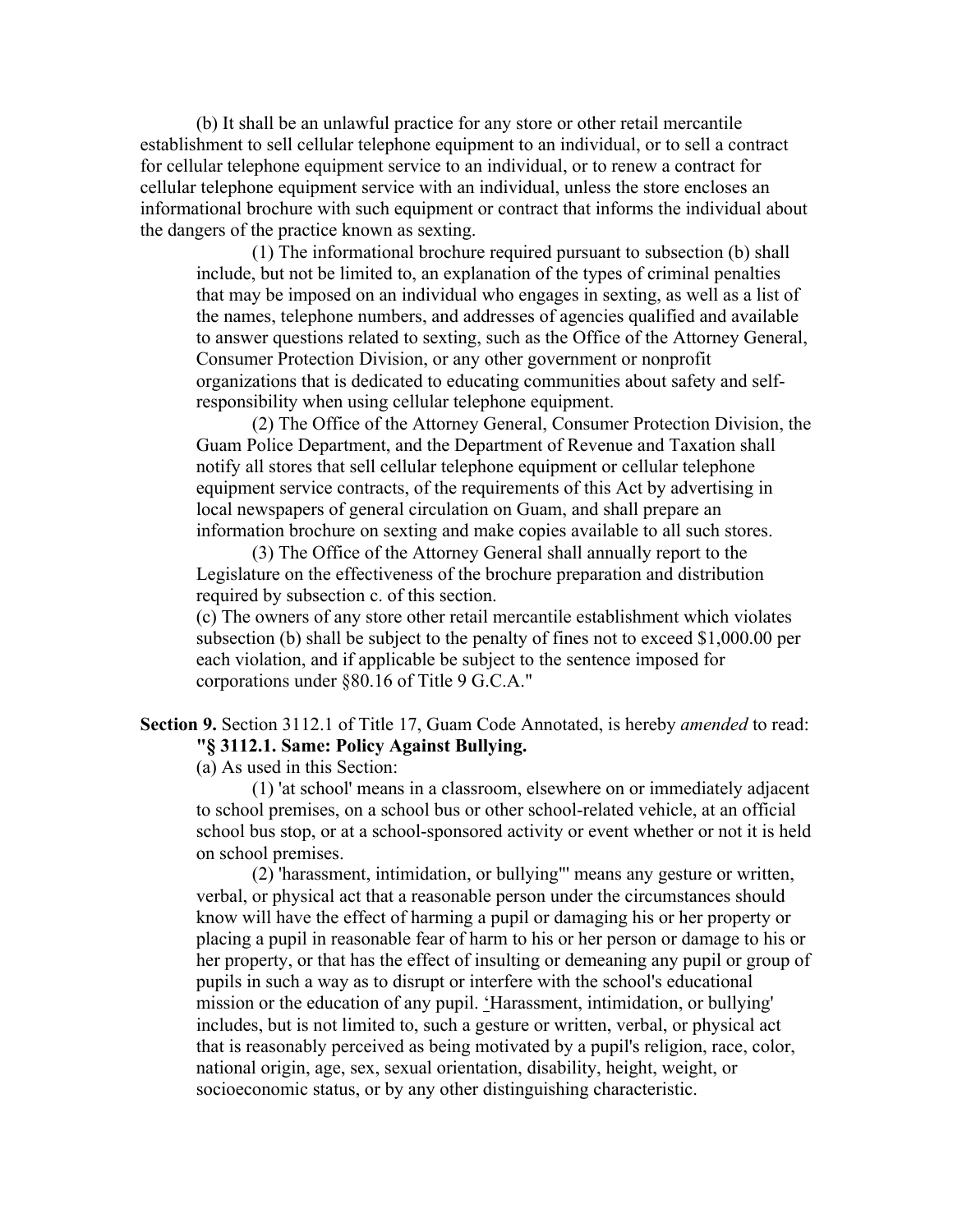(b) It shall be an unlawful practice for any store or other retail mercantile establishment to sell cellular telephone equipment to an individual, or to sell a contract for cellular telephone equipment service to an individual, or to renew a contract for cellular telephone equipment service with an individual, unless the store encloses an informational brochure with such equipment or contract that informs the individual about the dangers of the practice known as sexting.

(1) The informational brochure required pursuant to subsection (b) shall include, but not be limited to, an explanation of the types of criminal penalties that may be imposed on an individual who engages in sexting, as well as a list of the names, telephone numbers, and addresses of agencies qualified and available to answer questions related to sexting, such as the Office of the Attorney General, Consumer Protection Division, or any other government or nonprofit organizations that is dedicated to educating communities about safety and self-responsibility when using cellular telephone equipment.

(2) The Office of the Attorney General, Consumer Protection Division, the Guam Police Department, and the Department of Revenue and Taxation shall notify all stores that sell cellular telephone equipment or cellular telephone equipment service contracts, of the requirements of this Act by advertising in local newspapers of general circulation on Guam, and shall prepare an information brochure on sexting and make copies available to all such stores.

(3) The Office of the Attorney General shall annually report to the Legislature on the effectiveness of the brochure preparation and distribution required by subsection c. of this section.

(c) The owners of any store other retail mercantile establishment which violates subsection (b) shall be subject to the penalty of fines not to exceed $1,000.00 per each violation, and if applicable be subject to the sentence imposed for corporations under §80.16 of Title 9 G.C.A."

**Section 9.** Section 3112.1 of Title 17, Guam Code Annotated, is hereby *amended* to read:

**"§ 3112.1. Same: Policy Against Bullying.**

(a) As used in this Section:

(1) 'at school' means in a classroom, elsewhere on or immediately adjacent to school premises, on a school bus or other school-related vehicle, at an official school bus stop, or at a school-sponsored activity or event whether or not it is held on school premises.

(2) 'harassment, intimidation, or bullying"' means any gesture or written, verbal, or physical act that a reasonable person under the circumstances should know will have the effect of harming a pupil or damaging his or her property or placing a pupil in reasonable fear of harm to his or her person or damage to his or her property, or that has the effect of insulting or demeaning any pupil or group of pupils in such a way as to disrupt or interfere with the school's educational mission or the education of any pupil. 'Harassment, intimidation, or bullying' includes, but is not limited to, such a gesture or written, verbal, or physical act that is reasonably perceived as being motivated by a pupil's religion, race, color, national origin, age, sex, sexual orientation, disability, height, weight, or socioeconomic status, or by any other distinguishing characteristic.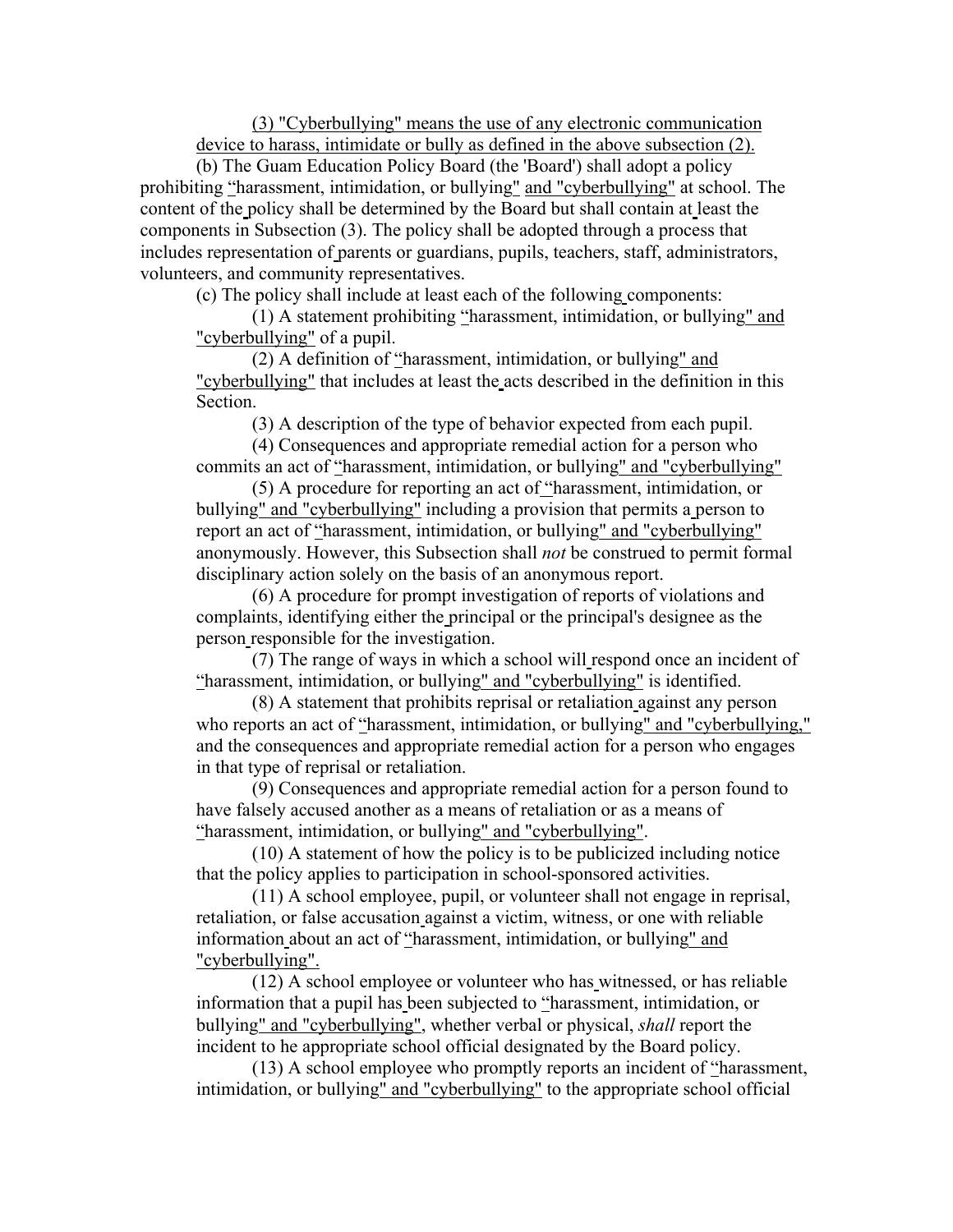(3) "Cyberbullying" means the use of any electronic communication device to harass, intimidate or bully as defined in the above subsection (2).

(b) The Guam Education Policy Board (the 'Board') shall adopt a policy prohibiting "harassment, intimidation, or bullying" and "cyberbullying" at school. The content of the policy shall be determined by the Board but shall contain at least the components in Subsection (3). The policy shall be adopted through a process that includes representation of parents or guardians, pupils, teachers, staff, administrators, volunteers, and community representatives.

(c) The policy shall include at least each of the following components:

(1) A statement prohibiting "harassment, intimidation, or bullying" and "cyberbullying" of a pupil.

(2) A definition of "harassment, intimidation, or bullying" and "cyberbullying" that includes at least the acts described in the definition in this Section.

(3) A description of the type of behavior expected from each pupil.

(4) Consequences and appropriate remedial action for a person who commits an act of "harassment, intimidation, or bullying" and "cyberbullying"

(5) A procedure for reporting an act of "harassment, intimidation, or bullying" and "cyberbullying" including a provision that permits a person to report an act of "harassment, intimidation, or bullying" and "cyberbullying" anonymously. However, this Subsection shall *not* be construed to permit formal disciplinary action solely on the basis of an anonymous report.

(6) A procedure for prompt investigation of reports of violations and complaints, identifying either the principal or the principal's designee as the person responsible for the investigation.

(7) The range of ways in which a school will respond once an incident of "harassment, intimidation, or bullying" and "cyberbullying" is identified.

(8) A statement that prohibits reprisal or retaliation against any person who reports an act of "harassment, intimidation, or bullying" and "cyberbullying," and the consequences and appropriate remedial action for a person who engages in that type of reprisal or retaliation.

(9) Consequences and appropriate remedial action for a person found to have falsely accused another as a means of retaliation or as a means of "harassment, intimidation, or bullying" and "cyberbullying".

(10) A statement of how the policy is to be publicized including notice that the policy applies to participation in school-sponsored activities.

(11) A school employee, pupil, or volunteer shall not engage in reprisal, retaliation, or false accusation against a victim, witness, or one with reliable information about an act of "harassment, intimidation, or bullying" and "cyberbullying".

(12) A school employee or volunteer who has witnessed, or has reliable information that a pupil has been subjected to "harassment, intimidation, or bullying" and "cyberbullying", whether verbal or physical, *shall* report the incident to he appropriate school official designated by the Board policy.

(13) A school employee who promptly reports an incident of "harassment, intimidation, or bullying" and "cyberbullying" to the appropriate school official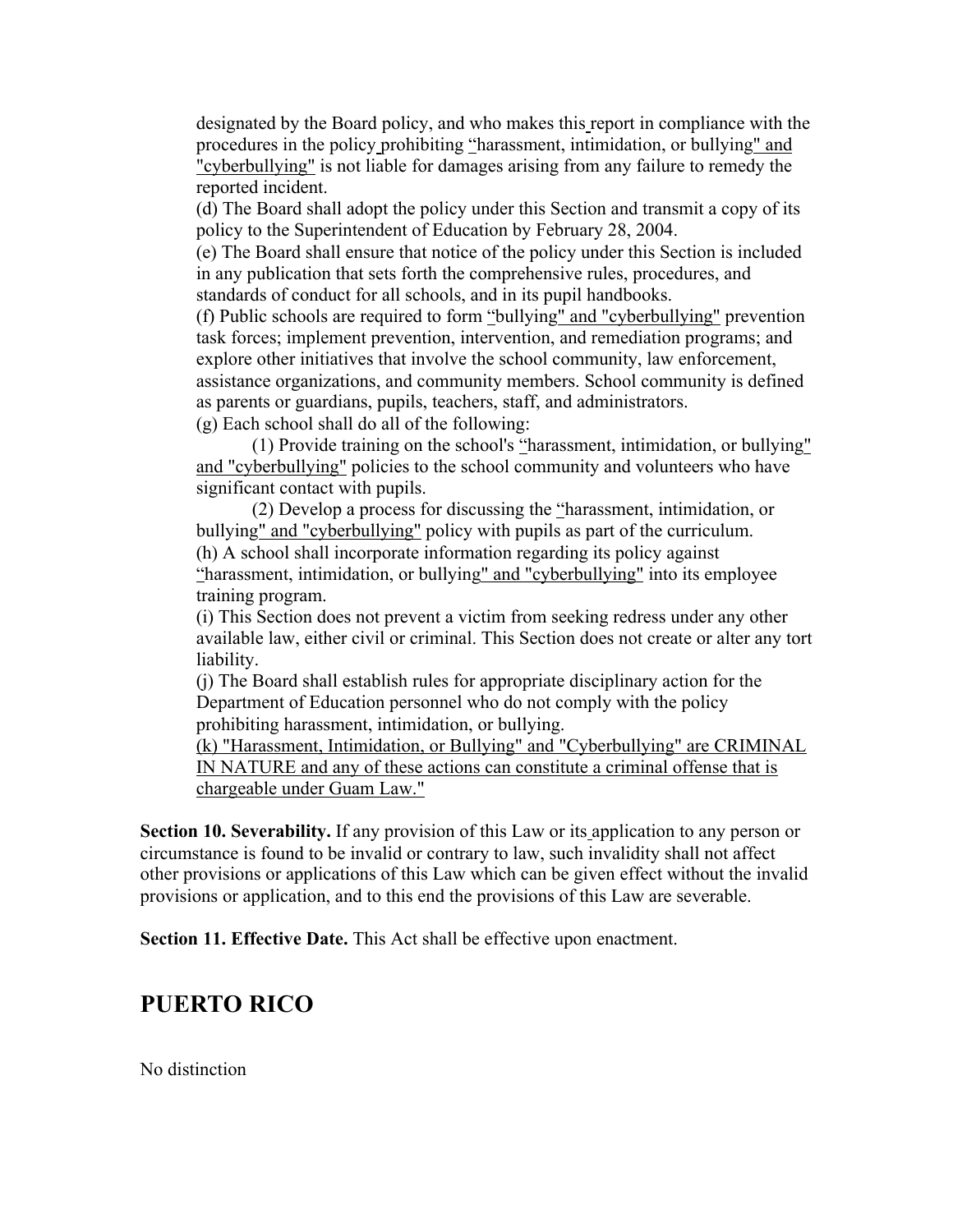designated by the Board policy, and who makes this report in compliance with the procedures in the policy prohibiting "harassment, intimidation, or bullying" and "cyberbullying" is not liable for damages arising from any failure to remedy the reported incident.

(d) The Board shall adopt the policy under this Section and transmit a copy of its policy to the Superintendent of Education by February 28, 2004.

(e) The Board shall ensure that notice of the policy under this Section is included in any publication that sets forth the comprehensive rules, procedures, and standards of conduct for all schools, and in its pupil handbooks.

(f) Public schools are required to form "bullying" and "cyberbullying" prevention task forces; implement prevention, intervention, and remediation programs; and explore other initiatives that involve the school community, law enforcement, assistance organizations, and community members. School community is defined as parents or guardians, pupils, teachers, staff, and administrators.

(g) Each school shall do all of the following:

(1) Provide training on the school's "harassment, intimidation, or bullying" and "cyberbullying" policies to the school community and volunteers who have significant contact with pupils.

(2) Develop a process for discussing the "harassment, intimidation, or bullying" and "cyberbullying" policy with pupils as part of the curriculum.

(h) A school shall incorporate information regarding its policy against "harassment, intimidation, or bullying" and "cyberbullying" into its employee training program.

(i) This Section does not prevent a victim from seeking redress under any other available law, either civil or criminal. This Section does not create or alter any tort liability.

(j) The Board shall establish rules for appropriate disciplinary action for the Department of Education personnel who do not comply with the policy prohibiting harassment, intimidation, or bullying.

(k) "Harassment, Intimidation, or Bullying" and "Cyberbullying" are CRIMINAL IN NATURE and any of these actions can constitute a criminal offense that is chargeable under Guam Law."

**Section 10. Severability.** If any provision of this Law or its application to any person or circumstance is found to be invalid or contrary to law, such invalidity shall not affect other provisions or applications of this Law which can be given effect without the invalid provisions or application, and to this end the provisions of this Law are severable.

**Section 11. Effective Date.** This Act shall be effective upon enactment.

## PUERTO RICO

No distinction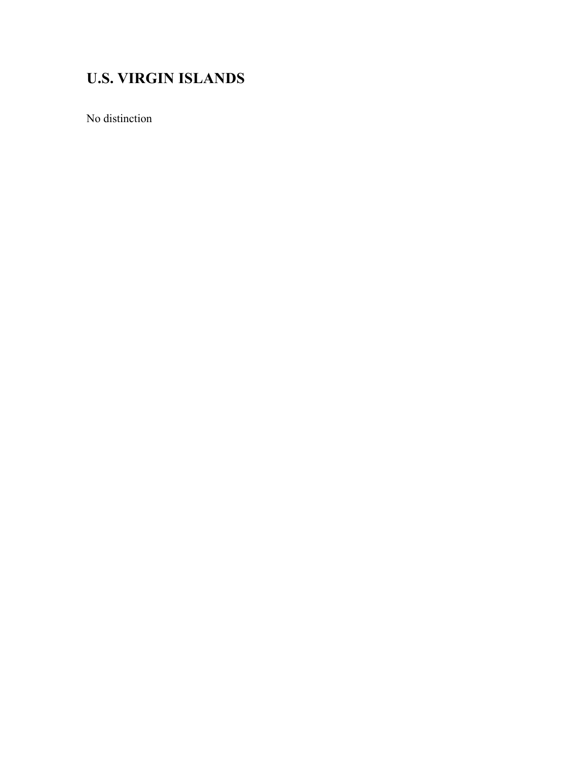## U.S. VIRGIN ISLANDS

No distinction